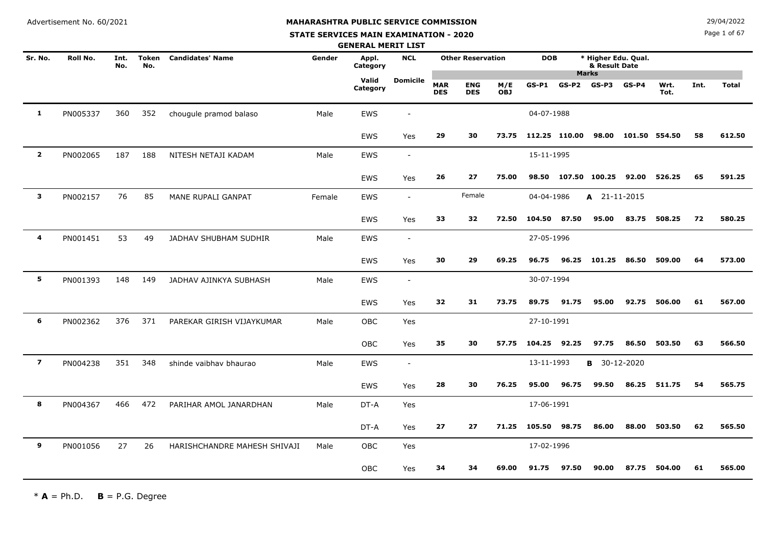Advertisement No. 60/2021

# MAHARASHTRA PUBLIC SERVICE COMMISSION

## STATE SERVICES MAIN EXAMINATION - 2020

### GENERAL MERIT LIST

29/04/2022

| Sr. No. | Roll No. | Int. No. | Token No. | Candidates' Name | Gender | Appl. Category | NCL | Other Reservation | | | DOB | | * Higher Edu. Qual. & Result Date | | | | |
|---|---|---|---|---|---|---|---|---|---|---|---|---|---|---|---|---|---|
| | | | | | | | | | | | Marks | | | | | | |
| | | | | | | Valid Category | Domicile | MAR DES | ENG DES | M/E OBJ | GS-P1 | GS-P2 | GS-P3 | GS-P4 | Wrt. Tot. | Int. | Total |
| 1 | PN005337 | 360 | 352 | chougule pramod balaso | Male | EWS | - | | | | 04-07-1988 | | | | | | |
| | | | | | | EWS | Yes | 29 | 30 | 73.75 | 112.25 | 110.00 | 98.00 | 101.50 | 554.50 | 58 | 612.50 |
| 2 | PN002065 | 187 | 188 | NITESH NETAJI KADAM | Male | EWS | - | | | | 15-11-1995 | | | | | | |
| | | | | | | EWS | Yes | 26 | 27 | 75.00 | 98.50 | 107.50 | 100.25 | 92.00 | 526.25 | 65 | 591.25 |
| 3 | PN002157 | 76 | 85 | MANE RUPALI GANPAT | Female | EWS | - | | Female | | 04-04-1986 | | A 21-11-2015 | | | | |
| | | | | | | EWS | Yes | 33 | 32 | 72.50 | 104.50 | 87.50 | 95.00 | 83.75 | 508.25 | 72 | 580.25 |
| 4 | PN001451 | 53 | 49 | JADHAV SHUBHAM SUDHIR | Male | EWS | - | | | | 27-05-1996 | | | | | | |
| | | | | | | EWS | Yes | 30 | 29 | 69.25 | 96.75 | 96.25 | 101.25 | 86.50 | 509.00 | 64 | 573.00 |
| 5 | PN001393 | 148 | 149 | JADHAV AJINKYA SUBHASH | Male | EWS | - | | | | 30-07-1994 | | | | | | |
| | | | | | | EWS | Yes | 32 | 31 | 73.75 | 89.75 | 91.75 | 95.00 | 92.75 | 506.00 | 61 | 567.00 |
| 6 | PN002362 | 376 | 371 | PAREKAR GIRISH VIJAYKUMAR | Male | OBC | Yes | | | | 27-10-1991 | | | | | | |
| | | | | | | OBC | Yes | 35 | 30 | 57.75 | 104.25 | 92.25 | 97.75 | 86.50 | 503.50 | 63 | 566.50 |
| 7 | PN004238 | 351 | 348 | shinde vaibhav bhaurao | Male | EWS | - | | | | 13-11-1993 | | B 30-12-2020 | | | | |
| | | | | | | EWS | Yes | 28 | 30 | 76.25 | 95.00 | 96.75 | 99.50 | 86.25 | 511.75 | 54 | 565.75 |
| 8 | PN004367 | 466 | 472 | PARIHAR AMOL JANARDHAN | Male | DT-A | Yes | | | | 17-06-1991 | | | | | | |
| | | | | | | DT-A | Yes | 27 | 27 | 71.25 | 105.50 | 98.75 | 86.00 | 88.00 | 503.50 | 62 | 565.50 |
| 9 | PN001056 | 27 | 26 | HARISHCHANDRE MAHESH SHIVAJI | Male | OBC | Yes | | | | 17-02-1996 | | | | | | |
| | | | | | | OBC | Yes | 34 | 34 | 69.00 | 91.75 | 97.50 | 90.00 | 87.75 | 504.00 | 61 | 565.00 |

* **A** = Ph.D. **B** = P.G. Degree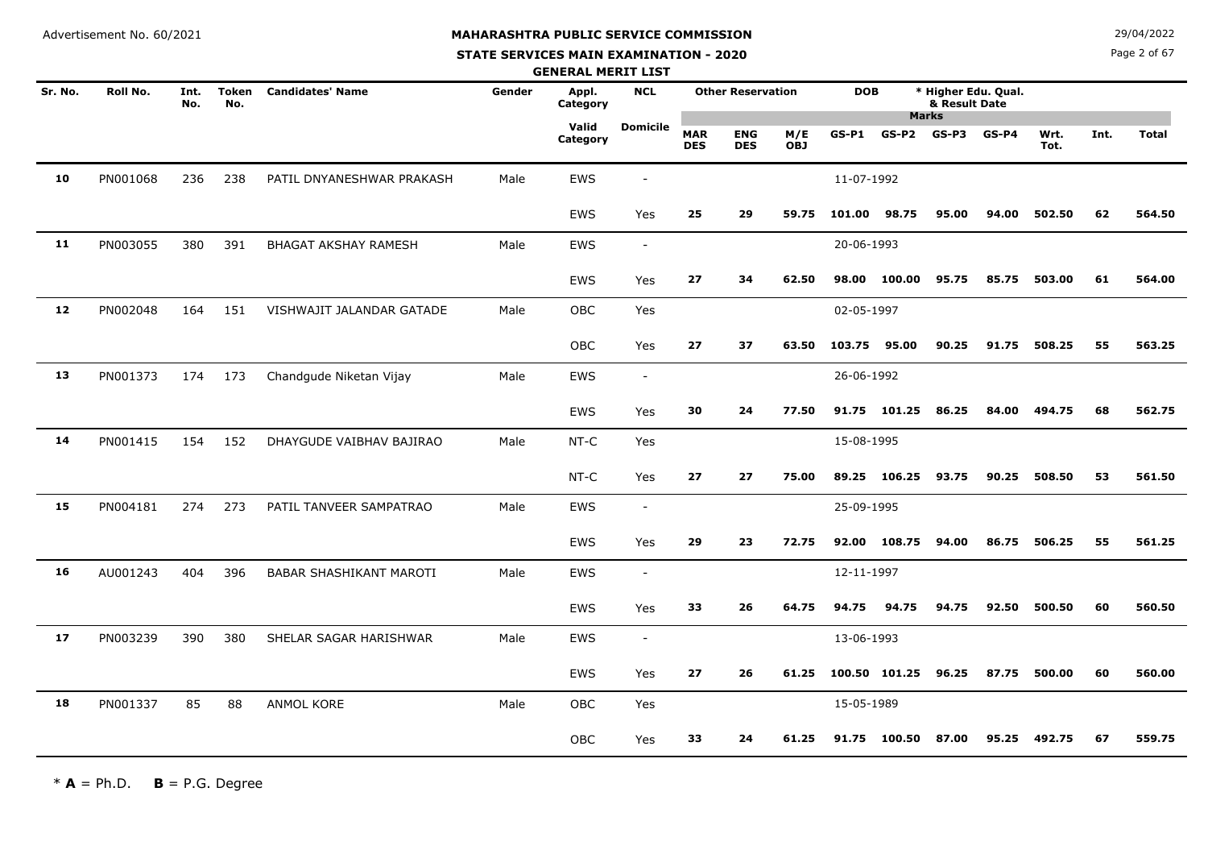Advertisement No. 60/2021

# MAHARASHTRA PUBLIC SERVICE COMMISSION

## STATE SERVICES MAIN EXAMINATION - 2020

### GENERAL MERIT LIST

29/04/2022

| Sr. No. | Roll No. | Int. No. | Token No. | Candidates' Name | Gender | Appl. Category | NCL | Other Reservation | | | DOB | * Higher Edu. Qual. & Result Date | | | | | | |
|---|---|---|---|---|---|---|---|---|---|---|---|---|---|---|---|---|---|---|
| | | | | | | | | | | | Marks | | | | | | | |
| | | | | | | Valid Category | Domicile | MAR DES | ENG DES | M/E OBJ | GS-P1 | GS-P2 | GS-P3 | GS-P4 | Wrt. Tot. | Int. | Total | |
| 10 | PN001068 | 236 | 238 | PATIL DNYANESHWAR PRAKASH | Male | EWS | - | | | | 11-07-1992 | | | | | | | |
| | | | | | | EWS | Yes | 25 | 29 | 59.75 | 101.00 | 98.75 | 95.00 | 94.00 | 502.50 | 62 | 564.50 | |
| 11 | PN003055 | 380 | 391 | BHAGAT AKSHAY RAMESH | Male | EWS | - | | | | 20-06-1993 | | | | | | | |
| | | | | | | EWS | Yes | 27 | 34 | 62.50 | 98.00 | 100.00 | 95.75 | 85.75 | 503.00 | 61 | 564.00 | |
| 12 | PN002048 | 164 | 151 | VISHWAJIT JALANDAR GATADE | Male | OBC | Yes | | | | 02-05-1997 | | | | | | | |
| | | | | | | OBC | Yes | 27 | 37 | 63.50 | 103.75 | 95.00 | 90.25 | 91.75 | 508.25 | 55 | 563.25 | |
| 13 | PN001373 | 174 | 173 | Chandgude Niketan Vijay | Male | EWS | - | | | | 26-06-1992 | | | | | | | |
| | | | | | | EWS | Yes | 30 | 24 | 77.50 | 91.75 | 101.25 | 86.25 | 84.00 | 494.75 | 68 | 562.75 | |
| 14 | PN001415 | 154 | 152 | DHAYGUDE VAIBHAV BAJIRAO | Male | NT-C | Yes | | | | 15-08-1995 | | | | | | | |
| | | | | | | NT-C | Yes | 27 | 27 | 75.00 | 89.25 | 106.25 | 93.75 | 90.25 | 508.50 | 53 | 561.50 | |
| 15 | PN004181 | 274 | 273 | PATIL TANVEER SAMPATRAO | Male | EWS | - | | | | 25-09-1995 | | | | | | | |
| | | | | | | EWS | Yes | 29 | 23 | 72.75 | 92.00 | 108.75 | 94.00 | 86.75 | 506.25 | 55 | 561.25 | |
| 16 | AU001243 | 404 | 396 | BABAR SHASHIKANT MAROTI | Male | EWS | - | | | | 12-11-1997 | | | | | | | |
| | | | | | | EWS | Yes | 33 | 26 | 64.75 | 94.75 | 94.75 | 94.75 | 92.50 | 500.50 | 60 | 560.50 | |
| 17 | PN003239 | 390 | 380 | SHELAR SAGAR HARISHWAR | Male | EWS | - | | | | 13-06-1993 | | | | | | | |
| | | | | | | EWS | Yes | 27 | 26 | 61.25 | 100.50 | 101.25 | 96.25 | 87.75 | 500.00 | 60 | 560.00 | |
| 18 | PN001337 | 85 | 88 | ANMOL KORE | Male | OBC | Yes | | | | 15-05-1989 | | | | | | | |
| | | | | | | OBC | Yes | 33 | 24 | 61.25 | 91.75 | 100.50 | 87.00 | 95.25 | 492.75 | 67 | 559.75 | |

* **A** = Ph.D. **B** = P.G. Degree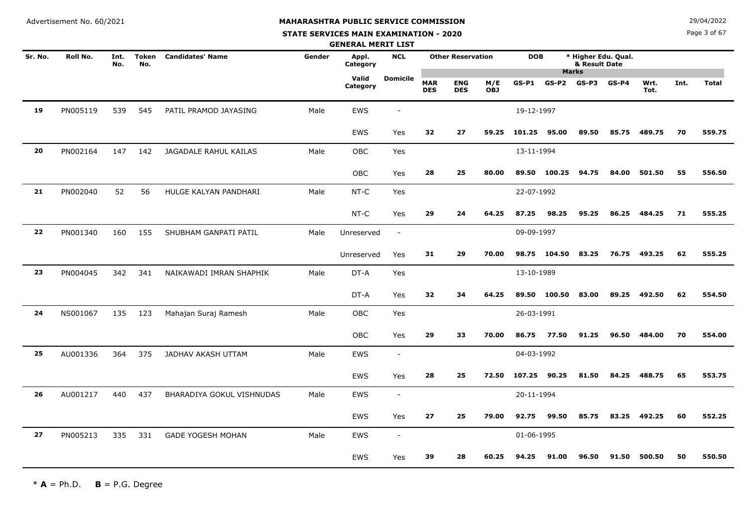Advertisement No. 60/2021

29/04/2022

# MAHARASHTRA PUBLIC SERVICE COMMISSION

## STATE SERVICES MAIN EXAMINATION - 2020

### GENERAL MERIT LIST

| Sr. No. | Roll No. | Int. No. | Token No. | Candidates' Name | Gender | Appl. Category | NCL | Other Reservation | | | DOB | * Higher Edu. Qual. & Result Date | | | | | | |
|---|---|---|---|---|---|---|---|---|---|---|---|---|---|---|---|---|---|---|
| | | | | | | | | | | | Marks | | | | | | | |
| | | | | | | Valid Category | Domicile | MAR DES | ENG DES | M/E OBJ | GS-P1 | GS-P2 | GS-P3 | GS-P4 | Wrt. Tot. | Int. | Total | |
| 19 | PN005119 | 539 | 545 | PATIL PRAMOD JAYASING | Male | EWS | - | | | | 19-12-1997 | | | | | | | |
| | | | | | | EWS | Yes | 32 | 27 | 59.25 | 101.25 | 95.00 | 89.50 | 85.75 | 489.75 | 70 | 559.75 | |
| 20 | PN002164 | 147 | 142 | JAGADALE RAHUL KAILAS | Male | OBC | Yes | | | | 13-11-1994 | | | | | | | |
| | | | | | | OBC | Yes | 28 | 25 | 80.00 | 89.50 | 100.25 | 94.75 | 84.00 | 501.50 | 55 | 556.50 | |
| 21 | PN002040 | 52 | 56 | HULGE KALYAN PANDHARI | Male | NT-C | Yes | | | | 22-07-1992 | | | | | | | |
| | | | | | | NT-C | Yes | 29 | 24 | 64.25 | 87.25 | 98.25 | 95.25 | 86.25 | 484.25 | 71 | 555.25 | |
| 22 | PN001340 | 160 | 155 | SHUBHAM GANPATI PATIL | Male | Unreserved | - | | | | 09-09-1997 | | | | | | | |
| | | | | | | Unreserved | Yes | 31 | 29 | 70.00 | 98.75 | 104.50 | 83.25 | 76.75 | 493.25 | 62 | 555.25 | |
| 23 | PN004045 | 342 | 341 | NAIKAWADI IMRAN SHAPHIK | Male | DT-A | Yes | | | | 13-10-1989 | | | | | | | |
| | | | | | | DT-A | Yes | 32 | 34 | 64.25 | 89.50 | 100.50 | 83.00 | 89.25 | 492.50 | 62 | 554.50 | |
| 24 | NS001067 | 135 | 123 | Mahajan Suraj Ramesh | Male | OBC | Yes | | | | 26-03-1991 | | | | | | | |
| | | | | | | OBC | Yes | 29 | 33 | 70.00 | 86.75 | 77.50 | 91.25 | 96.50 | 484.00 | 70 | 554.00 | |
| 25 | AU001336 | 364 | 375 | JADHAV AKASH UTTAM | Male | EWS | - | | | | 04-03-1992 | | | | | | | |
| | | | | | | EWS | Yes | 28 | 25 | 72.50 | 107.25 | 90.25 | 81.50 | 84.25 | 488.75 | 65 | 553.75 | |
| 26 | AU001217 | 440 | 437 | BHARADIYA GOKUL VISHNUDAS | Male | EWS | - | | | | 20-11-1994 | | | | | | | |
| | | | | | | EWS | Yes | 27 | 25 | 79.00 | 92.75 | 99.50 | 85.75 | 83.25 | 492.25 | 60 | 552.25 | |
| 27 | PN005213 | 335 | 331 | GADE YOGESH MOHAN | Male | EWS | - | | | | 01-06-1995 | | | | | | | |
| | | | | | | EWS | Yes | 39 | 28 | 60.25 | 94.25 | 91.00 | 96.50 | 91.50 | 500.50 | 50 | 550.50 | |

\* **A** = Ph.D. **B** = P.G. Degree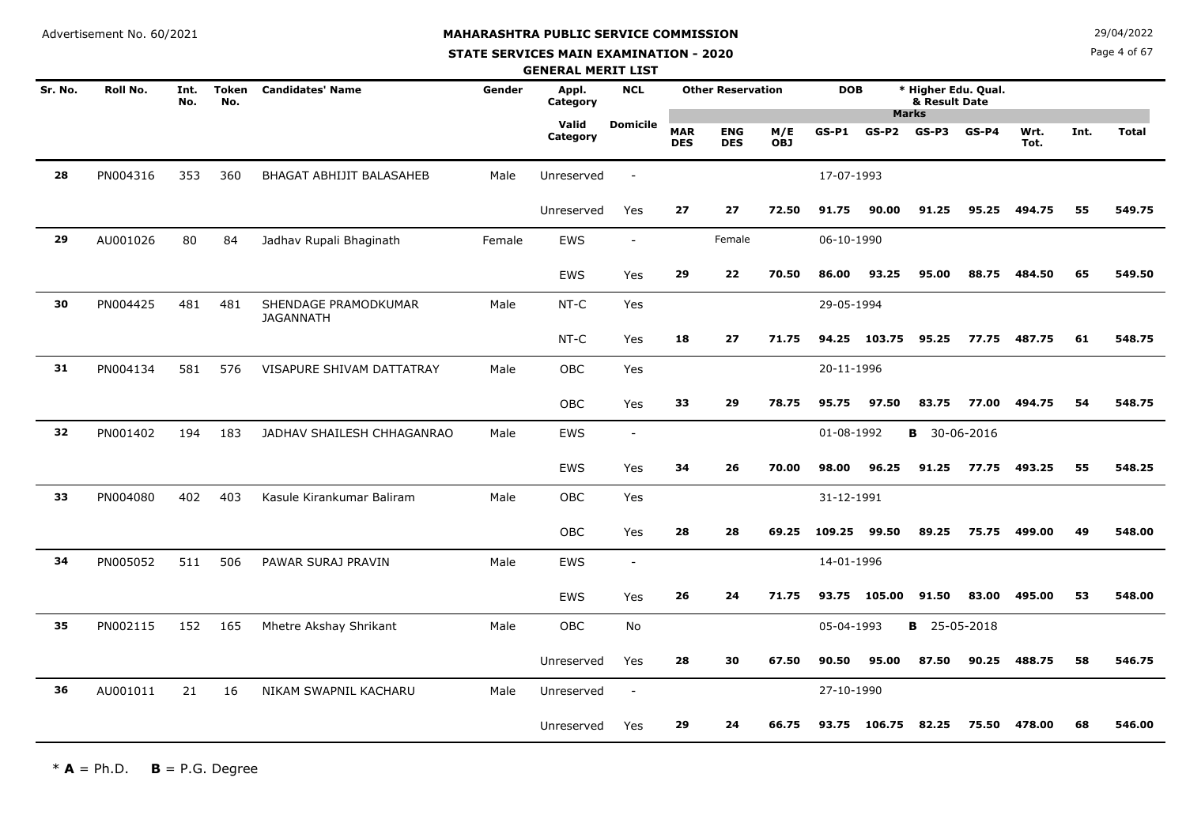Advertisement No. 60/2021

29/04/2022

# MAHARASHTRA PUBLIC SERVICE COMMISSION

## STATE SERVICES MAIN EXAMINATION - 2020

### GENERAL MERIT LIST

| Sr. No. | Roll No. | Int. No. | Token No. | Candidates' Name | Gender | Appl. Category | NCL | Other Reservation | | | DOB | | * Higher Edu. Qual. & Result Date | | | | | |
|---|---|---|---|---|---|---|---|---|---|---|---|---|---|---|---|---|---|---|
| | | | | | | | | | | | Marks | | | | | | | |
| | | | | | | Valid Category | Domicile | MAR DES | ENG DES | M/E OBJ | GS-P1 | GS-P2 | GS-P3 | GS-P4 | Wrt. Tot. | Int. | Total | |
| 28 | PN004316 | 353 | 360 | BHAGAT ABHIJIT BALASAHEB | Male | Unreserved | - | | | | 17-07-1993 | | | | | | | |
| | | | | | | Unreserved | Yes | 27 | 27 | 72.50 | 91.75 | 90.00 | 91.25 | 95.25 | 494.75 | 55 | 549.75 | |
| 29 | AU001026 | 80 | 84 | Jadhav Rupali Bhaginath | Female | EWS | - | | Female | | 06-10-1990 | | | | | | | |
| | | | | | | EWS | Yes | 29 | 22 | 70.50 | 86.00 | 93.25 | 95.00 | 88.75 | 484.50 | 65 | 549.50 | |
| 30 | PN004425 | 481 | 481 | SHENDAGE PRAMODKUMAR JAGANNATH | Male | NT-C | Yes | | | | 29-05-1994 | | | | | | | |
| | | | | | | NT-C | Yes | 18 | 27 | 71.75 | 94.25 | 103.75 | 95.25 | 77.75 | 487.75 | 61 | 548.75 | |
| 31 | PN004134 | 581 | 576 | VISAPURE SHIVAM DATTATRAY | Male | OBC | Yes | | | | 20-11-1996 | | | | | | | |
| | | | | | | OBC | Yes | 33 | 29 | 78.75 | 95.75 | 97.50 | 83.75 | 77.00 | 494.75 | 54 | 548.75 | |
| 32 | PN001402 | 194 | 183 | JADHAV SHAILESH CHHAGANRAO | Male | EWS | - | | | | 01-08-1992 | | B 30-06-2016 | | | | | |
| | | | | | | EWS | Yes | 34 | 26 | 70.00 | 98.00 | 96.25 | 91.25 | 77.75 | 493.25 | 55 | 548.25 | |
| 33 | PN004080 | 402 | 403 | Kasule Kirankumar Baliram | Male | OBC | Yes | | | | 31-12-1991 | | | | | | | |
| | | | | | | OBC | Yes | 28 | 28 | 69.25 | 109.25 | 99.50 | 89.25 | 75.75 | 499.00 | 49 | 548.00 | |
| 34 | PN005052 | 511 | 506 | PAWAR SURAJ PRAVIN | Male | EWS | - | | | | 14-01-1996 | | | | | | | |
| | | | | | | EWS | Yes | 26 | 24 | 71.75 | 93.75 | 105.00 | 91.50 | 83.00 | 495.00 | 53 | 548.00 | |
| 35 | PN002115 | 152 | 165 | Mhetre Akshay Shrikant | Male | OBC | No | | | | 05-04-1993 | | B 25-05-2018 | | | | | |
| | | | | | | Unreserved | Yes | 28 | 30 | 67.50 | 90.50 | 95.00 | 87.50 | 90.25 | 488.75 | 58 | 546.75 | |
| 36 | AU001011 | 21 | 16 | NIKAM SWAPNIL KACHARU | Male | Unreserved | - | | | | 27-10-1990 | | | | | | | |
| | | | | | | Unreserved | Yes | 29 | 24 | 66.75 | 93.75 | 106.75 | 82.25 | 75.50 | 478.00 | 68 | 546.00 | |

\* **A** = Ph.D. **B** = P.G. Degree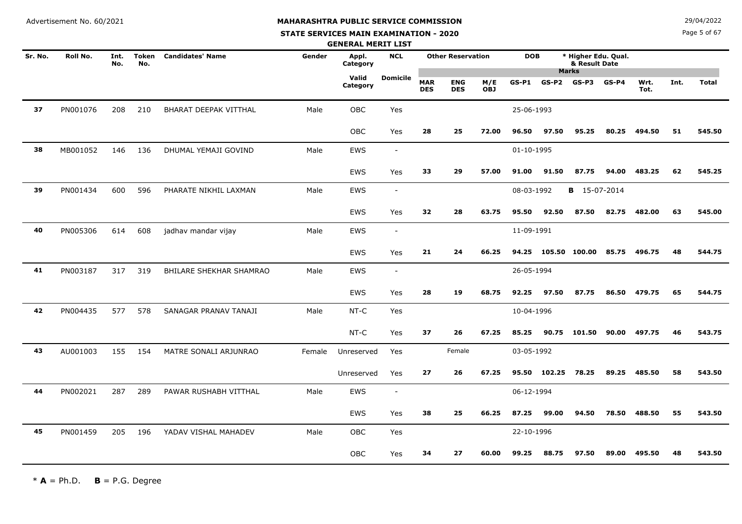Advertisement No. 60/2021

29/04/2022

# MAHARASHTRA PUBLIC SERVICE COMMISSION

## STATE SERVICES MAIN EXAMINATION - 2020

### GENERAL MERIT LIST

| Sr. No. | Roll No. | Int. No. | Token No. | Candidates' Name | Gender | Appl. Category | NCL | Other Reservation | | | DOB | | * Higher Edu. Qual. & Result Date | | | | | |
|---|---|---|---|---|---|---|---|---|---|---|---|---|---|---|---|---|---|---|
| | | | | | | | | | | | Marks | | | | | | | |
| | | | | | | Valid Category | Domicile | MAR DES | ENG DES | M/E OBJ | GS-P1 | GS-P2 | GS-P3 | GS-P4 | Wrt. Tot. | Int. | Total | |
| 37 | PN001076 | 208 | 210 | BHARAT DEEPAK VITTHAL | Male | OBC | Yes | | | | 25-06-1993 | | | | | | | |
| | | | | | | OBC | Yes | 28 | 25 | 72.00 | 96.50 | 97.50 | 95.25 | 80.25 | 494.50 | 51 | 545.50 | |
| 38 | MB001052 | 146 | 136 | DHUMAL YEMAJI GOVIND | Male | EWS | - | | | | 01-10-1995 | | | | | | | |
| | | | | | | EWS | Yes | 33 | 29 | 57.00 | 91.00 | 91.50 | 87.75 | 94.00 | 483.25 | 62 | 545.25 | |
| 39 | PN001434 | 600 | 596 | PHARATE NIKHIL LAXMAN | Male | EWS | - | | | | 08-03-1992 | | B 15-07-2014 | | | | | |
| | | | | | | EWS | Yes | 32 | 28 | 63.75 | 95.50 | 92.50 | 87.50 | 82.75 | 482.00 | 63 | 545.00 | |
| 40 | PN005306 | 614 | 608 | jadhav mandar vijay | Male | EWS | - | | | | 11-09-1991 | | | | | | | |
| | | | | | | EWS | Yes | 21 | 24 | 66.25 | 94.25 | 105.50 | 100.00 | 85.75 | 496.75 | 48 | 544.75 | |
| 41 | PN003187 | 317 | 319 | BHILARE SHEKHAR SHAMRAO | Male | EWS | - | | | | 26-05-1994 | | | | | | | |
| | | | | | | EWS | Yes | 28 | 19 | 68.75 | 92.25 | 97.50 | 87.75 | 86.50 | 479.75 | 65 | 544.75 | |
| 42 | PN004435 | 577 | 578 | SANAGAR PRANAV TANAJI | Male | NT-C | Yes | | | | 10-04-1996 | | | | | | | |
| | | | | | | NT-C | Yes | 37 | 26 | 67.25 | 85.25 | 90.75 | 101.50 | 90.00 | 497.75 | 46 | 543.75 | |
| 43 | AU001003 | 155 | 154 | MATRE SONALI ARJUNRAO | Female | Unreserved | Yes | | Female | | 03-05-1992 | | | | | | | |
| | | | | | | Unreserved | Yes | 27 | 26 | 67.25 | 95.50 | 102.25 | 78.25 | 89.25 | 485.50 | 58 | 543.50 | |
| 44 | PN002021 | 287 | 289 | PAWAR RUSHABH VITTHAL | Male | EWS | - | | | | 06-12-1994 | | | | | | | |
| | | | | | | EWS | Yes | 38 | 25 | 66.25 | 87.25 | 99.00 | 94.50 | 78.50 | 488.50 | 55 | 543.50 | |
| 45 | PN001459 | 205 | 196 | YADAV VISHAL MAHADEV | Male | OBC | Yes | | | | 22-10-1996 | | | | | | | |
| | | | | | | OBC | Yes | 34 | 27 | 60.00 | 99.25 | 88.75 | 97.50 | 89.00 | 495.50 | 48 | 543.50 | |

* **A** = Ph.D. **B** = P.G. Degree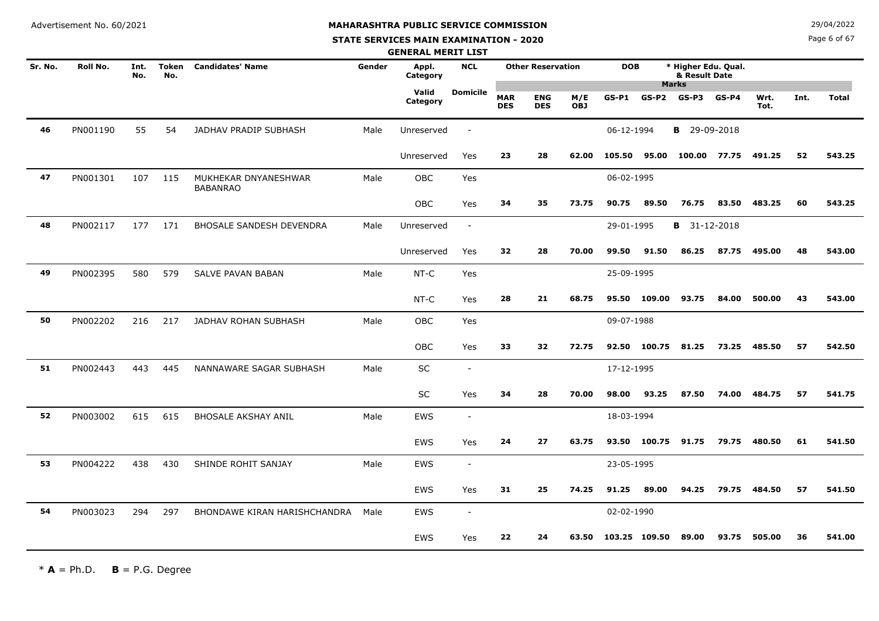Advertisement No. 60/2021

29/04/2022

# MAHARASHTRA PUBLIC SERVICE COMMISSION

## STATE SERVICES MAIN EXAMINATION - 2020

### GENERAL MERIT LIST

| Sr. No. | Roll No. | Int. No. | Token No. | Candidates' Name | Gender | Appl. Category | NCL | Other Reservation | | | DOB | | * Higher Edu. Qual. & Result Date | | | | | |
|---|---|---|---|---|---|---|---|---|---|---|---|---|---|---|---|---|---|---|
| | | | | | | | | | | | Marks | | | | | | | |
| | | | | | | Valid Category | Domicile | MAR DES | ENG DES | M/E OBJ | GS-P1 | GS-P2 | GS-P3 | GS-P4 | Wrt. Tot. | Int. | Total | |
| 46 | PN001190 | 55 | 54 | JADHAV PRADIP SUBHASH | Male | Unreserved | - | | | | 06-12-1994 | | B 29-09-2018 | | | | | |
| | | | | | | Unreserved | Yes | 23 | 28 | 62.00 | 105.50 | 95.00 | 100.00 | 77.75 | 491.25 | 52 | 543.25 | |
| 47 | PN001301 | 107 | 115 | MUKHEKAR DNYANESHWAR BABANRAO | Male | OBC | Yes | | | | 06-02-1995 | | | | | | | |
| | | | | | | OBC | Yes | 34 | 35 | 73.75 | 90.75 | 89.50 | 76.75 | 83.50 | 483.25 | 60 | 543.25 | |
| 48 | PN002117 | 177 | 171 | BHOSALE SANDESH DEVENDRA | Male | Unreserved | - | | | | 29-01-1995 | | B 31-12-2018 | | | | | |
| | | | | | | Unreserved | Yes | 32 | 28 | 70.00 | 99.50 | 91.50 | 86.25 | 87.75 | 495.00 | 48 | 543.00 | |
| 49 | PN002395 | 580 | 579 | SALVE PAVAN BABAN | Male | NT-C | Yes | | | | 25-09-1995 | | | | | | | |
| | | | | | | NT-C | Yes | 28 | 21 | 68.75 | 95.50 | 109.00 | 93.75 | 84.00 | 500.00 | 43 | 543.00 | |
| 50 | PN002202 | 216 | 217 | JADHAV ROHAN SUBHASH | Male | OBC | Yes | | | | 09-07-1988 | | | | | | | |
| | | | | | | OBC | Yes | 33 | 32 | 72.75 | 92.50 | 100.75 | 81.25 | 73.25 | 485.50 | 57 | 542.50 | |
| 51 | PN002443 | 443 | 445 | NANNAWARE SAGAR SUBHASH | Male | SC | - | | | | 17-12-1995 | | | | | | | |
| | | | | | | SC | Yes | 34 | 28 | 70.00 | 98.00 | 93.25 | 87.50 | 74.00 | 484.75 | 57 | 541.75 | |
| 52 | PN003002 | 615 | 615 | BHOSALE AKSHAY ANIL | Male | EWS | - | | | | 18-03-1994 | | | | | | | |
| | | | | | | EWS | Yes | 24 | 27 | 63.75 | 93.50 | 100.75 | 91.75 | 79.75 | 480.50 | 61 | 541.50 | |
| 53 | PN004222 | 438 | 430 | SHINDE ROHIT SANJAY | Male | EWS | - | | | | 23-05-1995 | | | | | | | |
| | | | | | | EWS | Yes | 31 | 25 | 74.25 | 91.25 | 89.00 | 94.25 | 79.75 | 484.50 | 57 | 541.50 | |
| 54 | PN003023 | 294 | 297 | BHONDAWE KIRAN HARISHCHANDRA | Male | EWS | - | | | | 02-02-1990 | | | | | | | |
| | | | | | | EWS | Yes | 22 | 24 | 63.50 | 103.25 | 109.50 | 89.00 | 93.75 | 505.00 | 36 | 541.00 | |

\* **A** = Ph.D. **B** = P.G. Degree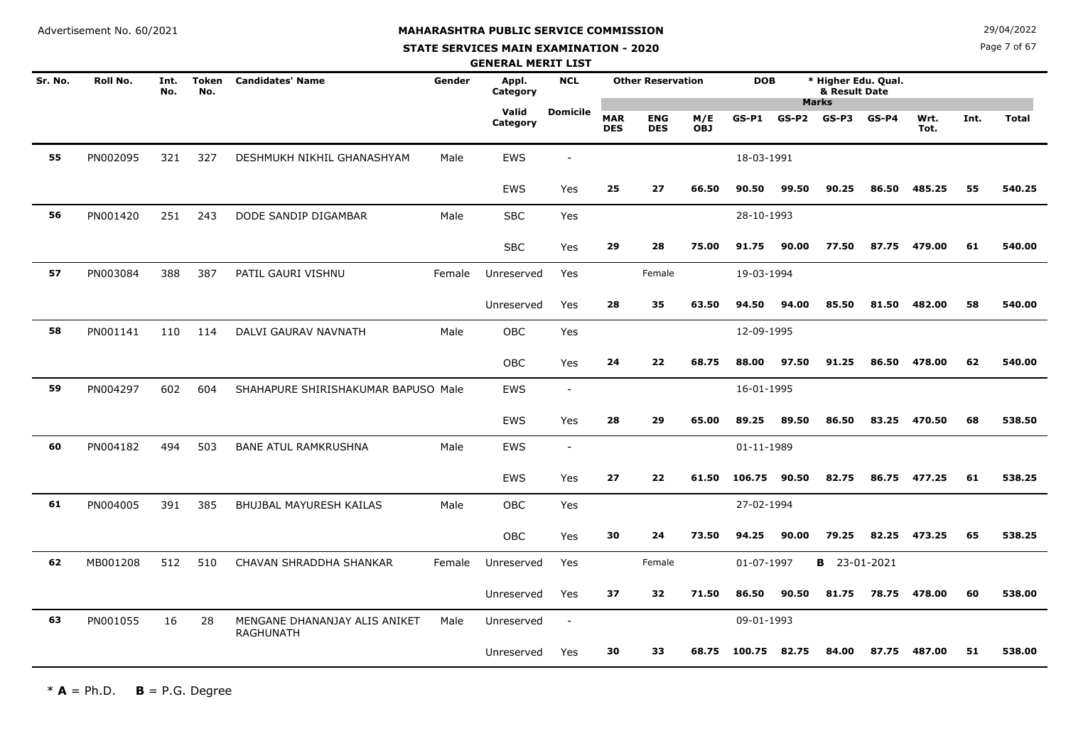Advertisement No. 60/2021

# MAHARASHTRA PUBLIC SERVICE COMMISSION

## STATE SERVICES MAIN EXAMINATION - 2020

### GENERAL MERIT LIST

29/04/2022

| Sr. No. | Roll No. | Int. No. | Token No. | Candidates' Name | Gender | Appl. Category | NCL | Other Reservation | | | DOB | | * Higher Edu. Qual. & Result Date | | | | |
|---|---|---|---|---|---|---|---|---|---|---|---|---|---|---|---|---|---|
| | | | | | | Valid Category | Domicile | MAR DES | ENG DES | M/E OBJ | GS-P1 | GS-P2 | GS-P3 | GS-P4 | Wrt. Tot. | Int. | Total |
| 55 | PN002095 | 321 | 327 | DESHMUKH NIKHIL GHANASHYAM | Male | EWS | - | | | | 18-03-1991 | | | | | | |
| | | | | | | EWS | Yes | 25 | 27 | 66.50 | 90.50 | 99.50 | 90.25 | 86.50 | 485.25 | 55 | 540.25 |
| 56 | PN001420 | 251 | 243 | DODE SANDIP DIGAMBAR | Male | SBC | Yes | | | | 28-10-1993 | | | | | | |
| | | | | | | SBC | Yes | 29 | 28 | 75.00 | 91.75 | 90.00 | 77.50 | 87.75 | 479.00 | 61 | 540.00 |
| 57 | PN003084 | 388 | 387 | PATIL GAURI VISHNU | Female | Unreserved | Yes | | Female | | 19-03-1994 | | | | | | |
| | | | | | | Unreserved | Yes | 28 | 35 | 63.50 | 94.50 | 94.00 | 85.50 | 81.50 | 482.00 | 58 | 540.00 |
| 58 | PN001141 | 110 | 114 | DALVI GAURAV NAVNATH | Male | OBC | Yes | | | | 12-09-1995 | | | | | | |
| | | | | | | OBC | Yes | 24 | 22 | 68.75 | 88.00 | 97.50 | 91.25 | 86.50 | 478.00 | 62 | 540.00 |
| 59 | PN004297 | 602 | 604 | SHAHAPURE SHIRISHAKUMAR BAPUSO | Male | EWS | - | | | | 16-01-1995 | | | | | | |
| | | | | | | EWS | Yes | 28 | 29 | 65.00 | 89.25 | 89.50 | 86.50 | 83.25 | 470.50 | 68 | 538.50 |
| 60 | PN004182 | 494 | 503 | BANE ATUL RAMKRUSHNA | Male | EWS | - | | | | 01-11-1989 | | | | | | |
| | | | | | | EWS | Yes | 27 | 22 | 61.50 | 106.75 | 90.50 | 82.75 | 86.75 | 477.25 | 61 | 538.25 |
| 61 | PN004005 | 391 | 385 | BHUJBAL MAYURESH KAILAS | Male | OBC | Yes | | | | 27-02-1994 | | | | | | |
| | | | | | | OBC | Yes | 30 | 24 | 73.50 | 94.25 | 90.00 | 79.25 | 82.25 | 473.25 | 65 | 538.25 |
| 62 | MB001208 | 512 | 510 | CHAVAN SHRADDHA SHANKAR | Female | Unreserved | Yes | | Female | | 01-07-1997 | | **B** 23-01-2021 | | | | |
| | | | | | | Unreserved | Yes | 37 | 32 | 71.50 | 86.50 | 90.50 | 81.75 | 78.75 | 478.00 | 60 | 538.00 |
| 63 | PN001055 | 16 | 28 | MENGANE DHANANJAY ALIS ANIKET RAGHUNATH | Male | Unreserved | - | | | | 09-01-1993 | | | | | | |
| | | | | | | Unreserved | Yes | 30 | 33 | 68.75 | 100.75 | 82.75 | 84.00 | 87.75 | 487.00 | 51 | 538.00 |

\* **A** = Ph.D. **B** = P.G. Degree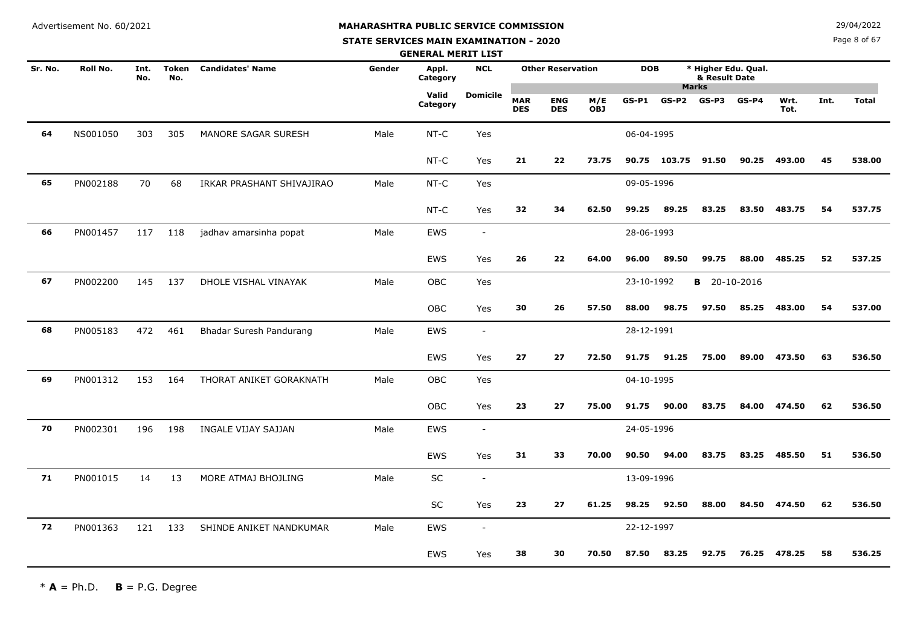Advertisement No. 60/2021

**MAHARASHTRA PUBLIC SERVICE COMMISSION**

**STATE SERVICES MAIN EXAMINATION - 2020**

**GENERAL MERIT LIST**

29/04/2022

| Sr. No. | Roll No. | Int. No. | Token No. | Candidates' Name | Gender | Appl. Category | NCL | Other Reservation | | | DOB | | * Higher Edu. Qual. & Result Date | | | | | |
|---|---|---|---|---|---|---|---|---|---|---|---|---|---|---|---|---|---|---|
| | | | | | | | | | | | Marks | | | | | | | |
| | | | | | | Valid Category | Domicile | MAR DES | ENG DES | M/E OBJ | GS-P1 | GS-P2 | GS-P3 | GS-P4 | Wrt. Tot. | Int. | Total | |
| 64 | NS001050 | 303 | 305 | MANORE SAGAR SURESH | Male | NT-C | Yes | | | | 06-04-1995 | | | | | | | |
| | | | | | | NT-C | Yes | 21 | 22 | 73.75 | 90.75 | 103.75 | 91.50 | 90.25 | 493.00 | 45 | 538.00 | |
| 65 | PN002188 | 70 | 68 | IRKAR PRASHANT SHIVAJIRAO | Male | NT-C | Yes | | | | 09-05-1996 | | | | | | | |
| | | | | | | NT-C | Yes | 32 | 34 | 62.50 | 99.25 | 89.25 | 83.25 | 83.50 | 483.75 | 54 | 537.75 | |
| 66 | PN001457 | 117 | 118 | jadhav amarsinha popat | Male | EWS | - | | | | 28-06-1993 | | | | | | | |
| | | | | | | EWS | Yes | 26 | 22 | 64.00 | 96.00 | 89.50 | 99.75 | 88.00 | 485.25 | 52 | 537.25 | |
| 67 | PN002200 | 145 | 137 | DHOLE VISHAL VINAYAK | Male | OBC | Yes | | | | 23-10-1992 | | **B** 20-10-2016 | | | | | |
| | | | | | | OBC | Yes | 30 | 26 | 57.50 | 88.00 | 98.75 | 97.50 | 85.25 | 483.00 | 54 | 537.00 | |
| 68 | PN005183 | 472 | 461 | Bhadar Suresh Pandurang | Male | EWS | - | | | | 28-12-1991 | | | | | | | |
| | | | | | | EWS | Yes | 27 | 27 | 72.50 | 91.75 | 91.25 | 75.00 | 89.00 | 473.50 | 63 | 536.50 | |
| 69 | PN001312 | 153 | 164 | THORAT ANIKET GORAKNATH | Male | OBC | Yes | | | | 04-10-1995 | | | | | | | |
| | | | | | | OBC | Yes | 23 | 27 | 75.00 | 91.75 | 90.00 | 83.75 | 84.00 | 474.50 | 62 | 536.50 | |
| 70 | PN002301 | 196 | 198 | INGALE VIJAY SAJJAN | Male | EWS | - | | | | 24-05-1996 | | | | | | | |
| | | | | | | EWS | Yes | 31 | 33 | 70.00 | 90.50 | 94.00 | 83.75 | 83.25 | 485.50 | 51 | 536.50 | |
| 71 | PN001015 | 14 | 13 | MORE ATMAJ BHOJLING | Male | SC | - | | | | 13-09-1996 | | | | | | | |
| | | | | | | SC | Yes | 23 | 27 | 61.25 | 98.25 | 92.50 | 88.00 | 84.50 | 474.50 | 62 | 536.50 | |
| 72 | PN001363 | 121 | 133 | SHINDE ANIKET NANDKUMAR | Male | EWS | - | | | | 22-12-1997 | | | | | | | |
| | | | | | | EWS | Yes | 38 | 30 | 70.50 | 87.50 | 83.25 | 92.75 | 76.25 | 478.25 | 58 | 536.25 | |

\* **A** = Ph.D. **B** = P.G. Degree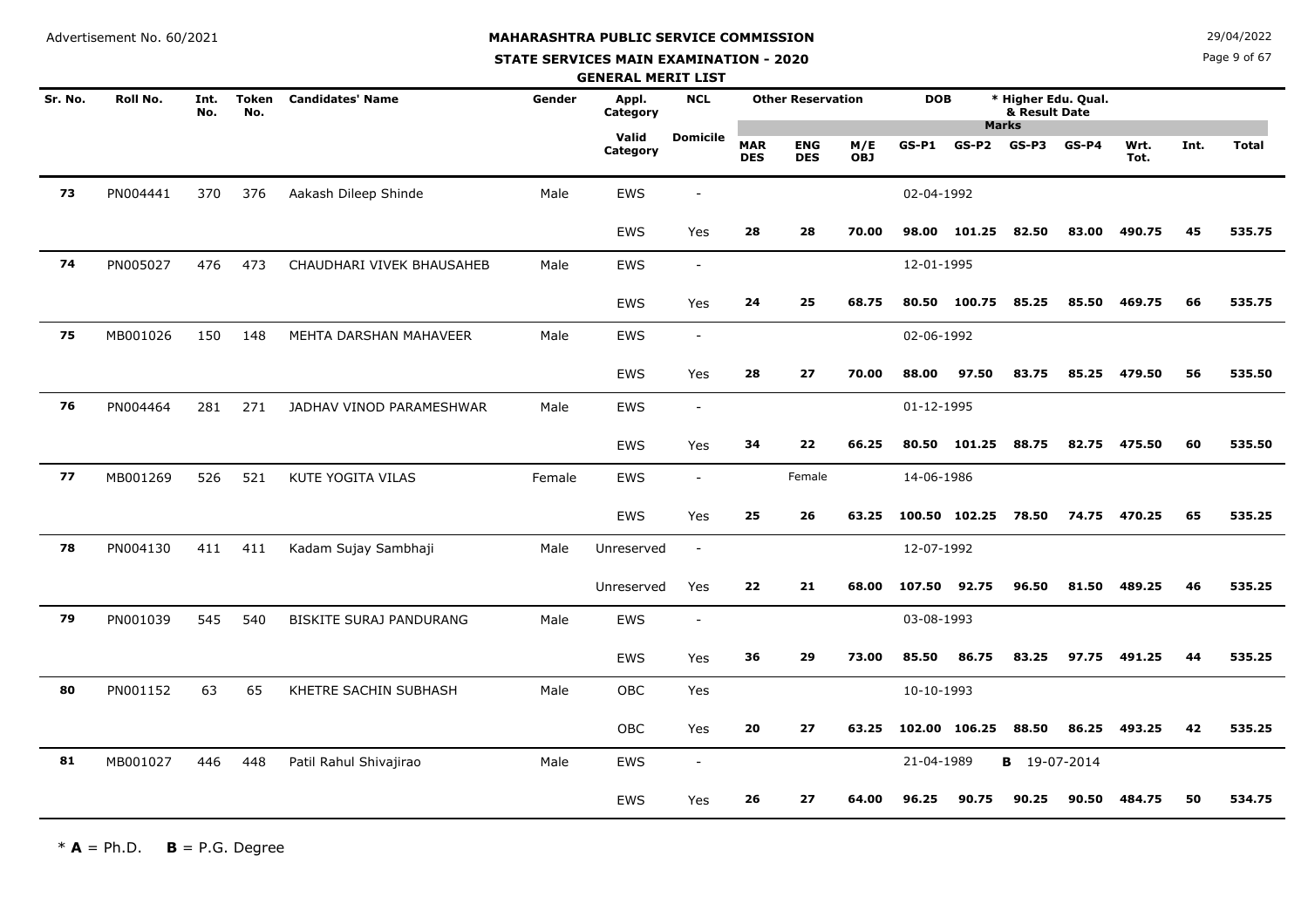Advertisement No. 60/2021

**MAHARASHTRA PUBLIC SERVICE COMMISSION**

**STATE SERVICES MAIN EXAMINATION - 2020**

**GENERAL MERIT LIST**

29/04/2022

| Sr. No. | Roll No. | Int. No. | Token No. | Candidates' Name | Gender | Appl. Category | NCL | Other Reservation | | | DOB | * Higher Edu. Qual. & Result Date | | | | | | |
|---|---|---|---|---|---|---|---|---|---|---|---|---|---|---|---|---|---|---|
| | | | | | | Valid Category | Domicile | MAR DES | ENG DES | M/E OBJ | GS-P1 | GS-P2 | GS-P3 | GS-P4 | Wrt. Tot. | Int. | Total | |
| 73 | PN004441 | 370 | 376 | Aakash Dileep Shinde | Male | EWS | - | | | | 02-04-1992 | | | | | | | |
| | | | | | | EWS | Yes | 28 | 28 | 70.00 | 98.00 | 101.25 | 82.50 | 83.00 | 490.75 | 45 | 535.75 | |
| 74 | PN005027 | 476 | 473 | CHAUDHARI VIVEK BHAUSAHEB | Male | EWS | - | | | | 12-01-1995 | | | | | | | |
| | | | | | | EWS | Yes | 24 | 25 | 68.75 | 80.50 | 100.75 | 85.25 | 85.50 | 469.75 | 66 | 535.75 | |
| 75 | MB001026 | 150 | 148 | MEHTA DARSHAN MAHAVEER | Male | EWS | - | | | | 02-06-1992 | | | | | | | |
| | | | | | | EWS | Yes | 28 | 27 | 70.00 | 88.00 | 97.50 | 83.75 | 85.25 | 479.50 | 56 | 535.50 | |
| 76 | PN004464 | 281 | 271 | JADHAV VINOD PARAMESHWAR | Male | EWS | - | | | | 01-12-1995 | | | | | | | |
| | | | | | | EWS | Yes | 34 | 22 | 66.25 | 80.50 | 101.25 | 88.75 | 82.75 | 475.50 | 60 | 535.50 | |
| 77 | MB001269 | 526 | 521 | KUTE YOGITA VILAS | Female | EWS | - | | Female | | 14-06-1986 | | | | | | | |
| | | | | | | EWS | Yes | 25 | 26 | 63.25 | 100.50 | 102.25 | 78.50 | 74.75 | 470.25 | 65 | 535.25 | |
| 78 | PN004130 | 411 | 411 | Kadam Sujay Sambhaji | Male | Unreserved | - | | | | 12-07-1992 | | | | | | | |
| | | | | | | Unreserved | Yes | 22 | 21 | 68.00 | 107.50 | 92.75 | 96.50 | 81.50 | 489.25 | 46 | 535.25 | |
| 79 | PN001039 | 545 | 540 | BISKITE SURAJ PANDURANG | Male | EWS | - | | | | 03-08-1993 | | | | | | | |
| | | | | | | EWS | Yes | 36 | 29 | 73.00 | 85.50 | 86.75 | 83.25 | 97.75 | 491.25 | 44 | 535.25 | |
| 80 | PN001152 | 63 | 65 | KHETRE SACHIN SUBHASH | Male | OBC | Yes | | | | 10-10-1993 | | | | | | | |
| | | | | | | OBC | Yes | 20 | 27 | 63.25 | 102.00 | 106.25 | 88.50 | 86.25 | 493.25 | 42 | 535.25 | |
| 81 | MB001027 | 446 | 448 | Patil Rahul Shivajirao | Male | EWS | - | | | | 21-04-1989 | **B** 19-07-2014 | | | | | | |
| | | | | | | EWS | Yes | 26 | 27 | 64.00 | 96.25 | 90.75 | 90.25 | 90.50 | 484.75 | 50 | 534.75 | |

\* **A** = Ph.D. **B** = P.G. Degree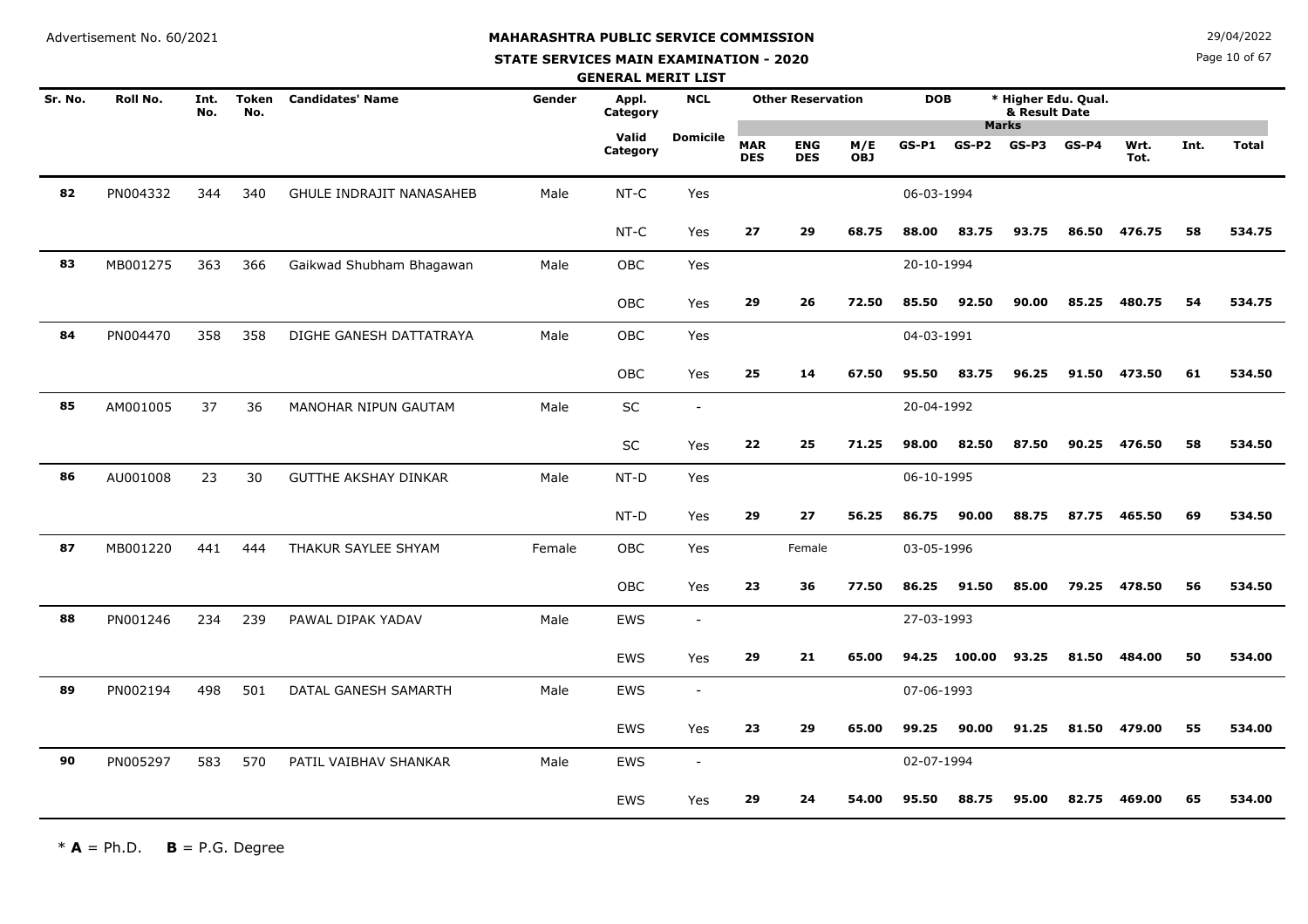Advertisement No. 60/2021

29/04/2022

# MAHARASHTRA PUBLIC SERVICE COMMISSION

## STATE SERVICES MAIN EXAMINATION - 2020

### GENERAL MERIT LIST

| Sr. No. | Roll No. | Int. No. | Token No. | Candidates' Name | Gender | Appl. Category | NCL | Other Reservation | | | DOB | * Higher Edu. Qual. & Result Date | | | | | | |
|---|---|---|---|---|---|---|---|---|---|---|---|---|---|---|---|---|---|---|
| | | | | | | | | | | | Marks | | | | | | | |
| | | | | | | Valid Category | Domicile | MAR DES | ENG DES | M/E OBJ | GS-P1 | GS-P2 | GS-P3 | GS-P4 | Wrt. Tot. | Int. | Total | |
| 82 | PN004332 | 344 | 340 | GHULE INDRAJIT NANASAHEB | Male | NT-C | Yes | | | | 06-03-1994 | | | | | | | |
| | | | | | | NT-C | Yes | 27 | 29 | 68.75 | 88.00 | 83.75 | 93.75 | 86.50 | 476.75 | 58 | 534.75 | |
| 83 | MB001275 | 363 | 366 | Gaikwad Shubham Bhagawan | Male | OBC | Yes | | | | 20-10-1994 | | | | | | | |
| | | | | | | OBC | Yes | 29 | 26 | 72.50 | 85.50 | 92.50 | 90.00 | 85.25 | 480.75 | 54 | 534.75 | |
| 84 | PN004470 | 358 | 358 | DIGHE GANESH DATTATRAYA | Male | OBC | Yes | | | | 04-03-1991 | | | | | | | |
| | | | | | | OBC | Yes | 25 | 14 | 67.50 | 95.50 | 83.75 | 96.25 | 91.50 | 473.50 | 61 | 534.50 | |
| 85 | AM001005 | 37 | 36 | MANOHAR NIPUN GAUTAM | Male | SC | - | | | | 20-04-1992 | | | | | | | |
| | | | | | | SC | Yes | 22 | 25 | 71.25 | 98.00 | 82.50 | 87.50 | 90.25 | 476.50 | 58 | 534.50 | |
| 86 | AU001008 | 23 | 30 | GUTTHE AKSHAY DINKAR | Male | NT-D | Yes | | | | 06-10-1995 | | | | | | | |
| | | | | | | NT-D | Yes | 29 | 27 | 56.25 | 86.75 | 90.00 | 88.75 | 87.75 | 465.50 | 69 | 534.50 | |
| 87 | MB001220 | 441 | 444 | THAKUR SAYLEE SHYAM | Female | OBC | Yes | | Female | | 03-05-1996 | | | | | | | |
| | | | | | | OBC | Yes | 23 | 36 | 77.50 | 86.25 | 91.50 | 85.00 | 79.25 | 478.50 | 56 | 534.50 | |
| 88 | PN001246 | 234 | 239 | PAWAL DIPAK YADAV | Male | EWS | - | | | | 27-03-1993 | | | | | | | |
| | | | | | | EWS | Yes | 29 | 21 | 65.00 | 94.25 | 100.00 | 93.25 | 81.50 | 484.00 | 50 | 534.00 | |
| 89 | PN002194 | 498 | 501 | DATAL GANESH SAMARTH | Male | EWS | - | | | | 07-06-1993 | | | | | | | |
| | | | | | | EWS | Yes | 23 | 29 | 65.00 | 99.25 | 90.00 | 91.25 | 81.50 | 479.00 | 55 | 534.00 | |
| 90 | PN005297 | 583 | 570 | PATIL VAIBHAV SHANKAR | Male | EWS | - | | | | 02-07-1994 | | | | | | | |
| | | | | | | EWS | Yes | 29 | 24 | 54.00 | 95.50 | 88.75 | 95.00 | 82.75 | 469.00 | 65 | 534.00 | |

\* **A** = Ph.D. **B** = P.G. Degree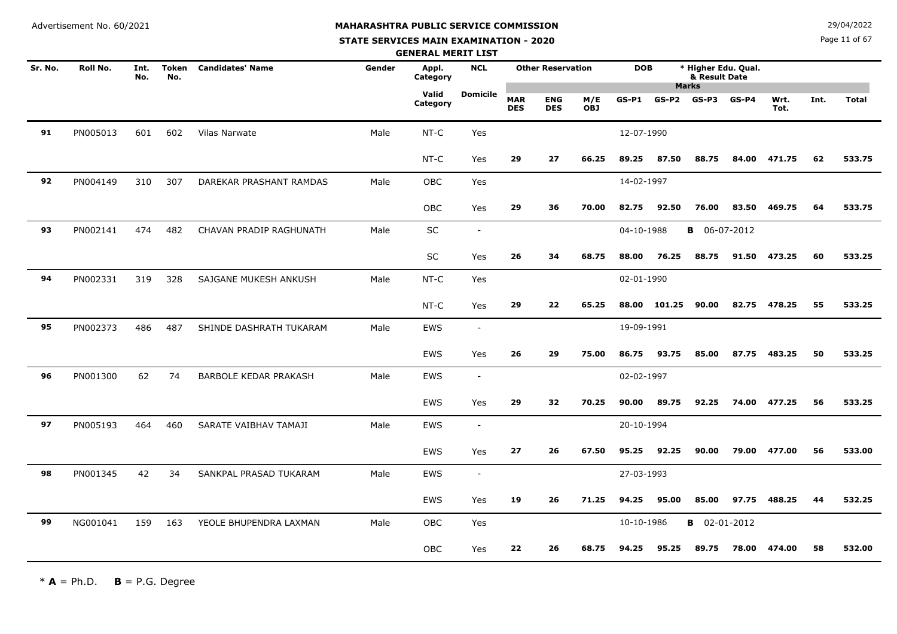Advertisement No. 60/2021

29/04/2022

# MAHARASHTRA PUBLIC SERVICE COMMISSION

## STATE SERVICES MAIN EXAMINATION - 2020

### GENERAL MERIT LIST

| Sr. No. | Roll No. | Int. No. | Token No. | Candidates' Name | Gender | Appl. Category | NCL | Other Reservation | | | DOB | | * Higher Edu. Qual. & Result Date | | | | | |
|---|---|---|---|---|---|---|---|---|---|---|---|---|---|---|---|---|---|---|
| | | | | | | Valid Category | Domicile | MAR DES | ENG DES | M/E OBJ | GS-P1 | GS-P2 | GS-P3 | GS-P4 | Wrt. Tot. | Int. | Total | |
| 91 | PN005013 | 601 | 602 | Vilas Narwate | Male | NT-C | Yes | | | | 12-07-1990 | | | | | | | |
| | | | | | | NT-C | Yes | 29 | 27 | 66.25 | 89.25 | 87.50 | 88.75 | 84.00 | 471.75 | 62 | 533.75 | |
| 92 | PN004149 | 310 | 307 | DAREKAR PRASHANT RAMDAS | Male | OBC | Yes | | | | 14-02-1997 | | | | | | | |
| | | | | | | OBC | Yes | 29 | 36 | 70.00 | 82.75 | 92.50 | 76.00 | 83.50 | 469.75 | 64 | 533.75 | |
| 93 | PN002141 | 474 | 482 | CHAVAN PRADIP RAGHUNATH | Male | SC | - | | | | 04-10-1988 | | **B** 06-07-2012 | | | | | |
| | | | | | | SC | Yes | 26 | 34 | 68.75 | 88.00 | 76.25 | 88.75 | 91.50 | 473.25 | 60 | 533.25 | |
| 94 | PN002331 | 319 | 328 | SAJGANE MUKESH ANKUSH | Male | NT-C | Yes | | | | 02-01-1990 | | | | | | | |
| | | | | | | NT-C | Yes | 29 | 22 | 65.25 | 88.00 | 101.25 | 90.00 | 82.75 | 478.25 | 55 | 533.25 | |
| 95 | PN002373 | 486 | 487 | SHINDE DASHRATH TUKARAM | Male | EWS | - | | | | 19-09-1991 | | | | | | | |
| | | | | | | EWS | Yes | 26 | 29 | 75.00 | 86.75 | 93.75 | 85.00 | 87.75 | 483.25 | 50 | 533.25 | |
| 96 | PN001300 | 62 | 74 | BARBOLE KEDAR PRAKASH | Male | EWS | - | | | | 02-02-1997 | | | | | | | |
| | | | | | | EWS | Yes | 29 | 32 | 70.25 | 90.00 | 89.75 | 92.25 | 74.00 | 477.25 | 56 | 533.25 | |
| 97 | PN005193 | 464 | 460 | SARATE VAIBHAV TAMAJI | Male | EWS | - | | | | 20-10-1994 | | | | | | | |
| | | | | | | EWS | Yes | 27 | 26 | 67.50 | 95.25 | 92.25 | 90.00 | 79.00 | 477.00 | 56 | 533.00 | |
| 98 | PN001345 | 42 | 34 | SANKPAL PRASAD TUKARAM | Male | EWS | - | | | | 27-03-1993 | | | | | | | |
| | | | | | | EWS | Yes | 19 | 26 | 71.25 | 94.25 | 95.00 | 85.00 | 97.75 | 488.25 | 44 | 532.25 | |
| 99 | NG001041 | 159 | 163 | YEOLE BHUPENDRA LAXMAN | Male | OBC | Yes | | | | 10-10-1986 | | **B** 02-01-2012 | | | | | |
| | | | | | | OBC | Yes | 22 | 26 | 68.75 | 94.25 | 95.25 | 89.75 | 78.00 | 474.00 | 58 | 532.00 | |

\* **A** = Ph.D. **B** = P.G. Degree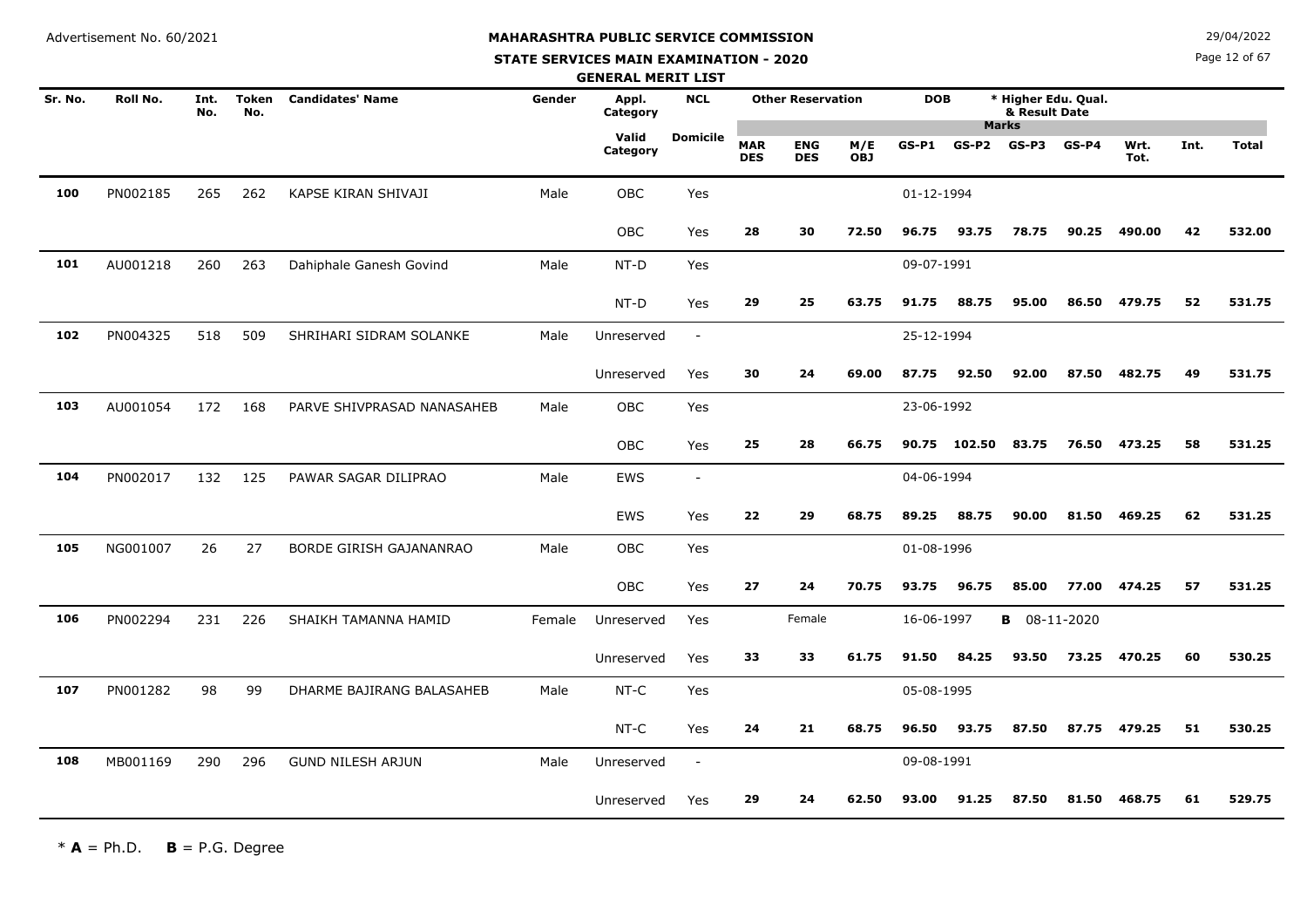Advertisement No. 60/2021

# MAHARASHTRA PUBLIC SERVICE COMMISSION

## STATE SERVICES MAIN EXAMINATION - 2020

### GENERAL MERIT LIST

29/04/2022

| Sr. No. | Roll No. | Int. No. | Token No. | Candidates' Name | Gender | Appl. Category | NCL | Other Reservation | | | DOB | | * Higher Edu. Qual. & Result Date | | | | |
|---|---|---|---|---|---|---|---|---|---|---|---|---|---|---|---|---|---|
| | | | | | | | | | | | Marks | | | | | | |
| | | | | | | Valid Category | Domicile | MAR DES | ENG DES | M/E OBJ | GS-P1 | GS-P2 | GS-P3 | GS-P4 | Wrt. Tot. | Int. | Total |
| 100 | PN002185 | 265 | 262 | KAPSE KIRAN SHIVAJI | Male | OBC | Yes | | | | 01-12-1994 | | | | | | |
| | | | | | | OBC | Yes | 28 | 30 | 72.50 | 96.75 | 93.75 | 78.75 | 90.25 | 490.00 | 42 | 532.00 |
| 101 | AU001218 | 260 | 263 | Dahiphale Ganesh Govind | Male | NT-D | Yes | | | | 09-07-1991 | | | | | | |
| | | | | | | NT-D | Yes | 29 | 25 | 63.75 | 91.75 | 88.75 | 95.00 | 86.50 | 479.75 | 52 | 531.75 |
| 102 | PN004325 | 518 | 509 | SHRIHARI SIDRAM SOLANKE | Male | Unreserved | - | | | | 25-12-1994 | | | | | | |
| | | | | | | Unreserved | Yes | 30 | 24 | 69.00 | 87.75 | 92.50 | 92.00 | 87.50 | 482.75 | 49 | 531.75 |
| 103 | AU001054 | 172 | 168 | PARVE SHIVPRASAD NANASAHEB | Male | OBC | Yes | | | | 23-06-1992 | | | | | | |
| | | | | | | OBC | Yes | 25 | 28 | 66.75 | 90.75 | 102.50 | 83.75 | 76.50 | 473.25 | 58 | 531.25 |
| 104 | PN002017 | 132 | 125 | PAWAR SAGAR DILIPRAO | Male | EWS | - | | | | 04-06-1994 | | | | | | |
| | | | | | | EWS | Yes | 22 | 29 | 68.75 | 89.25 | 88.75 | 90.00 | 81.50 | 469.25 | 62 | 531.25 |
| 105 | NG001007 | 26 | 27 | BORDE GIRISH GAJANANRAO | Male | OBC | Yes | | | | 01-08-1996 | | | | | | |
| | | | | | | OBC | Yes | 27 | 24 | 70.75 | 93.75 | 96.75 | 85.00 | 77.00 | 474.25 | 57 | 531.25 |
| 106 | PN002294 | 231 | 226 | SHAIKH TAMANNA HAMID | Female | Unreserved | Yes | | Female | | 16-06-1997 | | **B** 08-11-2020 | | | | |
| | | | | | | Unreserved | Yes | 33 | 33 | 61.75 | 91.50 | 84.25 | 93.50 | 73.25 | 470.25 | 60 | 530.25 |
| 107 | PN001282 | 98 | 99 | DHARME BAJIRANG BALASAHEB | Male | NT-C | Yes | | | | 05-08-1995 | | | | | | |
| | | | | | | NT-C | Yes | 24 | 21 | 68.75 | 96.50 | 93.75 | 87.50 | 87.75 | 479.25 | 51 | 530.25 |
| 108 | MB001169 | 290 | 296 | GUND NILESH ARJUN | Male | Unreserved | - | | | | 09-08-1991 | | | | | | |
| | | | | | | Unreserved | Yes | 29 | 24 | 62.50 | 93.00 | 91.25 | 87.50 | 81.50 | 468.75 | 61 | 529.75 |

\* **A** = Ph.D. **B** = P.G. Degree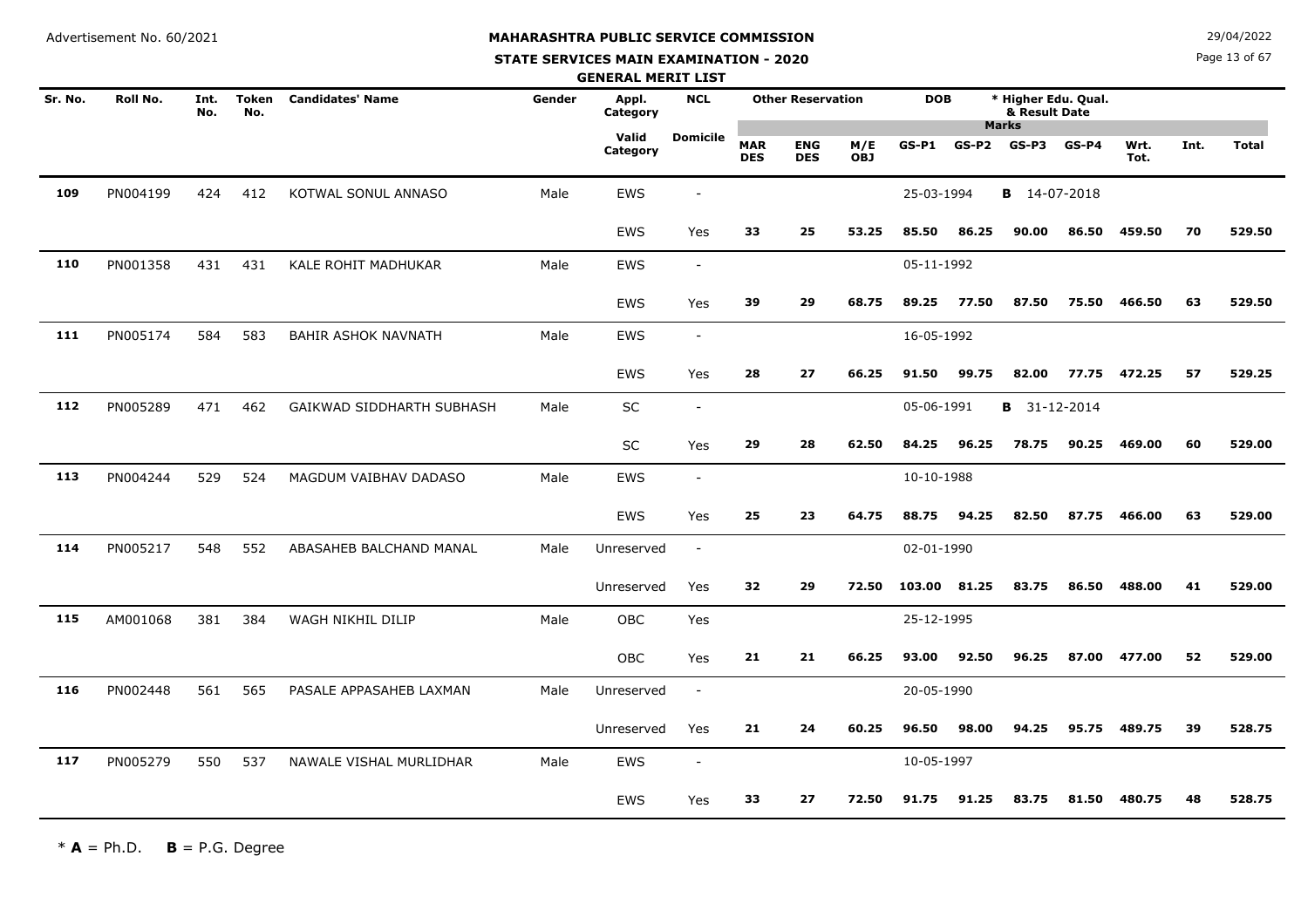Advertisement No. 60/2021

# MAHARASHTRA PUBLIC SERVICE COMMISSION

## STATE SERVICES MAIN EXAMINATION - 2020

### GENERAL MERIT LIST

29/04/2022

| Sr. No. | Roll No. | Int. No. | Token No. | Candidates' Name | Gender | Appl. Category / Valid Category | NCL / Domicile | Other Reservation: MAR DES | ENG DES | M/E OBJ | DOB / GS-P1 | GS-P2 | * Higher Edu. Qual. & Result Date / GS-P3 | GS-P4 | Wrt. Tot. | Int. | Total |
|---|---|---|---|---|---|---|---|---|---|---|---|---|---|---|---|---|---|
| 109 | PN004199 | 424 | 412 | KOTWAL SONUL ANNASO | Male | EWS | - | | | | 25-03-1994 | | B 14-07-2018 | | | | |
| | | | | | | EWS | Yes | 33 | 25 | 53.25 | 85.50 | 86.25 | 90.00 | 86.50 | 459.50 | 70 | 529.50 |
| 110 | PN001358 | 431 | 431 | KALE ROHIT MADHUKAR | Male | EWS | - | | | | 05-11-1992 | | | | | | |
| | | | | | | EWS | Yes | 39 | 29 | 68.75 | 89.25 | 77.50 | 87.50 | 75.50 | 466.50 | 63 | 529.50 |
| 111 | PN005174 | 584 | 583 | BAHIR ASHOK NAVNATH | Male | EWS | - | | | | 16-05-1992 | | | | | | |
| | | | | | | EWS | Yes | 28 | 27 | 66.25 | 91.50 | 99.75 | 82.00 | 77.75 | 472.25 | 57 | 529.25 |
| 112 | PN005289 | 471 | 462 | GAIKWAD SIDDHARTH SUBHASH | Male | SC | - | | | | 05-06-1991 | | B 31-12-2014 | | | | |
| | | | | | | SC | Yes | 29 | 28 | 62.50 | 84.25 | 96.25 | 78.75 | 90.25 | 469.00 | 60 | 529.00 |
| 113 | PN004244 | 529 | 524 | MAGDUM VAIBHAV DADASO | Male | EWS | - | | | | 10-10-1988 | | | | | | |
| | | | | | | EWS | Yes | 25 | 23 | 64.75 | 88.75 | 94.25 | 82.50 | 87.75 | 466.00 | 63 | 529.00 |
| 114 | PN005217 | 548 | 552 | ABASAHEB BALCHAND MANAL | Male | Unreserved | - | | | | 02-01-1990 | | | | | | |
| | | | | | | Unreserved | Yes | 32 | 29 | 72.50 | 103.00 | 81.25 | 83.75 | 86.50 | 488.00 | 41 | 529.00 |
| 115 | AM001068 | 381 | 384 | WAGH NIKHIL DILIP | Male | OBC | Yes | | | | 25-12-1995 | | | | | | |
| | | | | | | OBC | Yes | 21 | 21 | 66.25 | 93.00 | 92.50 | 96.25 | 87.00 | 477.00 | 52 | 529.00 |
| 116 | PN002448 | 561 | 565 | PASALE APPASAHEB LAXMAN | Male | Unreserved | - | | | | 20-05-1990 | | | | | | |
| | | | | | | Unreserved | Yes | 21 | 24 | 60.25 | 96.50 | 98.00 | 94.25 | 95.75 | 489.75 | 39 | 528.75 |
| 117 | PN005279 | 550 | 537 | NAWALE VISHAL MURLIDHAR | Male | EWS | - | | | | 10-05-1997 | | | | | | |
| | | | | | | EWS | Yes | 33 | 27 | 72.50 | 91.75 | 91.25 | 83.75 | 81.50 | 480.75 | 48 | 528.75 |

* **A** = Ph.D. **B** = P.G. Degree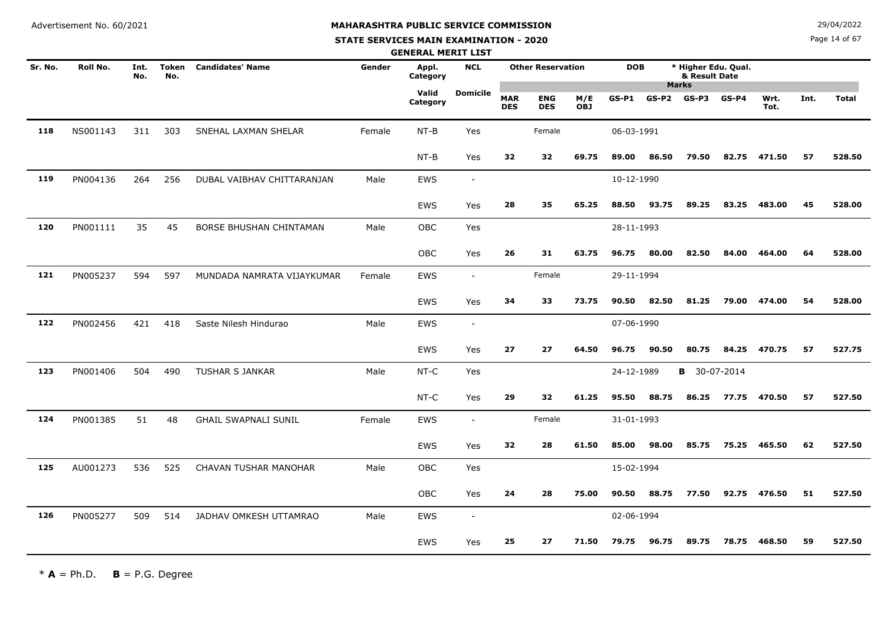Advertisement No. 60/2021

# MAHARASHTRA PUBLIC SERVICE COMMISSION

## STATE SERVICES MAIN EXAMINATION - 2020

### GENERAL MERIT LIST

29/04/2022

| Sr. No. | Roll No. | Int. No. | Token No. | Candidates' Name | Gender | Appl. Category | NCL | Other Reservation | | | DOB | | * Higher Edu. Qual. & Result Date | | | | |
|---|---|---|---|---|---|---|---|---|---|---|---|---|---|---|---|---|---|
| | | | | | | Valid Category | Domicile | MAR DES | ENG DES | M/E OBJ | GS-P1 | GS-P2 | GS-P3 | GS-P4 | Wrt. Tot. | Int. | Total |
| 118 | NS001143 | 311 | 303 | SNEHAL LAXMAN SHELAR | Female | NT-B | Yes | | Female | | 06-03-1991 | | | | | | |
| | | | | | | NT-B | Yes | 32 | 32 | 69.75 | 89.00 | 86.50 | 79.50 | 82.75 | 471.50 | 57 | 528.50 |
| 119 | PN004136 | 264 | 256 | DUBAL VAIBHAV CHITTARANJAN | Male | EWS | - | | | | 10-12-1990 | | | | | | |
| | | | | | | EWS | Yes | 28 | 35 | 65.25 | 88.50 | 93.75 | 89.25 | 83.25 | 483.00 | 45 | 528.00 |
| 120 | PN001111 | 35 | 45 | BORSE BHUSHAN CHINTAMAN | Male | OBC | Yes | | | | 28-11-1993 | | | | | | |
| | | | | | | OBC | Yes | 26 | 31 | 63.75 | 96.75 | 80.00 | 82.50 | 84.00 | 464.00 | 64 | 528.00 |
| 121 | PN005237 | 594 | 597 | MUNDADA NAMRATA VIJAYKUMAR | Female | EWS | - | | Female | | 29-11-1994 | | | | | | |
| | | | | | | EWS | Yes | 34 | 33 | 73.75 | 90.50 | 82.50 | 81.25 | 79.00 | 474.00 | 54 | 528.00 |
| 122 | PN002456 | 421 | 418 | Saste Nilesh Hindurao | Male | EWS | - | | | | 07-06-1990 | | | | | | |
| | | | | | | EWS | Yes | 27 | 27 | 64.50 | 96.75 | 90.50 | 80.75 | 84.25 | 470.75 | 57 | 527.75 |
| 123 | PN001406 | 504 | 490 | TUSHAR S JANKAR | Male | NT-C | Yes | | | | 24-12-1989 | | **B** 30-07-2014 | | | | |
| | | | | | | NT-C | Yes | 29 | 32 | 61.25 | 95.50 | 88.75 | 86.25 | 77.75 | 470.50 | 57 | 527.50 |
| 124 | PN001385 | 51 | 48 | GHAIL SWAPNALI SUNIL | Female | EWS | - | | Female | | 31-01-1993 | | | | | | |
| | | | | | | EWS | Yes | 32 | 28 | 61.50 | 85.00 | 98.00 | 85.75 | 75.25 | 465.50 | 62 | 527.50 |
| 125 | AU001273 | 536 | 525 | CHAVAN TUSHAR MANOHAR | Male | OBC | Yes | | | | 15-02-1994 | | | | | | |
| | | | | | | OBC | Yes | 24 | 28 | 75.00 | 90.50 | 88.75 | 77.50 | 92.75 | 476.50 | 51 | 527.50 |
| 126 | PN005277 | 509 | 514 | JADHAV OMKESH UTTAMRAO | Male | EWS | - | | | | 02-06-1994 | | | | | | |
| | | | | | | EWS | Yes | 25 | 27 | 71.50 | 79.75 | 96.75 | 89.75 | 78.75 | 468.50 | 59 | 527.50 |

\* **A** = Ph.D. **B** = P.G. Degree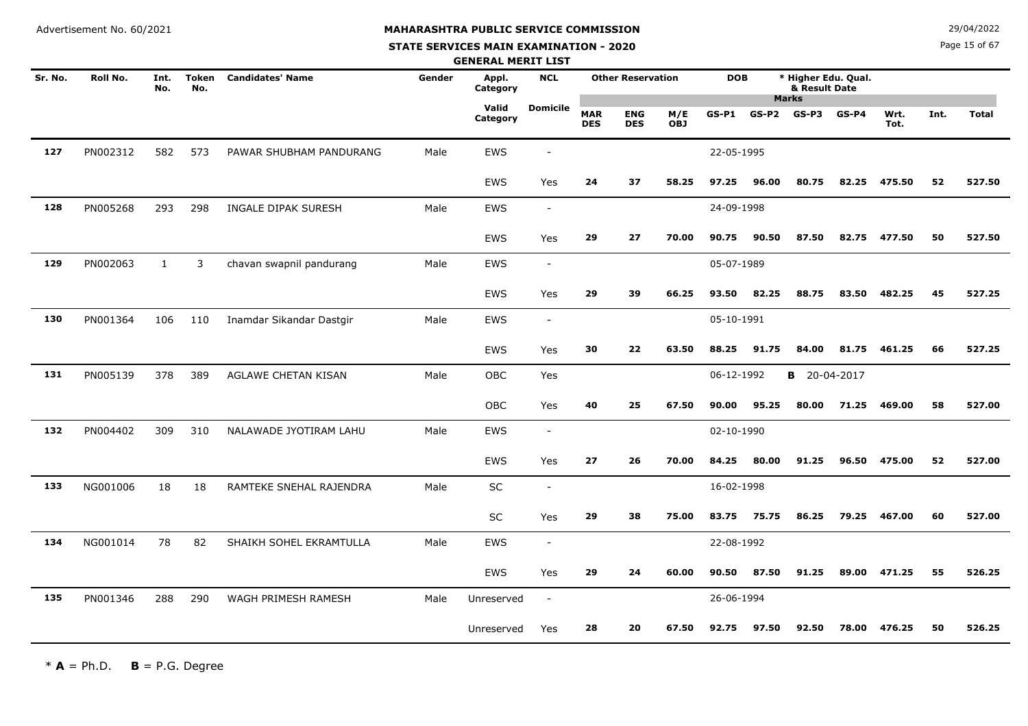Advertisement No. 60/2021

# MAHARASHTRA PUBLIC SERVICE COMMISSION

## STATE SERVICES MAIN EXAMINATION - 2020

### GENERAL MERIT LIST

29/04/2022

| Sr. No. | Roll No. | Int. No. | Token No. | Candidates' Name | Gender | Appl. Category | NCL | Other Reservation | | | DOB | | * Higher Edu. Qual. & Result Date | | | | |
|---|---|---|---|---|---|---|---|---|---|---|---|---|---|---|---|---|---|
| | | | | | | | | | | | Marks | | | | | | |
| | | | | | | Valid Category | Domicile | MAR DES | ENG DES | M/E OBJ | GS-P1 | GS-P2 | GS-P3 | GS-P4 | Wrt. Tot. | Int. | Total |
| 127 | PN002312 | 582 | 573 | PAWAR SHUBHAM PANDURANG | Male | EWS | - | | | | 22-05-1995 | | | | | | |
| | | | | | | EWS | Yes | 24 | 37 | 58.25 | 97.25 | 96.00 | 80.75 | 82.25 | 475.50 | 52 | 527.50 |
| 128 | PN005268 | 293 | 298 | INGALE DIPAK SURESH | Male | EWS | - | | | | 24-09-1998 | | | | | | |
| | | | | | | EWS | Yes | 29 | 27 | 70.00 | 90.75 | 90.50 | 87.50 | 82.75 | 477.50 | 50 | 527.50 |
| 129 | PN002063 | 1 | 3 | chavan swapnil pandurang | Male | EWS | - | | | | 05-07-1989 | | | | | | |
| | | | | | | EWS | Yes | 29 | 39 | 66.25 | 93.50 | 82.25 | 88.75 | 83.50 | 482.25 | 45 | 527.25 |
| 130 | PN001364 | 106 | 110 | Inamdar Sikandar Dastgir | Male | EWS | - | | | | 05-10-1991 | | | | | | |
| | | | | | | EWS | Yes | 30 | 22 | 63.50 | 88.25 | 91.75 | 84.00 | 81.75 | 461.25 | 66 | 527.25 |
| 131 | PN005139 | 378 | 389 | AGLAWE CHETAN KISAN | Male | OBC | Yes | | | | 06-12-1992 | | **B** 20-04-2017 | | | | |
| | | | | | | OBC | Yes | 40 | 25 | 67.50 | 90.00 | 95.25 | 80.00 | 71.25 | 469.00 | 58 | 527.00 |
| 132 | PN004402 | 309 | 310 | NALAWADE JYOTIRAM LAHU | Male | EWS | - | | | | 02-10-1990 | | | | | | |
| | | | | | | EWS | Yes | 27 | 26 | 70.00 | 84.25 | 80.00 | 91.25 | 96.50 | 475.00 | 52 | 527.00 |
| 133 | NG001006 | 18 | 18 | RAMTEKE SNEHAL RAJENDRA | Male | SC | - | | | | 16-02-1998 | | | | | | |
| | | | | | | SC | Yes | 29 | 38 | 75.00 | 83.75 | 75.75 | 86.25 | 79.25 | 467.00 | 60 | 527.00 |
| 134 | NG001014 | 78 | 82 | SHAIKH SOHEL EKRAMTULLA | Male | EWS | - | | | | 22-08-1992 | | | | | | |
| | | | | | | EWS | Yes | 29 | 24 | 60.00 | 90.50 | 87.50 | 91.25 | 89.00 | 471.25 | 55 | 526.25 |
| 135 | PN001346 | 288 | 290 | WAGH PRIMESH RAMESH | Male | Unreserved | - | | | | 26-06-1994 | | | | | | |
| | | | | | | Unreserved | Yes | 28 | 20 | 67.50 | 92.75 | 97.50 | 92.50 | 78.00 | 476.25 | 50 | 526.25 |

\* **A** = Ph.D. **B** = P.G. Degree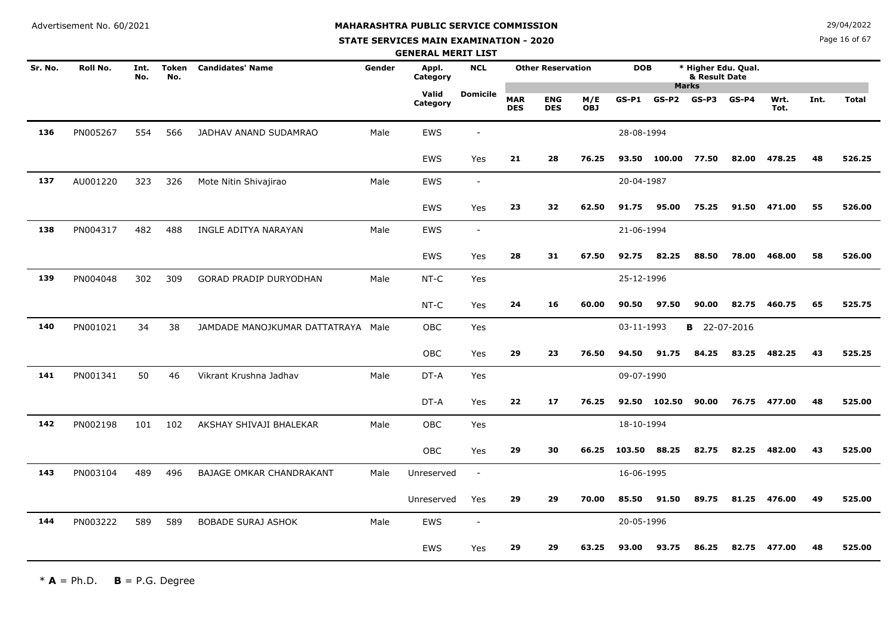Advertisement No. 60/2021

29/04/2022

# MAHARASHTRA PUBLIC SERVICE COMMISSION

## STATE SERVICES MAIN EXAMINATION - 2020

### GENERAL MERIT LIST

| Sr. No. | Roll No. | Int. No. | Token No. | Candidates' Name | Gender | Appl. Category | NCL | Other Reservation | | | DOB | * Higher Edu. Qual. & Result Date | | | | | | |
|---|---|---|---|---|---|---|---|---|---|---|---|---|---|---|---|---|---|---|
| | | | | | | Valid Category | Domicile | MAR DES | ENG DES | M/E OBJ | Marks | | | | | | | |
| | | | | | | | | | | | GS-P1 | GS-P2 | GS-P3 | GS-P4 | Wrt. Tot. | Int. | Total | |
| 136 | PN005267 | 554 | 566 | JADHAV ANAND SUDAMRAO | Male | EWS | - | | | | 28-08-1994 | | | | | | | |
| | | | | | | EWS | Yes | 21 | 28 | 76.25 | 93.50 | 100.00 | 77.50 | 82.00 | 478.25 | 48 | 526.25 | |
| 137 | AU001220 | 323 | 326 | Mote Nitin Shivajirao | Male | EWS | - | | | | 20-04-1987 | | | | | | | |
| | | | | | | EWS | Yes | 23 | 32 | 62.50 | 91.75 | 95.00 | 75.25 | 91.50 | 471.00 | 55 | 526.00 | |
| 138 | PN004317 | 482 | 488 | INGLE ADITYA NARAYAN | Male | EWS | - | | | | 21-06-1994 | | | | | | | |
| | | | | | | EWS | Yes | 28 | 31 | 67.50 | 92.75 | 82.25 | 88.50 | 78.00 | 468.00 | 58 | 526.00 | |
| 139 | PN004048 | 302 | 309 | GORAD PRADIP DURYODHAN | Male | NT-C | Yes | | | | 25-12-1996 | | | | | | | |
| | | | | | | NT-C | Yes | 24 | 16 | 60.00 | 90.50 | 97.50 | 90.00 | 82.75 | 460.75 | 65 | 525.75 | |
| 140 | PN001021 | 34 | 38 | JAMDADE MANOJKUMAR DATTATRAYA | Male | OBC | Yes | | | | 03-11-1993 | **B** 22-07-2016 | | | | | | |
| | | | | | | OBC | Yes | 29 | 23 | 76.50 | 94.50 | 91.75 | 84.25 | 83.25 | 482.25 | 43 | 525.25 | |
| 141 | PN001341 | 50 | 46 | Vikrant Krushna Jadhav | Male | DT-A | Yes | | | | 09-07-1990 | | | | | | | |
| | | | | | | DT-A | Yes | 22 | 17 | 76.25 | 92.50 | 102.50 | 90.00 | 76.75 | 477.00 | 48 | 525.00 | |
| 142 | PN002198 | 101 | 102 | AKSHAY SHIVAJI BHALEKAR | Male | OBC | Yes | | | | 18-10-1994 | | | | | | | |
| | | | | | | OBC | Yes | 29 | 30 | 66.25 | 103.50 | 88.25 | 82.75 | 82.25 | 482.00 | 43 | 525.00 | |
| 143 | PN003104 | 489 | 496 | BAJAGE OMKAR CHANDRAKANT | Male | Unreserved | - | | | | 16-06-1995 | | | | | | | |
| | | | | | | Unreserved | Yes | 29 | 29 | 70.00 | 85.50 | 91.50 | 89.75 | 81.25 | 476.00 | 49 | 525.00 | |
| 144 | PN003222 | 589 | 589 | BOBADE SURAJ ASHOK | Male | EWS | - | | | | 20-05-1996 | | | | | | | |
| | | | | | | EWS | Yes | 29 | 29 | 63.25 | 93.00 | 93.75 | 86.25 | 82.75 | 477.00 | 48 | 525.00 | |

\* **A** = Ph.D. **B** = P.G. Degree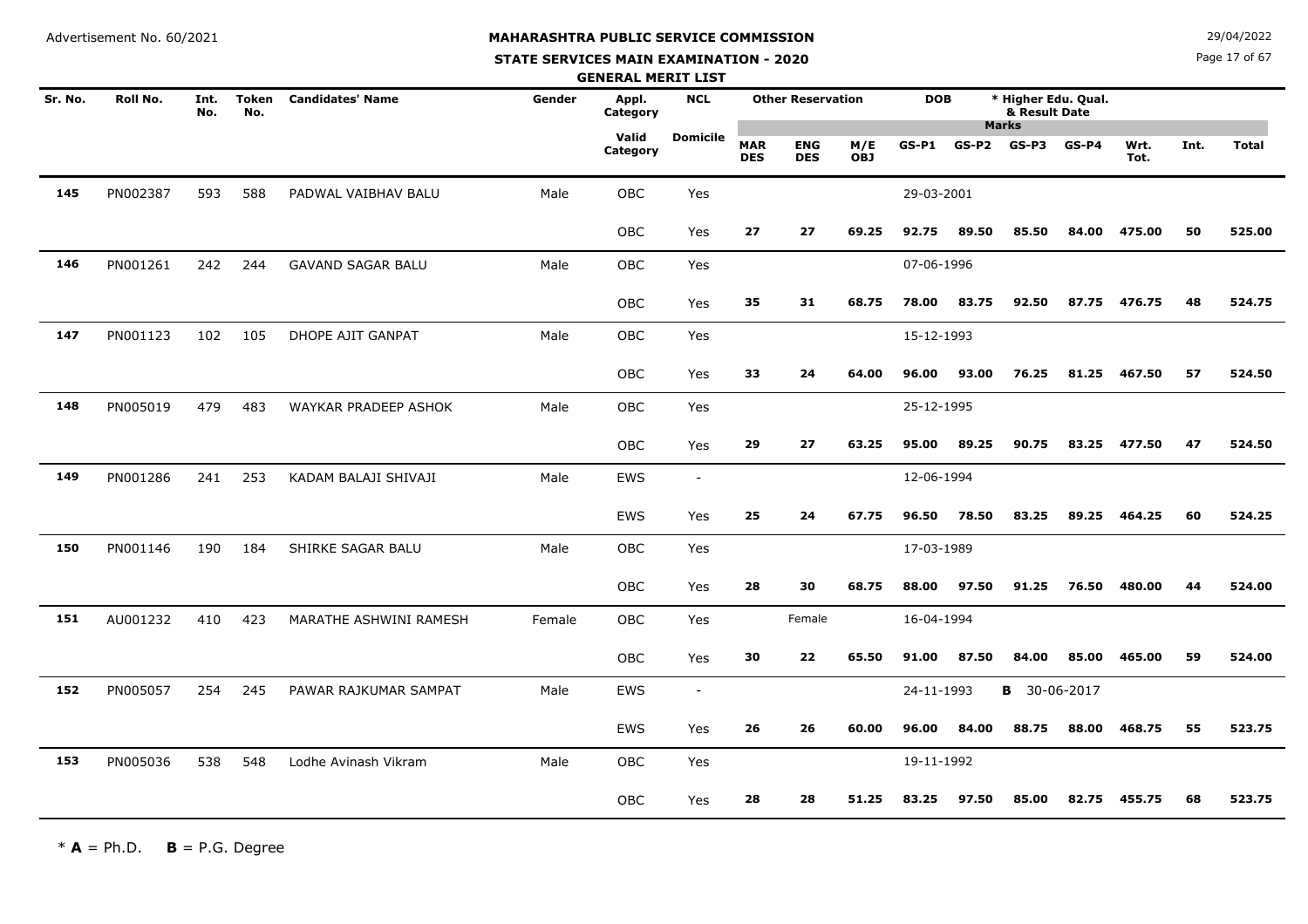Advertisement No. 60/2021

# MAHARASHTRA PUBLIC SERVICE COMMISSION

## STATE SERVICES MAIN EXAMINATION - 2020

### GENERAL MERIT LIST

29/04/2022

| Sr. No. | Roll No. | Int. No. | Token No. | Candidates' Name | Gender | Appl. Category | NCL | Other Reservation | | | DOB | | * Higher Edu. Qual. & Result Date | | | | | |
|---|---|---|---|---|---|---|---|---|---|---|---|---|---|---|---|---|---|---|
| | | | | | | Valid Category | Domicile | MAR DES | ENG DES | M/E OBJ | GS-P1 | GS-P2 | GS-P3 | GS-P4 | Wrt. Tot. | | Int. | Total |
| 145 | PN002387 | 593 | 588 | PADWAL VAIBHAV BALU | Male | OBC | Yes | | | | 29-03-2001 | | | | | | | |
| | | | | | | OBC | Yes | 27 | 27 | 69.25 | 92.75 | 89.50 | 85.50 | 84.00 | 475.00 | | 50 | 525.00 |
| 146 | PN001261 | 242 | 244 | GAVAND SAGAR BALU | Male | OBC | Yes | | | | 07-06-1996 | | | | | | | |
| | | | | | | OBC | Yes | 35 | 31 | 68.75 | 78.00 | 83.75 | 92.50 | 87.75 | 476.75 | | 48 | 524.75 |
| 147 | PN001123 | 102 | 105 | DHOPE AJIT GANPAT | Male | OBC | Yes | | | | 15-12-1993 | | | | | | | |
| | | | | | | OBC | Yes | 33 | 24 | 64.00 | 96.00 | 93.00 | 76.25 | 81.25 | 467.50 | | 57 | 524.50 |
| 148 | PN005019 | 479 | 483 | WAYKAR PRADEEP ASHOK | Male | OBC | Yes | | | | 25-12-1995 | | | | | | | |
| | | | | | | OBC | Yes | 29 | 27 | 63.25 | 95.00 | 89.25 | 90.75 | 83.25 | 477.50 | | 47 | 524.50 |
| 149 | PN001286 | 241 | 253 | KADAM BALAJI SHIVAJI | Male | EWS | - | | | | 12-06-1994 | | | | | | | |
| | | | | | | EWS | Yes | 25 | 24 | 67.75 | 96.50 | 78.50 | 83.25 | 89.25 | 464.25 | | 60 | 524.25 |
| 150 | PN001146 | 190 | 184 | SHIRKE SAGAR BALU | Male | OBC | Yes | | | | 17-03-1989 | | | | | | | |
| | | | | | | OBC | Yes | 28 | 30 | 68.75 | 88.00 | 97.50 | 91.25 | 76.50 | 480.00 | | 44 | 524.00 |
| 151 | AU001232 | 410 | 423 | MARATHE ASHWINI RAMESH | Female | OBC | Yes | | Female | | 16-04-1994 | | | | | | | |
| | | | | | | OBC | Yes | 30 | 22 | 65.50 | 91.00 | 87.50 | 84.00 | 85.00 | 465.00 | | 59 | 524.00 |
| 152 | PN005057 | 254 | 245 | PAWAR RAJKUMAR SAMPAT | Male | EWS | - | | | | 24-11-1993 | | **B** 30-06-2017 | | | | | |
| | | | | | | EWS | Yes | 26 | 26 | 60.00 | 96.00 | 84.00 | 88.75 | 88.00 | 468.75 | | 55 | 523.75 |
| 153 | PN005036 | 538 | 548 | Lodhe Avinash Vikram | Male | OBC | Yes | | | | 19-11-1992 | | | | | | | |
| | | | | | | OBC | Yes | 28 | 28 | 51.25 | 83.25 | 97.50 | 85.00 | 82.75 | 455.75 | | 68 | 523.75 |

\* **A** = Ph.D.  **B** = P.G. Degree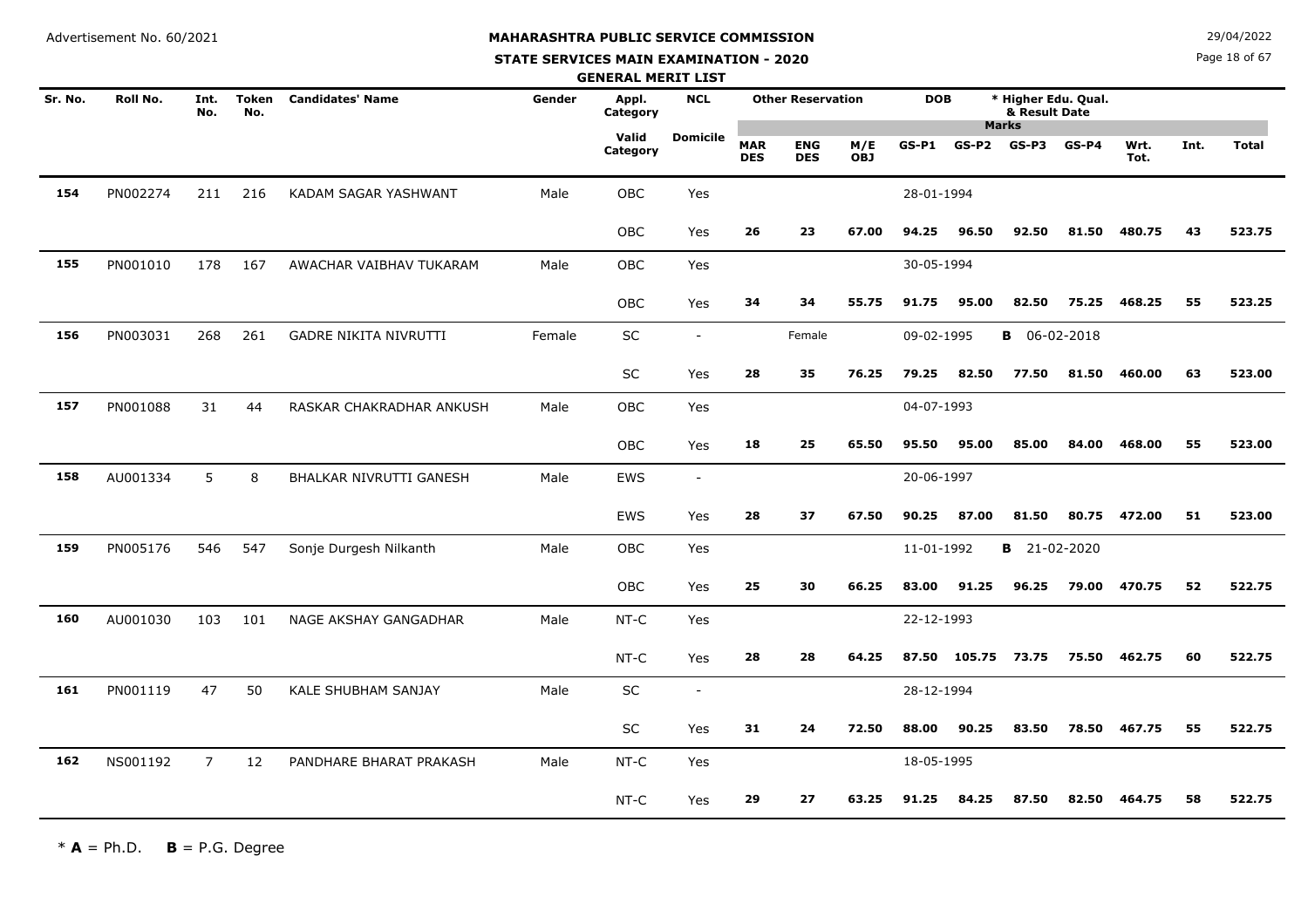Advertisement No. 60/2021

# MAHARASHTRA PUBLIC SERVICE COMMISSION

## STATE SERVICES MAIN EXAMINATION - 2020

### GENERAL MERIT LIST

29/04/2022

| Sr. No. | Roll No. | Int. No. | Token No. | Candidates' Name | Gender | Appl. Category | NCL | Other Reservation | | | DOB | | * Higher Edu. Qual. & Result Date | | | | | |
|---|---|---|---|---|---|---|---|---|---|---|---|---|---|---|---|---|---|---|
| | | | | | | | | | | | Marks | | | | | | | |
| | | | | | | Valid Category | Domicile | MAR DES | ENG DES | M/E OBJ | GS-P1 | GS-P2 | GS-P3 | GS-P4 | Wrt. Tot. | Int. | Total | |
| 154 | PN002274 | 211 | 216 | KADAM SAGAR YASHWANT | Male | OBC | Yes | | | | 28-01-1994 | | | | | | | |
| | | | | | | OBC | Yes | 26 | 23 | 67.00 | 94.25 | 96.50 | 92.50 | 81.50 | 480.75 | 43 | 523.75 | |
| 155 | PN001010 | 178 | 167 | AWACHAR VAIBHAV TUKARAM | Male | OBC | Yes | | | | 30-05-1994 | | | | | | | |
| | | | | | | OBC | Yes | 34 | 34 | 55.75 | 91.75 | 95.00 | 82.50 | 75.25 | 468.25 | 55 | 523.25 | |
| 156 | PN003031 | 268 | 261 | GADRE NIKITA NIVRUTTI | Female | SC | - | | Female | | 09-02-1995 | | **B** 06-02-2018 | | | | | |
| | | | | | | SC | Yes | 28 | 35 | 76.25 | 79.25 | 82.50 | 77.50 | 81.50 | 460.00 | 63 | 523.00 | |
| 157 | PN001088 | 31 | 44 | RASKAR CHAKRADHAR ANKUSH | Male | OBC | Yes | | | | 04-07-1993 | | | | | | | |
| | | | | | | OBC | Yes | 18 | 25 | 65.50 | 95.50 | 95.00 | 85.00 | 84.00 | 468.00 | 55 | 523.00 | |
| 158 | AU001334 | 5 | 8 | BHALKAR NIVRUTTI GANESH | Male | EWS | - | | | | 20-06-1997 | | | | | | | |
| | | | | | | EWS | Yes | 28 | 37 | 67.50 | 90.25 | 87.00 | 81.50 | 80.75 | 472.00 | 51 | 523.00 | |
| 159 | PN005176 | 546 | 547 | Sonje Durgesh Nilkanth | Male | OBC | Yes | | | | 11-01-1992 | | **B** 21-02-2020 | | | | | |
| | | | | | | OBC | Yes | 25 | 30 | 66.25 | 83.00 | 91.25 | 96.25 | 79.00 | 470.75 | 52 | 522.75 | |
| 160 | AU001030 | 103 | 101 | NAGE AKSHAY GANGADHAR | Male | NT-C | Yes | | | | 22-12-1993 | | | | | | | |
| | | | | | | NT-C | Yes | 28 | 28 | 64.25 | 87.50 | 105.75 | 73.75 | 75.50 | 462.75 | 60 | 522.75 | |
| 161 | PN001119 | 47 | 50 | KALE SHUBHAM SANJAY | Male | SC | - | | | | 28-12-1994 | | | | | | | |
| | | | | | | SC | Yes | 31 | 24 | 72.50 | 88.00 | 90.25 | 83.50 | 78.50 | 467.75 | 55 | 522.75 | |
| 162 | NS001192 | 7 | 12 | PANDHARE BHARAT PRAKASH | Male | NT-C | Yes | | | | 18-05-1995 | | | | | | | |
| | | | | | | NT-C | Yes | 29 | 27 | 63.25 | 91.25 | 84.25 | 87.50 | 82.50 | 464.75 | 58 | 522.75 | |

\* **A** = Ph.D. **B** = P.G. Degree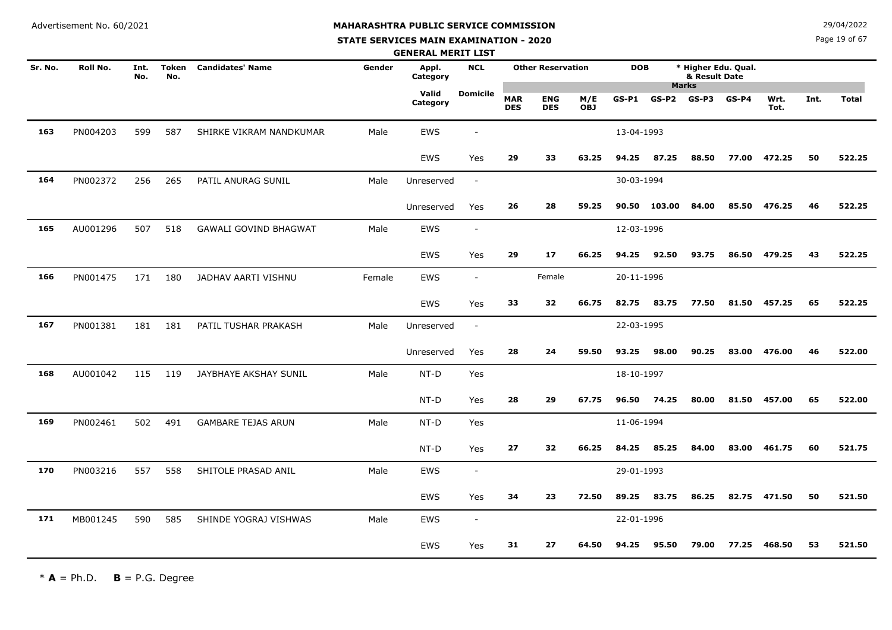Advertisement No. 60/2021

# MAHARASHTRA PUBLIC SERVICE COMMISSION

## STATE SERVICES MAIN EXAMINATION - 2020

### GENERAL MERIT LIST

29/04/2022

| Sr. No. | Roll No. | Int. No. | Token No. | Candidates' Name | Gender | Appl. Category | NCL | Other Reservation | | | DOB | * Higher Edu. Qual. & Result Date | | | | | | |
|---|---|---|---|---|---|---|---|---|---|---|---|---|---|---|---|---|---|---|
| | | | | | | | | Marks | | | | | | | | | | |
| | | | | | | Valid Category | Domicile | MAR DES | ENG DES | M/E OBJ | GS-P1 | GS-P2 | GS-P3 | GS-P4 | Wrt. Tot. | Int. | Total |
| 163 | PN004203 | 599 | 587 | SHIRKE VIKRAM NANDKUMAR | Male | EWS | - | | | | 13-04-1993 | | | | | | |
| | | | | | | EWS | Yes | 29 | 33 | 63.25 | 94.25 | 87.25 | 88.50 | 77.00 | 472.25 | 50 | 522.25 |
| 164 | PN002372 | 256 | 265 | PATIL ANURAG SUNIL | Male | Unreserved | - | | | | 30-03-1994 | | | | | | |
| | | | | | | Unreserved | Yes | 26 | 28 | 59.25 | 90.50 | 103.00 | 84.00 | 85.50 | 476.25 | 46 | 522.25 |
| 165 | AU001296 | 507 | 518 | GAWALI GOVIND BHAGWAT | Male | EWS | - | | | | 12-03-1996 | | | | | | |
| | | | | | | EWS | Yes | 29 | 17 | 66.25 | 94.25 | 92.50 | 93.75 | 86.50 | 479.25 | 43 | 522.25 |
| 166 | PN001475 | 171 | 180 | JADHAV AARTI VISHNU | Female | EWS | - | | Female | | 20-11-1996 | | | | | | |
| | | | | | | EWS | Yes | 33 | 32 | 66.75 | 82.75 | 83.75 | 77.50 | 81.50 | 457.25 | 65 | 522.25 |
| 167 | PN001381 | 181 | 181 | PATIL TUSHAR PRAKASH | Male | Unreserved | - | | | | 22-03-1995 | | | | | | |
| | | | | | | Unreserved | Yes | 28 | 24 | 59.50 | 93.25 | 98.00 | 90.25 | 83.00 | 476.00 | 46 | 522.00 |
| 168 | AU001042 | 115 | 119 | JAYBHAYE AKSHAY SUNIL | Male | NT-D | Yes | | | | 18-10-1997 | | | | | | |
| | | | | | | NT-D | Yes | 28 | 29 | 67.75 | 96.50 | 74.25 | 80.00 | 81.50 | 457.00 | 65 | 522.00 |
| 169 | PN002461 | 502 | 491 | GAMBARE TEJAS ARUN | Male | NT-D | Yes | | | | 11-06-1994 | | | | | | |
| | | | | | | NT-D | Yes | 27 | 32 | 66.25 | 84.25 | 85.25 | 84.00 | 83.00 | 461.75 | 60 | 521.75 |
| 170 | PN003216 | 557 | 558 | SHITOLE PRASAD ANIL | Male | EWS | - | | | | 29-01-1993 | | | | | | |
| | | | | | | EWS | Yes | 34 | 23 | 72.50 | 89.25 | 83.75 | 86.25 | 82.75 | 471.50 | 50 | 521.50 |
| 171 | MB001245 | 590 | 585 | SHINDE YOGRAJ VISHWAS | Male | EWS | - | | | | 22-01-1996 | | | | | | |
| | | | | | | EWS | Yes | 31 | 27 | 64.50 | 94.25 | 95.50 | 79.00 | 77.25 | 468.50 | 53 | 521.50 |

\* **A** = Ph.D. **B** = P.G. Degree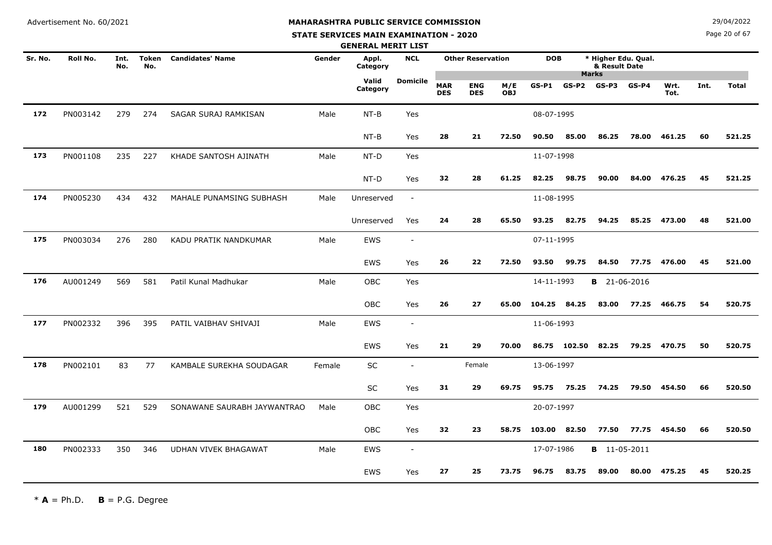Advertisement No. 60/2021

29/04/2022

# MAHARASHTRA PUBLIC SERVICE COMMISSION

## STATE SERVICES MAIN EXAMINATION - 2020

### GENERAL MERIT LIST

| Sr. No. | Roll No. | Int. No. | Token No. | Candidates' Name | Gender | Appl. Category | NCL | Other Reservation | | | DOB | | * Higher Edu. Qual. & Result Date | | | | | |
|---|---|---|---|---|---|---|---|---|---|---|---|---|---|---|---|---|---|---|
| | | | | | | Valid Category | Domicile | MAR DES | ENG DES | M/E OBJ | GS-P1 | GS-P2 | GS-P3 | GS-P4 | Wrt. Tot. | Int. | Total | |
| 172 | PN003142 | 279 | 274 | SAGAR SURAJ RAMKISAN | Male | NT-B | Yes | | | | 08-07-1995 | | | | | | | |
| | | | | | | NT-B | Yes | 28 | 21 | 72.50 | 90.50 | 85.00 | 86.25 | 78.00 | 461.25 | 60 | 521.25 | |
| 173 | PN001108 | 235 | 227 | KHADE SANTOSH AJINATH | Male | NT-D | Yes | | | | 11-07-1998 | | | | | | | |
| | | | | | | NT-D | Yes | 32 | 28 | 61.25 | 82.25 | 98.75 | 90.00 | 84.00 | 476.25 | 45 | 521.25 | |
| 174 | PN005230 | 434 | 432 | MAHALE PUNAMSING SUBHASH | Male | Unreserved | - | | | | 11-08-1995 | | | | | | | |
| | | | | | | Unreserved | Yes | 24 | 28 | 65.50 | 93.25 | 82.75 | 94.25 | 85.25 | 473.00 | 48 | 521.00 | |
| 175 | PN003034 | 276 | 280 | KADU PRATIK NANDKUMAR | Male | EWS | - | | | | 07-11-1995 | | | | | | | |
| | | | | | | EWS | Yes | 26 | 22 | 72.50 | 93.50 | 99.75 | 84.50 | 77.75 | 476.00 | 45 | 521.00 | |
| 176 | AU001249 | 569 | 581 | Patil Kunal Madhukar | Male | OBC | Yes | | | | 14-11-1993 | | **B** 21-06-2016 | | | | | |
| | | | | | | OBC | Yes | 26 | 27 | 65.00 | 104.25 | 84.25 | 83.00 | 77.25 | 466.75 | 54 | 520.75 | |
| 177 | PN002332 | 396 | 395 | PATIL VAIBHAV SHIVAJI | Male | EWS | - | | | | 11-06-1993 | | | | | | | |
| | | | | | | EWS | Yes | 21 | 29 | 70.00 | 86.75 | 102.50 | 82.25 | 79.25 | 470.75 | 50 | 520.75 | |
| 178 | PN002101 | 83 | 77 | KAMBALE SUREKHA SOUDAGAR | Female | SC | - | | Female | | 13-06-1997 | | | | | | | |
| | | | | | | SC | Yes | 31 | 29 | 69.75 | 95.75 | 75.25 | 74.25 | 79.50 | 454.50 | 66 | 520.50 | |
| 179 | AU001299 | 521 | 529 | SONAWANE SAURABH JAYWANTRAO | Male | OBC | Yes | | | | 20-07-1997 | | | | | | | |
| | | | | | | OBC | Yes | 32 | 23 | 58.75 | 103.00 | 82.50 | 77.50 | 77.75 | 454.50 | 66 | 520.50 | |
| 180 | PN002333 | 350 | 346 | UDHAN VIVEK BHAGAWAT | Male | EWS | - | | | | 17-07-1986 | | **B** 11-05-2011 | | | | | |
| | | | | | | EWS | Yes | 27 | 25 | 73.75 | 96.75 | 83.75 | 89.00 | 80.00 | 475.25 | 45 | 520.25 | |

\* **A** = Ph.D. **B** = P.G. Degree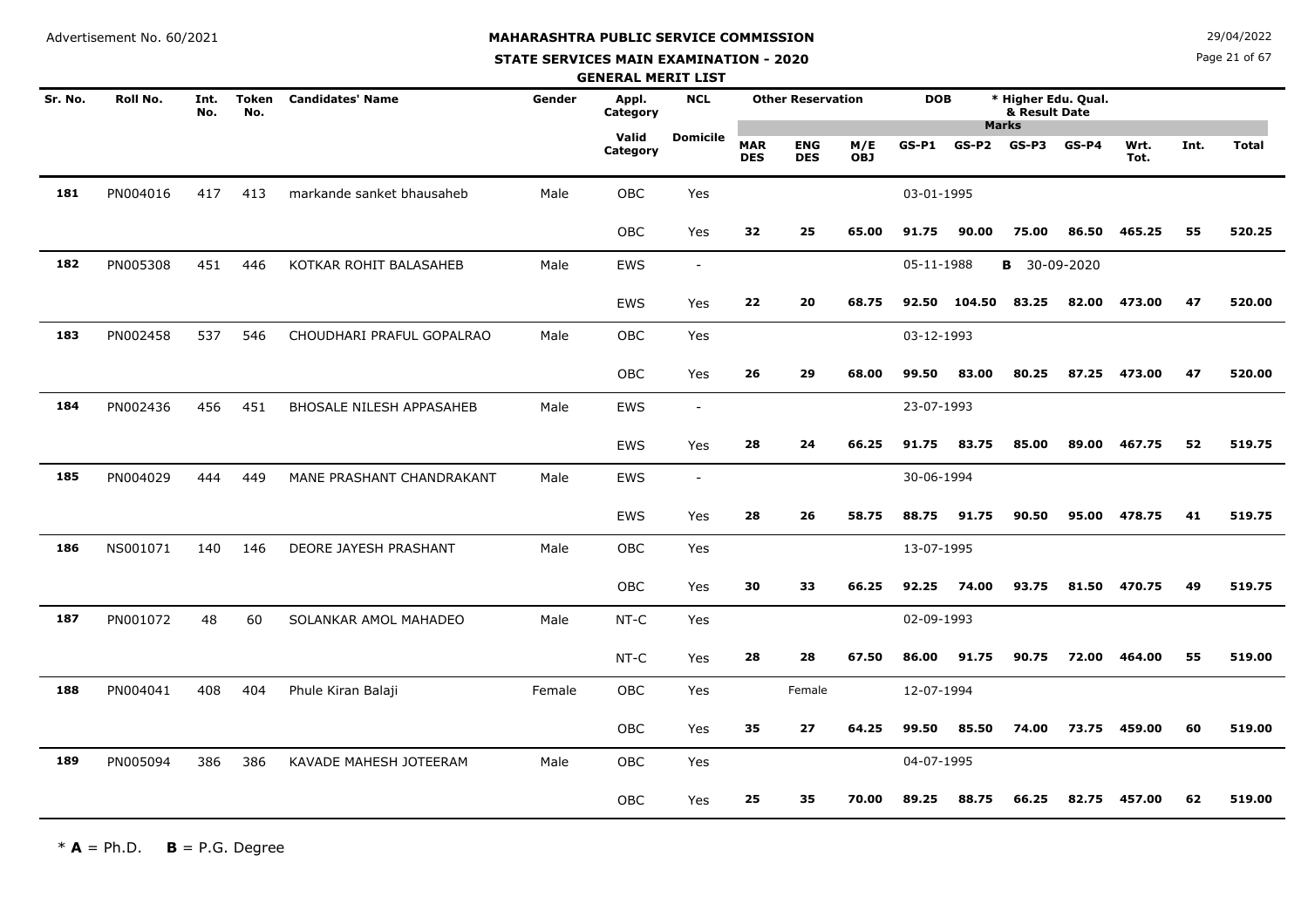Advertisement No. 60/2021

# MAHARASHTRA PUBLIC SERVICE COMMISSION

## STATE SERVICES MAIN EXAMINATION - 2020

### GENERAL MERIT LIST

29/04/2022

| Sr. No. | Roll No. | Int. No. | Token No. | Candidates' Name | Gender | Appl. Category | NCL | Other Reservation | | | DOB | | * Higher Edu. Qual. & Result Date | | | | |
|---|---|---|---|---|---|---|---|---|---|---|---|---|---|---|---|---|---|
| | | | | | | Valid Category | Domicile | MAR DES | ENG DES | M/E OBJ | GS-P1 | GS-P2 | GS-P3 | GS-P4 | Wrt. Tot. | Int. | Total |
| 181 | PN004016 | 417 | 413 | markande sanket bhausaheb | Male | OBC | Yes | | | | 03-01-1995 | | | | | | |
| | | | | | | OBC | Yes | 32 | 25 | 65.00 | 91.75 | 90.00 | 75.00 | 86.50 | 465.25 | 55 | 520.25 |
| 182 | PN005308 | 451 | 446 | KOTKAR ROHIT BALASAHEB | Male | EWS | - | | | | 05-11-1988 | | **B** 30-09-2020 | | | | |
| | | | | | | EWS | Yes | 22 | 20 | 68.75 | 92.50 | 104.50 | 83.25 | 82.00 | 473.00 | 47 | 520.00 |
| 183 | PN002458 | 537 | 546 | CHOUDHARI PRAFUL GOPALRAO | Male | OBC | Yes | | | | 03-12-1993 | | | | | | |
| | | | | | | OBC | Yes | 26 | 29 | 68.00 | 99.50 | 83.00 | 80.25 | 87.25 | 473.00 | 47 | 520.00 |
| 184 | PN002436 | 456 | 451 | BHOSALE NILESH APPASAHEB | Male | EWS | - | | | | 23-07-1993 | | | | | | |
| | | | | | | EWS | Yes | 28 | 24 | 66.25 | 91.75 | 83.75 | 85.00 | 89.00 | 467.75 | 52 | 519.75 |
| 185 | PN004029 | 444 | 449 | MANE PRASHANT CHANDRAKANT | Male | EWS | - | | | | 30-06-1994 | | | | | | |
| | | | | | | EWS | Yes | 28 | 26 | 58.75 | 88.75 | 91.75 | 90.50 | 95.00 | 478.75 | 41 | 519.75 |
| 186 | NS001071 | 140 | 146 | DEORE JAYESH PRASHANT | Male | OBC | Yes | | | | 13-07-1995 | | | | | | |
| | | | | | | OBC | Yes | 30 | 33 | 66.25 | 92.25 | 74.00 | 93.75 | 81.50 | 470.75 | 49 | 519.75 |
| 187 | PN001072 | 48 | 60 | SOLANKAR AMOL MAHADEO | Male | NT-C | Yes | | | | 02-09-1993 | | | | | | |
| | | | | | | NT-C | Yes | 28 | 28 | 67.50 | 86.00 | 91.75 | 90.75 | 72.00 | 464.00 | 55 | 519.00 |
| 188 | PN004041 | 408 | 404 | Phule Kiran Balaji | Female | OBC | Yes | | Female | | 12-07-1994 | | | | | | |
| | | | | | | OBC | Yes | 35 | 27 | 64.25 | 99.50 | 85.50 | 74.00 | 73.75 | 459.00 | 60 | 519.00 |
| 189 | PN005094 | 386 | 386 | KAVADE MAHESH JOTEERAM | Male | OBC | Yes | | | | 04-07-1995 | | | | | | |
| | | | | | | OBC | Yes | 25 | 35 | 70.00 | 89.25 | 88.75 | 66.25 | 82.75 | 457.00 | 62 | 519.00 |

\* **A** = Ph.D. **B** = P.G. Degree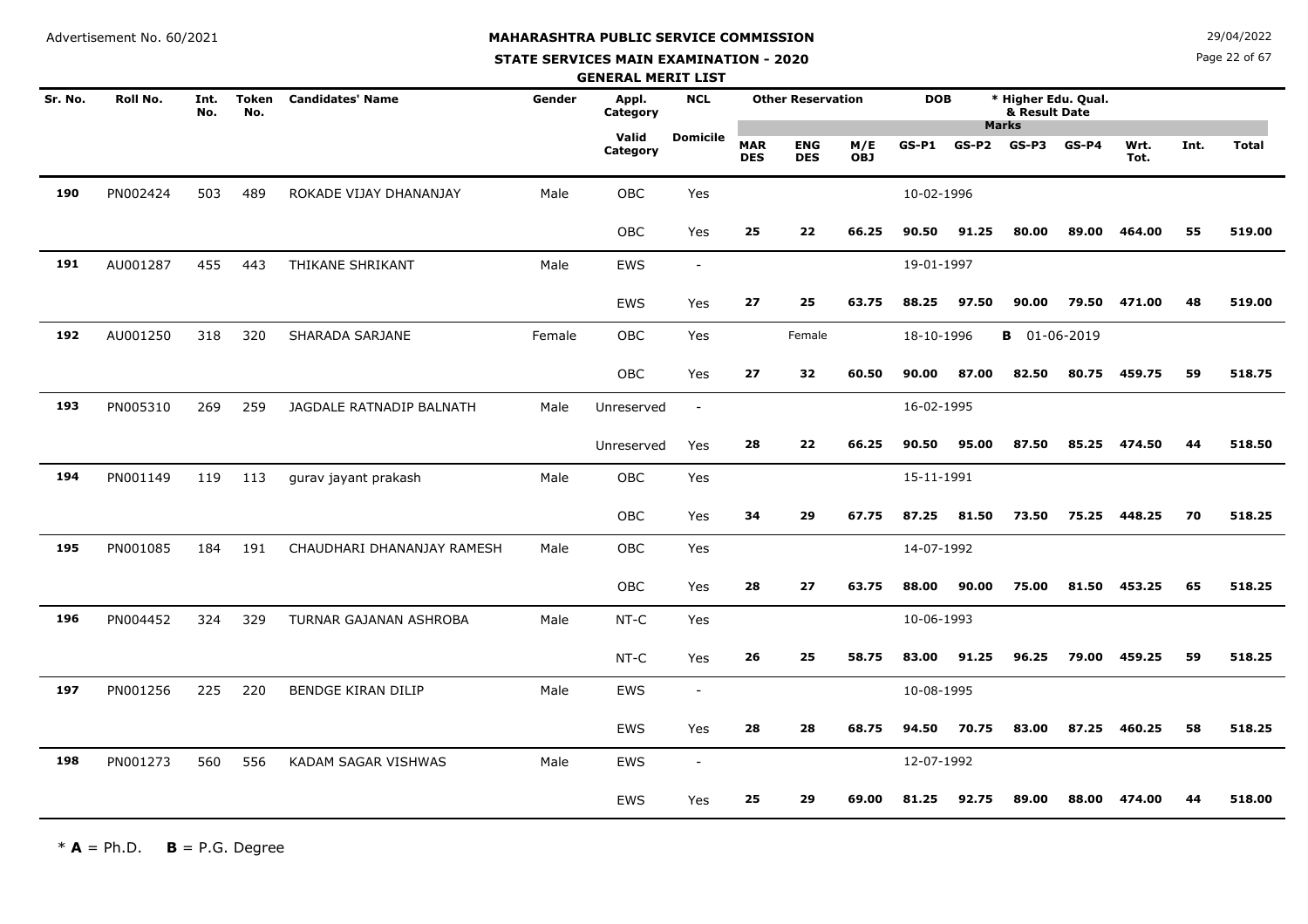Advertisement No. 60/2021

29/04/2022

# MAHARASHTRA PUBLIC SERVICE COMMISSION

## STATE SERVICES MAIN EXAMINATION - 2020

### GENERAL MERIT LIST

| Sr. No. | Roll No. | Int. No. | Token No. | Candidates' Name | Gender | Appl. Category | NCL | Other Reservation | | | DOB | | * Higher Edu. Qual. & Result Date | | | | |
|---|---|---|---|---|---|---|---|---|---|---|---|---|---|---|---|---|---|
| | | | | | | | | | | | | | Marks | | | | |
| | | | | | | Valid Category | Domicile | MAR DES | ENG DES | M/E OBJ | GS-P1 | GS-P2 | GS-P3 | GS-P4 | Wrt. Tot. | Int. | Total |
| 190 | PN002424 | 503 | 489 | ROKADE VIJAY DHANANJAY | Male | OBC | Yes | | | | 10-02-1996 | | | | | | |
| | | | | | | OBC | Yes | 25 | 22 | 66.25 | 90.50 | 91.25 | 80.00 | 89.00 | 464.00 | 55 | 519.00 |
| 191 | AU001287 | 455 | 443 | THIKANE SHRIKANT | Male | EWS | - | | | | 19-01-1997 | | | | | | |
| | | | | | | EWS | Yes | 27 | 25 | 63.75 | 88.25 | 97.50 | 90.00 | 79.50 | 471.00 | 48 | 519.00 |
| 192 | AU001250 | 318 | 320 | SHARADA SARJANE | Female | OBC | Yes | | Female | | 18-10-1996 | | **B** 01-06-2019 | | | | |
| | | | | | | OBC | Yes | 27 | 32 | 60.50 | 90.00 | 87.00 | 82.50 | 80.75 | 459.75 | 59 | 518.75 |
| 193 | PN005310 | 269 | 259 | JAGDALE RATNADIP BALNATH | Male | Unreserved | - | | | | 16-02-1995 | | | | | | |
| | | | | | | Unreserved | Yes | 28 | 22 | 66.25 | 90.50 | 95.00 | 87.50 | 85.25 | 474.50 | 44 | 518.50 |
| 194 | PN001149 | 119 | 113 | gurav jayant prakash | Male | OBC | Yes | | | | 15-11-1991 | | | | | | |
| | | | | | | OBC | Yes | 34 | 29 | 67.75 | 87.25 | 81.50 | 73.50 | 75.25 | 448.25 | 70 | 518.25 |
| 195 | PN001085 | 184 | 191 | CHAUDHARI DHANANJAY RAMESH | Male | OBC | Yes | | | | 14-07-1992 | | | | | | |
| | | | | | | OBC | Yes | 28 | 27 | 63.75 | 88.00 | 90.00 | 75.00 | 81.50 | 453.25 | 65 | 518.25 |
| 196 | PN004452 | 324 | 329 | TURNAR GAJANAN ASHROBA | Male | NT-C | Yes | | | | 10-06-1993 | | | | | | |
| | | | | | | NT-C | Yes | 26 | 25 | 58.75 | 83.00 | 91.25 | 96.25 | 79.00 | 459.25 | 59 | 518.25 |
| 197 | PN001256 | 225 | 220 | BENDGE KIRAN DILIP | Male | EWS | - | | | | 10-08-1995 | | | | | | |
| | | | | | | EWS | Yes | 28 | 28 | 68.75 | 94.50 | 70.75 | 83.00 | 87.25 | 460.25 | 58 | 518.25 |
| 198 | PN001273 | 560 | 556 | KADAM SAGAR VISHWAS | Male | EWS | - | | | | 12-07-1992 | | | | | | |
| | | | | | | EWS | Yes | 25 | 29 | 69.00 | 81.25 | 92.75 | 89.00 | 88.00 | 474.00 | 44 | 518.00 |

\* **A** = Ph.D. **B** = P.G. Degree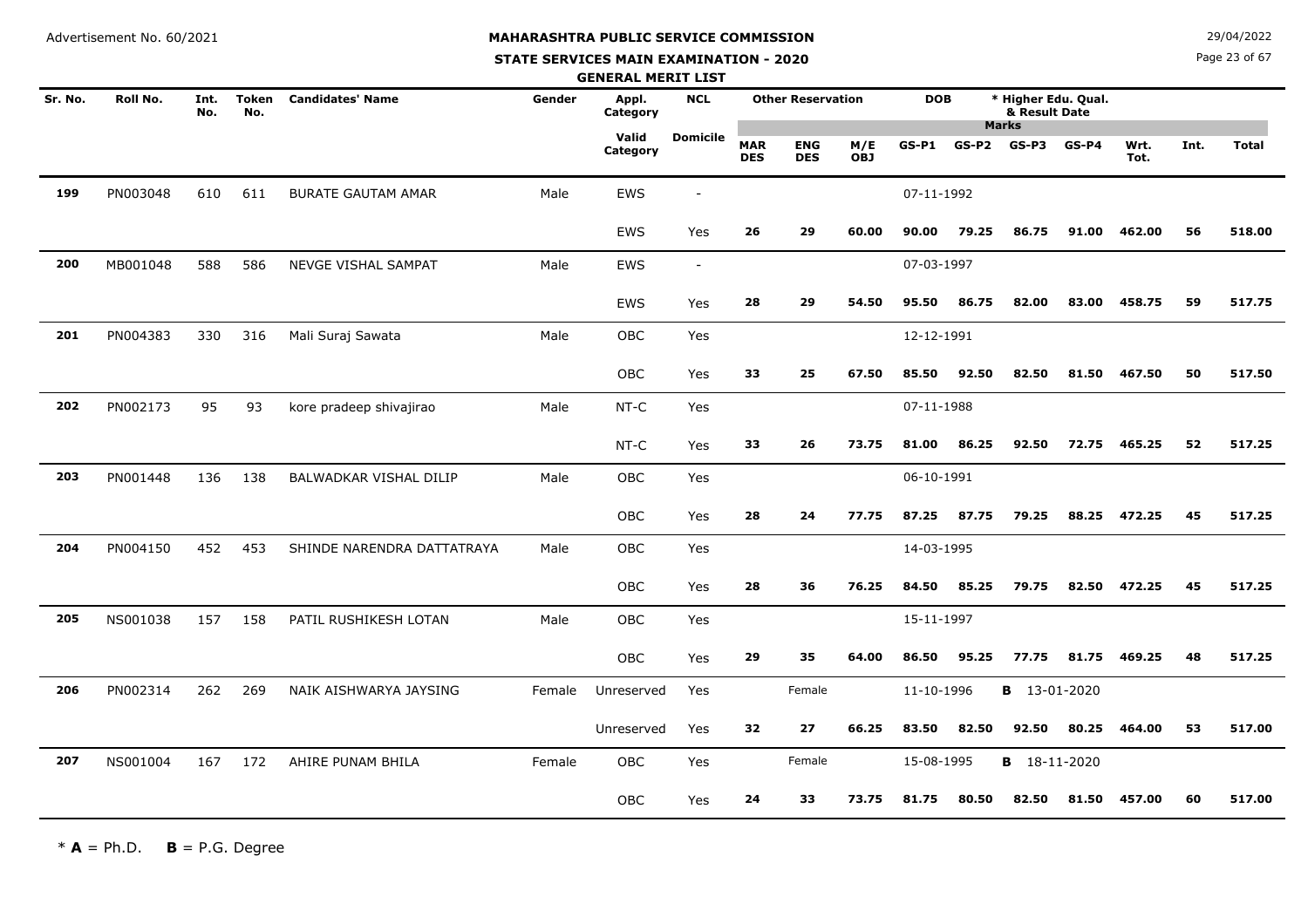Advertisement No. 60/2021

29/04/2022

# MAHARASHTRA PUBLIC SERVICE COMMISSION

## STATE SERVICES MAIN EXAMINATION - 2020

### GENERAL MERIT LIST

| Sr. No. | Roll No. | Int. No. | Token No. | Candidates' Name | Gender | Appl. Category | NCL | Other Reservation | | | DOB | | * Higher Edu. Qual. & Result Date | | | | |
|---|---|---|---|---|---|---|---|---|---|---|---|---|---|---|---|---|---|
| | | | | | | | | | | | Marks | | | | | | |
| | | | | | | Valid Category | Domicile | MAR DES | ENG DES | M/E OBJ | GS-P1 | GS-P2 | GS-P3 | GS-P4 | Wrt. Tot. | Int. | Total |
| 199 | PN003048 | 610 | 611 | BURATE GAUTAM AMAR | Male | EWS | - | | | | 07-11-1992 | | | | | | |
| | | | | | | EWS | Yes | 26 | 29 | 60.00 | 90.00 | 79.25 | 86.75 | 91.00 | 462.00 | 56 | 518.00 |
| 200 | MB001048 | 588 | 586 | NEVGE VISHAL SAMPAT | Male | EWS | - | | | | 07-03-1997 | | | | | | |
| | | | | | | EWS | Yes | 28 | 29 | 54.50 | 95.50 | 86.75 | 82.00 | 83.00 | 458.75 | 59 | 517.75 |
| 201 | PN004383 | 330 | 316 | Mali Suraj Sawata | Male | OBC | Yes | | | | 12-12-1991 | | | | | | |
| | | | | | | OBC | Yes | 33 | 25 | 67.50 | 85.50 | 92.50 | 82.50 | 81.50 | 467.50 | 50 | 517.50 |
| 202 | PN002173 | 95 | 93 | kore pradeep shivajirao | Male | NT-C | Yes | | | | 07-11-1988 | | | | | | |
| | | | | | | NT-C | Yes | 33 | 26 | 73.75 | 81.00 | 86.25 | 92.50 | 72.75 | 465.25 | 52 | 517.25 |
| 203 | PN001448 | 136 | 138 | BALWADKAR VISHAL DILIP | Male | OBC | Yes | | | | 06-10-1991 | | | | | | |
| | | | | | | OBC | Yes | 28 | 24 | 77.75 | 87.25 | 87.75 | 79.25 | 88.25 | 472.25 | 45 | 517.25 |
| 204 | PN004150 | 452 | 453 | SHINDE NARENDRA DATTATRAYA | Male | OBC | Yes | | | | 14-03-1995 | | | | | | |
| | | | | | | OBC | Yes | 28 | 36 | 76.25 | 84.50 | 85.25 | 79.75 | 82.50 | 472.25 | 45 | 517.25 |
| 205 | NS001038 | 157 | 158 | PATIL RUSHIKESH LOTAN | Male | OBC | Yes | | | | 15-11-1997 | | | | | | |
| | | | | | | OBC | Yes | 29 | 35 | 64.00 | 86.50 | 95.25 | 77.75 | 81.75 | 469.25 | 48 | 517.25 |
| 206 | PN002314 | 262 | 269 | NAIK AISHWARYA JAYSING | Female | Unreserved | Yes | | Female | | 11-10-1996 | | **B** 13-01-2020 | | | | |
| | | | | | | Unreserved | Yes | 32 | 27 | 66.25 | 83.50 | 82.50 | 92.50 | 80.25 | 464.00 | 53 | 517.00 |
| 207 | NS001004 | 167 | 172 | AHIRE PUNAM BHILA | Female | OBC | Yes | | Female | | 15-08-1995 | | **B** 18-11-2020 | | | | |
| | | | | | | OBC | Yes | 24 | 33 | 73.75 | 81.75 | 80.50 | 82.50 | 81.50 | 457.00 | 60 | 517.00 |

\* **A** = Ph.D. **B** = P.G. Degree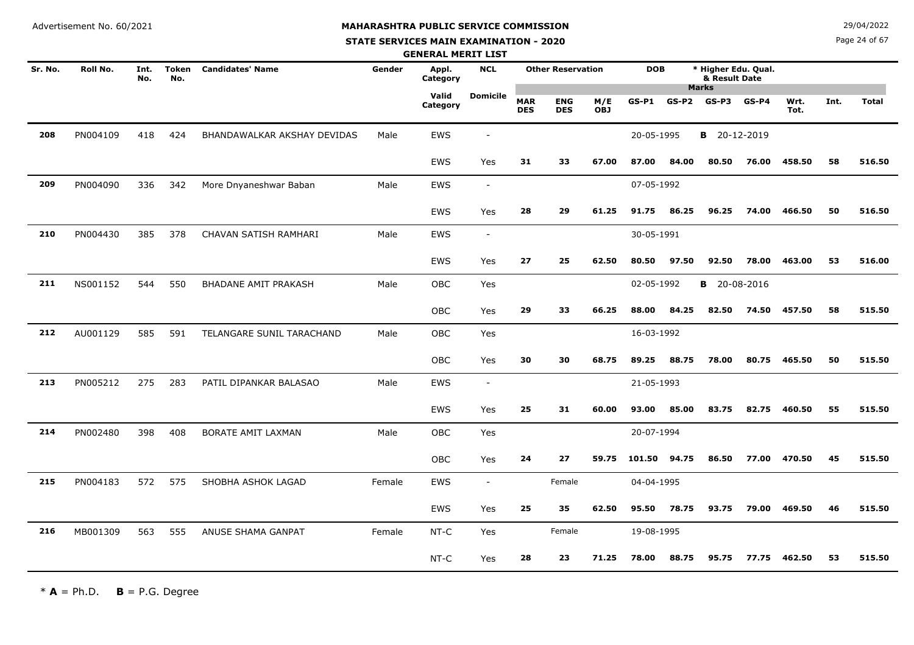Advertisement No. 60/2021

29/04/2022

**MAHARASHTRA PUBLIC SERVICE COMMISSION**

**STATE SERVICES MAIN EXAMINATION - 2020**

**GENERAL MERIT LIST**

| Sr. No. | Roll No. | Int. No. | Token No. | Candidates' Name | Gender | Appl. Category | NCL | Other Reservation | | | DOB | | * Higher Edu. Qual. & Result Date | | | | |
|---|---|---|---|---|---|---|---|---|---|---|---|---|---|---|---|---|---|
| | | | | | | | | | | | **Marks** | | | | | | |
| | | | | | | Valid Category | Domicile | MAR DES | ENG DES | M/E OBJ | GS-P1 | GS-P2 | GS-P3 | GS-P4 | Wrt. Tot. | Int. | Total |
| **208** | PN004109 | 418 | 424 | BHANDAWALKAR AKSHAY DEVIDAS | Male | EWS | - | | | | 20-05-1995 | | **B** 20-12-2019 | | | | |
| | | | | | | EWS | Yes | **31** | **33** | **67.00** | **87.00** | **84.00** | **80.50** | **76.00** | **458.50** | **58** | **516.50** |
| **209** | PN004090 | 336 | 342 | More Dnyaneshwar Baban | Male | EWS | - | | | | 07-05-1992 | | | | | | |
| | | | | | | EWS | Yes | **28** | **29** | **61.25** | **91.75** | **86.25** | **96.25** | **74.00** | **466.50** | **50** | **516.50** |
| **210** | PN004430 | 385 | 378 | CHAVAN SATISH RAMHARI | Male | EWS | - | | | | 30-05-1991 | | | | | | |
| | | | | | | EWS | Yes | **27** | **25** | **62.50** | **80.50** | **97.50** | **92.50** | **78.00** | **463.00** | **53** | **516.00** |
| **211** | NS001152 | 544 | 550 | BHADANE AMIT PRAKASH | Male | OBC | Yes | | | | 02-05-1992 | | **B** 20-08-2016 | | | | |
| | | | | | | OBC | Yes | **29** | **33** | **66.25** | **88.00** | **84.25** | **82.50** | **74.50** | **457.50** | **58** | **515.50** |
| **212** | AU001129 | 585 | 591 | TELANGARE SUNIL TARACHAND | Male | OBC | Yes | | | | 16-03-1992 | | | | | | |
| | | | | | | OBC | Yes | **30** | **30** | **68.75** | **89.25** | **88.75** | **78.00** | **80.75** | **465.50** | **50** | **515.50** |
| **213** | PN005212 | 275 | 283 | PATIL DIPANKAR BALASAO | Male | EWS | - | | | | 21-05-1993 | | | | | | |
| | | | | | | EWS | Yes | **25** | **31** | **60.00** | **93.00** | **85.00** | **83.75** | **82.75** | **460.50** | **55** | **515.50** |
| **214** | PN002480 | 398 | 408 | BORATE AMIT LAXMAN | Male | OBC | Yes | | | | 20-07-1994 | | | | | | |
| | | | | | | OBC | Yes | **24** | **27** | **59.75** | **101.50** | **94.75** | **86.50** | **77.00** | **470.50** | **45** | **515.50** |
| **215** | PN004183 | 572 | 575 | SHOBHA ASHOK LAGAD | Female | EWS | - | | Female | | 04-04-1995 | | | | | | |
| | | | | | | EWS | Yes | **25** | **35** | **62.50** | **95.50** | **78.75** | **93.75** | **79.00** | **469.50** | **46** | **515.50** |
| **216** | MB001309 | 563 | 555 | ANUSE SHAMA GANPAT | Female | NT-C | Yes | | Female | | 19-08-1995 | | | | | | |
| | | | | | | NT-C | Yes | **28** | **23** | **71.25** | **78.00** | **88.75** | **95.75** | **77.75** | **462.50** | **53** | **515.50** |

\* **A** = Ph.D. **B** = P.G. Degree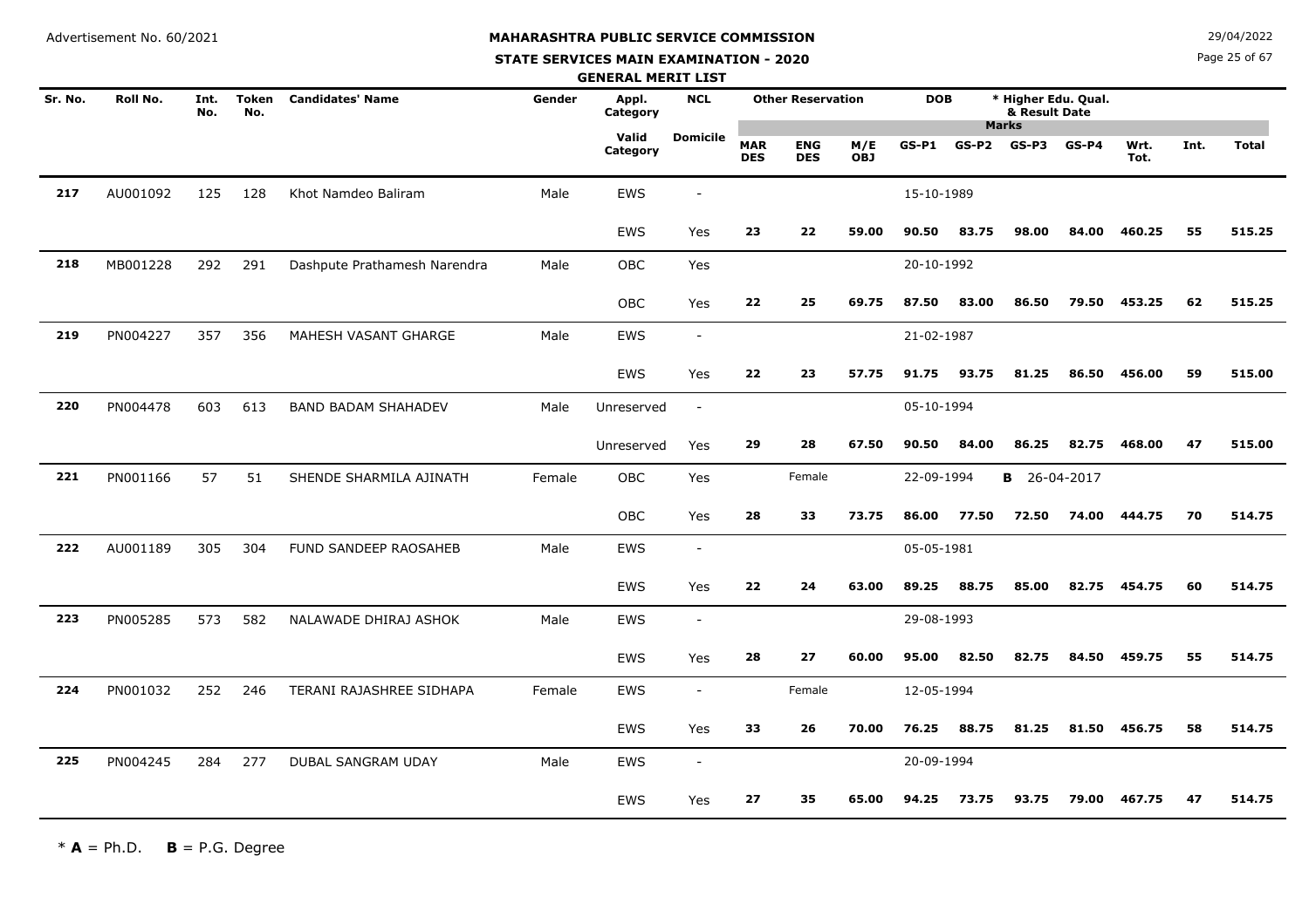Advertisement No. 60/2021

29/04/2022

# MAHARASHTRA PUBLIC SERVICE COMMISSION

## STATE SERVICES MAIN EXAMINATION - 2020

### GENERAL MERIT LIST

| Sr. No. | Roll No. | Int. No. | Token No. | Candidates' Name | Gender | Appl. Category | NCL | Other Reservation | | | DOB | * Higher Edu. Qual. & Result Date | | | | | | |
|---|---|---|---|---|---|---|---|---|---|---|---|---|---|---|---|---|---|---|
| | | | | | | | | | | | Marks | | | | | | | |
| | | | | | | Valid Category | Domicile | MAR DES | ENG DES | M/E OBJ | GS-P1 | GS-P2 | GS-P3 | GS-P4 | Wrt. Tot. | Int. | Total | |
| 217 | AU001092 | 125 | 128 | Khot Namdeo Baliram | Male | EWS | - | | | | 15-10-1989 | | | | | | | |
| | | | | | | EWS | Yes | 23 | 22 | 59.00 | 90.50 | 83.75 | 98.00 | 84.00 | 460.25 | 55 | 515.25 | |
| 218 | MB001228 | 292 | 291 | Dashpute Prathamesh Narendra | Male | OBC | Yes | | | | 20-10-1992 | | | | | | | |
| | | | | | | OBC | Yes | 22 | 25 | 69.75 | 87.50 | 83.00 | 86.50 | 79.50 | 453.25 | 62 | 515.25 | |
| 219 | PN004227 | 357 | 356 | MAHESH VASANT GHARGE | Male | EWS | - | | | | 21-02-1987 | | | | | | | |
| | | | | | | EWS | Yes | 22 | 23 | 57.75 | 91.75 | 93.75 | 81.25 | 86.50 | 456.00 | 59 | 515.00 | |
| 220 | PN004478 | 603 | 613 | BAND BADAM SHAHADEV | Male | Unreserved | - | | | | 05-10-1994 | | | | | | | |
| | | | | | | Unreserved | Yes | 29 | 28 | 67.50 | 90.50 | 84.00 | 86.25 | 82.75 | 468.00 | 47 | 515.00 | |
| 221 | PN001166 | 57 | 51 | SHENDE SHARMILA AJINATH | Female | OBC | Yes | | Female | | 22-09-1994 | **B** 26-04-2017 | | | | | | |
| | | | | | | OBC | Yes | 28 | 33 | 73.75 | 86.00 | 77.50 | 72.50 | 74.00 | 444.75 | 70 | 514.75 | |
| 222 | AU001189 | 305 | 304 | FUND SANDEEP RAOSAHEB | Male | EWS | - | | | | 05-05-1981 | | | | | | | |
| | | | | | | EWS | Yes | 22 | 24 | 63.00 | 89.25 | 88.75 | 85.00 | 82.75 | 454.75 | 60 | 514.75 | |
| 223 | PN005285 | 573 | 582 | NALAWADE DHIRAJ ASHOK | Male | EWS | - | | | | 29-08-1993 | | | | | | | |
| | | | | | | EWS | Yes | 28 | 27 | 60.00 | 95.00 | 82.50 | 82.75 | 84.50 | 459.75 | 55 | 514.75 | |
| 224 | PN001032 | 252 | 246 | TERANI RAJASHREE SIDHAPA | Female | EWS | - | | Female | | 12-05-1994 | | | | | | | |
| | | | | | | EWS | Yes | 33 | 26 | 70.00 | 76.25 | 88.75 | 81.25 | 81.50 | 456.75 | 58 | 514.75 | |
| 225 | PN004245 | 284 | 277 | DUBAL SANGRAM UDAY | Male | EWS | - | | | | 20-09-1994 | | | | | | | |
| | | | | | | EWS | Yes | 27 | 35 | 65.00 | 94.25 | 73.75 | 93.75 | 79.00 | 467.75 | 47 | 514.75 | |

\* **A** = Ph.D. **B** = P.G. Degree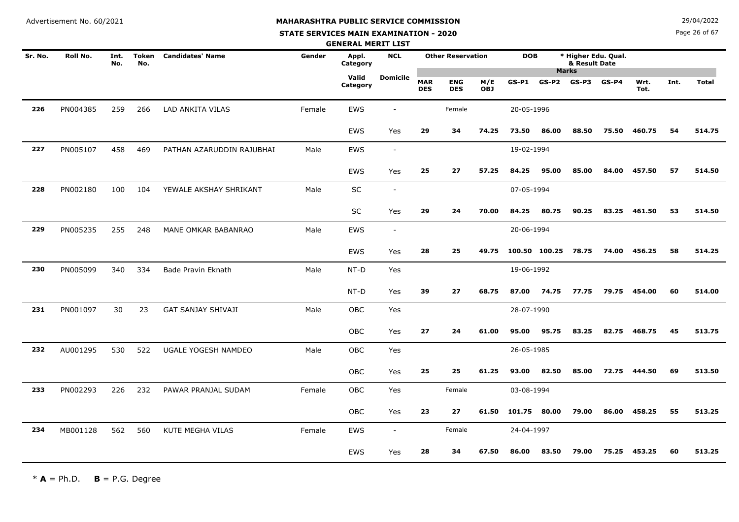Advertisement No. 60/2021

**MAHARASHTRA PUBLIC SERVICE COMMISSION**

**STATE SERVICES MAIN EXAMINATION - 2020**

**GENERAL MERIT LIST**

29/04/2022

| Sr. No. | Roll No. | Int. No. | Token No. | Candidates' Name | Gender | Appl. Category | NCL | Other Reservation | | | DOB | * Higher Edu. Qual. & Result Date | | | | | | |
|---|---|---|---|---|---|---|---|---|---|---|---|---|---|---|---|---|---|---|
| | | | | | | | | | | | Marks | | | | | | | |
| | | | | | | Valid Category | Domicile | MAR DES | ENG DES | M/E OBJ | GS-P1 | GS-P2 | GS-P3 | GS-P4 | Wrt. Tot. | Int. | Total | |
| 226 | PN004385 | 259 | 266 | LAD ANKITA VILAS | Female | EWS | - | | Female | | 20-05-1996 | | | | | | | |
| | | | | | | EWS | Yes | 29 | 34 | 74.25 | 73.50 | 86.00 | 88.50 | 75.50 | 460.75 | 54 | 514.75 | |
| 227 | PN005107 | 458 | 469 | PATHAN AZARUDDIN RAJUBHAI | Male | EWS | - | | | | 19-02-1994 | | | | | | | |
| | | | | | | EWS | Yes | 25 | 27 | 57.25 | 84.25 | 95.00 | 85.00 | 84.00 | 457.50 | 57 | 514.50 | |
| 228 | PN002180 | 100 | 104 | YEWALE AKSHAY SHRIKANT | Male | SC | - | | | | 07-05-1994 | | | | | | | |
| | | | | | | SC | Yes | 29 | 24 | 70.00 | 84.25 | 80.75 | 90.25 | 83.25 | 461.50 | 53 | 514.50 | |
| 229 | PN005235 | 255 | 248 | MANE OMKAR BABANRAO | Male | EWS | - | | | | 20-06-1994 | | | | | | | |
| | | | | | | EWS | Yes | 28 | 25 | 49.75 | 100.50 | 100.25 | 78.75 | 74.00 | 456.25 | 58 | 514.25 | |
| 230 | PN005099 | 340 | 334 | Bade Pravin Eknath | Male | NT-D | Yes | | | | 19-06-1992 | | | | | | | |
| | | | | | | NT-D | Yes | 39 | 27 | 68.75 | 87.00 | 74.75 | 77.75 | 79.75 | 454.00 | 60 | 514.00 | |
| 231 | PN001097 | 30 | 23 | GAT SANJAY SHIVAJI | Male | OBC | Yes | | | | 28-07-1990 | | | | | | | |
| | | | | | | OBC | Yes | 27 | 24 | 61.00 | 95.00 | 95.75 | 83.25 | 82.75 | 468.75 | 45 | 513.75 | |
| 232 | AU001295 | 530 | 522 | UGALE YOGESH NAMDEO | Male | OBC | Yes | | | | 26-05-1985 | | | | | | | |
| | | | | | | OBC | Yes | 25 | 25 | 61.25 | 93.00 | 82.50 | 85.00 | 72.75 | 444.50 | 69 | 513.50 | |
| 233 | PN002293 | 226 | 232 | PAWAR PRANJAL SUDAM | Female | OBC | Yes | | Female | | 03-08-1994 | | | | | | | |
| | | | | | | OBC | Yes | 23 | 27 | 61.50 | 101.75 | 80.00 | 79.00 | 86.00 | 458.25 | 55 | 513.25 | |
| 234 | MB001128 | 562 | 560 | KUTE MEGHA VILAS | Female | EWS | - | | Female | | 24-04-1997 | | | | | | | |
| | | | | | | EWS | Yes | 28 | 34 | 67.50 | 86.00 | 83.50 | 79.00 | 75.25 | 453.25 | 60 | 513.25 | |

\* **A** = Ph.D. **B** = P.G. Degree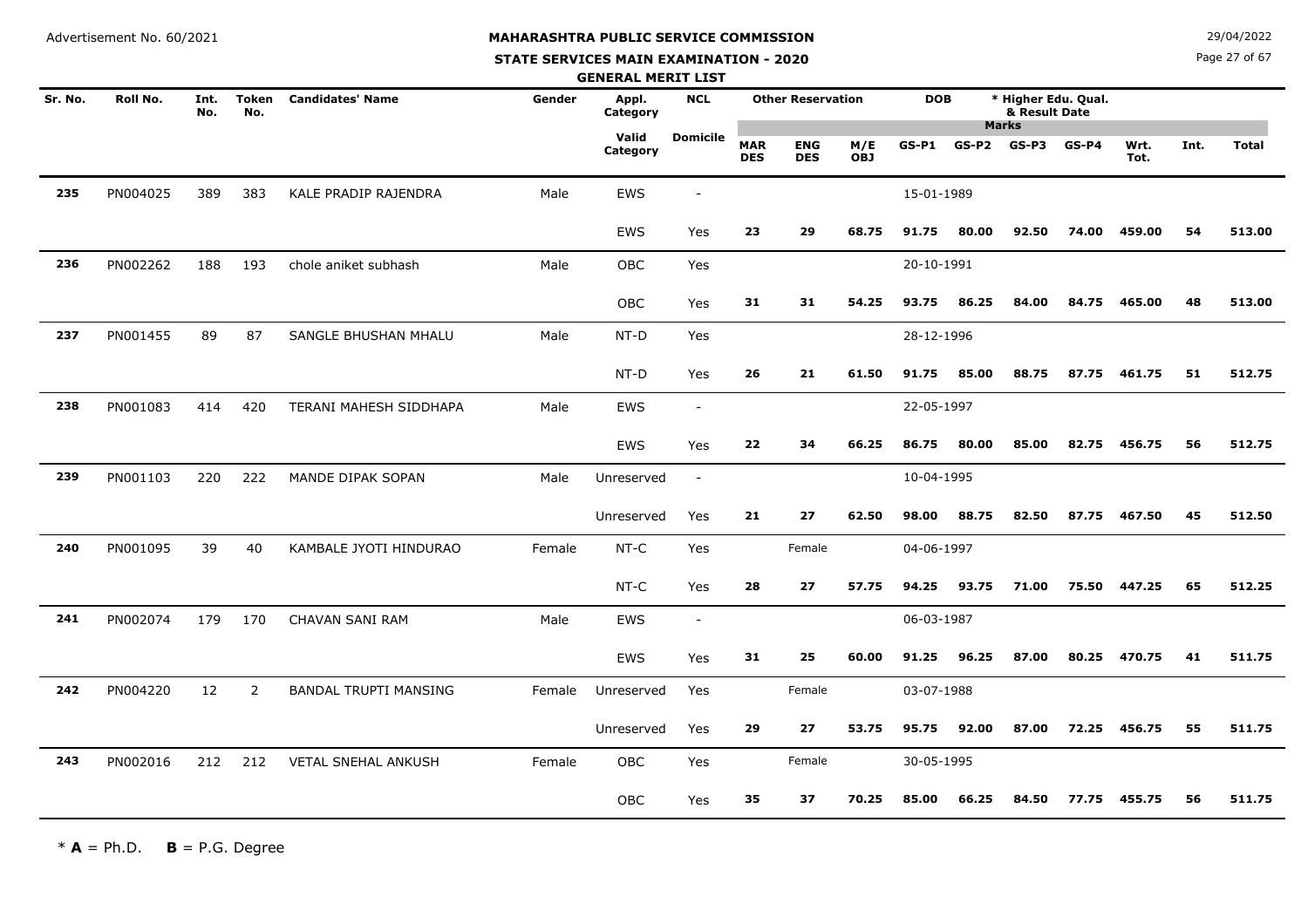Advertisement No. 60/2021

29/04/2022

# MAHARASHTRA PUBLIC SERVICE COMMISSION

## STATE SERVICES MAIN EXAMINATION - 2020

### GENERAL MERIT LIST

| Sr. No. | Roll No. | Int. No. | Token No. | Candidates' Name | Gender | Appl. Category | NCL | Other Reservation | | | DOB | * Higher Edu. Qual. & Result Date | | | | | | |
|---|---|---|---|---|---|---|---|---|---|---|---|---|---|---|---|---|---|---|
| | | | | | | Valid Category | Domicile | MAR DES | ENG DES | M/E OBJ | GS-P1 | GS-P2 | GS-P3 | GS-P4 | Wrt. Tot. | Int. | Total | |
| 235 | PN004025 | 389 | 383 | KALE PRADIP RAJENDRA | Male | EWS | - | | | | 15-01-1989 | | | | | | | |
| | | | | | | EWS | Yes | 23 | 29 | 68.75 | 91.75 | 80.00 | 92.50 | 74.00 | 459.00 | 54 | 513.00 | |
| 236 | PN002262 | 188 | 193 | chole aniket subhash | Male | OBC | Yes | | | | 20-10-1991 | | | | | | | |
| | | | | | | OBC | Yes | 31 | 31 | 54.25 | 93.75 | 86.25 | 84.00 | 84.75 | 465.00 | 48 | 513.00 | |
| 237 | PN001455 | 89 | 87 | SANGLE BHUSHAN MHALU | Male | NT-D | Yes | | | | 28-12-1996 | | | | | | | |
| | | | | | | NT-D | Yes | 26 | 21 | 61.50 | 91.75 | 85.00 | 88.75 | 87.75 | 461.75 | 51 | 512.75 | |
| 238 | PN001083 | 414 | 420 | TERANI MAHESH SIDDHAPA | Male | EWS | - | | | | 22-05-1997 | | | | | | | |
| | | | | | | EWS | Yes | 22 | 34 | 66.25 | 86.75 | 80.00 | 85.00 | 82.75 | 456.75 | 56 | 512.75 | |
| 239 | PN001103 | 220 | 222 | MANDE DIPAK SOPAN | Male | Unreserved | - | | | | 10-04-1995 | | | | | | | |
| | | | | | | Unreserved | Yes | 21 | 27 | 62.50 | 98.00 | 88.75 | 82.50 | 87.75 | 467.50 | 45 | 512.50 | |
| 240 | PN001095 | 39 | 40 | KAMBALE JYOTI HINDURAO | Female | NT-C | Yes | | Female | | 04-06-1997 | | | | | | | |
| | | | | | | NT-C | Yes | 28 | 27 | 57.75 | 94.25 | 93.75 | 71.00 | 75.50 | 447.25 | 65 | 512.25 | |
| 241 | PN002074 | 179 | 170 | CHAVAN SANI RAM | Male | EWS | - | | | | 06-03-1987 | | | | | | | |
| | | | | | | EWS | Yes | 31 | 25 | 60.00 | 91.25 | 96.25 | 87.00 | 80.25 | 470.75 | 41 | 511.75 | |
| 242 | PN004220 | 12 | 2 | BANDAL TRUPTI MANSING | Female | Unreserved | Yes | | Female | | 03-07-1988 | | | | | | | |
| | | | | | | Unreserved | Yes | 29 | 27 | 53.75 | 95.75 | 92.00 | 87.00 | 72.25 | 456.75 | 55 | 511.75 | |
| 243 | PN002016 | 212 | 212 | VETAL SNEHAL ANKUSH | Female | OBC | Yes | | Female | | 30-05-1995 | | | | | | | |
| | | | | | | OBC | Yes | 35 | 37 | 70.25 | 85.00 | 66.25 | 84.50 | 77.75 | 455.75 | 56 | 511.75 | |

* **A** = Ph.D. **B** = P.G. Degree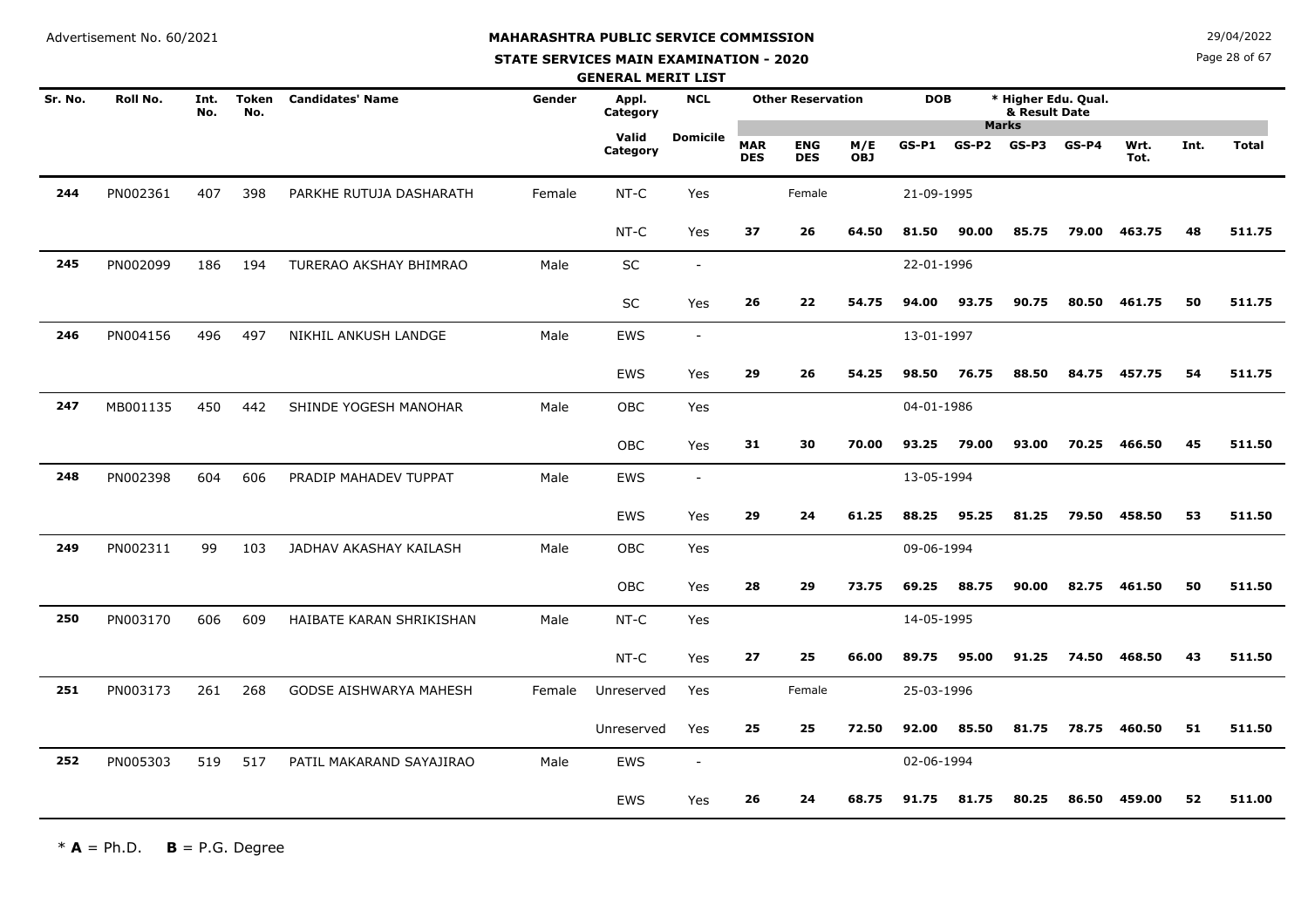Advertisement No. 60/2021

**MAHARASHTRA PUBLIC SERVICE COMMISSION**

**STATE SERVICES MAIN EXAMINATION - 2020**

**GENERAL MERIT LIST**

29/04/2022

| Sr. No. | Roll No. | Int. No. | Token No. | Candidates' Name | Gender | Appl. Category | NCL | Other Reservation | | | DOB | * Higher Edu. Qual. & Result Date | | | | | | |
|---|---|---|---|---|---|---|---|---|---|---|---|---|---|---|---|---|---|---|
| | | | | | | | | | | | Marks | | | | | | | |
| | | | | | | Valid Category | Domicile | MAR DES | ENG DES | M/E OBJ | GS-P1 | GS-P2 | GS-P3 | GS-P4 | Wrt. Tot. | Int. | Total | |
| 244 | PN002361 | 407 | 398 | PARKHE RUTUJA DASHARATH | Female | NT-C | Yes | | Female | | 21-09-1995 | | | | | | | |
| | | | | | | NT-C | Yes | 37 | 26 | 64.50 | 81.50 | 90.00 | 85.75 | 79.00 | 463.75 | 48 | 511.75 | |
| 245 | PN002099 | 186 | 194 | TURERAO AKSHAY BHIMRAO | Male | SC | - | | | | 22-01-1996 | | | | | | | |
| | | | | | | SC | Yes | 26 | 22 | 54.75 | 94.00 | 93.75 | 90.75 | 80.50 | 461.75 | 50 | 511.75 | |
| 246 | PN004156 | 496 | 497 | NIKHIL ANKUSH LANDGE | Male | EWS | - | | | | 13-01-1997 | | | | | | | |
| | | | | | | EWS | Yes | 29 | 26 | 54.25 | 98.50 | 76.75 | 88.50 | 84.75 | 457.75 | 54 | 511.75 | |
| 247 | MB001135 | 450 | 442 | SHINDE YOGESH MANOHAR | Male | OBC | Yes | | | | 04-01-1986 | | | | | | | |
| | | | | | | OBC | Yes | 31 | 30 | 70.00 | 93.25 | 79.00 | 93.00 | 70.25 | 466.50 | 45 | 511.50 | |
| 248 | PN002398 | 604 | 606 | PRADIP MAHADEV TUPPAT | Male | EWS | - | | | | 13-05-1994 | | | | | | | |
| | | | | | | EWS | Yes | 29 | 24 | 61.25 | 88.25 | 95.25 | 81.25 | 79.50 | 458.50 | 53 | 511.50 | |
| 249 | PN002311 | 99 | 103 | JADHAV AKASHAY KAILASH | Male | OBC | Yes | | | | 09-06-1994 | | | | | | | |
| | | | | | | OBC | Yes | 28 | 29 | 73.75 | 69.25 | 88.75 | 90.00 | 82.75 | 461.50 | 50 | 511.50 | |
| 250 | PN003170 | 606 | 609 | HAIBATE KARAN SHRIKISHAN | Male | NT-C | Yes | | | | 14-05-1995 | | | | | | | |
| | | | | | | NT-C | Yes | 27 | 25 | 66.00 | 89.75 | 95.00 | 91.25 | 74.50 | 468.50 | 43 | 511.50 | |
| 251 | PN003173 | 261 | 268 | GODSE AISHWARYA MAHESH | Female | Unreserved | Yes | | Female | | 25-03-1996 | | | | | | | |
| | | | | | | Unreserved | Yes | 25 | 25 | 72.50 | 92.00 | 85.50 | 81.75 | 78.75 | 460.50 | 51 | 511.50 | |
| 252 | PN005303 | 519 | 517 | PATIL MAKARAND SAYAJIRAO | Male | EWS | - | | | | 02-06-1994 | | | | | | | |
| | | | | | | EWS | Yes | 26 | 24 | 68.75 | 91.75 | 81.75 | 80.25 | 86.50 | 459.00 | 52 | 511.00 | |

\* **A** = Ph.D. **B** = P.G. Degree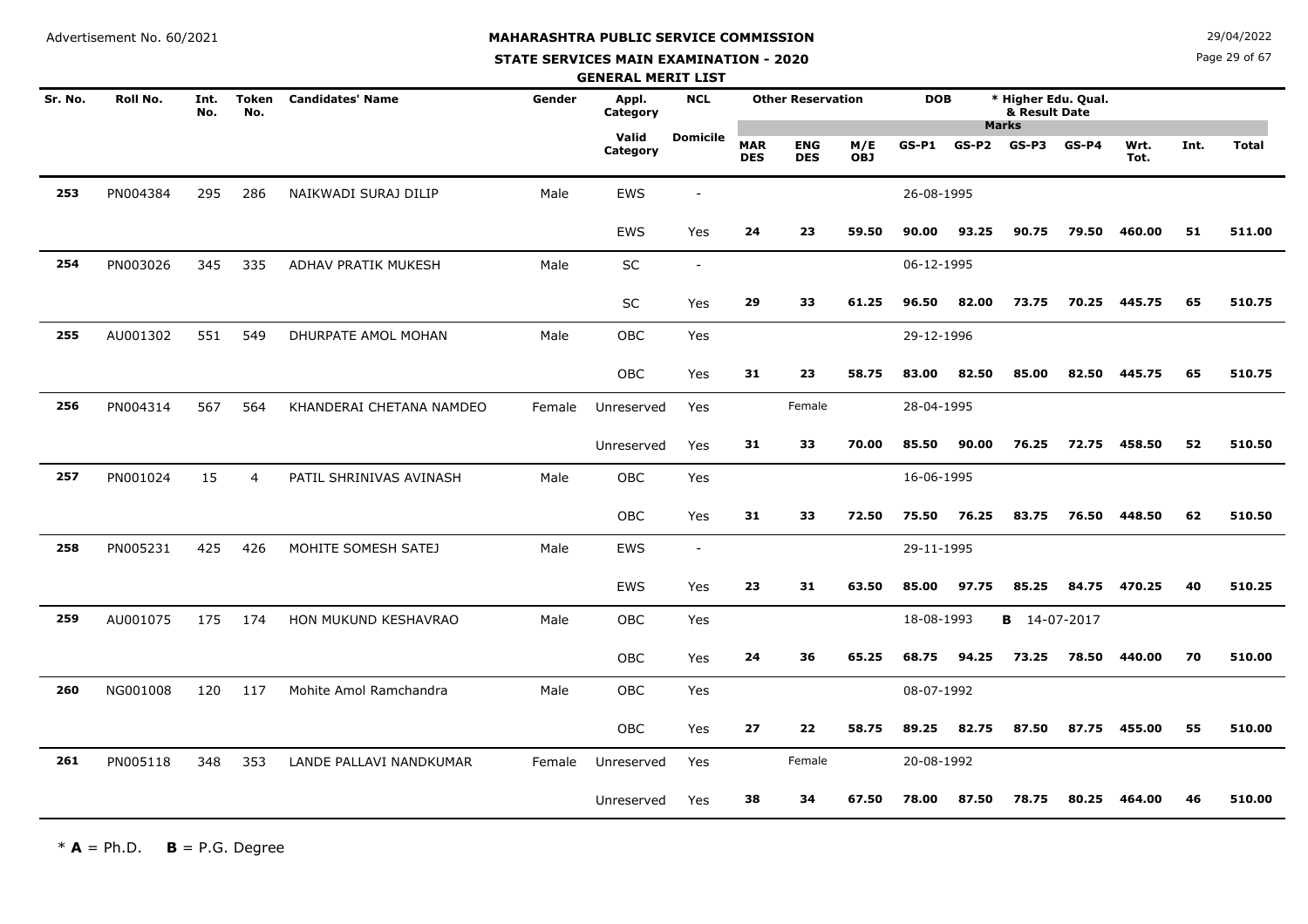Advertisement No. 60/2021

# MAHARASHTRA PUBLIC SERVICE COMMISSION

## STATE SERVICES MAIN EXAMINATION - 2020

### GENERAL MERIT LIST

29/04/2022

| Sr. No. | Roll No. | Int. No. | Token No. | Candidates' Name | Gender | Appl. Category / Valid Category | NCL / Domicile | Other Reservation: MAR DES | ENG DES | M/E OBJ | DOB / GS-P1 | GS-P2 | * Higher Edu. Qual. & Result Date / GS-P3 | GS-P4 | Wrt. Tot. | Int. | Total |
|---|---|---|---|---|---|---|---|---|---|---|---|---|---|---|---|---|---|
| 253 | PN004384 | 295 | 286 | NAIKWADI SURAJ DILIP | Male | EWS | - | | | | 26-08-1995 | | | | | | |
| | | | | | | EWS | Yes | 24 | 23 | 59.50 | 90.00 | 93.25 | 90.75 | 79.50 | 460.00 | 51 | 511.00 |
| 254 | PN003026 | 345 | 335 | ADHAV PRATIK MUKESH | Male | SC | - | | | | 06-12-1995 | | | | | | |
| | | | | | | SC | Yes | 29 | 33 | 61.25 | 96.50 | 82.00 | 73.75 | 70.25 | 445.75 | 65 | 510.75 |
| 255 | AU001302 | 551 | 549 | DHURPATE AMOL MOHAN | Male | OBC | Yes | | | | 29-12-1996 | | | | | | |
| | | | | | | OBC | Yes | 31 | 23 | 58.75 | 83.00 | 82.50 | 85.00 | 82.50 | 445.75 | 65 | 510.75 |
| 256 | PN004314 | 567 | 564 | KHANDERAI CHETANA NAMDEO | Female | Unreserved | Yes | | Female | | 28-04-1995 | | | | | | |
| | | | | | | Unreserved | Yes | 31 | 33 | 70.00 | 85.50 | 90.00 | 76.25 | 72.75 | 458.50 | 52 | 510.50 |
| 257 | PN001024 | 15 | 4 | PATIL SHRINIVAS AVINASH | Male | OBC | Yes | | | | 16-06-1995 | | | | | | |
| | | | | | | OBC | Yes | 31 | 33 | 72.50 | 75.50 | 76.25 | 83.75 | 76.50 | 448.50 | 62 | 510.50 |
| 258 | PN005231 | 425 | 426 | MOHITE SOMESH SATEJ | Male | EWS | - | | | | 29-11-1995 | | | | | | |
| | | | | | | EWS | Yes | 23 | 31 | 63.50 | 85.00 | 97.75 | 85.25 | 84.75 | 470.25 | 40 | 510.25 |
| 259 | AU001075 | 175 | 174 | HON MUKUND KESHAVRAO | Male | OBC | Yes | | | | 18-08-1993 | | B 14-07-2017 | | | | |
| | | | | | | OBC | Yes | 24 | 36 | 65.25 | 68.75 | 94.25 | 73.25 | 78.50 | 440.00 | 70 | 510.00 |
| 260 | NG001008 | 120 | 117 | Mohite Amol Ramchandra | Male | OBC | Yes | | | | 08-07-1992 | | | | | | |
| | | | | | | OBC | Yes | 27 | 22 | 58.75 | 89.25 | 82.75 | 87.50 | 87.75 | 455.00 | 55 | 510.00 |
| 261 | PN005118 | 348 | 353 | LANDE PALLAVI NANDKUMAR | Female | Unreserved | Yes | | Female | | 20-08-1992 | | | | | | |
| | | | | | | Unreserved | Yes | 38 | 34 | 67.50 | 78.00 | 87.50 | 78.75 | 80.25 | 464.00 | 46 | 510.00 |

* **A** = Ph.D. **B** = P.G. Degree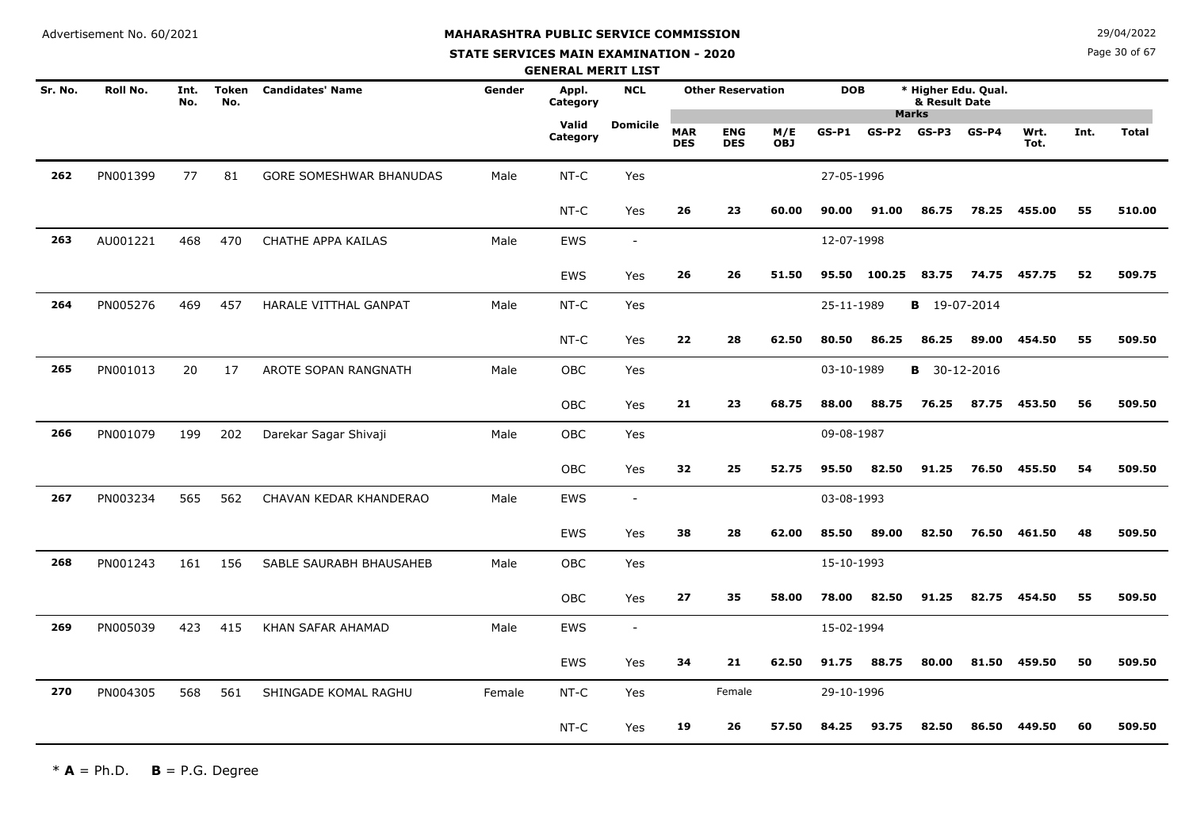Advertisement No. 60/2021

# MAHARASHTRA PUBLIC SERVICE COMMISSION

## STATE SERVICES MAIN EXAMINATION - 2020

### GENERAL MERIT LIST

29/04/2022

| Sr. No. | Roll No. | Int. No. | Token No. | Candidates' Name | Gender | Appl. Category | NCL | Other Reservation | | | DOB | | * Higher Edu. Qual. & Result Date | | | | | |
|---|---|---|---|---|---|---|---|---|---|---|---|---|---|---|---|---|---|---|
| | | | | | | | | | | | Marks | | | | | | | |
| | | | | | | Valid Category | Domicile | MAR DES | ENG DES | M/E OBJ | GS-P1 | GS-P2 | GS-P3 | GS-P4 | Wrt. Tot. | Int. | Total | |
| 262 | PN001399 | 77 | 81 | GORE SOMESHWAR BHANUDAS | Male | NT-C | Yes | | | | 27-05-1996 | | | | | | | |
| | | | | | | NT-C | Yes | 26 | 23 | 60.00 | 90.00 | 91.00 | 86.75 | 78.25 | 455.00 | 55 | 510.00 | |
| 263 | AU001221 | 468 | 470 | CHATHE APPA KAILAS | Male | EWS | - | | | | 12-07-1998 | | | | | | | |
| | | | | | | EWS | Yes | 26 | 26 | 51.50 | 95.50 | 100.25 | 83.75 | 74.75 | 457.75 | 52 | 509.75 | |
| 264 | PN005276 | 469 | 457 | HARALE VITTHAL GANPAT | Male | NT-C | Yes | | | | 25-11-1989 | | B 19-07-2014 | | | | | |
| | | | | | | NT-C | Yes | 22 | 28 | 62.50 | 80.50 | 86.25 | 86.25 | 89.00 | 454.50 | 55 | 509.50 | |
| 265 | PN001013 | 20 | 17 | AROTE SOPAN RANGNATH | Male | OBC | Yes | | | | 03-10-1989 | | B 30-12-2016 | | | | | |
| | | | | | | OBC | Yes | 21 | 23 | 68.75 | 88.00 | 88.75 | 76.25 | 87.75 | 453.50 | 56 | 509.50 | |
| 266 | PN001079 | 199 | 202 | Darekar Sagar Shivaji | Male | OBC | Yes | | | | 09-08-1987 | | | | | | | |
| | | | | | | OBC | Yes | 32 | 25 | 52.75 | 95.50 | 82.50 | 91.25 | 76.50 | 455.50 | 54 | 509.50 | |
| 267 | PN003234 | 565 | 562 | CHAVAN KEDAR KHANDERAO | Male | EWS | - | | | | 03-08-1993 | | | | | | | |
| | | | | | | EWS | Yes | 38 | 28 | 62.00 | 85.50 | 89.00 | 82.50 | 76.50 | 461.50 | 48 | 509.50 | |
| 268 | PN001243 | 161 | 156 | SABLE SAURABH BHAUSAHEB | Male | OBC | Yes | | | | 15-10-1993 | | | | | | | |
| | | | | | | OBC | Yes | 27 | 35 | 58.00 | 78.00 | 82.50 | 91.25 | 82.75 | 454.50 | 55 | 509.50 | |
| 269 | PN005039 | 423 | 415 | KHAN SAFAR AHAMAD | Male | EWS | - | | | | 15-02-1994 | | | | | | | |
| | | | | | | EWS | Yes | 34 | 21 | 62.50 | 91.75 | 88.75 | 80.00 | 81.50 | 459.50 | 50 | 509.50 | |
| 270 | PN004305 | 568 | 561 | SHINGADE KOMAL RAGHU | Female | NT-C | Yes | | Female | | 29-10-1996 | | | | | | | |
| | | | | | | NT-C | Yes | 19 | 26 | 57.50 | 84.25 | 93.75 | 82.50 | 86.50 | 449.50 | 60 | 509.50 | |

\* **A** = Ph.D. **B** = P.G. Degree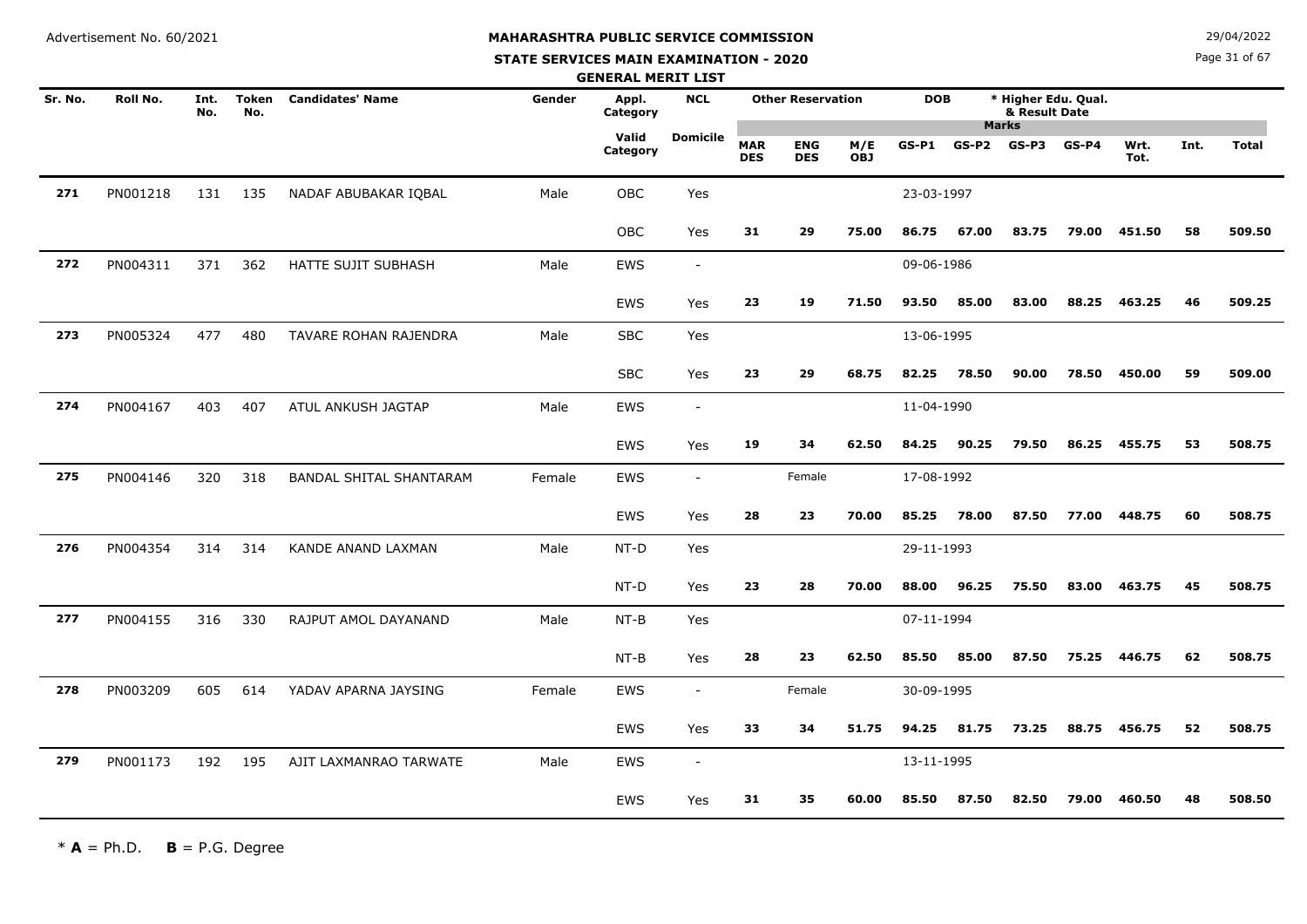Advertisement No. 60/2021

# MAHARASHTRA PUBLIC SERVICE COMMISSION

## STATE SERVICES MAIN EXAMINATION - 2020

### GENERAL MERIT LIST

29/04/2022

| Sr. No. | Roll No. | Int. No. | Token No. | Candidates' Name | Gender | Appl. Category | NCL | Other Reservation | | | DOB | * Higher Edu. Qual. & Result Date | | | | | | |
|---|---|---|---|---|---|---|---|---|---|---|---|---|---|---|---|---|---|---|
| | | | | | | Valid Category | Domicile | MAR DES | ENG DES | M/E OBJ | GS-P1 | GS-P2 | GS-P3 | GS-P4 | Wrt. Tot. | Int. | Total | |
| 271 | PN001218 | 131 | 135 | NADAF ABUBAKAR IQBAL | Male | OBC | Yes | | | | 23-03-1997 | | | | | | | |
| | | | | | | OBC | Yes | 31 | 29 | 75.00 | 86.75 | 67.00 | 83.75 | 79.00 | 451.50 | 58 | 509.50 | |
| 272 | PN004311 | 371 | 362 | HATTE SUJIT SUBHASH | Male | EWS | - | | | | 09-06-1986 | | | | | | | |
| | | | | | | EWS | Yes | 23 | 19 | 71.50 | 93.50 | 85.00 | 83.00 | 88.25 | 463.25 | 46 | 509.25 | |
| 273 | PN005324 | 477 | 480 | TAVARE ROHAN RAJENDRA | Male | SBC | Yes | | | | 13-06-1995 | | | | | | | |
| | | | | | | SBC | Yes | 23 | 29 | 68.75 | 82.25 | 78.50 | 90.00 | 78.50 | 450.00 | 59 | 509.00 | |
| 274 | PN004167 | 403 | 407 | ATUL ANKUSH JAGTAP | Male | EWS | - | | | | 11-04-1990 | | | | | | | |
| | | | | | | EWS | Yes | 19 | 34 | 62.50 | 84.25 | 90.25 | 79.50 | 86.25 | 455.75 | 53 | 508.75 | |
| 275 | PN004146 | 320 | 318 | BANDAL SHITAL SHANTARAM | Female | EWS | - | | Female | | 17-08-1992 | | | | | | | |
| | | | | | | EWS | Yes | 28 | 23 | 70.00 | 85.25 | 78.00 | 87.50 | 77.00 | 448.75 | 60 | 508.75 | |
| 276 | PN004354 | 314 | 314 | KANDE ANAND LAXMAN | Male | NT-D | Yes | | | | 29-11-1993 | | | | | | | |
| | | | | | | NT-D | Yes | 23 | 28 | 70.00 | 88.00 | 96.25 | 75.50 | 83.00 | 463.75 | 45 | 508.75 | |
| 277 | PN004155 | 316 | 330 | RAJPUT AMOL DAYANAND | Male | NT-B | Yes | | | | 07-11-1994 | | | | | | | |
| | | | | | | NT-B | Yes | 28 | 23 | 62.50 | 85.50 | 85.00 | 87.50 | 75.25 | 446.75 | 62 | 508.75 | |
| 278 | PN003209 | 605 | 614 | YADAV APARNA JAYSING | Female | EWS | - | | Female | | 30-09-1995 | | | | | | | |
| | | | | | | EWS | Yes | 33 | 34 | 51.75 | 94.25 | 81.75 | 73.25 | 88.75 | 456.75 | 52 | 508.75 | |
| 279 | PN001173 | 192 | 195 | AJIT LAXMANRAO TARWATE | Male | EWS | - | | | | 13-11-1995 | | | | | | | |
| | | | | | | EWS | Yes | 31 | 35 | 60.00 | 85.50 | 87.50 | 82.50 | 79.00 | 460.50 | 48 | 508.50 | |

\* **A** = Ph.D. **B** = P.G. Degree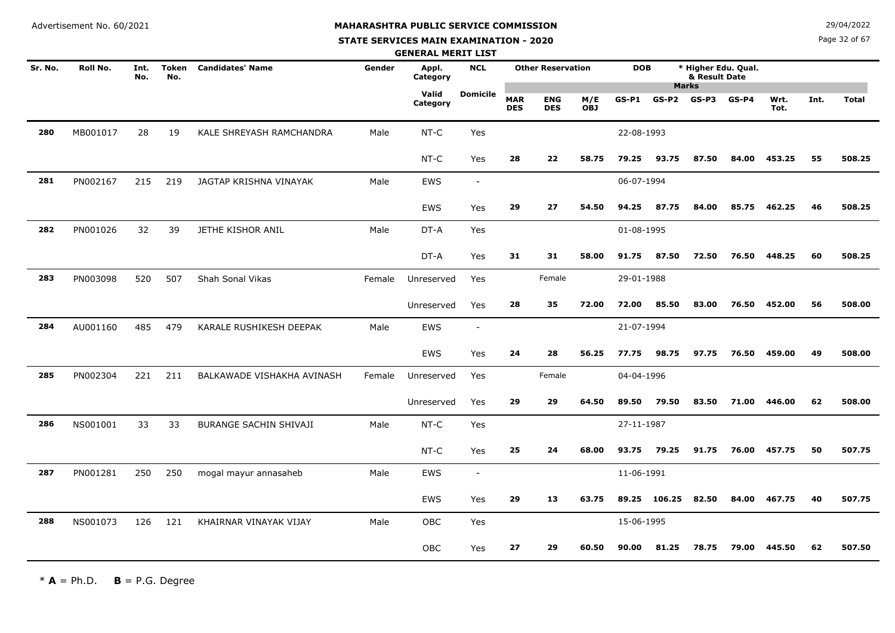Advertisement No. 60/2021

# MAHARASHTRA PUBLIC SERVICE COMMISSION

## STATE SERVICES MAIN EXAMINATION - 2020

### GENERAL MERIT LIST

29/04/2022

| Sr. No. | Roll No. | Int. No. | Token No. | Candidates' Name | Gender | Appl. Category | NCL | Other Reservation | | | DOB | * Higher Edu. Qual. & Result Date | | | | | | |
|---|---|---|---|---|---|---|---|---|---|---|---|---|---|---|---|---|---|---|
| | | | | | | | | | | | Marks | | | | | | | |
| | | | | | | Valid Category | Domicile | MAR DES | ENG DES | M/E OBJ | GS-P1 | GS-P2 | GS-P3 | GS-P4 | Wrt. Tot. | Int. | Total | |
| 280 | MB001017 | 28 | 19 | KALE SHREYASH RAMCHANDRA | Male | NT-C | Yes | | | | 22-08-1993 | | | | | | | |
| | | | | | | NT-C | Yes | 28 | 22 | 58.75 | 79.25 | 93.75 | 87.50 | 84.00 | 453.25 | 55 | 508.25 | |
| 281 | PN002167 | 215 | 219 | JAGTAP KRISHNA VINAYAK | Male | EWS | - | | | | 06-07-1994 | | | | | | | |
| | | | | | | EWS | Yes | 29 | 27 | 54.50 | 94.25 | 87.75 | 84.00 | 85.75 | 462.25 | 46 | 508.25 | |
| 282 | PN001026 | 32 | 39 | JETHE KISHOR ANIL | Male | DT-A | Yes | | | | 01-08-1995 | | | | | | | |
| | | | | | | DT-A | Yes | 31 | 31 | 58.00 | 91.75 | 87.50 | 72.50 | 76.50 | 448.25 | 60 | 508.25 | |
| 283 | PN003098 | 520 | 507 | Shah Sonal Vikas | Female | Unreserved | Yes | | Female | | 29-01-1988 | | | | | | | |
| | | | | | | Unreserved | Yes | 28 | 35 | 72.00 | 72.00 | 85.50 | 83.00 | 76.50 | 452.00 | 56 | 508.00 | |
| 284 | AU001160 | 485 | 479 | KARALE RUSHIKESH DEEPAK | Male | EWS | - | | | | 21-07-1994 | | | | | | | |
| | | | | | | EWS | Yes | 24 | 28 | 56.25 | 77.75 | 98.75 | 97.75 | 76.50 | 459.00 | 49 | 508.00 | |
| 285 | PN002304 | 221 | 211 | BALKAWADE VISHAKHA AVINASH | Female | Unreserved | Yes | | Female | | 04-04-1996 | | | | | | | |
| | | | | | | Unreserved | Yes | 29 | 29 | 64.50 | 89.50 | 79.50 | 83.50 | 71.00 | 446.00 | 62 | 508.00 | |
| 286 | NS001001 | 33 | 33 | BURANGE SACHIN SHIVAJI | Male | NT-C | Yes | | | | 27-11-1987 | | | | | | | |
| | | | | | | NT-C | Yes | 25 | 24 | 68.00 | 93.75 | 79.25 | 91.75 | 76.00 | 457.75 | 50 | 507.75 | |
| 287 | PN001281 | 250 | 250 | mogal mayur annasaheb | Male | EWS | - | | | | 11-06-1991 | | | | | | | |
| | | | | | | EWS | Yes | 29 | 13 | 63.75 | 89.25 | 106.25 | 82.50 | 84.00 | 467.75 | 40 | 507.75 | |
| 288 | NS001073 | 126 | 121 | KHAIRNAR VINAYAK VIJAY | Male | OBC | Yes | | | | 15-06-1995 | | | | | | | |
| | | | | | | OBC | Yes | 27 | 29 | 60.50 | 90.00 | 81.25 | 78.75 | 79.00 | 445.50 | 62 | 507.50 | |

* **A** = Ph.D. **B** = P.G. Degree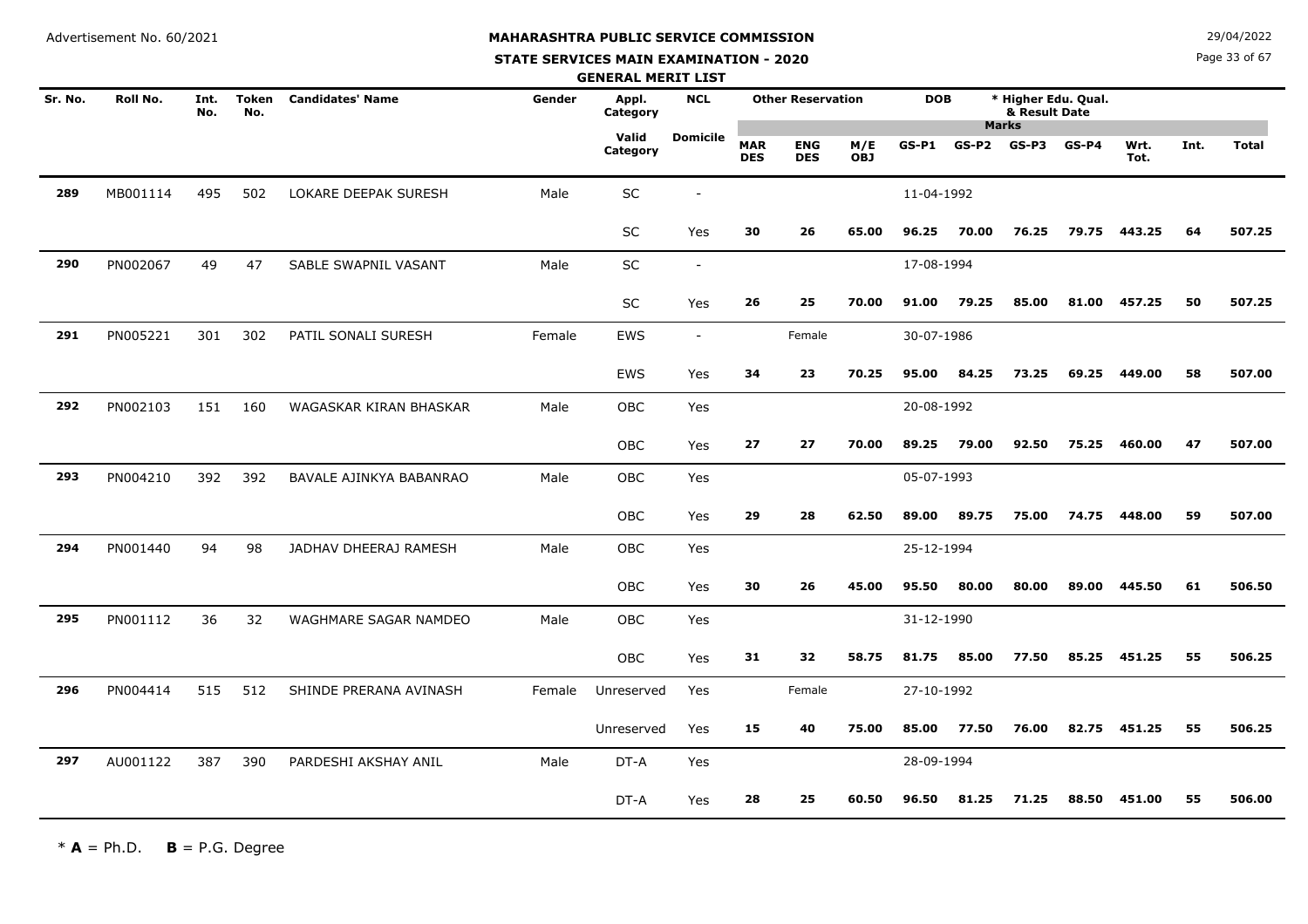Advertisement No. 60/2021

# MAHARASHTRA PUBLIC SERVICE COMMISSION

## STATE SERVICES MAIN EXAMINATION - 2020

### GENERAL MERIT LIST

29/04/2022

| Sr. No. | Roll No. | Int. No. | Token No. | Candidates' Name | Gender | Appl. Category | NCL | Other Reservation | | | DOB | * Higher Edu. Qual. & Result Date | | | | | | |
|---|---|---|---|---|---|---|---|---|---|---|---|---|---|---|---|---|---|---|
| | | | | | | | | | | | Marks | | | | | | | |
| | | | | | | Valid Category | Domicile | MAR DES | ENG DES | M/E OBJ | GS-P1 | GS-P2 | GS-P3 | GS-P4 | Wrt. Tot. | Int. | Total | |
| 289 | MB001114 | 495 | 502 | LOKARE DEEPAK SURESH | Male | SC | - | | | | 11-04-1992 | | | | | | | |
| | | | | | | SC | Yes | 30 | 26 | 65.00 | 96.25 | 70.00 | 76.25 | 79.75 | 443.25 | 64 | 507.25 | |
| 290 | PN002067 | 49 | 47 | SABLE SWAPNIL VASANT | Male | SC | - | | | | 17-08-1994 | | | | | | | |
| | | | | | | SC | Yes | 26 | 25 | 70.00 | 91.00 | 79.25 | 85.00 | 81.00 | 457.25 | 50 | 507.25 | |
| 291 | PN005221 | 301 | 302 | PATIL SONALI SURESH | Female | EWS | - | | Female | | 30-07-1986 | | | | | | | |
| | | | | | | EWS | Yes | 34 | 23 | 70.25 | 95.00 | 84.25 | 73.25 | 69.25 | 449.00 | 58 | 507.00 | |
| 292 | PN002103 | 151 | 160 | WAGASKAR KIRAN BHASKAR | Male | OBC | Yes | | | | 20-08-1992 | | | | | | | |
| | | | | | | OBC | Yes | 27 | 27 | 70.00 | 89.25 | 79.00 | 92.50 | 75.25 | 460.00 | 47 | 507.00 | |
| 293 | PN004210 | 392 | 392 | BAVALE AJINKYA BABANRAO | Male | OBC | Yes | | | | 05-07-1993 | | | | | | | |
| | | | | | | OBC | Yes | 29 | 28 | 62.50 | 89.00 | 89.75 | 75.00 | 74.75 | 448.00 | 59 | 507.00 | |
| 294 | PN001440 | 94 | 98 | JADHAV DHEERAJ RAMESH | Male | OBC | Yes | | | | 25-12-1994 | | | | | | | |
| | | | | | | OBC | Yes | 30 | 26 | 45.00 | 95.50 | 80.00 | 80.00 | 89.00 | 445.50 | 61 | 506.50 | |
| 295 | PN001112 | 36 | 32 | WAGHMARE SAGAR NAMDEO | Male | OBC | Yes | | | | 31-12-1990 | | | | | | | |
| | | | | | | OBC | Yes | 31 | 32 | 58.75 | 81.75 | 85.00 | 77.50 | 85.25 | 451.25 | 55 | 506.25 | |
| 296 | PN004414 | 515 | 512 | SHINDE PRERANA AVINASH | Female | Unreserved | Yes | | Female | | 27-10-1992 | | | | | | | |
| | | | | | | Unreserved | Yes | 15 | 40 | 75.00 | 85.00 | 77.50 | 76.00 | 82.75 | 451.25 | 55 | 506.25 | |
| 297 | AU001122 | 387 | 390 | PARDESHI AKSHAY ANIL | Male | DT-A | Yes | | | | 28-09-1994 | | | | | | | |
| | | | | | | DT-A | Yes | 28 | 25 | 60.50 | 96.50 | 81.25 | 71.25 | 88.50 | 451.00 | 55 | 506.00 | |

* **A** = Ph.D. **B** = P.G. Degree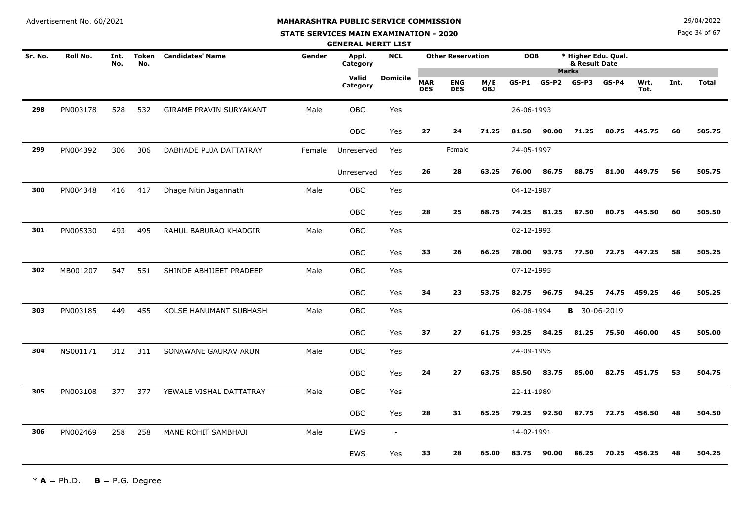**MAHARASHTRA PUBLIC SERVICE COMMISSION**

Advertisement No. 60/2021

29/04/2022

**STATE SERVICES MAIN EXAMINATION - 2020**

**GENERAL MERIT LIST**

| Sr. No. | Roll No. | Int. No. | Token No. | Candidates' Name | Gender | Appl. Category | NCL | Other Reservation | | | DOB | | * Higher Edu. Qual. & Result Date | | | | |
|---|---|---|---|---|---|---|---|---|---|---|---|---|---|---|---|---|---|
| | | | | | | Valid Category | Domicile | MAR DES | ENG DES | M/E OBJ | GS-P1 | GS-P2 | GS-P3 | GS-P4 | Wrt. Tot. | Int. | Total |
| 298 | PN003178 | 528 | 532 | GIRAME PRAVIN SURYAKANT | Male | OBC | Yes | | | | 26-06-1993 | | | | | | |
| | | | | | | OBC | Yes | 27 | 24 | 71.25 | 81.50 | 90.00 | 71.25 | 80.75 | 445.75 | 60 | 505.75 |
| 299 | PN004392 | 306 | 306 | DABHADE PUJA DATTATRAY | Female | Unreserved | Yes | | Female | | 24-05-1997 | | | | | | |
| | | | | | | Unreserved | Yes | 26 | 28 | 63.25 | 76.00 | 86.75 | 88.75 | 81.00 | 449.75 | 56 | 505.75 |
| 300 | PN004348 | 416 | 417 | Dhage Nitin Jagannath | Male | OBC | Yes | | | | 04-12-1987 | | | | | | |
| | | | | | | OBC | Yes | 28 | 25 | 68.75 | 74.25 | 81.25 | 87.50 | 80.75 | 445.50 | 60 | 505.50 |
| 301 | PN005330 | 493 | 495 | RAHUL BABURAO KHADGIR | Male | OBC | Yes | | | | 02-12-1993 | | | | | | |
| | | | | | | OBC | Yes | 33 | 26 | 66.25 | 78.00 | 93.75 | 77.50 | 72.75 | 447.25 | 58 | 505.25 |
| 302 | MB001207 | 547 | 551 | SHINDE ABHIJEET PRADEEP | Male | OBC | Yes | | | | 07-12-1995 | | | | | | |
| | | | | | | OBC | Yes | 34 | 23 | 53.75 | 82.75 | 96.75 | 94.25 | 74.75 | 459.25 | 46 | 505.25 |
| 303 | PN003185 | 449 | 455 | KOLSE HANUMANT SUBHASH | Male | OBC | Yes | | | | 06-08-1994 | | **B** 30-06-2019 | | | | |
| | | | | | | OBC | Yes | 37 | 27 | 61.75 | 93.25 | 84.25 | 81.25 | 75.50 | 460.00 | 45 | 505.00 |
| 304 | NS001171 | 312 | 311 | SONAWANE GAURAV ARUN | Male | OBC | Yes | | | | 24-09-1995 | | | | | | |
| | | | | | | OBC | Yes | 24 | 27 | 63.75 | 85.50 | 83.75 | 85.00 | 82.75 | 451.75 | 53 | 504.75 |
| 305 | PN003108 | 377 | 377 | YEWALE VISHAL DATTATRAY | Male | OBC | Yes | | | | 22-11-1989 | | | | | | |
| | | | | | | OBC | Yes | 28 | 31 | 65.25 | 79.25 | 92.50 | 87.75 | 72.75 | 456.50 | 48 | 504.50 |
| 306 | PN002469 | 258 | 258 | MANE ROHIT SAMBHAJI | Male | EWS | - | | | | 14-02-1991 | | | | | | |
| | | | | | | EWS | Yes | 33 | 28 | 65.00 | 83.75 | 90.00 | 86.25 | 70.25 | 456.25 | 48 | 504.25 |

\* **A** = Ph.D. **B** = P.G. Degree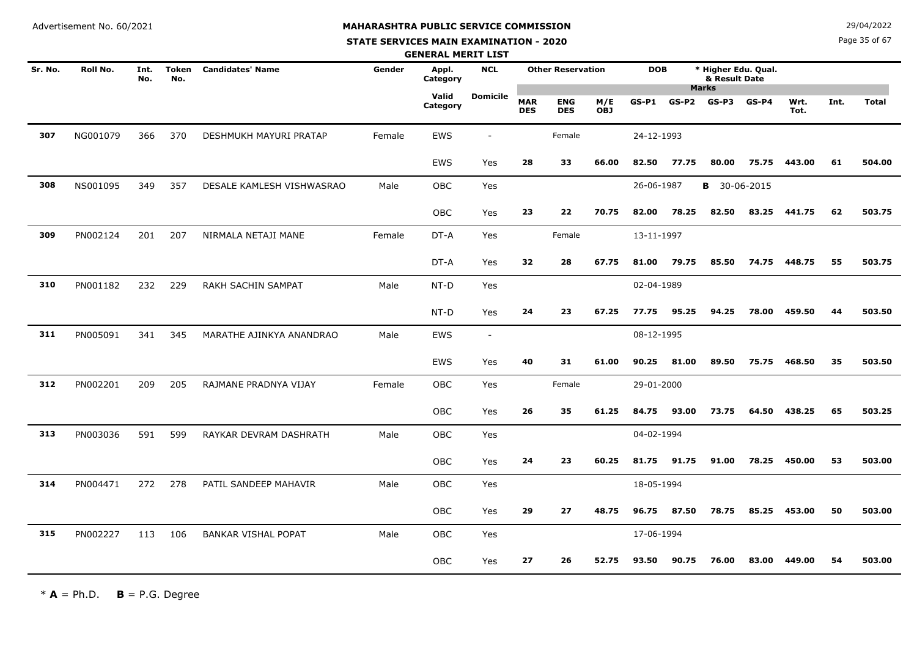Advertisement No. 60/2021

# MAHARASHTRA PUBLIC SERVICE COMMISSION

## STATE SERVICES MAIN EXAMINATION - 2020

### GENERAL MERIT LIST

29/04/2022

| Sr. No. | Roll No. | Int. No. | Token No. | Candidates' Name | Gender | Appl. Category | NCL | Other Reservation | | | DOB | | * Higher Edu. Qual. & Result Date | | | | |
|---|---|---|---|---|---|---|---|---|---|---|---|---|---|---|---|---|---|
| | | | | | | | | | | | Marks | | | | | | |
| | | | | | | Valid Category | Domicile | MAR DES | ENG DES | M/E OBJ | GS-P1 | GS-P2 | GS-P3 | GS-P4 | Wrt. Tot. | Int. | Total |
| 307 | NG001079 | 366 | 370 | DESHMUKH MAYURI PRATAP | Female | EWS | - | | Female | | 24-12-1993 | | | | | | |
| | | | | | | EWS | Yes | 28 | 33 | 66.00 | 82.50 | 77.75 | 80.00 | 75.75 | 443.00 | 61 | 504.00 |
| 308 | NS001095 | 349 | 357 | DESALE KAMLESH VISHWASRAO | Male | OBC | Yes | | | | 26-06-1987 | | B 30-06-2015 | | | | |
| | | | | | | OBC | Yes | 23 | 22 | 70.75 | 82.00 | 78.25 | 82.50 | 83.25 | 441.75 | 62 | 503.75 |
| 309 | PN002124 | 201 | 207 | NIRMALA NETAJI MANE | Female | DT-A | Yes | | Female | | 13-11-1997 | | | | | | |
| | | | | | | DT-A | Yes | 32 | 28 | 67.75 | 81.00 | 79.75 | 85.50 | 74.75 | 448.75 | 55 | 503.75 |
| 310 | PN001182 | 232 | 229 | RAKH SACHIN SAMPAT | Male | NT-D | Yes | | | | 02-04-1989 | | | | | | |
| | | | | | | NT-D | Yes | 24 | 23 | 67.25 | 77.75 | 95.25 | 94.25 | 78.00 | 459.50 | 44 | 503.50 |
| 311 | PN005091 | 341 | 345 | MARATHE AJINKYA ANANDRAO | Male | EWS | - | | | | 08-12-1995 | | | | | | |
| | | | | | | EWS | Yes | 40 | 31 | 61.00 | 90.25 | 81.00 | 89.50 | 75.75 | 468.50 | 35 | 503.50 |
| 312 | PN002201 | 209 | 205 | RAJMANE PRADNYA VIJAY | Female | OBC | Yes | | Female | | 29-01-2000 | | | | | | |
| | | | | | | OBC | Yes | 26 | 35 | 61.25 | 84.75 | 93.00 | 73.75 | 64.50 | 438.25 | 65 | 503.25 |
| 313 | PN003036 | 591 | 599 | RAYKAR DEVRAM DASHRATH | Male | OBC | Yes | | | | 04-02-1994 | | | | | | |
| | | | | | | OBC | Yes | 24 | 23 | 60.25 | 81.75 | 91.75 | 91.00 | 78.25 | 450.00 | 53 | 503.00 |
| 314 | PN004471 | 272 | 278 | PATIL SANDEEP MAHAVIR | Male | OBC | Yes | | | | 18-05-1994 | | | | | | |
| | | | | | | OBC | Yes | 29 | 27 | 48.75 | 96.75 | 87.50 | 78.75 | 85.25 | 453.00 | 50 | 503.00 |
| 315 | PN002227 | 113 | 106 | BANKAR VISHAL POPAT | Male | OBC | Yes | | | | 17-06-1994 | | | | | | |
| | | | | | | OBC | Yes | 27 | 26 | 52.75 | 93.50 | 90.75 | 76.00 | 83.00 | 449.00 | 54 | 503.00 |

* **A** = Ph.D. **B** = P.G. Degree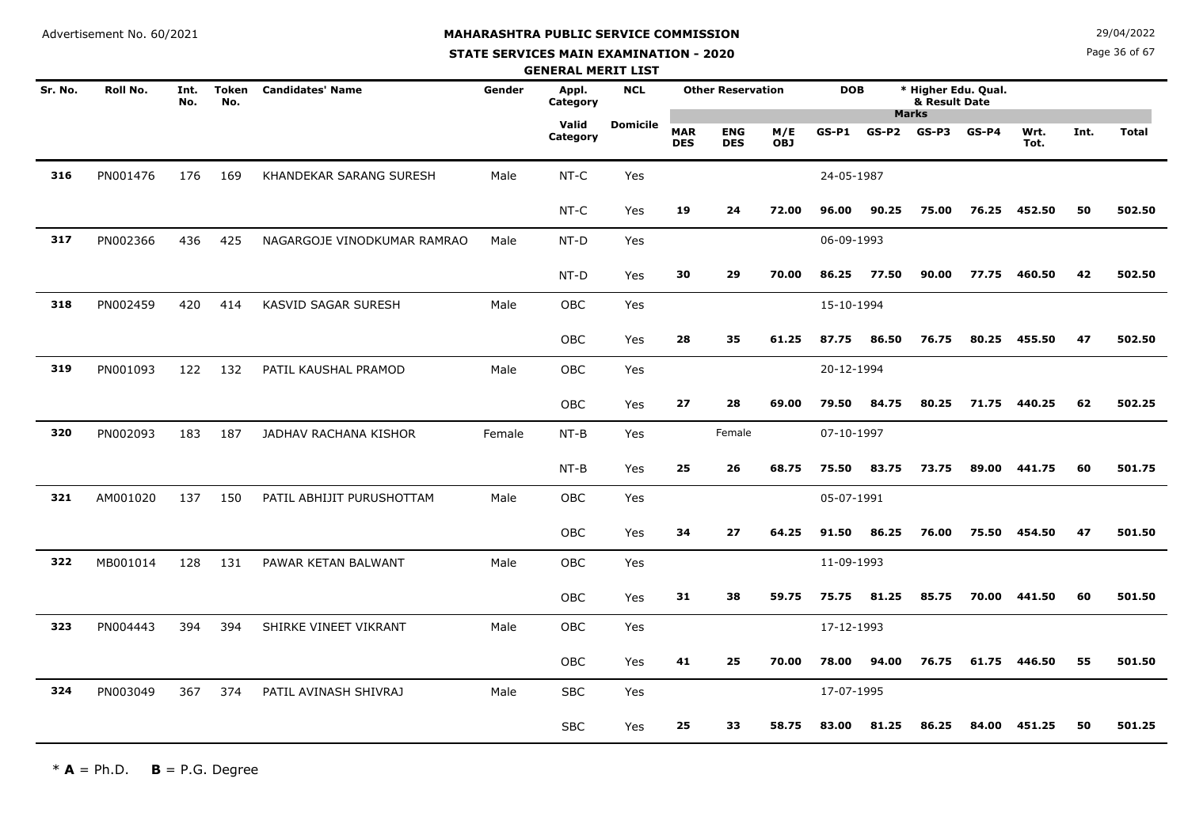Advertisement No. 60/2021

# MAHARASHTRA PUBLIC SERVICE COMMISSION

## STATE SERVICES MAIN EXAMINATION - 2020

### GENERAL MERIT LIST

29/04/2022

| Sr. No. | Roll No. | Int. No. | Token No. | Candidates' Name | Gender | Appl. Category | NCL | Other Reservation | | | DOB | * Higher Edu. Qual. & Result Date | | | | | | |
|---|---|---|---|---|---|---|---|---|---|---|---|---|---|---|---|---|---|---|
| | | | | | | | | Marks | | | | | | | | | | |
| | | | | | | Valid Category | Domicile | MAR DES | ENG DES | M/E OBJ | GS-P1 | GS-P2 | GS-P3 | GS-P4 | Wrt. Tot. | Int. | Total | |
| 316 | PN001476 | 176 | 169 | KHANDEKAR SARANG SURESH | Male | NT-C | Yes | | | | 24-05-1987 | | | | | | | |
| | | | | | | NT-C | Yes | 19 | 24 | 72.00 | 96.00 | 90.25 | 75.00 | 76.25 | 452.50 | 50 | 502.50 | |
| 317 | PN002366 | 436 | 425 | NAGARGOJE VINODKUMAR RAMRAO | Male | NT-D | Yes | | | | 06-09-1993 | | | | | | | |
| | | | | | | NT-D | Yes | 30 | 29 | 70.00 | 86.25 | 77.50 | 90.00 | 77.75 | 460.50 | 42 | 502.50 | |
| 318 | PN002459 | 420 | 414 | KASVID SAGAR SURESH | Male | OBC | Yes | | | | 15-10-1994 | | | | | | | |
| | | | | | | OBC | Yes | 28 | 35 | 61.25 | 87.75 | 86.50 | 76.75 | 80.25 | 455.50 | 47 | 502.50 | |
| 319 | PN001093 | 122 | 132 | PATIL KAUSHAL PRAMOD | Male | OBC | Yes | | | | 20-12-1994 | | | | | | | |
| | | | | | | OBC | Yes | 27 | 28 | 69.00 | 79.50 | 84.75 | 80.25 | 71.75 | 440.25 | 62 | 502.25 | |
| 320 | PN002093 | 183 | 187 | JADHAV RACHANA KISHOR | Female | NT-B | Yes | | Female | | 07-10-1997 | | | | | | | |
| | | | | | | NT-B | Yes | 25 | 26 | 68.75 | 75.50 | 83.75 | 73.75 | 89.00 | 441.75 | 60 | 501.75 | |
| 321 | AM001020 | 137 | 150 | PATIL ABHIJIT PURUSHOTTAM | Male | OBC | Yes | | | | 05-07-1991 | | | | | | | |
| | | | | | | OBC | Yes | 34 | 27 | 64.25 | 91.50 | 86.25 | 76.00 | 75.50 | 454.50 | 47 | 501.50 | |
| 322 | MB001014 | 128 | 131 | PAWAR KETAN BALWANT | Male | OBC | Yes | | | | 11-09-1993 | | | | | | | |
| | | | | | | OBC | Yes | 31 | 38 | 59.75 | 75.75 | 81.25 | 85.75 | 70.00 | 441.50 | 60 | 501.50 | |
| 323 | PN004443 | 394 | 394 | SHIRKE VINEET VIKRANT | Male | OBC | Yes | | | | 17-12-1993 | | | | | | | |
| | | | | | | OBC | Yes | 41 | 25 | 70.00 | 78.00 | 94.00 | 76.75 | 61.75 | 446.50 | 55 | 501.50 | |
| 324 | PN003049 | 367 | 374 | PATIL AVINASH SHIVRAJ | Male | SBC | Yes | | | | 17-07-1995 | | | | | | | |
| | | | | | | SBC | Yes | 25 | 33 | 58.75 | 83.00 | 81.25 | 86.25 | 84.00 | 451.25 | 50 | 501.25 | |

* **A** = Ph.D. **B** = P.G. Degree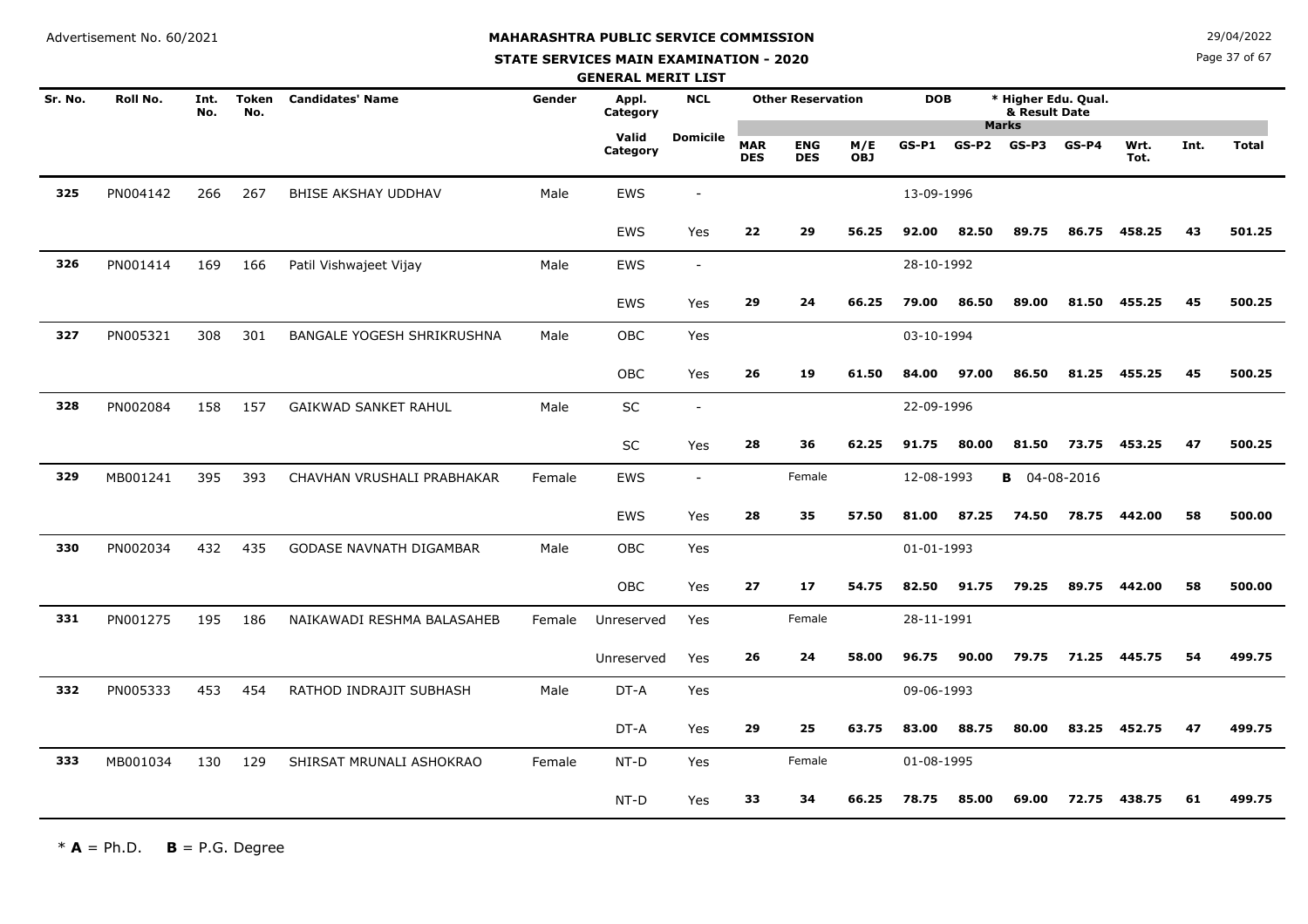Advertisement No. 60/2021

# MAHARASHTRA PUBLIC SERVICE COMMISSION

## STATE SERVICES MAIN EXAMINATION - 2020

### GENERAL MERIT LIST

29/04/2022

| Sr. No. | Roll No. | Int. No. | Token No. | Candidates' Name | Gender | Appl. Category | NCL | Other Reservation | | | DOB | | * Higher Edu. Qual. & Result Date | | | | |
|---|---|---|---|---|---|---|---|---|---|---|---|---|---|---|---|---|---|
| | | | | | | Valid Category | Domicile | MAR DES | ENG DES | M/E OBJ | GS-P1 | GS-P2 | GS-P3 | GS-P4 | Wrt. Tot. | Int. | Total |
| 325 | PN004142 | 266 | 267 | BHISE AKSHAY UDDHAV | Male | EWS | - | | | | 13-09-1996 | | | | | | |
| | | | | | | EWS | Yes | 22 | 29 | 56.25 | 92.00 | 82.50 | 89.75 | 86.75 | 458.25 | 43 | 501.25 |
| 326 | PN001414 | 169 | 166 | Patil Vishwajeet Vijay | Male | EWS | - | | | | 28-10-1992 | | | | | | |
| | | | | | | EWS | Yes | 29 | 24 | 66.25 | 79.00 | 86.50 | 89.00 | 81.50 | 455.25 | 45 | 500.25 |
| 327 | PN005321 | 308 | 301 | BANGALE YOGESH SHRIKRUSHNA | Male | OBC | Yes | | | | 03-10-1994 | | | | | | |
| | | | | | | OBC | Yes | 26 | 19 | 61.50 | 84.00 | 97.00 | 86.50 | 81.25 | 455.25 | 45 | 500.25 |
| 328 | PN002084 | 158 | 157 | GAIKWAD SANKET RAHUL | Male | SC | - | | | | 22-09-1996 | | | | | | |
| | | | | | | SC | Yes | 28 | 36 | 62.25 | 91.75 | 80.00 | 81.50 | 73.75 | 453.25 | 47 | 500.25 |
| 329 | MB001241 | 395 | 393 | CHAVHAN VRUSHALI PRABHAKAR | Female | EWS | - | | Female | | 12-08-1993 | | **B** 04-08-2016 | | | | |
| | | | | | | EWS | Yes | 28 | 35 | 57.50 | 81.00 | 87.25 | 74.50 | 78.75 | 442.00 | 58 | 500.00 |
| 330 | PN002034 | 432 | 435 | GODASE NAVNATH DIGAMBAR | Male | OBC | Yes | | | | 01-01-1993 | | | | | | |
| | | | | | | OBC | Yes | 27 | 17 | 54.75 | 82.50 | 91.75 | 79.25 | 89.75 | 442.00 | 58 | 500.00 |
| 331 | PN001275 | 195 | 186 | NAIKAWADI RESHMA BALASAHEB | Female | Unreserved | Yes | | Female | | 28-11-1991 | | | | | | |
| | | | | | | Unreserved | Yes | 26 | 24 | 58.00 | 96.75 | 90.00 | 79.75 | 71.25 | 445.75 | 54 | 499.75 |
| 332 | PN005333 | 453 | 454 | RATHOD INDRAJIT SUBHASH | Male | DT-A | Yes | | | | 09-06-1993 | | | | | | |
| | | | | | | DT-A | Yes | 29 | 25 | 63.75 | 83.00 | 88.75 | 80.00 | 83.25 | 452.75 | 47 | 499.75 |
| 333 | MB001034 | 130 | 129 | SHIRSAT MRUNALI ASHOKRAO | Female | NT-D | Yes | | Female | | 01-08-1995 | | | | | | |
| | | | | | | NT-D | Yes | 33 | 34 | 66.25 | 78.75 | 85.00 | 69.00 | 72.75 | 438.75 | 61 | 499.75 |

\* **A** = Ph.D. **B** = P.G. Degree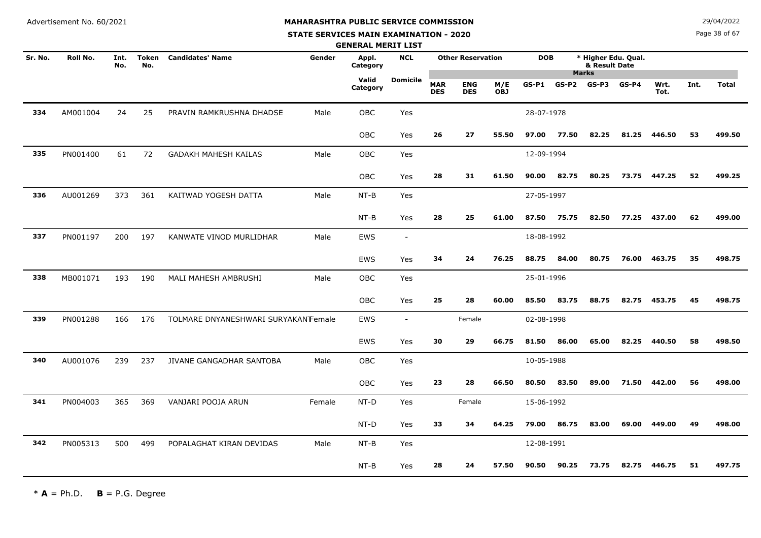Advertisement No. 60/2021

# MAHARASHTRA PUBLIC SERVICE COMMISSION

## STATE SERVICES MAIN EXAMINATION - 2020

### GENERAL MERIT LIST

29/04/2022

| Sr. No. | Roll No. | Int. No. | Token No. | Candidates' Name | Gender | Appl. Category | NCL | Other Reservation | | | DOB | * Higher Edu. Qual. & Result Date | | | | | | |
|---|---|---|---|---|---|---|---|---|---|---|---|---|---|---|---|---|---|---|
| | | | | | | | | | | | Marks | | | | | | | |
| | | | | | | Valid Category | Domicile | MAR DES | ENG DES | M/E OBJ | GS-P1 | GS-P2 | GS-P3 | GS-P4 | Wrt. Tot. | Int. | Total | |
| 334 | AM001004 | 24 | 25 | PRAVIN RAMKRUSHNA DHADSE | Male | OBC | Yes | | | | 28-07-1978 | | | | | | | |
| | | | | | | OBC | Yes | 26 | 27 | 55.50 | 97.00 | 77.50 | 82.25 | 81.25 | 446.50 | 53 | 499.50 | |
| 335 | PN001400 | 61 | 72 | GADAKH MAHESH KAILAS | Male | OBC | Yes | | | | 12-09-1994 | | | | | | | |
| | | | | | | OBC | Yes | 28 | 31 | 61.50 | 90.00 | 82.75 | 80.25 | 73.75 | 447.25 | 52 | 499.25 | |
| 336 | AU001269 | 373 | 361 | KAITWAD YOGESH DATTA | Male | NT-B | Yes | | | | 27-05-1997 | | | | | | | |
| | | | | | | NT-B | Yes | 28 | 25 | 61.00 | 87.50 | 75.75 | 82.50 | 77.25 | 437.00 | 62 | 499.00 | |
| 337 | PN001197 | 200 | 197 | KANWATE VINOD MURLIDHAR | Male | EWS | - | | | | 18-08-1992 | | | | | | | |
| | | | | | | EWS | Yes | 34 | 24 | 76.25 | 88.75 | 84.00 | 80.75 | 76.00 | 463.75 | 35 | 498.75 | |
| 338 | MB001071 | 193 | 190 | MALI MAHESH AMBRUSHI | Male | OBC | Yes | | | | 25-01-1996 | | | | | | | |
| | | | | | | OBC | Yes | 25 | 28 | 60.00 | 85.50 | 83.75 | 88.75 | 82.75 | 453.75 | 45 | 498.75 | |
| 339 | PN001288 | 166 | 176 | TOLMARE DNYANESHWARI SURYAKANT | Female | EWS | - | | Female | | 02-08-1998 | | | | | | | |
| | | | | | | EWS | Yes | 30 | 29 | 66.75 | 81.50 | 86.00 | 65.00 | 82.25 | 440.50 | 58 | 498.50 | |
| 340 | AU001076 | 239 | 237 | JIVANE GANGADHAR SANTOBA | Male | OBC | Yes | | | | 10-05-1988 | | | | | | | |
| | | | | | | OBC | Yes | 23 | 28 | 66.50 | 80.50 | 83.50 | 89.00 | 71.50 | 442.00 | 56 | 498.00 | |
| 341 | PN004003 | 365 | 369 | VANJARI POOJA ARUN | Female | NT-D | Yes | | Female | | 15-06-1992 | | | | | | | |
| | | | | | | NT-D | Yes | 33 | 34 | 64.25 | 79.00 | 86.75 | 83.00 | 69.00 | 449.00 | 49 | 498.00 | |
| 342 | PN005313 | 500 | 499 | POPALAGHAT KIRAN DEVIDAS | Male | NT-B | Yes | | | | 12-08-1991 | | | | | | | |
| | | | | | | NT-B | Yes | 28 | 24 | 57.50 | 90.50 | 90.25 | 73.75 | 82.75 | 446.75 | 51 | 497.75 | |

\* **A** = Ph.D. **B** = P.G. Degree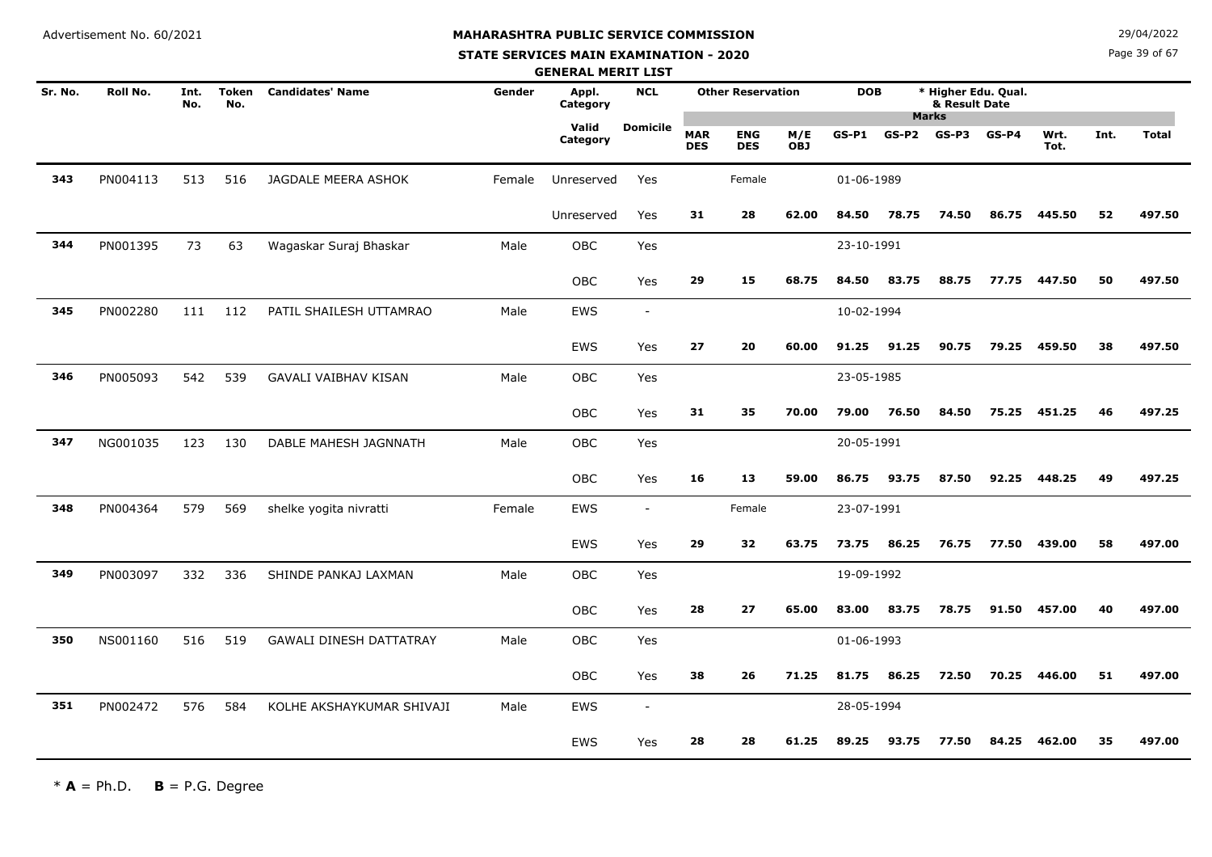Advertisement No. 60/2021

# MAHARASHTRA PUBLIC SERVICE COMMISSION

## STATE SERVICES MAIN EXAMINATION - 2020

### GENERAL MERIT LIST

29/04/2022

| Sr. No. | Roll No. | Int. No. | Token No. | Candidates' Name | Gender | Appl. Category | NCL | Other Reservation | | | DOB | * Higher Edu. Qual. & Result Date | | | | | | |
|---|---|---|---|---|---|---|---|---|---|---|---|---|---|---|---|---|---|---|
| | | | | | | | | | | | Marks | | | | | | | |
| | | | | | | Valid Category | Domicile | MAR DES | ENG DES | M/E OBJ | GS-P1 | GS-P2 | GS-P3 | GS-P4 | Wrt. Tot. | Int. | Total | |
| 343 | PN004113 | 513 | 516 | JAGDALE MEERA ASHOK | Female | Unreserved | Yes | | Female | | 01-06-1989 | | | | | | | |
| | | | | | | Unreserved | Yes | 31 | 28 | 62.00 | 84.50 | 78.75 | 74.50 | 86.75 | 445.50 | 52 | 497.50 | |
| 344 | PN001395 | 73 | 63 | Wagaskar Suraj Bhaskar | Male | OBC | Yes | | | | 23-10-1991 | | | | | | | |
| | | | | | | OBC | Yes | 29 | 15 | 68.75 | 84.50 | 83.75 | 88.75 | 77.75 | 447.50 | 50 | 497.50 | |
| 345 | PN002280 | 111 | 112 | PATIL SHAILESH UTTAMRAO | Male | EWS | - | | | | 10-02-1994 | | | | | | | |
| | | | | | | EWS | Yes | 27 | 20 | 60.00 | 91.25 | 91.25 | 90.75 | 79.25 | 459.50 | 38 | 497.50 | |
| 346 | PN005093 | 542 | 539 | GAVALI VAIBHAV KISAN | Male | OBC | Yes | | | | 23-05-1985 | | | | | | | |
| | | | | | | OBC | Yes | 31 | 35 | 70.00 | 79.00 | 76.50 | 84.50 | 75.25 | 451.25 | 46 | 497.25 | |
| 347 | NG001035 | 123 | 130 | DABLE MAHESH JAGNNATH | Male | OBC | Yes | | | | 20-05-1991 | | | | | | | |
| | | | | | | OBC | Yes | 16 | 13 | 59.00 | 86.75 | 93.75 | 87.50 | 92.25 | 448.25 | 49 | 497.25 | |
| 348 | PN004364 | 579 | 569 | shelke yogita nivratti | Female | EWS | - | | Female | | 23-07-1991 | | | | | | | |
| | | | | | | EWS | Yes | 29 | 32 | 63.75 | 73.75 | 86.25 | 76.75 | 77.50 | 439.00 | 58 | 497.00 | |
| 349 | PN003097 | 332 | 336 | SHINDE PANKAJ LAXMAN | Male | OBC | Yes | | | | 19-09-1992 | | | | | | | |
| | | | | | | OBC | Yes | 28 | 27 | 65.00 | 83.00 | 83.75 | 78.75 | 91.50 | 457.00 | 40 | 497.00 | |
| 350 | NS001160 | 516 | 519 | GAWALI DINESH DATTATRAY | Male | OBC | Yes | | | | 01-06-1993 | | | | | | | |
| | | | | | | OBC | Yes | 38 | 26 | 71.25 | 81.75 | 86.25 | 72.50 | 70.25 | 446.00 | 51 | 497.00 | |
| 351 | PN002472 | 576 | 584 | KOLHE AKSHAYKUMAR SHIVAJI | Male | EWS | - | | | | 28-05-1994 | | | | | | | |
| | | | | | | EWS | Yes | 28 | 28 | 61.25 | 89.25 | 93.75 | 77.50 | 84.25 | 462.00 | 35 | 497.00 | |

* **A** = Ph.D. **B** = P.G. Degree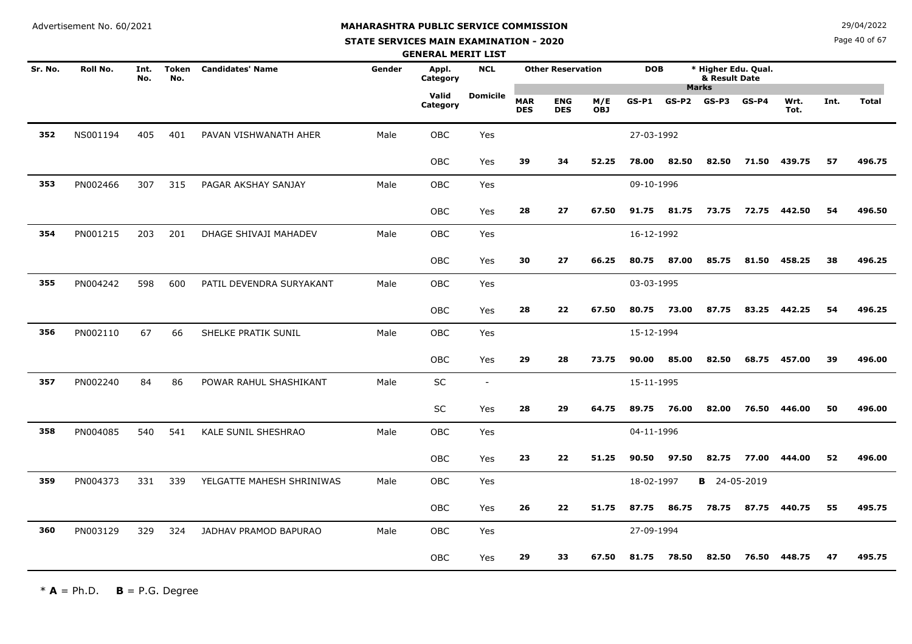Advertisement No. 60/2021

# MAHARASHTRA PUBLIC SERVICE COMMISSION

## STATE SERVICES MAIN EXAMINATION - 2020

### GENERAL MERIT LIST

29/04/2022

| Sr. No. | Roll No. | Int. No. | Token No. | Candidates' Name | Gender | Appl. Category | NCL | Other Reservation | | | DOB | | * Higher Edu. Qual. & Result Date | | | | |
|---|---|---|---|---|---|---|---|---|---|---|---|---|---|---|---|---|---|
| | | | | | | | | Marks | | | | | | | | | |
| | | | | | | Valid Category | Domicile | MAR DES | ENG DES | M/E OBJ | GS-P1 | GS-P2 | GS-P3 | GS-P4 | Wrt. Tot. | Int. | Total |
| 352 | NS001194 | 405 | 401 | PAVAN VISHWANATH AHER | Male | OBC | Yes | | | | 27-03-1992 | | | | | | |
| | | | | | | OBC | Yes | 39 | 34 | 52.25 | 78.00 | 82.50 | 82.50 | 71.50 | 439.75 | 57 | 496.75 |
| 353 | PN002466 | 307 | 315 | PAGAR AKSHAY SANJAY | Male | OBC | Yes | | | | 09-10-1996 | | | | | | |
| | | | | | | OBC | Yes | 28 | 27 | 67.50 | 91.75 | 81.75 | 73.75 | 72.75 | 442.50 | 54 | 496.50 |
| 354 | PN001215 | 203 | 201 | DHAGE SHIVAJI MAHADEV | Male | OBC | Yes | | | | 16-12-1992 | | | | | | |
| | | | | | | OBC | Yes | 30 | 27 | 66.25 | 80.75 | 87.00 | 85.75 | 81.50 | 458.25 | 38 | 496.25 |
| 355 | PN004242 | 598 | 600 | PATIL DEVENDRA SURYAKANT | Male | OBC | Yes | | | | 03-03-1995 | | | | | | |
| | | | | | | OBC | Yes | 28 | 22 | 67.50 | 80.75 | 73.00 | 87.75 | 83.25 | 442.25 | 54 | 496.25 |
| 356 | PN002110 | 67 | 66 | SHELKE PRATIK SUNIL | Male | OBC | Yes | | | | 15-12-1994 | | | | | | |
| | | | | | | OBC | Yes | 29 | 28 | 73.75 | 90.00 | 85.00 | 82.50 | 68.75 | 457.00 | 39 | 496.00 |
| 357 | PN002240 | 84 | 86 | POWAR RAHUL SHASHIKANT | Male | SC | - | | | | 15-11-1995 | | | | | | |
| | | | | | | SC | Yes | 28 | 29 | 64.75 | 89.75 | 76.00 | 82.00 | 76.50 | 446.00 | 50 | 496.00 |
| 358 | PN004085 | 540 | 541 | KALE SUNIL SHESHRAO | Male | OBC | Yes | | | | 04-11-1996 | | | | | | |
| | | | | | | OBC | Yes | 23 | 22 | 51.25 | 90.50 | 97.50 | 82.75 | 77.00 | 444.00 | 52 | 496.00 |
| 359 | PN004373 | 331 | 339 | YELGATTE MAHESH SHRINIWAS | Male | OBC | Yes | | | | 18-02-1997 | | **B** 24-05-2019 | | | | |
| | | | | | | OBC | Yes | 26 | 22 | 51.75 | 87.75 | 86.75 | 78.75 | 87.75 | 440.75 | 55 | 495.75 |
| 360 | PN003129 | 329 | 324 | JADHAV PRAMOD BAPURAO | Male | OBC | Yes | | | | 27-09-1994 | | | | | | |
| | | | | | | OBC | Yes | 29 | 33 | 67.50 | 81.75 | 78.50 | 82.50 | 76.50 | 448.75 | 47 | 495.75 |

\* **A** = Ph.D. **B** = P.G. Degree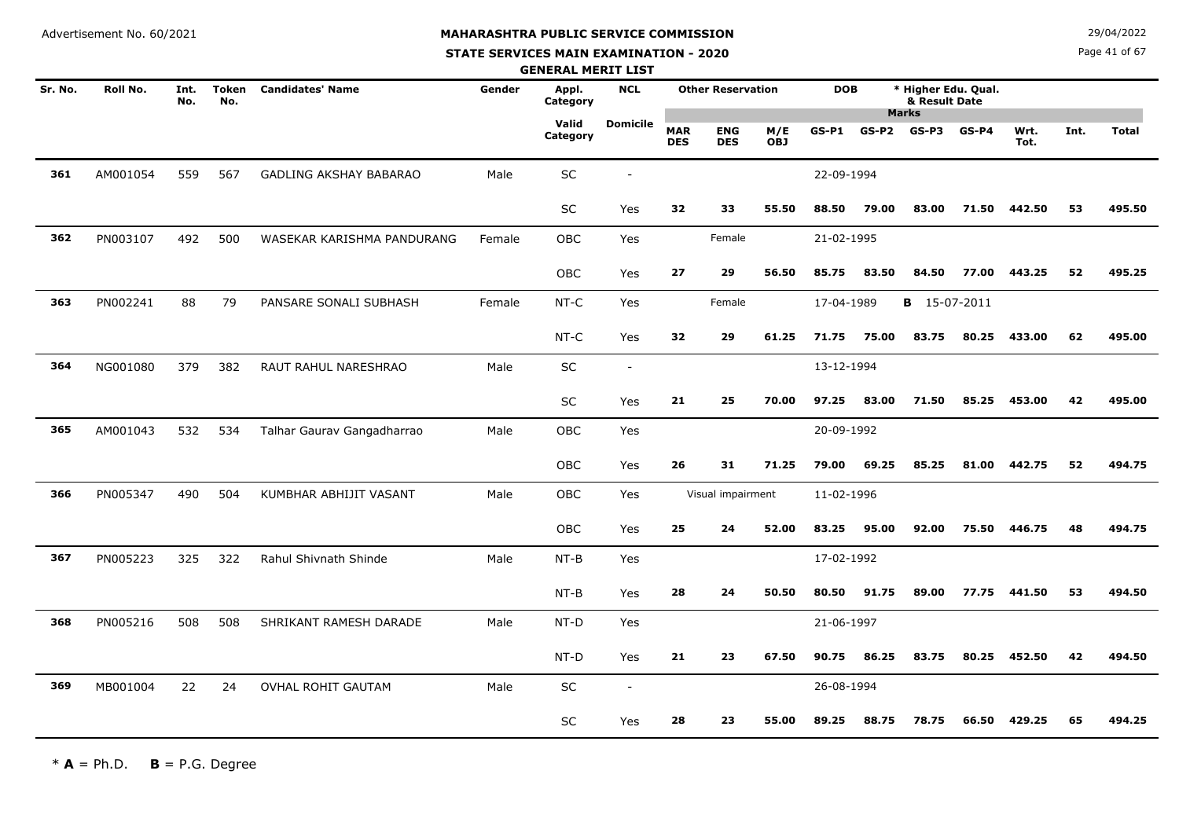Advertisement No. 60/2021

**MAHARASHTRA PUBLIC SERVICE COMMISSION**

**STATE SERVICES MAIN EXAMINATION - 2020**

**GENERAL MERIT LIST**

29/04/2022

| Sr. No. | Roll No. | Int. No. | Token No. | Candidates' Name | Gender | Appl. Category | NCL | Other Reservation | | | DOB | | * Higher Edu. Qual. & Result Date | | | | | |
|---|---|---|---|---|---|---|---|---|---|---|---|---|---|---|---|---|---|---|
| | | | | | | | | | | | Marks | | | | | | | |
| | | | | | | Valid Category | Domicile | MAR DES | ENG DES | M/E OBJ | GS-P1 | GS-P2 | GS-P3 | GS-P4 | Wrt. Tot. | Int. | Total | |
| 361 | AM001054 | 559 | 567 | GADLING AKSHAY BABARAO | Male | SC | - | | | | 22-09-1994 | | | | | | | |
| | | | | | | SC | Yes | 32 | 33 | 55.50 | 88.50 | 79.00 | 83.00 | 71.50 | 442.50 | 53 | 495.50 | |
| 362 | PN003107 | 492 | 500 | WASEKAR KARISHMA PANDURANG | Female | OBC | Yes | | Female | | 21-02-1995 | | | | | | | |
| | | | | | | OBC | Yes | 27 | 29 | 56.50 | 85.75 | 83.50 | 84.50 | 77.00 | 443.25 | 52 | 495.25 | |
| 363 | PN002241 | 88 | 79 | PANSARE SONALI SUBHASH | Female | NT-C | Yes | | Female | | 17-04-1989 | | **B** 15-07-2011 | | | | | |
| | | | | | | NT-C | Yes | 32 | 29 | 61.25 | 71.75 | 75.00 | 83.75 | 80.25 | 433.00 | 62 | 495.00 | |
| 364 | NG001080 | 379 | 382 | RAUT RAHUL NARESHRAO | Male | SC | - | | | | 13-12-1994 | | | | | | | |
| | | | | | | SC | Yes | 21 | 25 | 70.00 | 97.25 | 83.00 | 71.50 | 85.25 | 453.00 | 42 | 495.00 | |
| 365 | AM001043 | 532 | 534 | Talhar Gaurav Gangadharrao | Male | OBC | Yes | | | | 20-09-1992 | | | | | | | |
| | | | | | | OBC | Yes | 26 | 31 | 71.25 | 79.00 | 69.25 | 85.25 | 81.00 | 442.75 | 52 | 494.75 | |
| 366 | PN005347 | 490 | 504 | KUMBHAR ABHIJIT VASANT | Male | OBC | Yes | | Visual impairment | | 11-02-1996 | | | | | | | |
| | | | | | | OBC | Yes | 25 | 24 | 52.00 | 83.25 | 95.00 | 92.00 | 75.50 | 446.75 | 48 | 494.75 | |
| 367 | PN005223 | 325 | 322 | Rahul Shivnath Shinde | Male | NT-B | Yes | | | | 17-02-1992 | | | | | | | |
| | | | | | | NT-B | Yes | 28 | 24 | 50.50 | 80.50 | 91.75 | 89.00 | 77.75 | 441.50 | 53 | 494.50 | |
| 368 | PN005216 | 508 | 508 | SHRIKANT RAMESH DARADE | Male | NT-D | Yes | | | | 21-06-1997 | | | | | | | |
| | | | | | | NT-D | Yes | 21 | 23 | 67.50 | 90.75 | 86.25 | 83.75 | 80.25 | 452.50 | 42 | 494.50 | |
| 369 | MB001004 | 22 | 24 | OVHAL ROHIT GAUTAM | Male | SC | - | | | | 26-08-1994 | | | | | | | |
| | | | | | | SC | Yes | 28 | 23 | 55.00 | 89.25 | 88.75 | 78.75 | 66.50 | 429.25 | 65 | 494.25 | |

\* **A** = Ph.D. **B** = P.G. Degree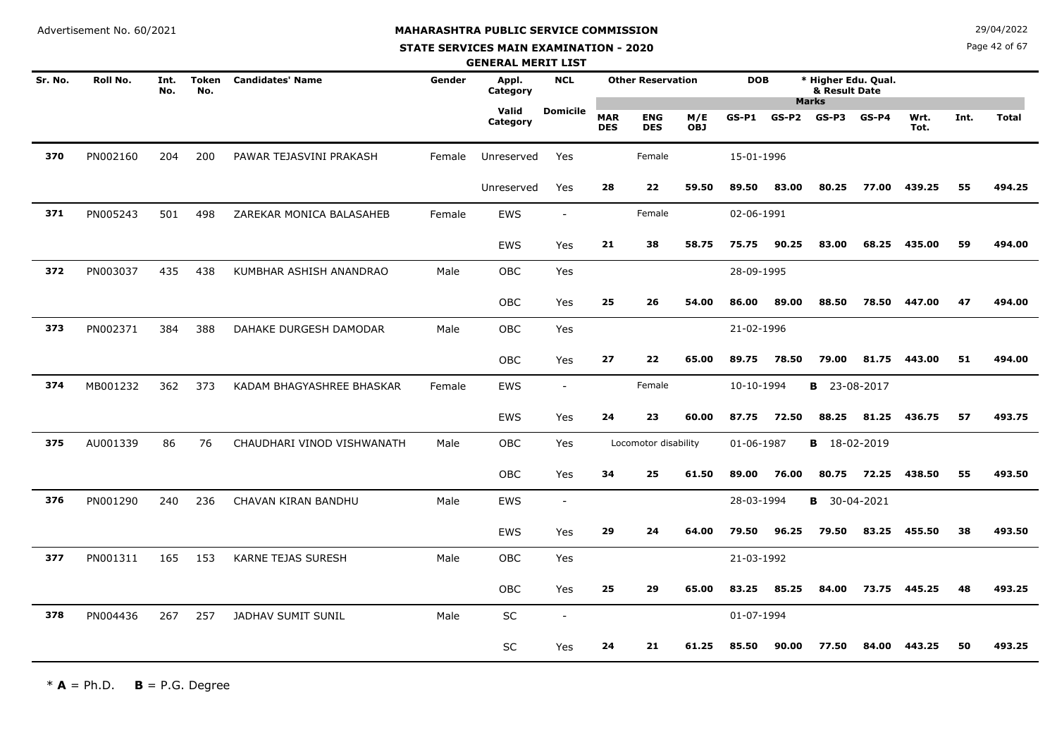Advertisement No. 60/2021

# MAHARASHTRA PUBLIC SERVICE COMMISSION

## STATE SERVICES MAIN EXAMINATION - 2020

### GENERAL MERIT LIST

29/04/2022

| Sr. No. | Roll No. | Int. No. | Token No. | Candidates' Name | Gender | Appl. Category | NCL | Other Reservation | | | DOB | | * Higher Edu. Qual. & Result Date | | | | | |
|---|---|---|---|---|---|---|---|---|---|---|---|---|---|---|---|---|---|---|
| | | | | | | | | | | | Marks | | | | | | | |
| | | | | | | Valid Category | Domicile | MAR DES | ENG DES | M/E OBJ | GS-P1 | GS-P2 | GS-P3 | GS-P4 | Wrt. Tot. | Int. | Total | |
| 370 | PN002160 | 204 | 200 | PAWAR TEJASVINI PRAKASH | Female | Unreserved | Yes | | Female | | 15-01-1996 | | | | | | | |
| | | | | | | Unreserved | Yes | 28 | 22 | 59.50 | 89.50 | 83.00 | 80.25 | 77.00 | 439.25 | 55 | 494.25 | |
| 371 | PN005243 | 501 | 498 | ZAREKAR MONICA BALASAHEB | Female | EWS | - | | Female | | 02-06-1991 | | | | | | | |
| | | | | | | EWS | Yes | 21 | 38 | 58.75 | 75.75 | 90.25 | 83.00 | 68.25 | 435.00 | 59 | 494.00 | |
| 372 | PN003037 | 435 | 438 | KUMBHAR ASHISH ANANDRAO | Male | OBC | Yes | | | | 28-09-1995 | | | | | | | |
| | | | | | | OBC | Yes | 25 | 26 | 54.00 | 86.00 | 89.00 | 88.50 | 78.50 | 447.00 | 47 | 494.00 | |
| 373 | PN002371 | 384 | 388 | DAHAKE DURGESH DAMODAR | Male | OBC | Yes | | | | 21-02-1996 | | | | | | | |
| | | | | | | OBC | Yes | 27 | 22 | 65.00 | 89.75 | 78.50 | 79.00 | 81.75 | 443.00 | 51 | 494.00 | |
| 374 | MB001232 | 362 | 373 | KADAM BHAGYASHREE BHASKAR | Female | EWS | - | | Female | | 10-10-1994 | | B 23-08-2017 | | | | | |
| | | | | | | EWS | Yes | 24 | 23 | 60.00 | 87.75 | 72.50 | 88.25 | 81.25 | 436.75 | 57 | 493.75 | |
| 375 | AU001339 | 86 | 76 | CHAUDHARI VINOD VISHWANATH | Male | OBC | Yes | | Locomotor disability | | 01-06-1987 | | B 18-02-2019 | | | | | |
| | | | | | | OBC | Yes | 34 | 25 | 61.50 | 89.00 | 76.00 | 80.75 | 72.25 | 438.50 | 55 | 493.50 | |
| 376 | PN001290 | 240 | 236 | CHAVAN KIRAN BANDHU | Male | EWS | - | | | | 28-03-1994 | | B 30-04-2021 | | | | | |
| | | | | | | EWS | Yes | 29 | 24 | 64.00 | 79.50 | 96.25 | 79.50 | 83.25 | 455.50 | 38 | 493.50 | |
| 377 | PN001311 | 165 | 153 | KARNE TEJAS SURESH | Male | OBC | Yes | | | | 21-03-1992 | | | | | | | |
| | | | | | | OBC | Yes | 25 | 29 | 65.00 | 83.25 | 85.25 | 84.00 | 73.75 | 445.25 | 48 | 493.25 | |
| 378 | PN004436 | 267 | 257 | JADHAV SUMIT SUNIL | Male | SC | - | | | | 01-07-1994 | | | | | | | |
| | | | | | | SC | Yes | 24 | 21 | 61.25 | 85.50 | 90.00 | 77.50 | 84.00 | 443.25 | 50 | 493.25 | |

* **A** = Ph.D. **B** = P.G. Degree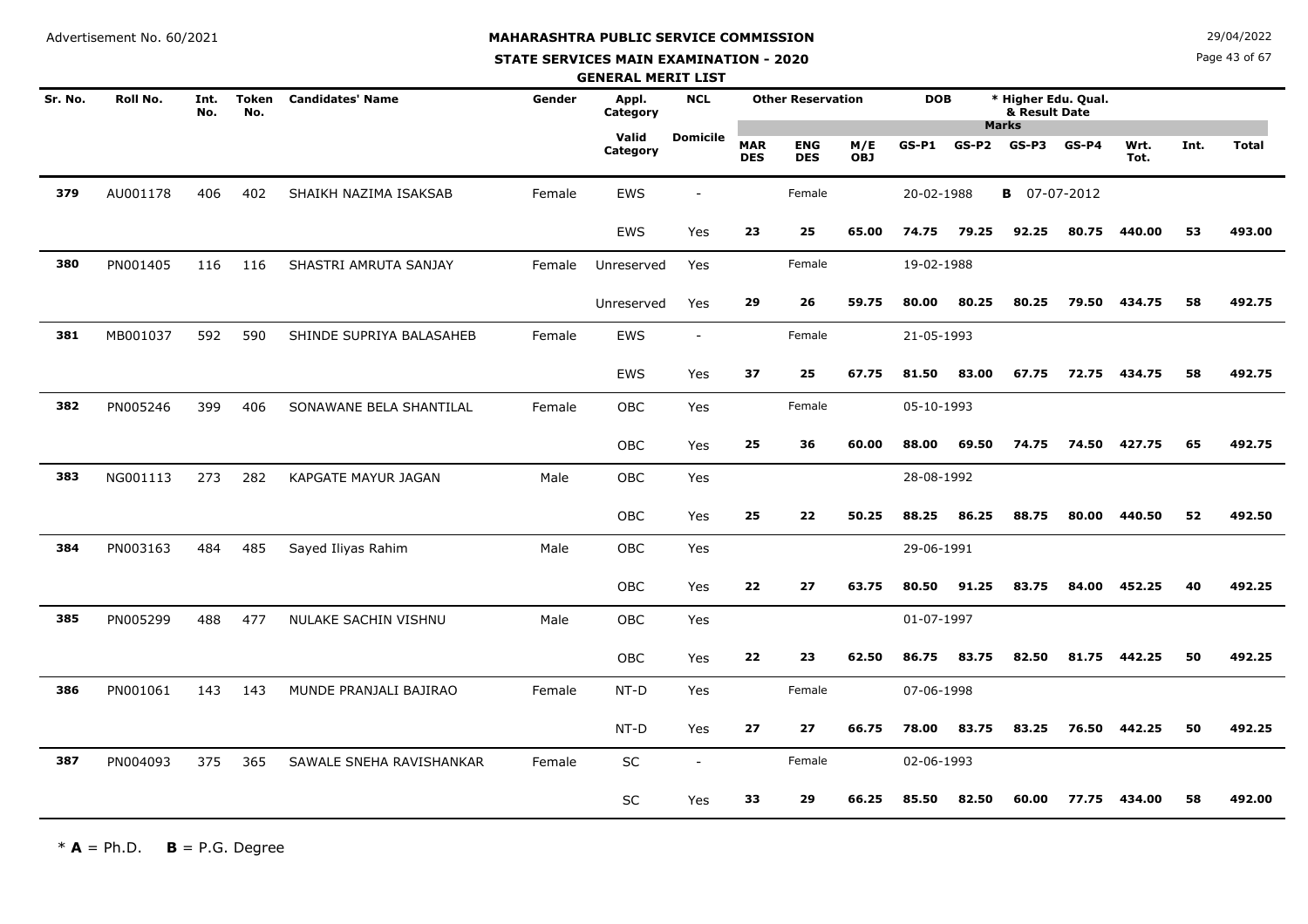Advertisement No. 60/2021

# MAHARASHTRA PUBLIC SERVICE COMMISSION

## STATE SERVICES MAIN EXAMINATION - 2020

### GENERAL MERIT LIST

29/04/2022

| Sr. No. | Roll No. | Int. No. | Token No. | Candidates' Name | Gender | Appl. Category | NCL | Other Reservation | | | DOB | * Higher Edu. Qual. & Result Date | | | | | | |
|---|---|---|---|---|---|---|---|---|---|---|---|---|---|---|---|---|---|---|
| | | | | | | Valid Category | Domicile | MAR DES | ENG DES | M/E OBJ | GS-P1 | GS-P2 | GS-P3 | GS-P4 | Wrt. Tot. | Int. | Total | |
| 379 | AU001178 | 406 | 402 | SHAIKH NAZIMA ISAKSAB | Female | EWS | - | | Female | | 20-02-1988 | **B** 07-07-2012 | | | | | | |
| | | | | | | EWS | Yes | 23 | 25 | 65.00 | 74.75 | 79.25 | 92.25 | 80.75 | 440.00 | 53 | 493.00 | |
| 380 | PN001405 | 116 | 116 | SHASTRI AMRUTA SANJAY | Female | Unreserved | Yes | | Female | | 19-02-1988 | | | | | | | |
| | | | | | | Unreserved | Yes | 29 | 26 | 59.75 | 80.00 | 80.25 | 80.25 | 79.50 | 434.75 | 58 | 492.75 | |
| 381 | MB001037 | 592 | 590 | SHINDE SUPRIYA BALASAHEB | Female | EWS | - | | Female | | 21-05-1993 | | | | | | | |
| | | | | | | EWS | Yes | 37 | 25 | 67.75 | 81.50 | 83.00 | 67.75 | 72.75 | 434.75 | 58 | 492.75 | |
| 382 | PN005246 | 399 | 406 | SONAWANE BELA SHANTILAL | Female | OBC | Yes | | Female | | 05-10-1993 | | | | | | | |
| | | | | | | OBC | Yes | 25 | 36 | 60.00 | 88.00 | 69.50 | 74.75 | 74.50 | 427.75 | 65 | 492.75 | |
| 383 | NG001113 | 273 | 282 | KAPGATE MAYUR JAGAN | Male | OBC | Yes | | | | 28-08-1992 | | | | | | | |
| | | | | | | OBC | Yes | 25 | 22 | 50.25 | 88.25 | 86.25 | 88.75 | 80.00 | 440.50 | 52 | 492.50 | |
| 384 | PN003163 | 484 | 485 | Sayed Iliyas Rahim | Male | OBC | Yes | | | | 29-06-1991 | | | | | | | |
| | | | | | | OBC | Yes | 22 | 27 | 63.75 | 80.50 | 91.25 | 83.75 | 84.00 | 452.25 | 40 | 492.25 | |
| 385 | PN005299 | 488 | 477 | NULAKE SACHIN VISHNU | Male | OBC | Yes | | | | 01-07-1997 | | | | | | | |
| | | | | | | OBC | Yes | 22 | 23 | 62.50 | 86.75 | 83.75 | 82.50 | 81.75 | 442.25 | 50 | 492.25 | |
| 386 | PN001061 | 143 | 143 | MUNDE PRANJALI BAJIRAO | Female | NT-D | Yes | | Female | | 07-06-1998 | | | | | | | |
| | | | | | | NT-D | Yes | 27 | 27 | 66.75 | 78.00 | 83.75 | 83.25 | 76.50 | 442.25 | 50 | 492.25 | |
| 387 | PN004093 | 375 | 365 | SAWALE SNEHA RAVISHANKAR | Female | SC | - | | Female | | 02-06-1993 | | | | | | | |
| | | | | | | SC | Yes | 33 | 29 | 66.25 | 85.50 | 82.50 | 60.00 | 77.75 | 434.00 | 58 | 492.00 | |

* **A** = Ph.D. **B** = P.G. Degree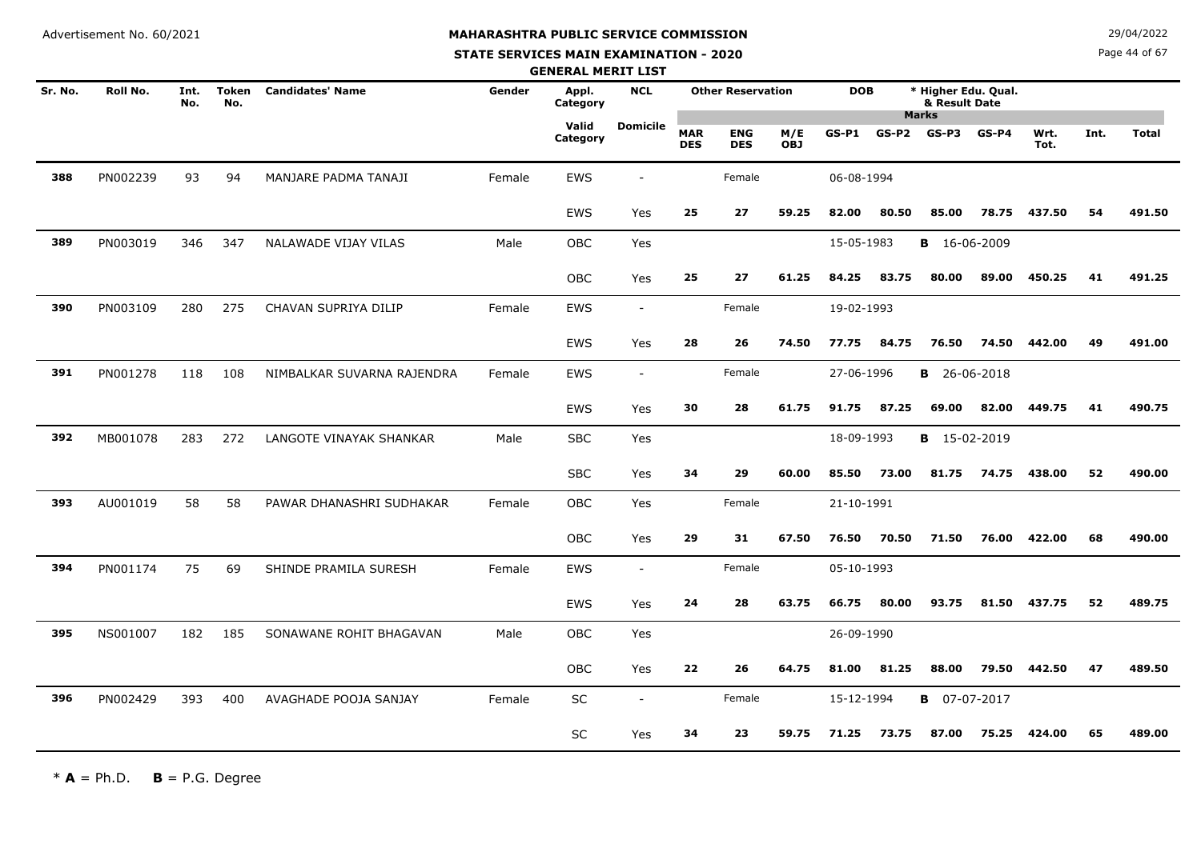Advertisement No. 60/2021

# MAHARASHTRA PUBLIC SERVICE COMMISSION

## STATE SERVICES MAIN EXAMINATION - 2020

### GENERAL MERIT LIST

29/04/2022

| Sr. No. | Roll No. | Int. No. | Token No. | Candidates' Name | Gender | Appl. Category | NCL | Other Reservation | | | DOB | | * Higher Edu. Qual. & Result Date | | | | | |
|---|---|---|---|---|---|---|---|---|---|---|---|---|---|---|---|---|---|---|
| | | | | | | | | | | | | | Marks | | | | | |
| | | | | | | Valid Category | Domicile | MAR DES | ENG DES | M/E OBJ | GS-P1 | GS-P2 | GS-P3 | GS-P4 | Wrt. Tot. | Int. | Total | |
| 388 | PN002239 | 93 | 94 | MANJARE PADMA TANAJI | Female | EWS | - | | Female | | 06-08-1994 | | | | | | | |
| | | | | | | EWS | Yes | 25 | 27 | 59.25 | 82.00 | 80.50 | 85.00 | 78.75 | 437.50 | 54 | 491.50 | |
| 389 | PN003019 | 346 | 347 | NALAWADE VIJAY VILAS | Male | OBC | Yes | | | | 15-05-1983 | | **B** 16-06-2009 | | | | | |
| | | | | | | OBC | Yes | 25 | 27 | 61.25 | 84.25 | 83.75 | 80.00 | 89.00 | 450.25 | 41 | 491.25 | |
| 390 | PN003109 | 280 | 275 | CHAVAN SUPRIYA DILIP | Female | EWS | - | | Female | | 19-02-1993 | | | | | | | |
| | | | | | | EWS | Yes | 28 | 26 | 74.50 | 77.75 | 84.75 | 76.50 | 74.50 | 442.00 | 49 | 491.00 | |
| 391 | PN001278 | 118 | 108 | NIMBALKAR SUVARNA RAJENDRA | Female | EWS | - | | Female | | 27-06-1996 | | **B** 26-06-2018 | | | | | |
| | | | | | | EWS | Yes | 30 | 28 | 61.75 | 91.75 | 87.25 | 69.00 | 82.00 | 449.75 | 41 | 490.75 | |
| 392 | MB001078 | 283 | 272 | LANGOTE VINAYAK SHANKAR | Male | SBC | Yes | | | | 18-09-1993 | | **B** 15-02-2019 | | | | | |
| | | | | | | SBC | Yes | 34 | 29 | 60.00 | 85.50 | 73.00 | 81.75 | 74.75 | 438.00 | 52 | 490.00 | |
| 393 | AU001019 | 58 | 58 | PAWAR DHANASHRI SUDHAKAR | Female | OBC | Yes | | Female | | 21-10-1991 | | | | | | | |
| | | | | | | OBC | Yes | 29 | 31 | 67.50 | 76.50 | 70.50 | 71.50 | 76.00 | 422.00 | 68 | 490.00 | |
| 394 | PN001174 | 75 | 69 | SHINDE PRAMILA SURESH | Female | EWS | - | | Female | | 05-10-1993 | | | | | | | |
| | | | | | | EWS | Yes | 24 | 28 | 63.75 | 66.75 | 80.00 | 93.75 | 81.50 | 437.75 | 52 | 489.75 | |
| 395 | NS001007 | 182 | 185 | SONAWANE ROHIT BHAGAVAN | Male | OBC | Yes | | | | 26-09-1990 | | | | | | | |
| | | | | | | OBC | Yes | 22 | 26 | 64.75 | 81.00 | 81.25 | 88.00 | 79.50 | 442.50 | 47 | 489.50 | |
| 396 | PN002429 | 393 | 400 | AVAGHADE POOJA SANJAY | Female | SC | - | | Female | | 15-12-1994 | | **B** 07-07-2017 | | | | | |
| | | | | | | SC | Yes | 34 | 23 | 59.75 | 71.25 | 73.75 | 87.00 | 75.25 | 424.00 | 65 | 489.00 | |

* **A** = Ph.D. **B** = P.G. Degree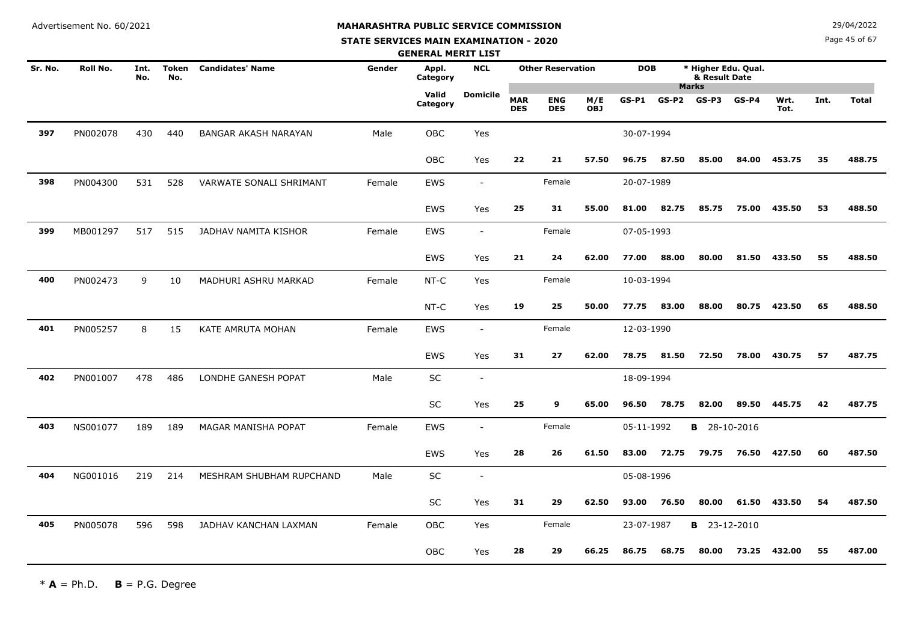Advertisement No. 60/2021

**MAHARASHTRA PUBLIC SERVICE COMMISSION**

**STATE SERVICES MAIN EXAMINATION - 2020**

**GENERAL MERIT LIST**

29/04/2022

| Sr. No. | Roll No. | Int. No. | Token No. | Candidates' Name | Gender | Appl. Category | NCL | Other Reservation | | | DOB | | * Higher Edu. Qual. & Result Date | | | | |
|---|---|---|---|---|---|---|---|---|---|---|---|---|---|---|---|---|---|
| | | | | | | Valid Category | Domicile | MAR DES | ENG DES | M/E OBJ | GS-P1 | GS-P2 | GS-P3 | GS-P4 | Wrt. Tot. | Int. | Total |
| **397** | PN002078 | 430 | 440 | BANGAR AKASH NARAYAN | Male | OBC | Yes | | | | 30-07-1994 | | | | | | |
| | | | | | | OBC | Yes | **22** | **21** | **57.50** | **96.75** | **87.50** | **85.00** | **84.00** | **453.75** | **35** | **488.75** |
| **398** | PN004300 | 531 | 528 | VARWATE SONALI SHRIMANT | Female | EWS | - | | Female | | 20-07-1989 | | | | | | |
| | | | | | | EWS | Yes | **25** | **31** | **55.00** | **81.00** | **82.75** | **85.75** | **75.00** | **435.50** | **53** | **488.50** |
| **399** | MB001297 | 517 | 515 | JADHAV NAMITA KISHOR | Female | EWS | - | | Female | | 07-05-1993 | | | | | | |
| | | | | | | EWS | Yes | **21** | **24** | **62.00** | **77.00** | **88.00** | **80.00** | **81.50** | **433.50** | **55** | **488.50** |
| **400** | PN002473 | 9 | 10 | MADHURI ASHRU MARKAD | Female | NT-C | Yes | | Female | | 10-03-1994 | | | | | | |
| | | | | | | NT-C | Yes | **19** | **25** | **50.00** | **77.75** | **83.00** | **88.00** | **80.75** | **423.50** | **65** | **488.50** |
| **401** | PN005257 | 8 | 15 | KATE AMRUTA MOHAN | Female | EWS | - | | Female | | 12-03-1990 | | | | | | |
| | | | | | | EWS | Yes | **31** | **27** | **62.00** | **78.75** | **81.50** | **72.50** | **78.00** | **430.75** | **57** | **487.75** |
| **402** | PN001007 | 478 | 486 | LONDHE GANESH POPAT | Male | SC | - | | | | 18-09-1994 | | | | | | |
| | | | | | | SC | Yes | **25** | **9** | **65.00** | **96.50** | **78.75** | **82.00** | **89.50** | **445.75** | **42** | **487.75** |
| **403** | NS001077 | 189 | 189 | MAGAR MANISHA POPAT | Female | EWS | - | | Female | | 05-11-1992 | | **B** 28-10-2016 | | | | |
| | | | | | | EWS | Yes | **28** | **26** | **61.50** | **83.00** | **72.75** | **79.75** | **76.50** | **427.50** | **60** | **487.50** |
| **404** | NG001016 | 219 | 214 | MESHRAM SHUBHAM RUPCHAND | Male | SC | - | | | | 05-08-1996 | | | | | | |
| | | | | | | SC | Yes | **31** | **29** | **62.50** | **93.00** | **76.50** | **80.00** | **61.50** | **433.50** | **54** | **487.50** |
| **405** | PN005078 | 596 | 598 | JADHAV KANCHAN LAXMAN | Female | OBC | Yes | | Female | | 23-07-1987 | | **B** 23-12-2010 | | | | |
| | | | | | | OBC | Yes | **28** | **29** | **66.25** | **86.75** | **68.75** | **80.00** | **73.25** | **432.00** | **55** | **487.00** |

* **A** = Ph.D. **B** = P.G. Degree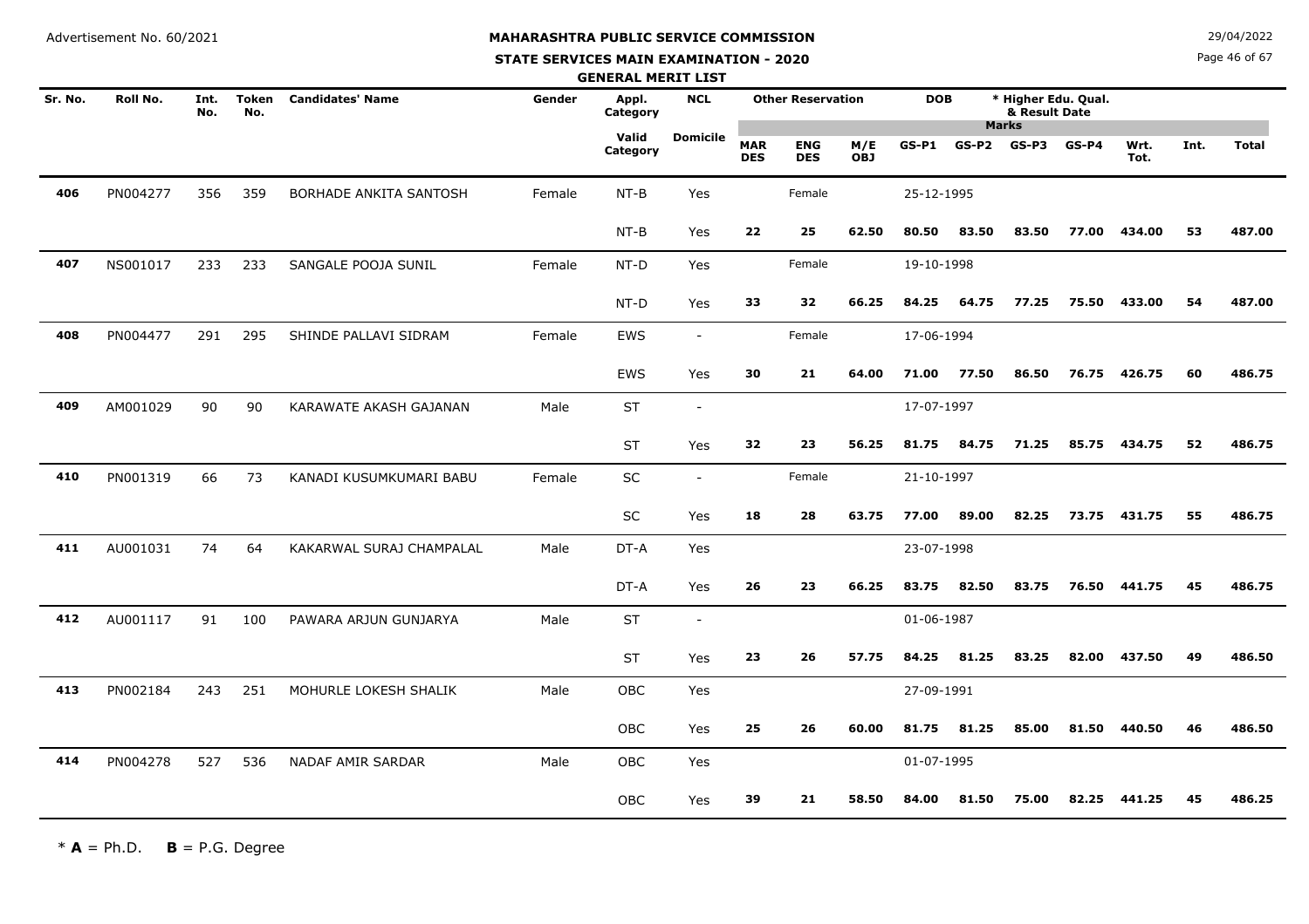Advertisement No. 60/2021

**MAHARASHTRA PUBLIC SERVICE COMMISSION**

**STATE SERVICES MAIN EXAMINATION - 2020**

**GENERAL MERIT LIST**

29/04/2022

| Sr. No. | Roll No. | Int. No. | Token No. | Candidates' Name | Gender | Appl. Category | NCL | Other Reservation | | | DOB | | * Higher Edu. Qual. & Result Date | | | | |
|---|---|---|---|---|---|---|---|---|---|---|---|---|---|---|---|---|---|
| | | | | | | Valid Category | Domicile | MAR DES | ENG DES | M/E OBJ | GS-P1 | GS-P2 | GS-P3 | GS-P4 | Wrt. Tot. | Int. | Total |
| 406 | PN004277 | 356 | 359 | BORHADE ANKITA SANTOSH | Female | NT-B | Yes | | Female | | 25-12-1995 | | | | | | |
| | | | | | | NT-B | Yes | 22 | 25 | 62.50 | 80.50 | 83.50 | 83.50 | 77.00 | 434.00 | 53 | 487.00 |
| 407 | NS001017 | 233 | 233 | SANGALE POOJA SUNIL | Female | NT-D | Yes | | Female | | 19-10-1998 | | | | | | |
| | | | | | | NT-D | Yes | 33 | 32 | 66.25 | 84.25 | 64.75 | 77.25 | 75.50 | 433.00 | 54 | 487.00 |
| 408 | PN004477 | 291 | 295 | SHINDE PALLAVI SIDRAM | Female | EWS | - | | Female | | 17-06-1994 | | | | | | |
| | | | | | | EWS | Yes | 30 | 21 | 64.00 | 71.00 | 77.50 | 86.50 | 76.75 | 426.75 | 60 | 486.75 |
| 409 | AM001029 | 90 | 90 | KARAWATE AKASH GAJANAN | Male | ST | - | | | | 17-07-1997 | | | | | | |
| | | | | | | ST | Yes | 32 | 23 | 56.25 | 81.75 | 84.75 | 71.25 | 85.75 | 434.75 | 52 | 486.75 |
| 410 | PN001319 | 66 | 73 | KANADI KUSUMKUMARI BABU | Female | SC | - | | Female | | 21-10-1997 | | | | | | |
| | | | | | | SC | Yes | 18 | 28 | 63.75 | 77.00 | 89.00 | 82.25 | 73.75 | 431.75 | 55 | 486.75 |
| 411 | AU001031 | 74 | 64 | KAKARWAL SURAJ CHAMPALAL | Male | DT-A | Yes | | | | 23-07-1998 | | | | | | |
| | | | | | | DT-A | Yes | 26 | 23 | 66.25 | 83.75 | 82.50 | 83.75 | 76.50 | 441.75 | 45 | 486.75 |
| 412 | AU001117 | 91 | 100 | PAWARA ARJUN GUNJARYA | Male | ST | - | | | | 01-06-1987 | | | | | | |
| | | | | | | ST | Yes | 23 | 26 | 57.75 | 84.25 | 81.25 | 83.25 | 82.00 | 437.50 | 49 | 486.50 |
| 413 | PN002184 | 243 | 251 | MOHURLE LOKESH SHALIK | Male | OBC | Yes | | | | 27-09-1991 | | | | | | |
| | | | | | | OBC | Yes | 25 | 26 | 60.00 | 81.75 | 81.25 | 85.00 | 81.50 | 440.50 | 46 | 486.50 |
| 414 | PN004278 | 527 | 536 | NADAF AMIR SARDAR | Male | OBC | Yes | | | | 01-07-1995 | | | | | | |
| | | | | | | OBC | Yes | 39 | 21 | 58.50 | 84.00 | 81.50 | 75.00 | 82.25 | 441.25 | 45 | 486.25 |

\* **A** = Ph.D. **B** = P.G. Degree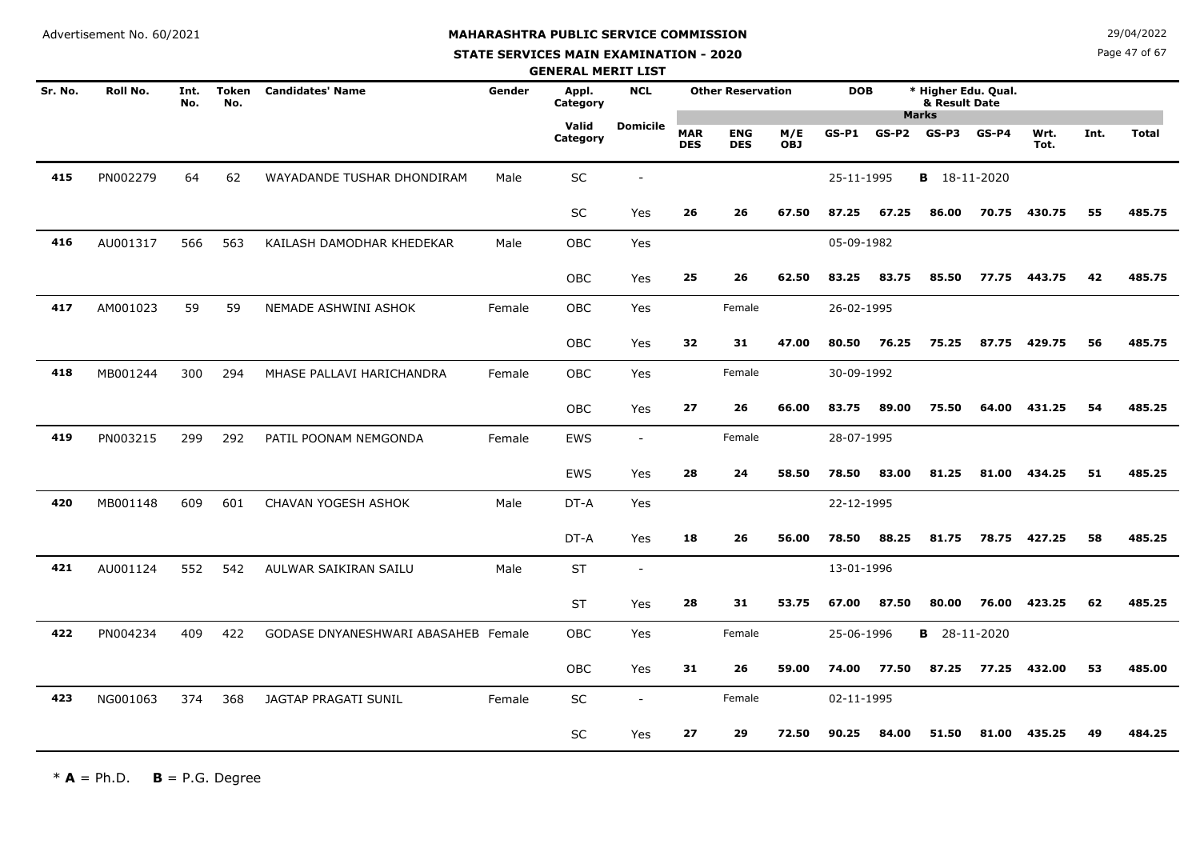Advertisement No. 60/2021

29/04/2022

# MAHARASHTRA PUBLIC SERVICE COMMISSION

## STATE SERVICES MAIN EXAMINATION - 2020

### GENERAL MERIT LIST

| Sr. No. | Roll No. | Int. No. | Token No. | Candidates' Name | Gender | Appl. Category | NCL | Other Reservation | | | DOB | | * Higher Edu. Qual. & Result Date | | | | | |
|---|---|---|---|---|---|---|---|---|---|---|---|---|---|---|---|---|---|---|
| | | | | | | | | | | | Marks | | | | | | | |
| | | | | | | Valid Category | Domicile | MAR DES | ENG DES | M/E OBJ | GS-P1 | GS-P2 | GS-P3 | GS-P4 | Wrt. Tot. | Int. | Total | |
| 415 | PN002279 | 64 | 62 | WAYADANDE TUSHAR DHONDIRAM | Male | SC | - | | | | 25-11-1995 | | B 18-11-2020 | | | | | |
| | | | | | | SC | Yes | 26 | 26 | 67.50 | 87.25 | 67.25 | 86.00 | 70.75 | 430.75 | 55 | 485.75 | |
| 416 | AU001317 | 566 | 563 | KAILASH DAMODHAR KHEDEKAR | Male | OBC | Yes | | | | 05-09-1982 | | | | | | | |
| | | | | | | OBC | Yes | 25 | 26 | 62.50 | 83.25 | 83.75 | 85.50 | 77.75 | 443.75 | 42 | 485.75 | |
| 417 | AM001023 | 59 | 59 | NEMADE ASHWINI ASHOK | Female | OBC | Yes | | Female | | 26-02-1995 | | | | | | | |
| | | | | | | OBC | Yes | 32 | 31 | 47.00 | 80.50 | 76.25 | 75.25 | 87.75 | 429.75 | 56 | 485.75 | |
| 418 | MB001244 | 300 | 294 | MHASE PALLAVI HARICHANDRA | Female | OBC | Yes | | Female | | 30-09-1992 | | | | | | | |
| | | | | | | OBC | Yes | 27 | 26 | 66.00 | 83.75 | 89.00 | 75.50 | 64.00 | 431.25 | 54 | 485.25 | |
| 419 | PN003215 | 299 | 292 | PATIL POONAM NEMGONDA | Female | EWS | - | | Female | | 28-07-1995 | | | | | | | |
| | | | | | | EWS | Yes | 28 | 24 | 58.50 | 78.50 | 83.00 | 81.25 | 81.00 | 434.25 | 51 | 485.25 | |
| 420 | MB001148 | 609 | 601 | CHAVAN YOGESH ASHOK | Male | DT-A | Yes | | | | 22-12-1995 | | | | | | | |
| | | | | | | DT-A | Yes | 18 | 26 | 56.00 | 78.50 | 88.25 | 81.75 | 78.75 | 427.25 | 58 | 485.25 | |
| 421 | AU001124 | 552 | 542 | AULWAR SAIKIRAN SAILU | Male | ST | - | | | | 13-01-1996 | | | | | | | |
| | | | | | | ST | Yes | 28 | 31 | 53.75 | 67.00 | 87.50 | 80.00 | 76.00 | 423.25 | 62 | 485.25 | |
| 422 | PN004234 | 409 | 422 | GODASE DNYANESHWARI ABASAHEB | Female | OBC | Yes | | Female | | 25-06-1996 | | B 28-11-2020 | | | | | |
| | | | | | | OBC | Yes | 31 | 26 | 59.00 | 74.00 | 77.50 | 87.25 | 77.25 | 432.00 | 53 | 485.00 | |
| 423 | NG001063 | 374 | 368 | JAGTAP PRAGATI SUNIL | Female | SC | - | | Female | | 02-11-1995 | | | | | | | |
| | | | | | | SC | Yes | 27 | 29 | 72.50 | 90.25 | 84.00 | 51.50 | 81.00 | 435.25 | 49 | 484.25 | |

\* **A** = Ph.D. **B** = P.G. Degree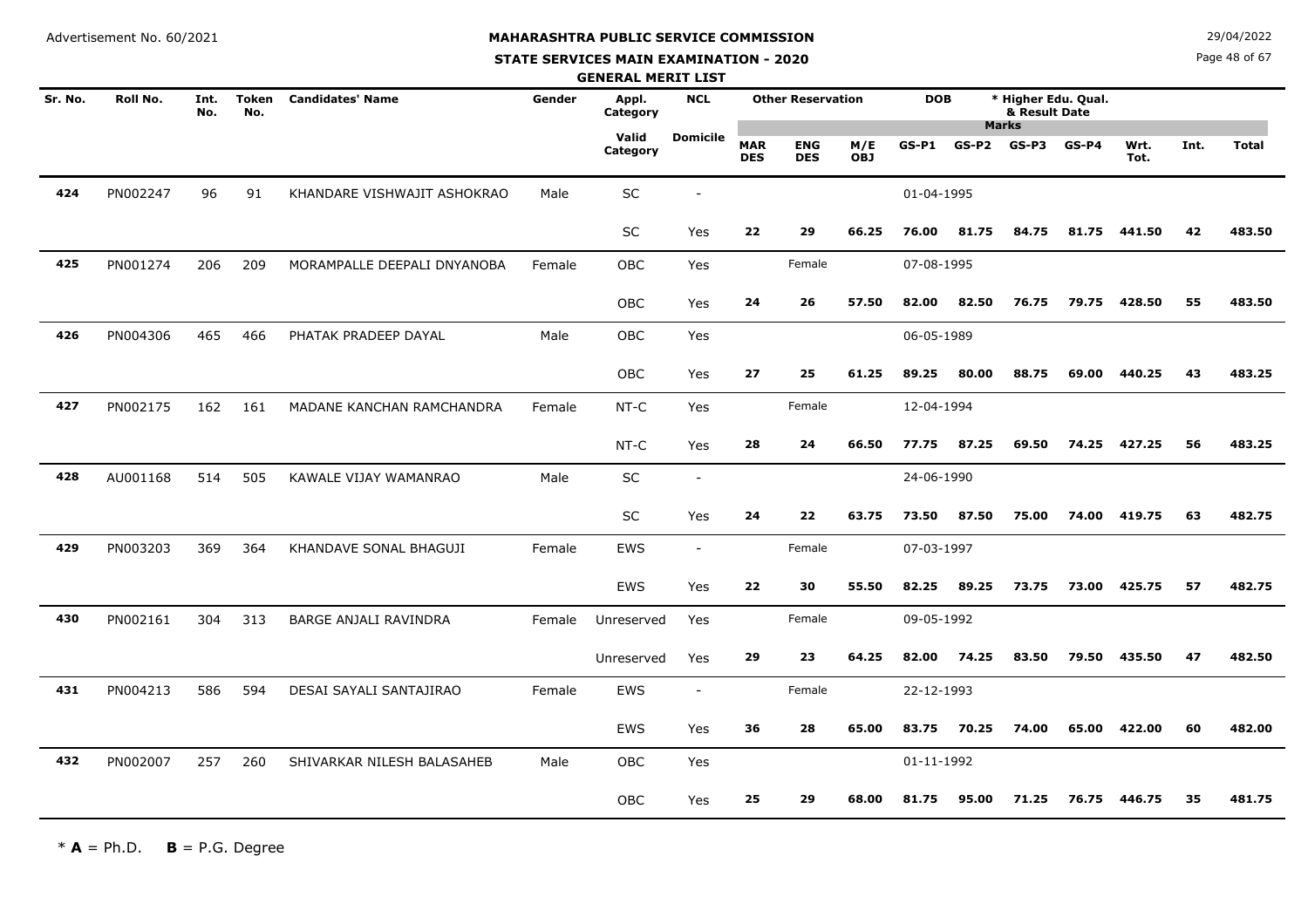Advertisement No. 60/2021

# MAHARASHTRA PUBLIC SERVICE COMMISSION

## STATE SERVICES MAIN EXAMINATION - 2020

### GENERAL MERIT LIST

29/04/2022

| Sr. No. | Roll No. | Int. No. | Token No. | Candidates' Name | Gender | Appl. Category | NCL | Other Reservation | | | DOB | | * Higher Edu. Qual. & Result Date | | | | |
|---|---|---|---|---|---|---|---|---|---|---|---|---|---|---|---|---|---|
| | | | | | | | | | | | Marks | | | | | | |
| | | | | | | Valid Category | Domicile | MAR DES | ENG DES | M/E OBJ | GS-P1 | GS-P2 | GS-P3 | GS-P4 | Wrt. Tot. | Int. | Total |
| 424 | PN002247 | 96 | 91 | KHANDARE VISHWAJIT ASHOKRAO | Male | SC | - | | | | 01-04-1995 | | | | | | |
| | | | | | | SC | Yes | 22 | 29 | 66.25 | 76.00 | 81.75 | 84.75 | 81.75 | 441.50 | 42 | 483.50 |
| 425 | PN001274 | 206 | 209 | MORAMPALLE DEEPALI DNYANOBA | Female | OBC | Yes | | Female | | 07-08-1995 | | | | | | |
| | | | | | | OBC | Yes | 24 | 26 | 57.50 | 82.00 | 82.50 | 76.75 | 79.75 | 428.50 | 55 | 483.50 |
| 426 | PN004306 | 465 | 466 | PHATAK PRADEEP DAYAL | Male | OBC | Yes | | | | 06-05-1989 | | | | | | |
| | | | | | | OBC | Yes | 27 | 25 | 61.25 | 89.25 | 80.00 | 88.75 | 69.00 | 440.25 | 43 | 483.25 |
| 427 | PN002175 | 162 | 161 | MADANE KANCHAN RAMCHANDRA | Female | NT-C | Yes | | Female | | 12-04-1994 | | | | | | |
| | | | | | | NT-C | Yes | 28 | 24 | 66.50 | 77.75 | 87.25 | 69.50 | 74.25 | 427.25 | 56 | 483.25 |
| 428 | AU001168 | 514 | 505 | KAWALE VIJAY WAMANRAO | Male | SC | - | | | | 24-06-1990 | | | | | | |
| | | | | | | SC | Yes | 24 | 22 | 63.75 | 73.50 | 87.50 | 75.00 | 74.00 | 419.75 | 63 | 482.75 |
| 429 | PN003203 | 369 | 364 | KHANDAVE SONAL BHAGUJI | Female | EWS | - | | Female | | 07-03-1997 | | | | | | |
| | | | | | | EWS | Yes | 22 | 30 | 55.50 | 82.25 | 89.25 | 73.75 | 73.00 | 425.75 | 57 | 482.75 |
| 430 | PN002161 | 304 | 313 | BARGE ANJALI RAVINDRA | Female | Unreserved | Yes | | Female | | 09-05-1992 | | | | | | |
| | | | | | | Unreserved | Yes | 29 | 23 | 64.25 | 82.00 | 74.25 | 83.50 | 79.50 | 435.50 | 47 | 482.50 |
| 431 | PN004213 | 586 | 594 | DESAI SAYALI SANTAJIRAO | Female | EWS | - | | Female | | 22-12-1993 | | | | | | |
| | | | | | | EWS | Yes | 36 | 28 | 65.00 | 83.75 | 70.25 | 74.00 | 65.00 | 422.00 | 60 | 482.00 |
| 432 | PN002007 | 257 | 260 | SHIVARKAR NILESH BALASAHEB | Male | OBC | Yes | | | | 01-11-1992 | | | | | | |
| | | | | | | OBC | Yes | 25 | 29 | 68.00 | 81.75 | 95.00 | 71.25 | 76.75 | 446.75 | 35 | 481.75 |

* **A** = Ph.D. **B** = P.G. Degree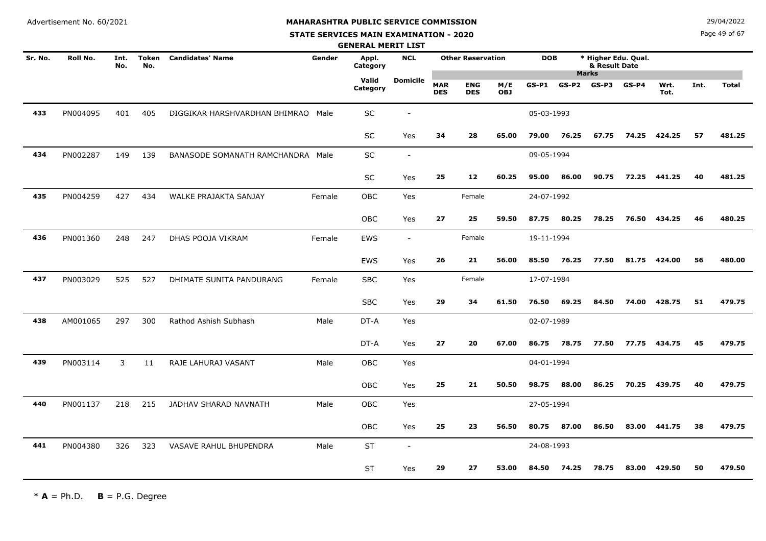Advertisement No. 60/2021

# MAHARASHTRA PUBLIC SERVICE COMMISSION

## STATE SERVICES MAIN EXAMINATION - 2020

### GENERAL MERIT LIST

29/04/2022

| Sr. No. | Roll No. | Int. No. | Token No. | Candidates' Name | Gender | Appl. Category | NCL | Other Reservation | | | DOB | * Higher Edu. Qual. & Result Date | | | | | | |
|---|---|---|---|---|---|---|---|---|---|---|---|---|---|---|---|---|---|---|
| | | | | | | | | | | | Marks | | | | | | | |
| | | | | | | Valid Category | Domicile | MAR DES | ENG DES | M/E OBJ | GS-P1 | GS-P2 | GS-P3 | GS-P4 | Wrt. Tot. | Int. | Total | |
| 433 | PN004095 | 401 | 405 | DIGGIKAR HARSHVARDHAN BHIMRAO | Male | SC | - | | | | 05-03-1993 | | | | | | | |
| | | | | | | SC | Yes | 34 | 28 | 65.00 | 79.00 | 76.25 | 67.75 | 74.25 | 424.25 | 57 | 481.25 | |
| 434 | PN002287 | 149 | 139 | BANASODE SOMANATH RAMCHANDRA | Male | SC | - | | | | 09-05-1994 | | | | | | | |
| | | | | | | SC | Yes | 25 | 12 | 60.25 | 95.00 | 86.00 | 90.75 | 72.25 | 441.25 | 40 | 481.25 | |
| 435 | PN004259 | 427 | 434 | WALKE PRAJAKTA SANJAY | Female | OBC | Yes | | Female | | 24-07-1992 | | | | | | | |
| | | | | | | OBC | Yes | 27 | 25 | 59.50 | 87.75 | 80.25 | 78.25 | 76.50 | 434.25 | 46 | 480.25 | |
| 436 | PN001360 | 248 | 247 | DHAS POOJA VIKRAM | Female | EWS | - | | Female | | 19-11-1994 | | | | | | | |
| | | | | | | EWS | Yes | 26 | 21 | 56.00 | 85.50 | 76.25 | 77.50 | 81.75 | 424.00 | 56 | 480.00 | |
| 437 | PN003029 | 525 | 527 | DHIMATE SUNITA PANDURANG | Female | SBC | Yes | | Female | | 17-07-1984 | | | | | | | |
| | | | | | | SBC | Yes | 29 | 34 | 61.50 | 76.50 | 69.25 | 84.50 | 74.00 | 428.75 | 51 | 479.75 | |
| 438 | AM001065 | 297 | 300 | Rathod Ashish Subhash | Male | DT-A | Yes | | | | 02-07-1989 | | | | | | | |
| | | | | | | DT-A | Yes | 27 | 20 | 67.00 | 86.75 | 78.75 | 77.50 | 77.75 | 434.75 | 45 | 479.75 | |
| 439 | PN003114 | 3 | 11 | RAJE LAHURAJ VASANT | Male | OBC | Yes | | | | 04-01-1994 | | | | | | | |
| | | | | | | OBC | Yes | 25 | 21 | 50.50 | 98.75 | 88.00 | 86.25 | 70.25 | 439.75 | 40 | 479.75 | |
| 440 | PN001137 | 218 | 215 | JADHAV SHARAD NAVNATH | Male | OBC | Yes | | | | 27-05-1994 | | | | | | | |
| | | | | | | OBC | Yes | 25 | 23 | 56.50 | 80.75 | 87.00 | 86.50 | 83.00 | 441.75 | 38 | 479.75 | |
| 441 | PN004380 | 326 | 323 | VASAVE RAHUL BHUPENDRA | Male | ST | - | | | | 24-08-1993 | | | | | | | |
| | | | | | | ST | Yes | 29 | 27 | 53.00 | 84.50 | 74.25 | 78.75 | 83.00 | 429.50 | 50 | 479.50 | |

* **A** = Ph.D. **B** = P.G. Degree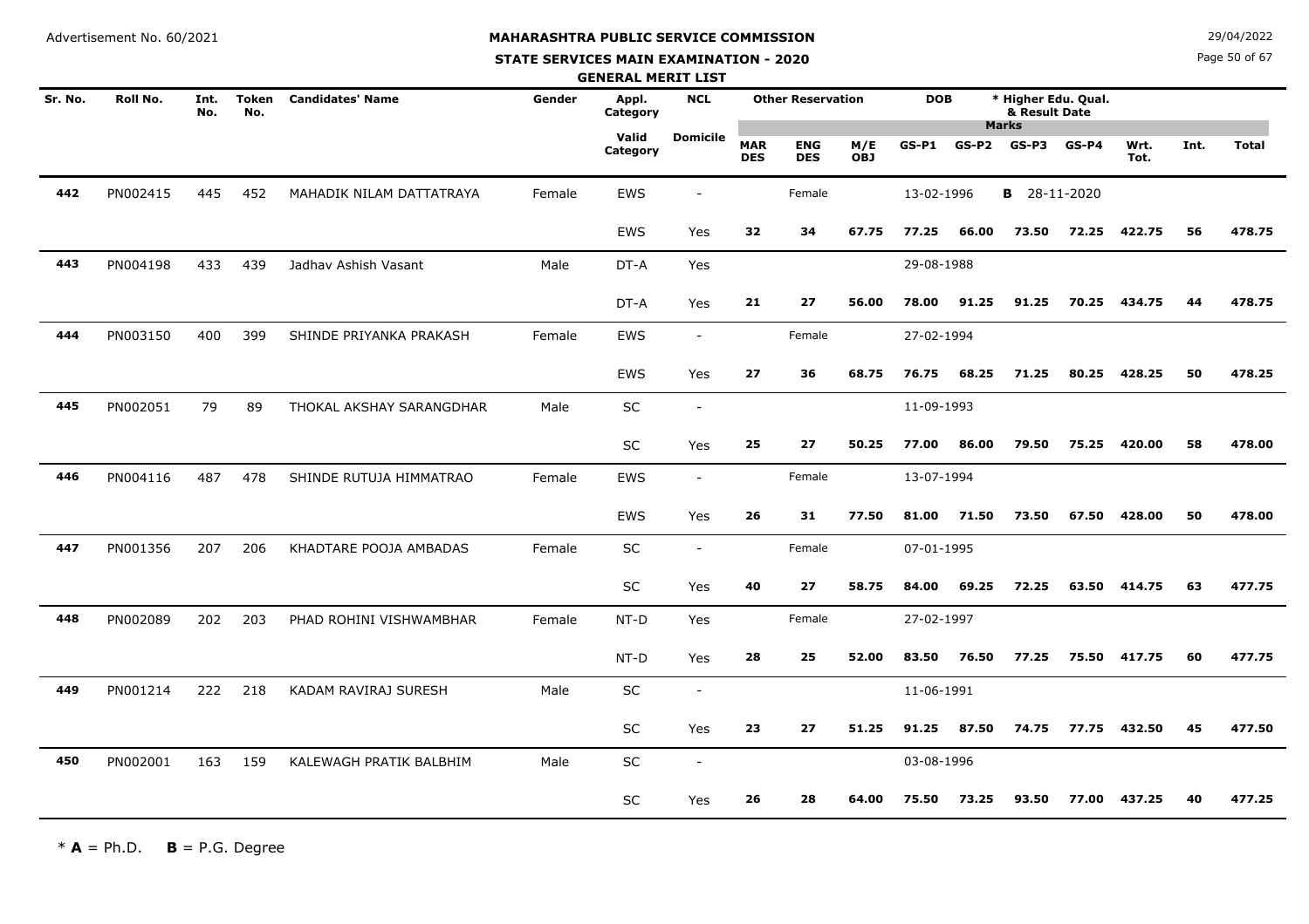Advertisement No. 60/2021

29/04/2022

# MAHARASHTRA PUBLIC SERVICE COMMISSION

## STATE SERVICES MAIN EXAMINATION - 2020

### GENERAL MERIT LIST

| Sr. No. | Roll No. | Int. No. | Token No. | Candidates' Name | Gender | Appl. Category | NCL | Other Reservation | | | DOB | * Higher Edu. Qual. & Result Date | | | | | | |
|---|---|---|---|---|---|---|---|---|---|---|---|---|---|---|---|---|---|---|
| | | | | | | Valid Category | Domicile | MAR DES | ENG DES | M/E OBJ | GS-P1 | GS-P2 | GS-P3 | GS-P4 | Wrt. Tot. | Int. | Total | |
| 442 | PN002415 | 445 | 452 | MAHADIK NILAM DATTATRAYA | Female | EWS | - | | Female | | 13-02-1996 | B 28-11-2020 | | | | | | |
| | | | | | | EWS | Yes | 32 | 34 | 67.75 | 77.25 | 66.00 | 73.50 | 72.25 | 422.75 | 56 | 478.75 | |
| 443 | PN004198 | 433 | 439 | Jadhav Ashish Vasant | Male | DT-A | Yes | | | | 29-08-1988 | | | | | | | |
| | | | | | | DT-A | Yes | 21 | 27 | 56.00 | 78.00 | 91.25 | 91.25 | 70.25 | 434.75 | 44 | 478.75 | |
| 444 | PN003150 | 400 | 399 | SHINDE PRIYANKA PRAKASH | Female | EWS | - | | Female | | 27-02-1994 | | | | | | | |
| | | | | | | EWS | Yes | 27 | 36 | 68.75 | 76.75 | 68.25 | 71.25 | 80.25 | 428.25 | 50 | 478.25 | |
| 445 | PN002051 | 79 | 89 | THOKAL AKSHAY SARANGDHAR | Male | SC | - | | | | 11-09-1993 | | | | | | | |
| | | | | | | SC | Yes | 25 | 27 | 50.25 | 77.00 | 86.00 | 79.50 | 75.25 | 420.00 | 58 | 478.00 | |
| 446 | PN004116 | 487 | 478 | SHINDE RUTUJA HIMMATRAO | Female | EWS | - | | Female | | 13-07-1994 | | | | | | | |
| | | | | | | EWS | Yes | 26 | 31 | 77.50 | 81.00 | 71.50 | 73.50 | 67.50 | 428.00 | 50 | 478.00 | |
| 447 | PN001356 | 207 | 206 | KHADTARE POOJA AMBADAS | Female | SC | - | | Female | | 07-01-1995 | | | | | | | |
| | | | | | | SC | Yes | 40 | 27 | 58.75 | 84.00 | 69.25 | 72.25 | 63.50 | 414.75 | 63 | 477.75 | |
| 448 | PN002089 | 202 | 203 | PHAD ROHINI VISHWAMBHAR | Female | NT-D | Yes | | Female | | 27-02-1997 | | | | | | | |
| | | | | | | NT-D | Yes | 28 | 25 | 52.00 | 83.50 | 76.50 | 77.25 | 75.50 | 417.75 | 60 | 477.75 | |
| 449 | PN001214 | 222 | 218 | KADAM RAVIRAJ SURESH | Male | SC | - | | | | 11-06-1991 | | | | | | | |
| | | | | | | SC | Yes | 23 | 27 | 51.25 | 91.25 | 87.50 | 74.75 | 77.75 | 432.50 | 45 | 477.50 | |
| 450 | PN002001 | 163 | 159 | KALEWAGH PRATIK BALBHIM | Male | SC | - | | | | 03-08-1996 | | | | | | | |
| | | | | | | SC | Yes | 26 | 28 | 64.00 | 75.50 | 73.25 | 93.50 | 77.00 | 437.25 | 40 | 477.25 | |

\* **A** = Ph.D. **B** = P.G. Degree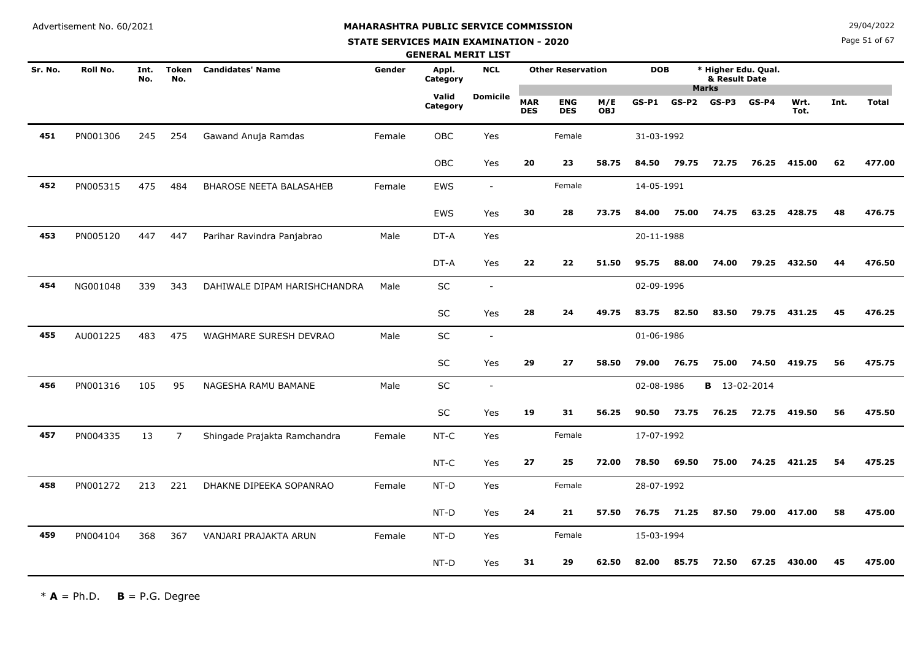Advertisement No. 60/2021

**MAHARASHTRA PUBLIC SERVICE COMMISSION**

**STATE SERVICES MAIN EXAMINATION - 2020**

**GENERAL MERIT LIST**

29/04/2022

| Sr. No. | Roll No. | Int. No. | Token No. | Candidates' Name | Gender | Appl. Category | NCL | Other Reservation | | | DOB | | * Higher Edu. Qual. & Result Date | | | | |
|---|---|---|---|---|---|---|---|---|---|---|---|---|---|---|---|---|---|
| | | | | | | Valid Category | Domicile | MAR DES | ENG DES | M/E OBJ | GS-P1 | GS-P2 | GS-P3 | GS-P4 | Wrt. Tot. | Int. | Total |
| 451 | PN001306 | 245 | 254 | Gawand Anuja Ramdas | Female | OBC | Yes | | Female | | 31-03-1992 | | | | | | |
| | | | | | | OBC | Yes | 20 | 23 | 58.75 | 84.50 | 79.75 | 72.75 | 76.25 | 415.00 | 62 | 477.00 |
| 452 | PN005315 | 475 | 484 | BHAROSE NEETA BALASAHEB | Female | EWS | - | | Female | | 14-05-1991 | | | | | | |
| | | | | | | EWS | Yes | 30 | 28 | 73.75 | 84.00 | 75.00 | 74.75 | 63.25 | 428.75 | 48 | 476.75 |
| 453 | PN005120 | 447 | 447 | Parihar Ravindra Panjabrao | Male | DT-A | Yes | | | | 20-11-1988 | | | | | | |
| | | | | | | DT-A | Yes | 22 | 22 | 51.50 | 95.75 | 88.00 | 74.00 | 79.25 | 432.50 | 44 | 476.50 |
| 454 | NG001048 | 339 | 343 | DAHIWALE DIPAM HARISHCHANDRA | Male | SC | - | | | | 02-09-1996 | | | | | | |
| | | | | | | SC | Yes | 28 | 24 | 49.75 | 83.75 | 82.50 | 83.50 | 79.75 | 431.25 | 45 | 476.25 |
| 455 | AU001225 | 483 | 475 | WAGHMARE SURESH DEVRAO | Male | SC | - | | | | 01-06-1986 | | | | | | |
| | | | | | | SC | Yes | 29 | 27 | 58.50 | 79.00 | 76.75 | 75.00 | 74.50 | 419.75 | 56 | 475.75 |
| 456 | PN001316 | 105 | 95 | NAGESHA RAMU BAMANE | Male | SC | - | | | | 02-08-1986 | | **B** 13-02-2014 | | | | |
| | | | | | | SC | Yes | 19 | 31 | 56.25 | 90.50 | 73.75 | 76.25 | 72.75 | 419.50 | 56 | 475.50 |
| 457 | PN004335 | 13 | 7 | Shingade Prajakta Ramchandra | Female | NT-C | Yes | | Female | | 17-07-1992 | | | | | | |
| | | | | | | NT-C | Yes | 27 | 25 | 72.00 | 78.50 | 69.50 | 75.00 | 74.25 | 421.25 | 54 | 475.25 |
| 458 | PN001272 | 213 | 221 | DHAKNE DIPEEKA SOPANRAO | Female | NT-D | Yes | | Female | | 28-07-1992 | | | | | | |
| | | | | | | NT-D | Yes | 24 | 21 | 57.50 | 76.75 | 71.25 | 87.50 | 79.00 | 417.00 | 58 | 475.00 |
| 459 | PN004104 | 368 | 367 | VANJARI PRAJAKTA ARUN | Female | NT-D | Yes | | Female | | 15-03-1994 | | | | | | |
| | | | | | | NT-D | Yes | 31 | 29 | 62.50 | 82.00 | 85.75 | 72.50 | 67.25 | 430.00 | 45 | 475.00 |

\* **A** = Ph.D. **B** = P.G. Degree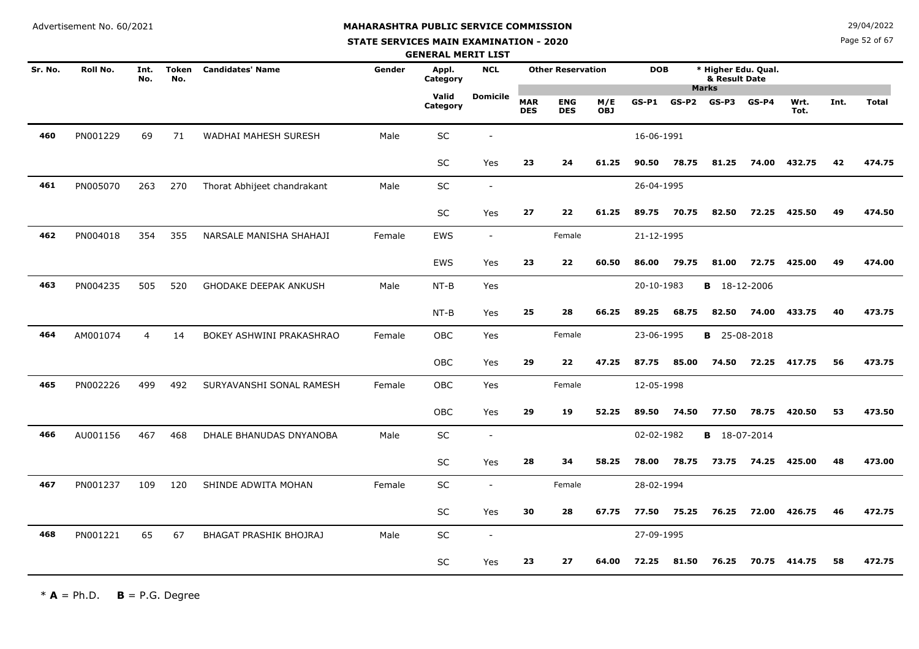Advertisement No. 60/2021

**MAHARASHTRA PUBLIC SERVICE COMMISSION**

**STATE SERVICES MAIN EXAMINATION - 2020**

**GENERAL MERIT LIST**

29/04/2022

| Sr. No. | Roll No. | Int. No. | Token No. | Candidates' Name | Gender | Appl. Category / Valid Category | NCL / Domicile | MAR DES | ENG DES | M/E OBJ | DOB / GS-P1 | GS-P2 | * Higher Edu. Qual. & Result Date / GS-P3 | GS-P4 | Wrt. Tot. | Int. | Total |
|---|---|---|---|---|---|---|---|---|---|---|---|---|---|---|---|---|---|
| 460 | PN001229 | 69 | 71 | WADHAI MAHESH SURESH | Male | SC | - | | | | 16-06-1991 | | | | | | |
| | | | | | | SC | Yes | 23 | 24 | 61.25 | 90.50 | 78.75 | 81.25 | 74.00 | 432.75 | 42 | 474.75 |
| 461 | PN005070 | 263 | 270 | Thorat Abhijeet chandrakant | Male | SC | - | | | | 26-04-1995 | | | | | | |
| | | | | | | SC | Yes | 27 | 22 | 61.25 | 89.75 | 70.75 | 82.50 | 72.25 | 425.50 | 49 | 474.50 |
| 462 | PN004018 | 354 | 355 | NARSALE MANISHA SHAHAJI | Female | EWS | - | | Female | | 21-12-1995 | | | | | | |
| | | | | | | EWS | Yes | 23 | 22 | 60.50 | 86.00 | 79.75 | 81.00 | 72.75 | 425.00 | 49 | 474.00 |
| 463 | PN004235 | 505 | 520 | GHODAKE DEEPAK ANKUSH | Male | NT-B | Yes | | | | 20-10-1983 | | **B** 18-12-2006 | | | | |
| | | | | | | NT-B | Yes | 25 | 28 | 66.25 | 89.25 | 68.75 | 82.50 | 74.00 | 433.75 | 40 | 473.75 |
| 464 | AM001074 | 4 | 14 | BOKEY ASHWINI PRAKASHRAO | Female | OBC | Yes | | Female | | 23-06-1995 | | **B** 25-08-2018 | | | | |
| | | | | | | OBC | Yes | 29 | 22 | 47.25 | 87.75 | 85.00 | 74.50 | 72.25 | 417.75 | 56 | 473.75 |
| 465 | PN002226 | 499 | 492 | SURYAVANSHI SONAL RAMESH | Female | OBC | Yes | | Female | | 12-05-1998 | | | | | | |
| | | | | | | OBC | Yes | 29 | 19 | 52.25 | 89.50 | 74.50 | 77.50 | 78.75 | 420.50 | 53 | 473.50 |
| 466 | AU001156 | 467 | 468 | DHALE BHANUDAS DNYANOBA | Male | SC | - | | | | 02-02-1982 | | **B** 18-07-2014 | | | | |
| | | | | | | SC | Yes | 28 | 34 | 58.25 | 78.00 | 78.75 | 73.75 | 74.25 | 425.00 | 48 | 473.00 |
| 467 | PN001237 | 109 | 120 | SHINDE ADWITA MOHAN | Female | SC | - | | Female | | 28-02-1994 | | | | | | |
| | | | | | | SC | Yes | 30 | 28 | 67.75 | 77.50 | 75.25 | 76.25 | 72.00 | 426.75 | 46 | 472.75 |
| 468 | PN001221 | 65 | 67 | BHAGAT PRASHIK BHOJRAJ | Male | SC | - | | | | 27-09-1995 | | | | | | |
| | | | | | | SC | Yes | 23 | 27 | 64.00 | 72.25 | 81.50 | 76.25 | 70.75 | 414.75 | 58 | 472.75 |

\* **A** = Ph.D. **B** = P.G. Degree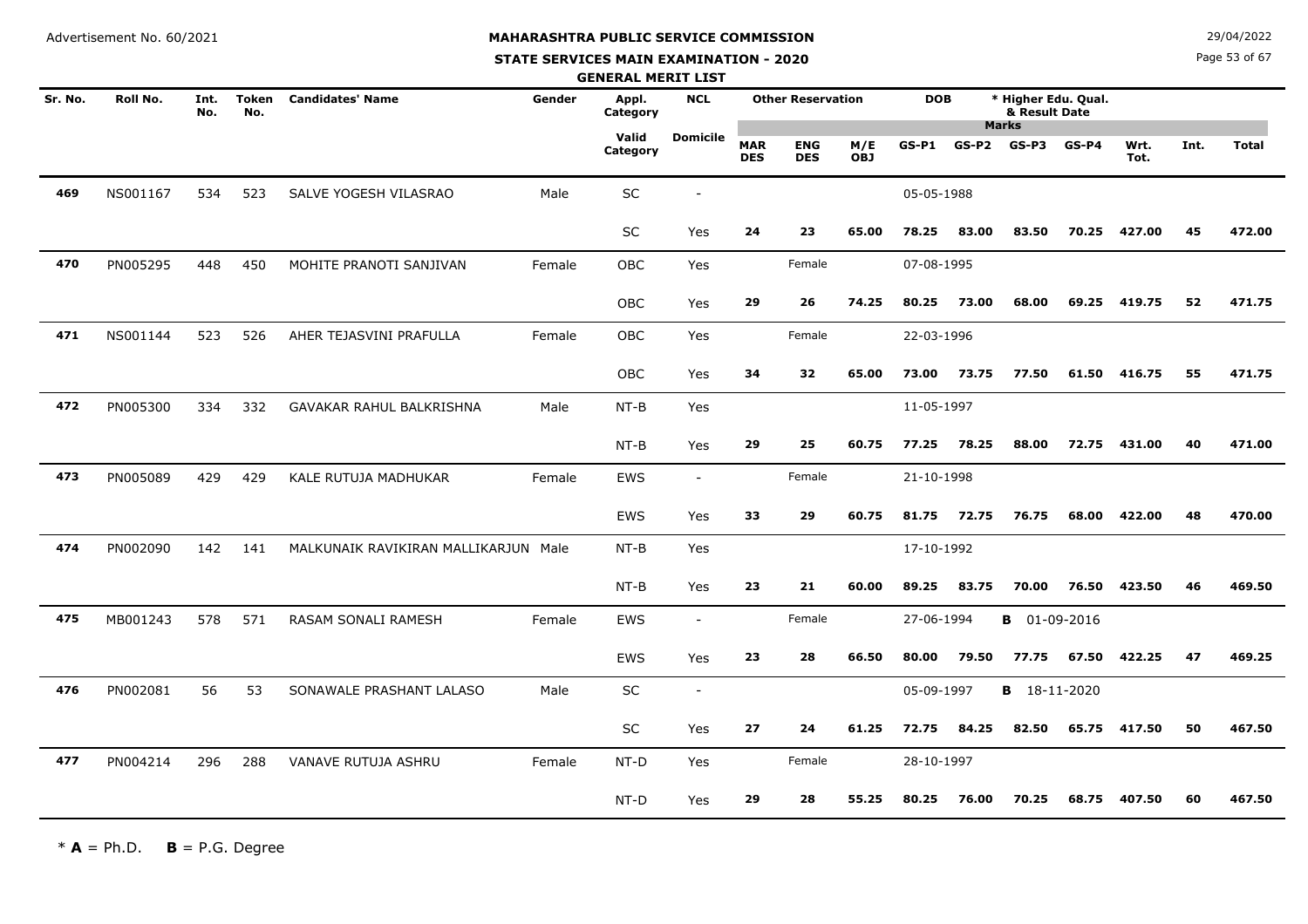Advertisement No. 60/2021

# MAHARASHTRA PUBLIC SERVICE COMMISSION

## STATE SERVICES MAIN EXAMINATION - 2020

### GENERAL MERIT LIST

29/04/2022

| Sr. No. | Roll No. | Int. No. | Token No. | Candidates' Name | Gender | Appl. Category | NCL | Other Reservation | | | DOB | | * Higher Edu. Qual. & Result Date | | | | | |
|---|---|---|---|---|---|---|---|---|---|---|---|---|---|---|---|---|---|---|
| | | | | | | | | | | | Marks | | | | | | | |
| | | | | | | Valid Category | Domicile | MAR DES | ENG DES | M/E OBJ | GS-P1 | GS-P2 | GS-P3 | GS-P4 | Wrt. Tot. | Int. | Total | |
| 469 | NS001167 | 534 | 523 | SALVE YOGESH VILASRAO | Male | SC | - | | | | 05-05-1988 | | | | | | | |
| | | | | | | SC | Yes | 24 | 23 | 65.00 | 78.25 | 83.00 | 83.50 | 70.25 | 427.00 | 45 | 472.00 | |
| 470 | PN005295 | 448 | 450 | MOHITE PRANOTI SANJIVAN | Female | OBC | Yes | | Female | | 07-08-1995 | | | | | | | |
| | | | | | | OBC | Yes | 29 | 26 | 74.25 | 80.25 | 73.00 | 68.00 | 69.25 | 419.75 | 52 | 471.75 | |
| 471 | NS001144 | 523 | 526 | AHER TEJASVINI PRAFULLA | Female | OBC | Yes | | Female | | 22-03-1996 | | | | | | | |
| | | | | | | OBC | Yes | 34 | 32 | 65.00 | 73.00 | 73.75 | 77.50 | 61.50 | 416.75 | 55 | 471.75 | |
| 472 | PN005300 | 334 | 332 | GAVAKAR RAHUL BALKRISHNA | Male | NT-B | Yes | | | | 11-05-1997 | | | | | | | |
| | | | | | | NT-B | Yes | 29 | 25 | 60.75 | 77.25 | 78.25 | 88.00 | 72.75 | 431.00 | 40 | 471.00 | |
| 473 | PN005089 | 429 | 429 | KALE RUTUJA MADHUKAR | Female | EWS | - | | Female | | 21-10-1998 | | | | | | | |
| | | | | | | EWS | Yes | 33 | 29 | 60.75 | 81.75 | 72.75 | 76.75 | 68.00 | 422.00 | 48 | 470.00 | |
| 474 | PN002090 | 142 | 141 | MALKUNAIK RAVIKIRAN MALLIKARJUN | Male | NT-B | Yes | | | | 17-10-1992 | | | | | | | |
| | | | | | | NT-B | Yes | 23 | 21 | 60.00 | 89.25 | 83.75 | 70.00 | 76.50 | 423.50 | 46 | 469.50 | |
| 475 | MB001243 | 578 | 571 | RASAM SONALI RAMESH | Female | EWS | - | | Female | | 27-06-1994 | | **B** 01-09-2016 | | | | | |
| | | | | | | EWS | Yes | 23 | 28 | 66.50 | 80.00 | 79.50 | 77.75 | 67.50 | 422.25 | 47 | 469.25 | |
| 476 | PN002081 | 56 | 53 | SONAWALE PRASHANT LALASO | Male | SC | - | | | | 05-09-1997 | | **B** 18-11-2020 | | | | | |
| | | | | | | SC | Yes | 27 | 24 | 61.25 | 72.75 | 84.25 | 82.50 | 65.75 | 417.50 | 50 | 467.50 | |
| 477 | PN004214 | 296 | 288 | VANAVE RUTUJA ASHRU | Female | NT-D | Yes | | Female | | 28-10-1997 | | | | | | | |
| | | | | | | NT-D | Yes | 29 | 28 | 55.25 | 80.25 | 76.00 | 70.25 | 68.75 | 407.50 | 60 | 467.50 | |

\* **A** = Ph.D. **B** = P.G. Degree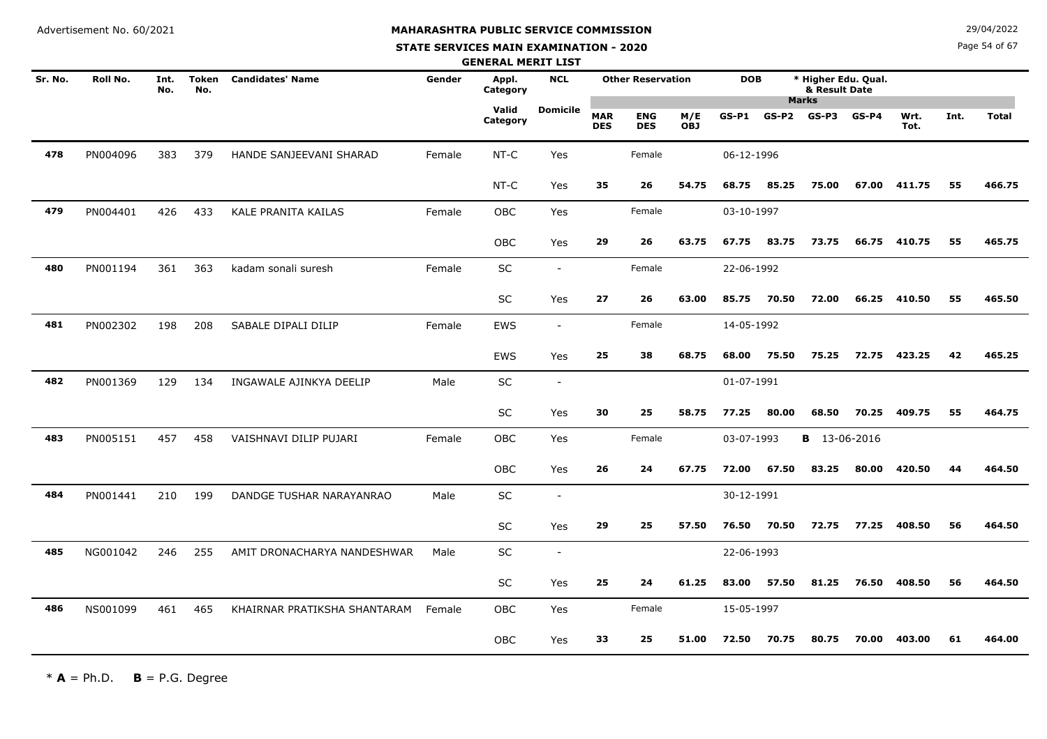Advertisement No. 60/2021

# MAHARASHTRA PUBLIC SERVICE COMMISSION

## STATE SERVICES MAIN EXAMINATION - 2020

### GENERAL MERIT LIST

29/04/2022

| Sr. No. | Roll No. | Int. No. | Token No. | Candidates' Name | Gender | Appl. Category | NCL | Other Reservation | | | DOB | | * Higher Edu. Qual. & Result Date | | | | |
|---|---|---|---|---|---|---|---|---|---|---|---|---|---|---|---|---|---|
| | | | | | | Valid Category | Domicile | MAR DES | ENG DES | M/E OBJ | GS-P1 | GS-P2 | GS-P3 | GS-P4 | Wrt. Tot. | Int. | Total |
| 478 | PN004096 | 383 | 379 | HANDE SANJEEVANI SHARAD | Female | NT-C | Yes | | Female | | 06-12-1996 | | | | | | |
| | | | | | | NT-C | Yes | 35 | 26 | 54.75 | 68.75 | 85.25 | 75.00 | 67.00 | 411.75 | 55 | 466.75 |
| 479 | PN004401 | 426 | 433 | KALE PRANITA KAILAS | Female | OBC | Yes | | Female | | 03-10-1997 | | | | | | |
| | | | | | | OBC | Yes | 29 | 26 | 63.75 | 67.75 | 83.75 | 73.75 | 66.75 | 410.75 | 55 | 465.75 |
| 480 | PN001194 | 361 | 363 | kadam sonali suresh | Female | SC | - | | Female | | 22-06-1992 | | | | | | |
| | | | | | | SC | Yes | 27 | 26 | 63.00 | 85.75 | 70.50 | 72.00 | 66.25 | 410.50 | 55 | 465.50 |
| 481 | PN002302 | 198 | 208 | SABALE DIPALI DILIP | Female | EWS | - | | Female | | 14-05-1992 | | | | | | |
| | | | | | | EWS | Yes | 25 | 38 | 68.75 | 68.00 | 75.50 | 75.25 | 72.75 | 423.25 | 42 | 465.25 |
| 482 | PN001369 | 129 | 134 | INGAWALE AJINKYA DEELIP | Male | SC | - | | | | 01-07-1991 | | | | | | |
| | | | | | | SC | Yes | 30 | 25 | 58.75 | 77.25 | 80.00 | 68.50 | 70.25 | 409.75 | 55 | 464.75 |
| 483 | PN005151 | 457 | 458 | VAISHNAVI DILIP PUJARI | Female | OBC | Yes | | Female | | 03-07-1993 | | **B** 13-06-2016 | | | | |
| | | | | | | OBC | Yes | 26 | 24 | 67.75 | 72.00 | 67.50 | 83.25 | 80.00 | 420.50 | 44 | 464.50 |
| 484 | PN001441 | 210 | 199 | DANDGE TUSHAR NARAYANRAO | Male | SC | - | | | | 30-12-1991 | | | | | | |
| | | | | | | SC | Yes | 29 | 25 | 57.50 | 76.50 | 70.50 | 72.75 | 77.25 | 408.50 | 56 | 464.50 |
| 485 | NG001042 | 246 | 255 | AMIT DRONACHARYA NANDESHWAR | Male | SC | - | | | | 22-06-1993 | | | | | | |
| | | | | | | SC | Yes | 25 | 24 | 61.25 | 83.00 | 57.50 | 81.25 | 76.50 | 408.50 | 56 | 464.50 |
| 486 | NS001099 | 461 | 465 | KHAIRNAR PRATIKSHA SHANTARAM | Female | OBC | Yes | | Female | | 15-05-1997 | | | | | | |
| | | | | | | OBC | Yes | 33 | 25 | 51.00 | 72.50 | 70.75 | 80.75 | 70.00 | 403.00 | 61 | 464.00 |

\* **A** = Ph.D.  **B** = P.G. Degree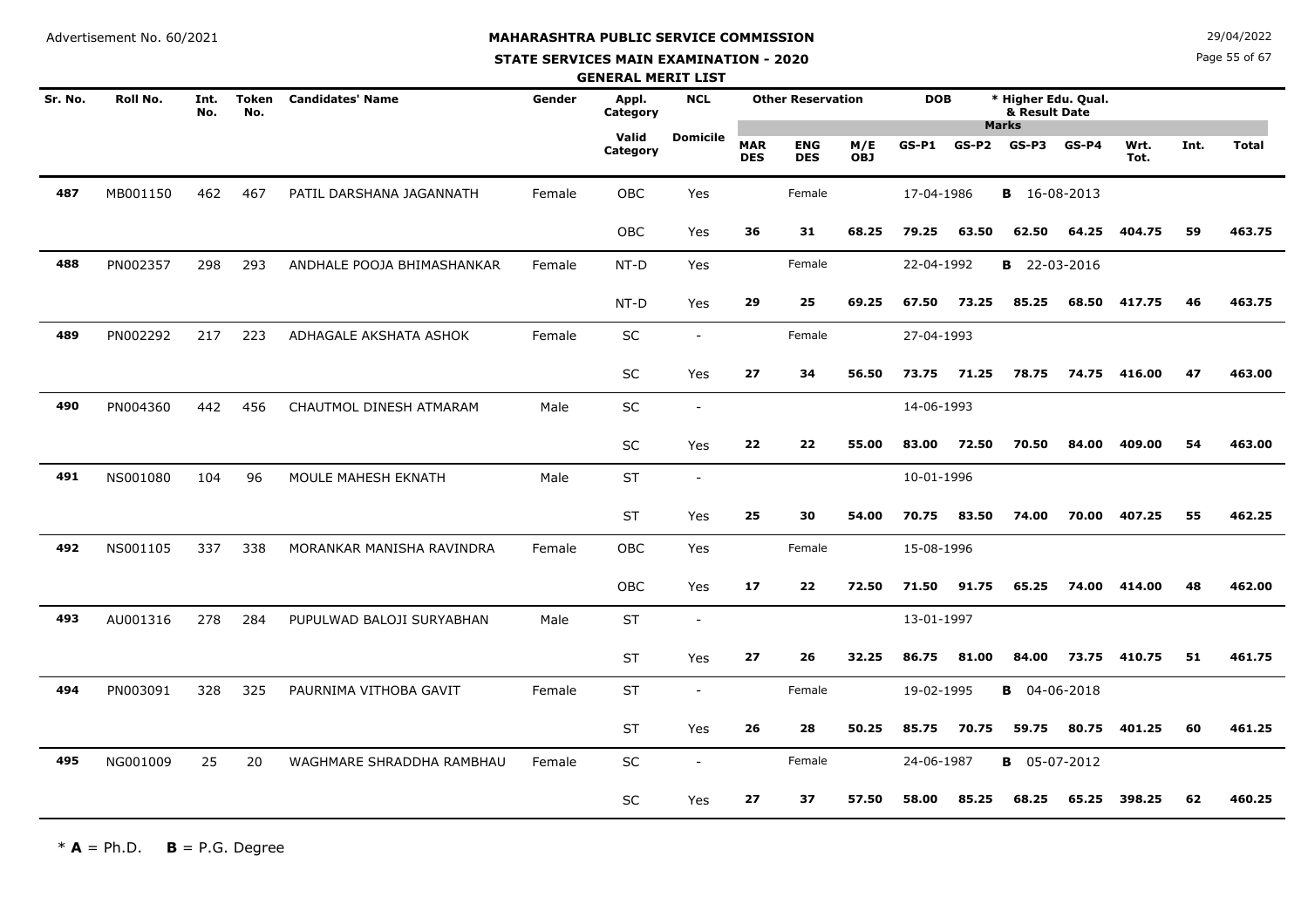Advertisement No. 60/2021

# MAHARASHTRA PUBLIC SERVICE COMMISSION

## STATE SERVICES MAIN EXAMINATION - 2020

### GENERAL MERIT LIST

29/04/2022

| Sr. No. | Roll No. | Int. No. | Token No. | Candidates' Name | Gender | Appl. Category | NCL | Other Reservation | | | DOB | | * Higher Edu. Qual. & Result Date | | | | |
|---|---|---|---|---|---|---|---|---|---|---|---|---|---|---|---|---|---|
| | | | | | | | | | | | Marks | | | | | | |
| | | | | | | Valid Category | Domicile | MAR DES | ENG DES | M/E OBJ | GS-P1 | GS-P2 | GS-P3 | GS-P4 | Wrt. Tot. | Int. | Total |
| 487 | MB001150 | 462 | 467 | PATIL DARSHANA JAGANNATH | Female | OBC | Yes | | Female | | 17-04-1986 | | B 16-08-2013 | | | | |
| | | | | | | OBC | Yes | 36 | 31 | 68.25 | 79.25 | 63.50 | 62.50 | 64.25 | 404.75 | 59 | 463.75 |
| 488 | PN002357 | 298 | 293 | ANDHALE POOJA BHIMASHANKAR | Female | NT-D | Yes | | Female | | 22-04-1992 | | B 22-03-2016 | | | | |
| | | | | | | NT-D | Yes | 29 | 25 | 69.25 | 67.50 | 73.25 | 85.25 | 68.50 | 417.75 | 46 | 463.75 |
| 489 | PN002292 | 217 | 223 | ADHAGALE AKSHATA ASHOK | Female | SC | - | | Female | | 27-04-1993 | | | | | | |
| | | | | | | SC | Yes | 27 | 34 | 56.50 | 73.75 | 71.25 | 78.75 | 74.75 | 416.00 | 47 | 463.00 |
| 490 | PN004360 | 442 | 456 | CHAUTMOL DINESH ATMARAM | Male | SC | - | | | | 14-06-1993 | | | | | | |
| | | | | | | SC | Yes | 22 | 22 | 55.00 | 83.00 | 72.50 | 70.50 | 84.00 | 409.00 | 54 | 463.00 |
| 491 | NS001080 | 104 | 96 | MOULE MAHESH EKNATH | Male | ST | - | | | | 10-01-1996 | | | | | | |
| | | | | | | ST | Yes | 25 | 30 | 54.00 | 70.75 | 83.50 | 74.00 | 70.00 | 407.25 | 55 | 462.25 |
| 492 | NS001105 | 337 | 338 | MORANKAR MANISHA RAVINDRA | Female | OBC | Yes | | Female | | 15-08-1996 | | | | | | |
| | | | | | | OBC | Yes | 17 | 22 | 72.50 | 71.50 | 91.75 | 65.25 | 74.00 | 414.00 | 48 | 462.00 |
| 493 | AU001316 | 278 | 284 | PUPULWAD BALOJI SURYABHAN | Male | ST | - | | | | 13-01-1997 | | | | | | |
| | | | | | | ST | Yes | 27 | 26 | 32.25 | 86.75 | 81.00 | 84.00 | 73.75 | 410.75 | 51 | 461.75 |
| 494 | PN003091 | 328 | 325 | PAURNIMA VITHOBA GAVIT | Female | ST | - | | Female | | 19-02-1995 | | B 04-06-2018 | | | | |
| | | | | | | ST | Yes | 26 | 28 | 50.25 | 85.75 | 70.75 | 59.75 | 80.75 | 401.25 | 60 | 461.25 |
| 495 | NG001009 | 25 | 20 | WAGHMARE SHRADDHA RAMBHAU | Female | SC | - | | Female | | 24-06-1987 | | B 05-07-2012 | | | | |
| | | | | | | SC | Yes | 27 | 37 | 57.50 | 58.00 | 85.25 | 68.25 | 65.25 | 398.25 | 62 | 460.25 |

\* **A** = Ph.D. **B** = P.G. Degree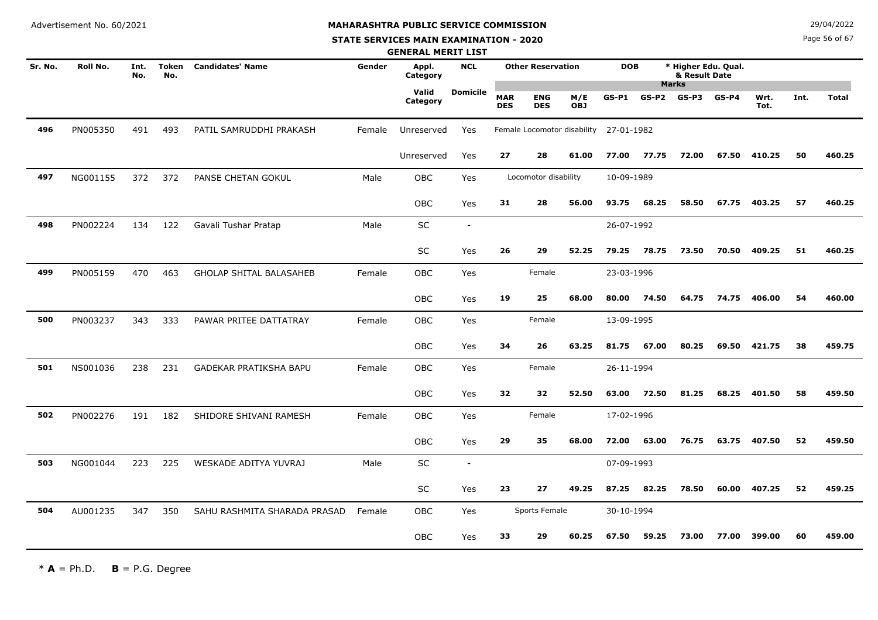Advertisement No. 60/2021

# MAHARASHTRA PUBLIC SERVICE COMMISSION

## STATE SERVICES MAIN EXAMINATION - 2020

### GENERAL MERIT LIST

29/04/2022

| Sr. No. | Roll No. | Int. No. | Token No. | Candidates' Name | Gender | Appl. Category | NCL | Other Reservation | | | DOB | * Higher Edu. Qual. & Result Date | | | | | | |
|---|---|---|---|---|---|---|---|---|---|---|---|---|---|---|---|---|---|---|
| | | | | | | Valid Category | Domicile | MAR DES | ENG DES | M/E OBJ | GS-P1 | GS-P2 | GS-P3 | GS-P4 | Wrt. Tot. | Int. | Total | |
| 496 | PN005350 | 491 | 493 | PATIL SAMRUDDHI PRAKASH | Female | Unreserved | Yes | Female Locomotor disability | | | 27-01-1982 | | | | | | | |
| | | | | | | Unreserved | Yes | 27 | 28 | 61.00 | 77.00 | 77.75 | 72.00 | 67.50 | 410.25 | 50 | 460.25 | |
| 497 | NG001155 | 372 | 372 | PANSE CHETAN GOKUL | Male | OBC | Yes | Locomotor disability | | | 10-09-1989 | | | | | | | |
| | | | | | | OBC | Yes | 31 | 28 | 56.00 | 93.75 | 68.25 | 58.50 | 67.75 | 403.25 | 57 | 460.25 | |
| 498 | PN002224 | 134 | 122 | Gavali Tushar Pratap | Male | SC | - | | | | 26-07-1992 | | | | | | | |
| | | | | | | SC | Yes | 26 | 29 | 52.25 | 79.25 | 78.75 | 73.50 | 70.50 | 409.25 | 51 | 460.25 | |
| 499 | PN005159 | 470 | 463 | GHOLAP SHITAL BALASAHEB | Female | OBC | Yes | Female | | | 23-03-1996 | | | | | | | |
| | | | | | | OBC | Yes | 19 | 25 | 68.00 | 80.00 | 74.50 | 64.75 | 74.75 | 406.00 | 54 | 460.00 | |
| 500 | PN003237 | 343 | 333 | PAWAR PRITEE DATTATRAY | Female | OBC | Yes | Female | | | 13-09-1995 | | | | | | | |
| | | | | | | OBC | Yes | 34 | 26 | 63.25 | 81.75 | 67.00 | 80.25 | 69.50 | 421.75 | 38 | 459.75 | |
| 501 | NS001036 | 238 | 231 | GADEKAR PRATIKSHA BAPU | Female | OBC | Yes | Female | | | 26-11-1994 | | | | | | | |
| | | | | | | OBC | Yes | 32 | 32 | 52.50 | 63.00 | 72.50 | 81.25 | 68.25 | 401.50 | 58 | 459.50 | |
| 502 | PN002276 | 191 | 182 | SHIDORE SHIVANI RAMESH | Female | OBC | Yes | Female | | | 17-02-1996 | | | | | | | |
| | | | | | | OBC | Yes | 29 | 35 | 68.00 | 72.00 | 63.00 | 76.75 | 63.75 | 407.50 | 52 | 459.50 | |
| 503 | NG001044 | 223 | 225 | WESKADE ADITYA YUVRAJ | Male | SC | - | | | | 07-09-1993 | | | | | | | |
| | | | | | | SC | Yes | 23 | 27 | 49.25 | 87.25 | 82.25 | 78.50 | 60.00 | 407.25 | 52 | 459.25 | |
| 504 | AU001235 | 347 | 350 | SAHU RASHMITA SHARADA PRASAD | Female | OBC | Yes | Sports Female | | | 30-10-1994 | | | | | | | |
| | | | | | | OBC | Yes | 33 | 29 | 60.25 | 67.50 | 59.25 | 73.00 | 77.00 | 399.00 | 60 | 459.00 | |

\* **A** = Ph.D. **B** = P.G. Degree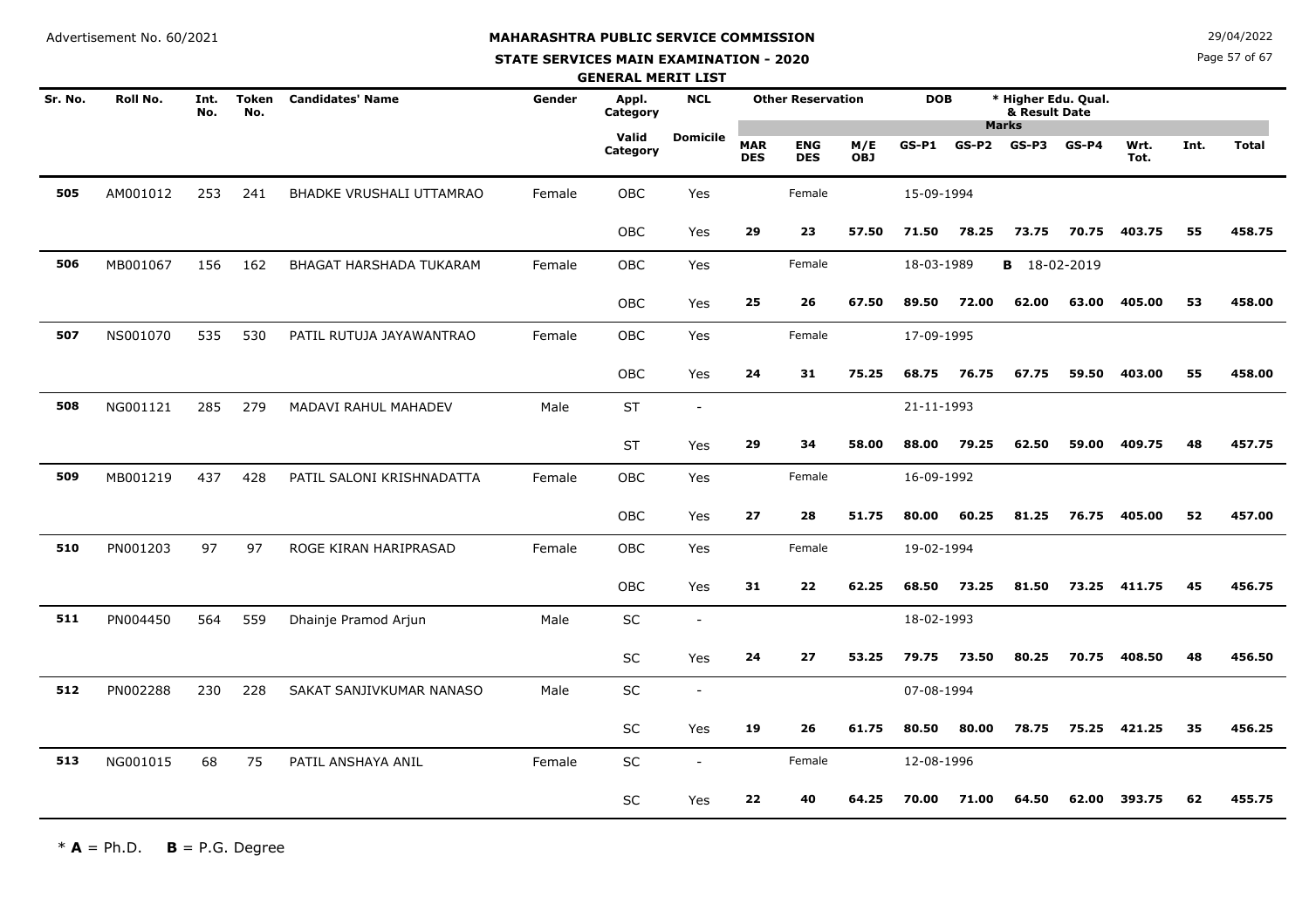Advertisement No. 60/2021

# MAHARASHTRA PUBLIC SERVICE COMMISSION

## STATE SERVICES MAIN EXAMINATION - 2020

### GENERAL MERIT LIST

29/04/2022

| Sr. No. | Roll No. | Int. No. | Token No. | Candidates' Name | Gender | Appl. Category | NCL | Other Reservation | | | DOB | | * Higher Edu. Qual. & Result Date | | | | |
|---|---|---|---|---|---|---|---|---|---|---|---|---|---|---|---|---|---|
| | | | | | | | | | | | Marks | | | | | | |
| | | | | | | Valid Category | Domicile | MAR DES | ENG DES | M/E OBJ | GS-P1 | GS-P2 | GS-P3 | GS-P4 | Wrt. Tot. | Int. | Total |
| 505 | AM001012 | 253 | 241 | BHADKE VRUSHALI UTTAMRAO | Female | OBC | Yes | | Female | | 15-09-1994 | | | | | | |
| | | | | | | OBC | Yes | 29 | 23 | 57.50 | 71.50 | 78.25 | 73.75 | 70.75 | 403.75 | 55 | 458.75 |
| 506 | MB001067 | 156 | 162 | BHAGAT HARSHADA TUKARAM | Female | OBC | Yes | | Female | | 18-03-1989 | | B 18-02-2019 | | | | |
| | | | | | | OBC | Yes | 25 | 26 | 67.50 | 89.50 | 72.00 | 62.00 | 63.00 | 405.00 | 53 | 458.00 |
| 507 | NS001070 | 535 | 530 | PATIL RUTUJA JAYAWANTRAO | Female | OBC | Yes | | Female | | 17-09-1995 | | | | | | |
| | | | | | | OBC | Yes | 24 | 31 | 75.25 | 68.75 | 76.75 | 67.75 | 59.50 | 403.00 | 55 | 458.00 |
| 508 | NG001121 | 285 | 279 | MADAVI RAHUL MAHADEV | Male | ST | - | | | | 21-11-1993 | | | | | | |
| | | | | | | ST | Yes | 29 | 34 | 58.00 | 88.00 | 79.25 | 62.50 | 59.00 | 409.75 | 48 | 457.75 |
| 509 | MB001219 | 437 | 428 | PATIL SALONI KRISHNADATTA | Female | OBC | Yes | | Female | | 16-09-1992 | | | | | | |
| | | | | | | OBC | Yes | 27 | 28 | 51.75 | 80.00 | 60.25 | 81.25 | 76.75 | 405.00 | 52 | 457.00 |
| 510 | PN001203 | 97 | 97 | ROGE KIRAN HARIPRASAD | Female | OBC | Yes | | Female | | 19-02-1994 | | | | | | |
| | | | | | | OBC | Yes | 31 | 22 | 62.25 | 68.50 | 73.25 | 81.50 | 73.25 | 411.75 | 45 | 456.75 |
| 511 | PN004450 | 564 | 559 | Dhainje Pramod Arjun | Male | SC | - | | | | 18-02-1993 | | | | | | |
| | | | | | | SC | Yes | 24 | 27 | 53.25 | 79.75 | 73.50 | 80.25 | 70.75 | 408.50 | 48 | 456.50 |
| 512 | PN002288 | 230 | 228 | SAKAT SANJIVKUMAR NANASO | Male | SC | - | | | | 07-08-1994 | | | | | | |
| | | | | | | SC | Yes | 19 | 26 | 61.75 | 80.50 | 80.00 | 78.75 | 75.25 | 421.25 | 35 | 456.25 |
| 513 | NG001015 | 68 | 75 | PATIL ANSHAYA ANIL | Female | SC | - | | Female | | 12-08-1996 | | | | | | |
| | | | | | | SC | Yes | 22 | 40 | 64.25 | 70.00 | 71.00 | 64.50 | 62.00 | 393.75 | 62 | 455.75 |

\* **A** = Ph.D. **B** = P.G. Degree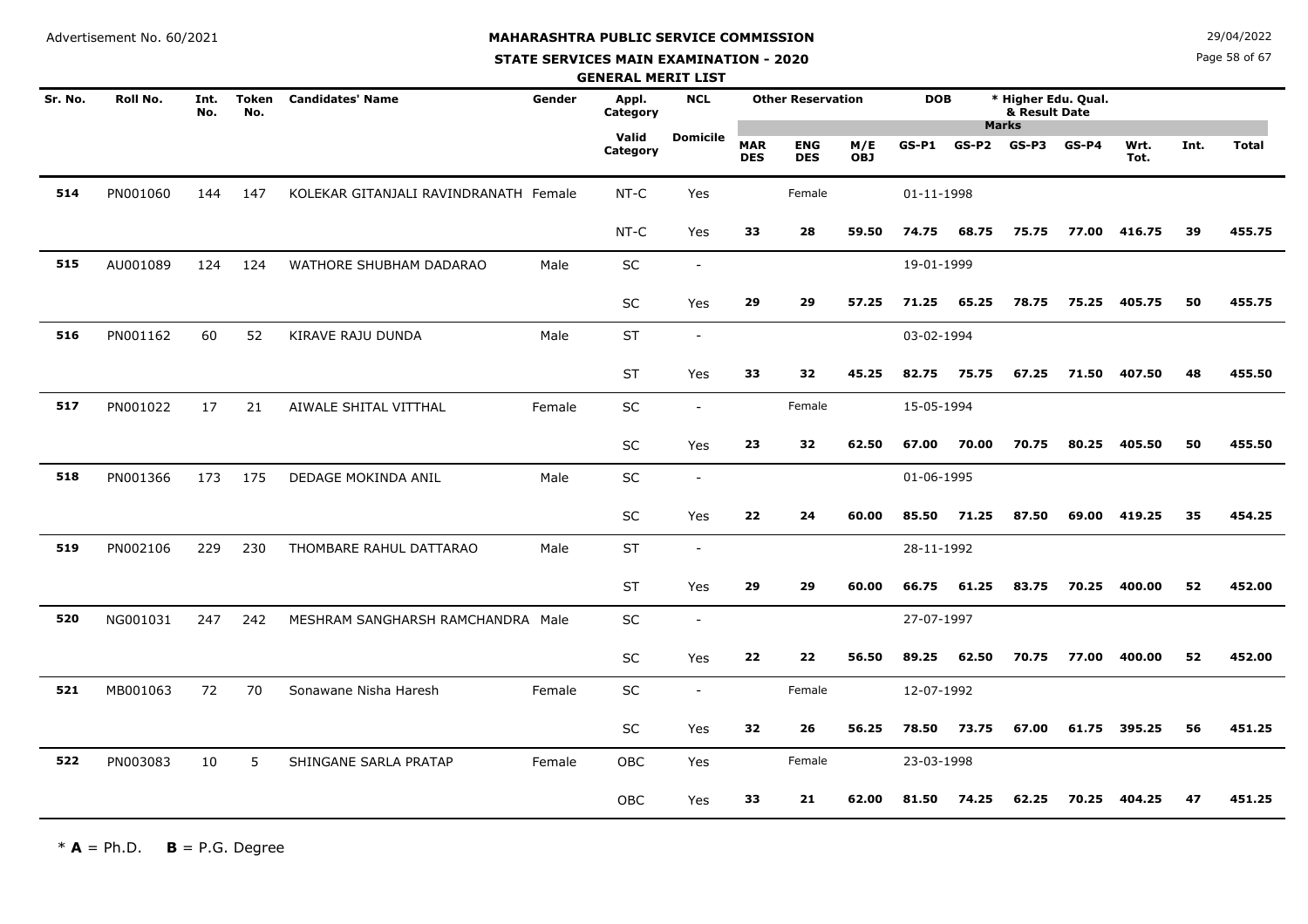Advertisement No. 60/2021

# MAHARASHTRA PUBLIC SERVICE COMMISSION

## STATE SERVICES MAIN EXAMINATION - 2020

### GENERAL MERIT LIST

29/04/2022

| Sr. No. | Roll No. | Int. No. | Token No. | Candidates' Name | Gender | Appl. Category | NCL | Other Reservation | | | DOB | * Higher Edu. Qual. & Result Date | | | | | | |
|---|---|---|---|---|---|---|---|---|---|---|---|---|---|---|---|---|---|---|
| | | | | | | | | | | | | Marks | | | | | | |
| | | | | | | Valid Category | Domicile | MAR DES | ENG DES | M/E OBJ | GS-P1 | GS-P2 | GS-P3 | GS-P4 | Wrt. Tot. | Int. | Total | |
| 514 | PN001060 | 144 | 147 | KOLEKAR GITANJALI RAVINDRANATH | Female | NT-C | Yes | | Female | | 01-11-1998 | | | | | | | |
| | | | | | | NT-C | Yes | 33 | 28 | 59.50 | 74.75 | 68.75 | 75.75 | 77.00 | 416.75 | 39 | 455.75 | |
| 515 | AU001089 | 124 | 124 | WATHORE SHUBHAM DADARAO | Male | SC | - | | | | 19-01-1999 | | | | | | | |
| | | | | | | SC | Yes | 29 | 29 | 57.25 | 71.25 | 65.25 | 78.75 | 75.25 | 405.75 | 50 | 455.75 | |
| 516 | PN001162 | 60 | 52 | KIRAVE RAJU DUNDA | Male | ST | - | | | | 03-02-1994 | | | | | | | |
| | | | | | | ST | Yes | 33 | 32 | 45.25 | 82.75 | 75.75 | 67.25 | 71.50 | 407.50 | 48 | 455.50 | |
| 517 | PN001022 | 17 | 21 | AIWALE SHITAL VITTHAL | Female | SC | - | | Female | | 15-05-1994 | | | | | | | |
| | | | | | | SC | Yes | 23 | 32 | 62.50 | 67.00 | 70.00 | 70.75 | 80.25 | 405.50 | 50 | 455.50 | |
| 518 | PN001366 | 173 | 175 | DEDAGE MOKINDA ANIL | Male | SC | - | | | | 01-06-1995 | | | | | | | |
| | | | | | | SC | Yes | 22 | 24 | 60.00 | 85.50 | 71.25 | 87.50 | 69.00 | 419.25 | 35 | 454.25 | |
| 519 | PN002106 | 229 | 230 | THOMBARE RAHUL DATTARAO | Male | ST | - | | | | 28-11-1992 | | | | | | | |
| | | | | | | ST | Yes | 29 | 29 | 60.00 | 66.75 | 61.25 | 83.75 | 70.25 | 400.00 | 52 | 452.00 | |
| 520 | NG001031 | 247 | 242 | MESHRAM SANGHARSH RAMCHANDRA | Male | SC | - | | | | 27-07-1997 | | | | | | | |
| | | | | | | SC | Yes | 22 | 22 | 56.50 | 89.25 | 62.50 | 70.75 | 77.00 | 400.00 | 52 | 452.00 | |
| 521 | MB001063 | 72 | 70 | Sonawane Nisha Haresh | Female | SC | - | | Female | | 12-07-1992 | | | | | | | |
| | | | | | | SC | Yes | 32 | 26 | 56.25 | 78.50 | 73.75 | 67.00 | 61.75 | 395.25 | 56 | 451.25 | |
| 522 | PN003083 | 10 | 5 | SHINGANE SARLA PRATAP | Female | OBC | Yes | | Female | | 23-03-1998 | | | | | | | |
| | | | | | | OBC | Yes | 33 | 21 | 62.00 | 81.50 | 74.25 | 62.25 | 70.25 | 404.25 | 47 | 451.25 | |

\* **A** = Ph.D. **B** = P.G. Degree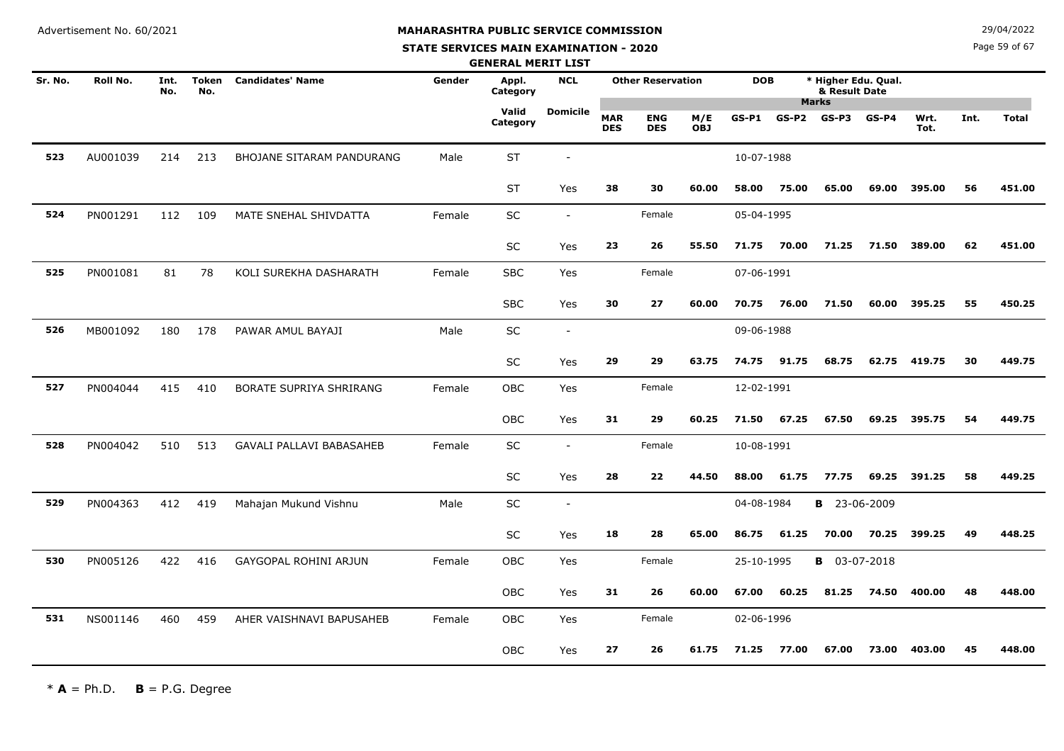Advertisement No. 60/2021

# MAHARASHTRA PUBLIC SERVICE COMMISSION

## STATE SERVICES MAIN EXAMINATION - 2020

### GENERAL MERIT LIST

29/04/2022

| Sr. No. | Roll No. | Int. No. | Token No. | Candidates' Name | Gender | Appl. Category | NCL | Other Reservation | | | DOB | | * Higher Edu. Qual. & Result Date | | | | |
|---|---|---|---|---|---|---|---|---|---|---|---|---|---|---|---|---|---|
| | | | | | | | | | | | Marks | | | | | | |
| | | | | | | Valid Category | Domicile | MAR DES | ENG DES | M/E OBJ | GS-P1 | GS-P2 | GS-P3 | GS-P4 | Wrt. Tot. | Int. | Total |
| 523 | AU001039 | 214 | 213 | BHOJANE SITARAM PANDURANG | Male | ST | - | | | | 10-07-1988 | | | | | | |
| | | | | | | ST | Yes | 38 | 30 | 60.00 | 58.00 | 75.00 | 65.00 | 69.00 | 395.00 | 56 | 451.00 |
| 524 | PN001291 | 112 | 109 | MATE SNEHAL SHIVDATTA | Female | SC | - | | Female | | 05-04-1995 | | | | | | |
| | | | | | | SC | Yes | 23 | 26 | 55.50 | 71.75 | 70.00 | 71.25 | 71.50 | 389.00 | 62 | 451.00 |
| 525 | PN001081 | 81 | 78 | KOLI SUREKHA DASHARATH | Female | SBC | Yes | | Female | | 07-06-1991 | | | | | | |
| | | | | | | SBC | Yes | 30 | 27 | 60.00 | 70.75 | 76.00 | 71.50 | 60.00 | 395.25 | 55 | 450.25 |
| 526 | MB001092 | 180 | 178 | PAWAR AMUL BAYAJI | Male | SC | - | | | | 09-06-1988 | | | | | | |
| | | | | | | SC | Yes | 29 | 29 | 63.75 | 74.75 | 91.75 | 68.75 | 62.75 | 419.75 | 30 | 449.75 |
| 527 | PN004044 | 415 | 410 | BORATE SUPRIYA SHRIRANG | Female | OBC | Yes | | Female | | 12-02-1991 | | | | | | |
| | | | | | | OBC | Yes | 31 | 29 | 60.25 | 71.50 | 67.25 | 67.50 | 69.25 | 395.75 | 54 | 449.75 |
| 528 | PN004042 | 510 | 513 | GAVALI PALLAVI BABASAHEB | Female | SC | - | | Female | | 10-08-1991 | | | | | | |
| | | | | | | SC | Yes | 28 | 22 | 44.50 | 88.00 | 61.75 | 77.75 | 69.25 | 391.25 | 58 | 449.25 |
| 529 | PN004363 | 412 | 419 | Mahajan Mukund Vishnu | Male | SC | - | | | | 04-08-1984 | | **B** 23-06-2009 | | | | |
| | | | | | | SC | Yes | 18 | 28 | 65.00 | 86.75 | 61.25 | 70.00 | 70.25 | 399.25 | 49 | 448.25 |
| 530 | PN005126 | 422 | 416 | GAYGOPAL ROHINI ARJUN | Female | OBC | Yes | | Female | | 25-10-1995 | | **B** 03-07-2018 | | | | |
| | | | | | | OBC | Yes | 31 | 26 | 60.00 | 67.00 | 60.25 | 81.25 | 74.50 | 400.00 | 48 | 448.00 |
| 531 | NS001146 | 460 | 459 | AHER VAISHNAVI BAPUSAHEB | Female | OBC | Yes | | Female | | 02-06-1996 | | | | | | |
| | | | | | | OBC | Yes | 27 | 26 | 61.75 | 71.25 | 77.00 | 67.00 | 73.00 | 403.00 | 45 | 448.00 |

\* **A** = Ph.D. **B** = P.G. Degree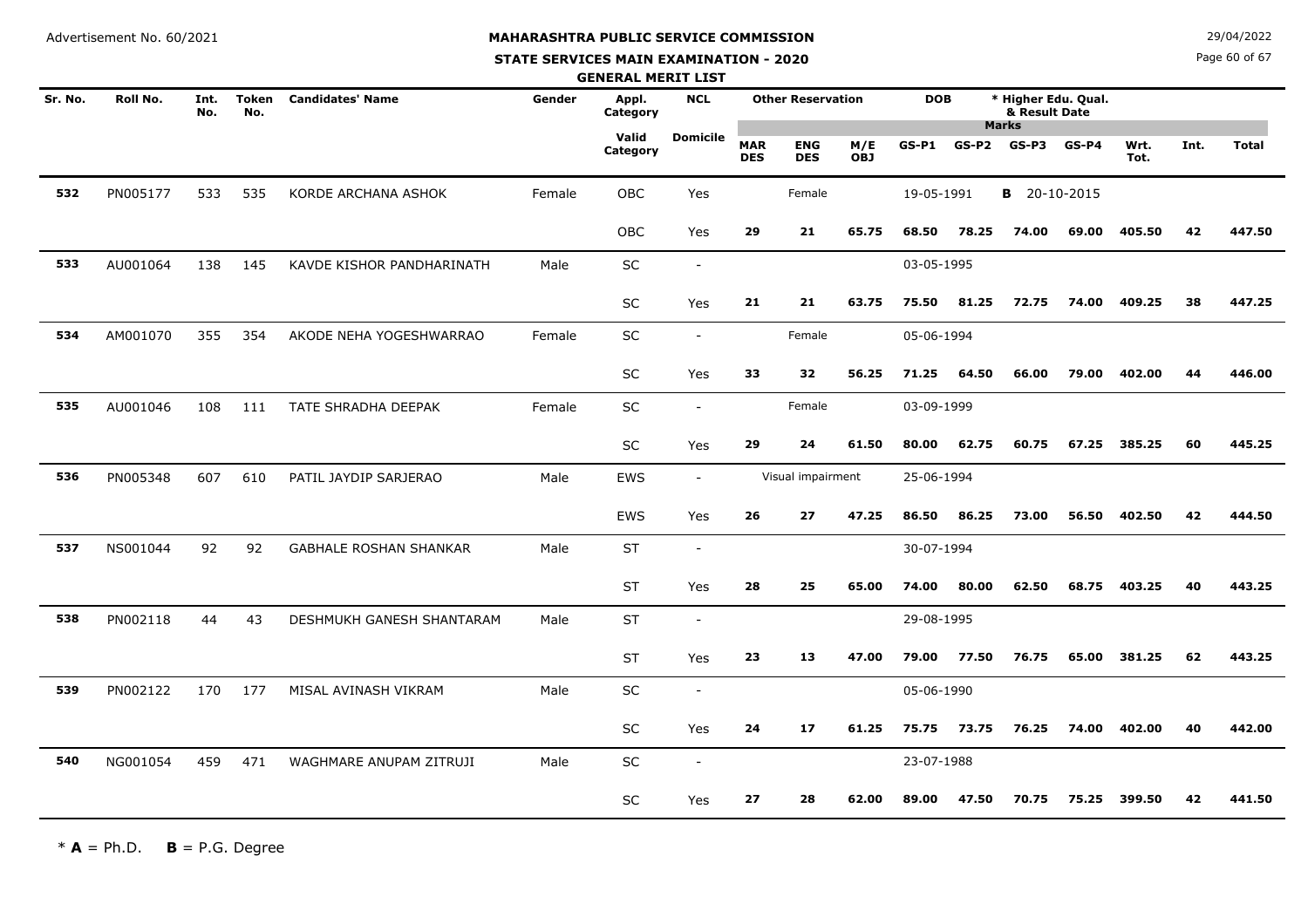Advertisement No. 60/2021

# MAHARASHTRA PUBLIC SERVICE COMMISSION

## STATE SERVICES MAIN EXAMINATION - 2020

### GENERAL MERIT LIST

29/04/2022

| Sr. No. | Roll No. | Int. No. | Token No. | Candidates' Name | Gender | Appl. Category | NCL | Other Reservation | | | DOB | * Higher Edu. Qual. & Result Date | | | | | | |
|---|---|---|---|---|---|---|---|---|---|---|---|---|---|---|---|---|---|---|
| | | | | | | | | | | | Marks | | | | | | | |
| | | | | | | Valid Category | Domicile | MAR DES | ENG DES | M/E OBJ | GS-P1 | GS-P2 | GS-P3 | GS-P4 | Wrt. Tot. | Int. | Total |
| 532 | PN005177 | 533 | 535 | KORDE ARCHANA ASHOK | Female | OBC | Yes | | Female | | 19-05-1991 | | B 20-10-2015 | | | | |
| | | | | | | OBC | Yes | 29 | 21 | 65.75 | 68.50 | 78.25 | 74.00 | 69.00 | 405.50 | 42 | 447.50 |
| 533 | AU001064 | 138 | 145 | KAVDE KISHOR PANDHARINATH | Male | SC | - | | | | 03-05-1995 | | | | | | |
| | | | | | | SC | Yes | 21 | 21 | 63.75 | 75.50 | 81.25 | 72.75 | 74.00 | 409.25 | 38 | 447.25 |
| 534 | AM001070 | 355 | 354 | AKODE NEHA YOGESHWARRAO | Female | SC | - | | Female | | 05-06-1994 | | | | | | |
| | | | | | | SC | Yes | 33 | 32 | 56.25 | 71.25 | 64.50 | 66.00 | 79.00 | 402.00 | 44 | 446.00 |
| 535 | AU001046 | 108 | 111 | TATE SHRADHA DEEPAK | Female | SC | - | | Female | | 03-09-1999 | | | | | | |
| | | | | | | SC | Yes | 29 | 24 | 61.50 | 80.00 | 62.75 | 60.75 | 67.25 | 385.25 | 60 | 445.25 |
| 536 | PN005348 | 607 | 610 | PATIL JAYDIP SARJERAO | Male | EWS | - | | Visual impairment | | 25-06-1994 | | | | | | |
| | | | | | | EWS | Yes | 26 | 27 | 47.25 | 86.50 | 86.25 | 73.00 | 56.50 | 402.50 | 42 | 444.50 |
| 537 | NS001044 | 92 | 92 | GABHALE ROSHAN SHANKAR | Male | ST | - | | | | 30-07-1994 | | | | | | |
| | | | | | | ST | Yes | 28 | 25 | 65.00 | 74.00 | 80.00 | 62.50 | 68.75 | 403.25 | 40 | 443.25 |
| 538 | PN002118 | 44 | 43 | DESHMUKH GANESH SHANTARAM | Male | ST | - | | | | 29-08-1995 | | | | | | |
| | | | | | | ST | Yes | 23 | 13 | 47.00 | 79.00 | 77.50 | 76.75 | 65.00 | 381.25 | 62 | 443.25 |
| 539 | PN002122 | 170 | 177 | MISAL AVINASH VIKRAM | Male | SC | - | | | | 05-06-1990 | | | | | | |
| | | | | | | SC | Yes | 24 | 17 | 61.25 | 75.75 | 73.75 | 76.25 | 74.00 | 402.00 | 40 | 442.00 |
| 540 | NG001054 | 459 | 471 | WAGHMARE ANUPAM ZITRUJI | Male | SC | - | | | | 23-07-1988 | | | | | | |
| | | | | | | SC | Yes | 27 | 28 | 62.00 | 89.00 | 47.50 | 70.75 | 75.25 | 399.50 | 42 | 441.50 |

* **A** = Ph.D. **B** = P.G. Degree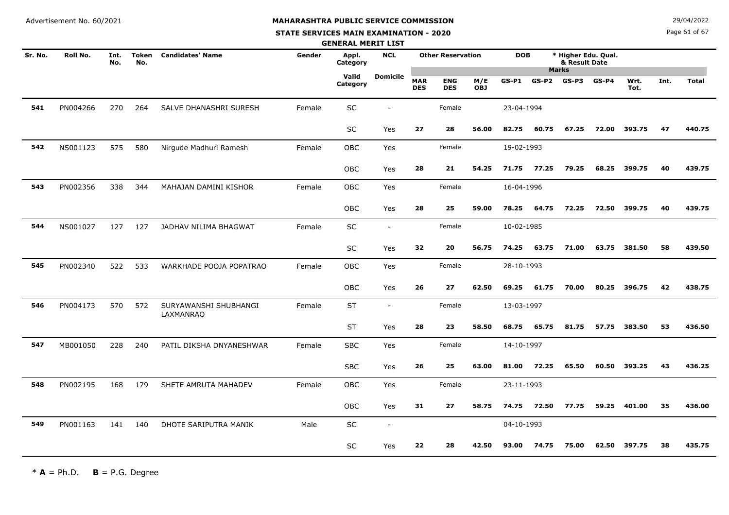**MAHARASHTRA PUBLIC SERVICE COMMISSION**

**STATE SERVICES MAIN EXAMINATION - 2020**

**GENERAL MERIT LIST**

Advertisement No. 60/2021

29/04/2022

| Sr. No. | Roll No. | Int. No. | Token No. | Candidates' Name | Gender | Appl. Category | NCL | Other Reservation | | | DOB | | * Higher Edu. Qual. & Result Date | | | | |
|---|---|---|---|---|---|---|---|---|---|---|---|---|---|---|---|---|---|
| | | | | | | Valid Category | Domicile | MAR DES | ENG DES | M/E OBJ | GS-P1 | GS-P2 | GS-P3 | GS-P4 | Wrt. Tot. | Int. | Total |
| 541 | PN004266 | 270 | 264 | SALVE DHANASHRI SURESH | Female | SC | - | | Female | | 23-04-1994 | | | | | | |
| | | | | | | SC | Yes | 27 | 28 | 56.00 | 82.75 | 60.75 | 67.25 | 72.00 | 393.75 | 47 | 440.75 |
| 542 | NS001123 | 575 | 580 | Nirgude Madhuri Ramesh | Female | OBC | Yes | | Female | | 19-02-1993 | | | | | | |
| | | | | | | OBC | Yes | 28 | 21 | 54.25 | 71.75 | 77.25 | 79.25 | 68.25 | 399.75 | 40 | 439.75 |
| 543 | PN002356 | 338 | 344 | MAHAJAN DAMINI KISHOR | Female | OBC | Yes | | Female | | 16-04-1996 | | | | | | |
| | | | | | | OBC | Yes | 28 | 25 | 59.00 | 78.25 | 64.75 | 72.25 | 72.50 | 399.75 | 40 | 439.75 |
| 544 | NS001027 | 127 | 127 | JADHAV NILIMA BHAGWAT | Female | SC | - | | Female | | 10-02-1985 | | | | | | |
| | | | | | | SC | Yes | 32 | 20 | 56.75 | 74.25 | 63.75 | 71.00 | 63.75 | 381.50 | 58 | 439.50 |
| 545 | PN002340 | 522 | 533 | WARKHADE POOJA POPATRAO | Female | OBC | Yes | | Female | | 28-10-1993 | | | | | | |
| | | | | | | OBC | Yes | 26 | 27 | 62.50 | 69.25 | 61.75 | 70.00 | 80.25 | 396.75 | 42 | 438.75 |
| 546 | PN004173 | 570 | 572 | SURYAWANSHI SHUBHANGI LAXMANRAO | Female | ST | - | | Female | | 13-03-1997 | | | | | | |
| | | | | | | ST | Yes | 28 | 23 | 58.50 | 68.75 | 65.75 | 81.75 | 57.75 | 383.50 | 53 | 436.50 |
| 547 | MB001050 | 228 | 240 | PATIL DIKSHA DNYANESHWAR | Female | SBC | Yes | | Female | | 14-10-1997 | | | | | | |
| | | | | | | SBC | Yes | 26 | 25 | 63.00 | 81.00 | 72.25 | 65.50 | 60.50 | 393.25 | 43 | 436.25 |
| 548 | PN002195 | 168 | 179 | SHETE AMRUTA MAHADEV | Female | OBC | Yes | | Female | | 23-11-1993 | | | | | | |
| | | | | | | OBC | Yes | 31 | 27 | 58.75 | 74.75 | 72.50 | 77.75 | 59.25 | 401.00 | 35 | 436.00 |
| 549 | PN001163 | 141 | 140 | DHOTE SARIPUTRA MANIK | Male | SC | - | | | | 04-10-1993 | | | | | | |
| | | | | | | SC | Yes | 22 | 28 | 42.50 | 93.00 | 74.75 | 75.00 | 62.50 | 397.75 | 38 | 435.75 |

\* **A** = Ph.D. **B** = P.G. Degree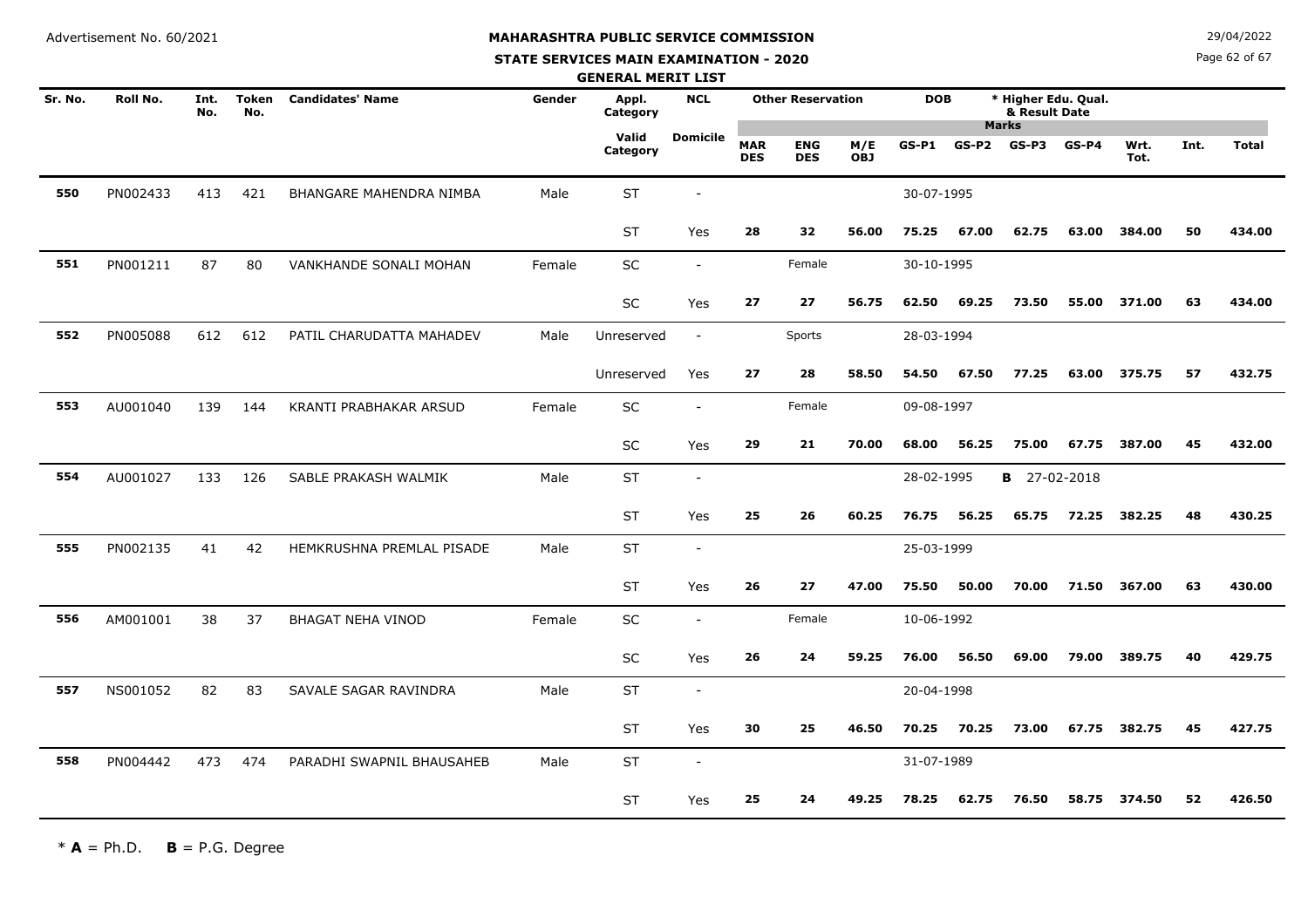Advertisement No. 60/2021

29/04/2022

# MAHARASHTRA PUBLIC SERVICE COMMISSION

## STATE SERVICES MAIN EXAMINATION - 2020

### GENERAL MERIT LIST

| Sr. No. | Roll No. | Int. No. | Token No. | Candidates' Name | Gender | Appl. Category / Valid Category | NCL / Domicile | MAR DES | ENG DES | M/E OBJ | GS-P1 | GS-P2 | GS-P3 | GS-P4 | Wrt. Tot. | Int. | Total |
|---|---|---|---|---|---|---|---|---|---|---|---|---|---|---|---|---|---|
| | | | | | | | | Other Reservation | | | DOB | | * Higher Edu. Qual. & Result Date | | | | |
| 550 | PN002433 | 413 | 421 | BHANGARE MAHENDRA NIMBA | Male | ST | - | | | | 30-07-1995 | | | | | | |
| | | | | | | ST | Yes | 28 | 32 | 56.00 | 75.25 | 67.00 | 62.75 | 63.00 | 384.00 | 50 | 434.00 |
| 551 | PN001211 | 87 | 80 | VANKHANDE SONALI MOHAN | Female | SC | - | | Female | | 30-10-1995 | | | | | | |
| | | | | | | SC | Yes | 27 | 27 | 56.75 | 62.50 | 69.25 | 73.50 | 55.00 | 371.00 | 63 | 434.00 |
| 552 | PN005088 | 612 | 612 | PATIL CHARUDATTA MAHADEV | Male | Unreserved | - | | Sports | | 28-03-1994 | | | | | | |
| | | | | | | Unreserved | Yes | 27 | 28 | 58.50 | 54.50 | 67.50 | 77.25 | 63.00 | 375.75 | 57 | 432.75 |
| 553 | AU001040 | 139 | 144 | KRANTI PRABHAKAR ARSUD | Female | SC | - | | Female | | 09-08-1997 | | | | | | |
| | | | | | | SC | Yes | 29 | 21 | 70.00 | 68.00 | 56.25 | 75.00 | 67.75 | 387.00 | 45 | 432.00 |
| 554 | AU001027 | 133 | 126 | SABLE PRAKASH WALMIK | Male | ST | - | | | | 28-02-1995 | | B 27-02-2018 | | | | |
| | | | | | | ST | Yes | 25 | 26 | 60.25 | 76.75 | 56.25 | 65.75 | 72.25 | 382.25 | 48 | 430.25 |
| 555 | PN002135 | 41 | 42 | HEMKRUSHNA PREMLAL PISADE | Male | ST | - | | | | 25-03-1999 | | | | | | |
| | | | | | | ST | Yes | 26 | 27 | 47.00 | 75.50 | 50.00 | 70.00 | 71.50 | 367.00 | 63 | 430.00 |
| 556 | AM001001 | 38 | 37 | BHAGAT NEHA VINOD | Female | SC | - | | Female | | 10-06-1992 | | | | | | |
| | | | | | | SC | Yes | 26 | 24 | 59.25 | 76.00 | 56.50 | 69.00 | 79.00 | 389.75 | 40 | 429.75 |
| 557 | NS001052 | 82 | 83 | SAVALE SAGAR RAVINDRA | Male | ST | - | | | | 20-04-1998 | | | | | | |
| | | | | | | ST | Yes | 30 | 25 | 46.50 | 70.25 | 70.25 | 73.00 | 67.75 | 382.75 | 45 | 427.75 |
| 558 | PN004442 | 473 | 474 | PARADHI SWAPNIL BHAUSAHEB | Male | ST | - | | | | 31-07-1989 | | | | | | |
| | | | | | | ST | Yes | 25 | 24 | 49.25 | 78.25 | 62.75 | 76.50 | 58.75 | 374.50 | 52 | 426.50 |

\* **A** = Ph.D. **B** = P.G. Degree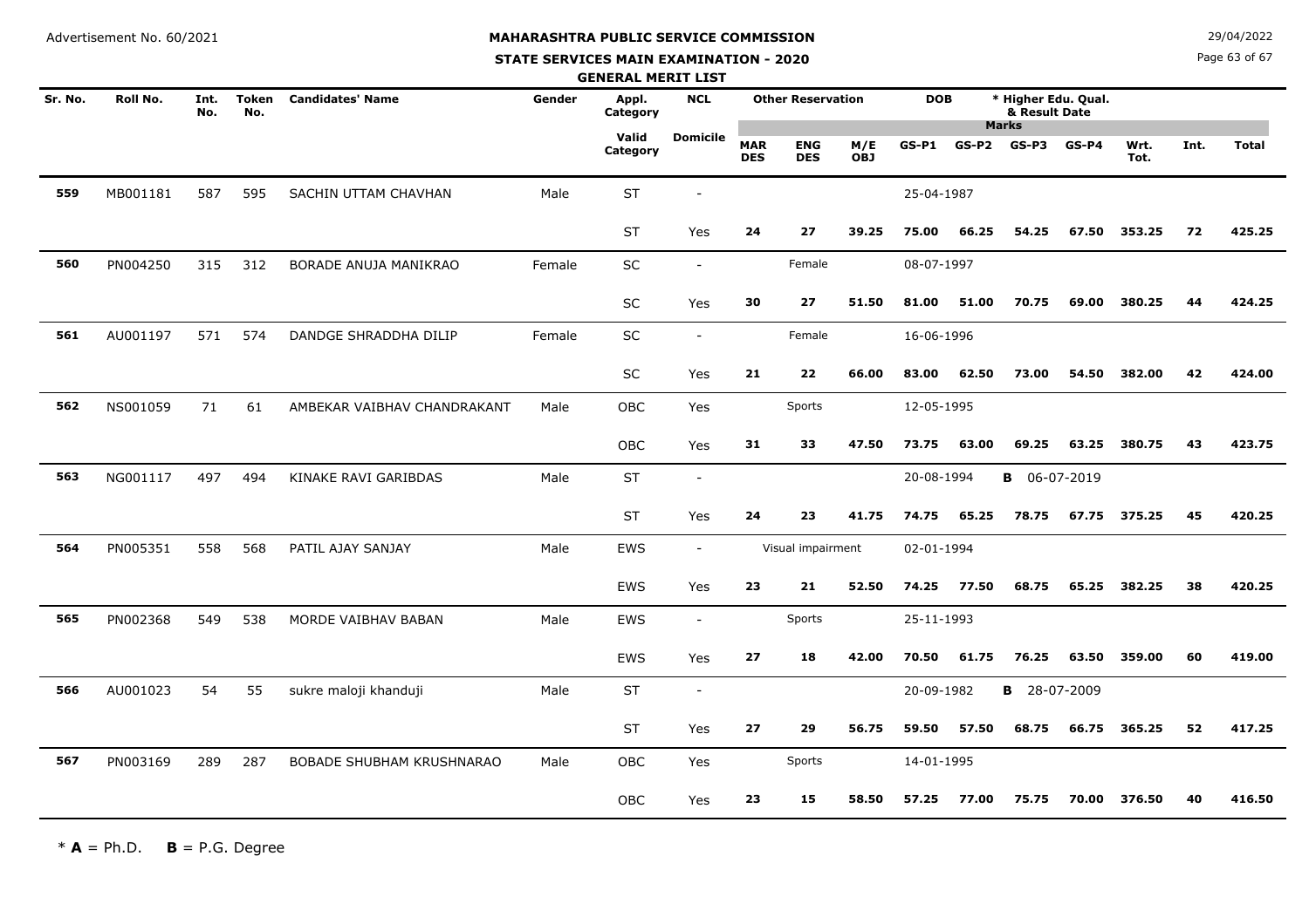Advertisement No. 60/2021

# MAHARASHTRA PUBLIC SERVICE COMMISSION

## STATE SERVICES MAIN EXAMINATION - 2020

### GENERAL MERIT LIST

29/04/2022

| Sr. No. | Roll No. | Int. No. | Token No. | Candidates' Name | Gender | Appl. Category | NCL | Other Reservation | | | DOB | | * Higher Edu. Qual. & Result Date | | | | | |
|---|---|---|---|---|---|---|---|---|---|---|---|---|---|---|---|---|---|---|
| | | | | | | Valid Category | Domicile | MAR DES | ENG DES | M/E OBJ | GS-P1 | GS-P2 | GS-P3 | GS-P4 | Wrt. Tot. | Int. | Total | |
| **559** | MB001181 | 587 | 595 | SACHIN UTTAM CHAVHAN | Male | ST | - | | | | 25-04-1987 | | | | | | | |
| | | | | | | ST | Yes | **24** | **27** | **39.25** | **75.00** | **66.25** | **54.25** | **67.50** | **353.25** | **72** | **425.25** | |
| **560** | PN004250 | 315 | 312 | BORADE ANUJA MANIKRAO | Female | SC | - | | Female | | 08-07-1997 | | | | | | | |
| | | | | | | SC | Yes | **30** | **27** | **51.50** | **81.00** | **51.00** | **70.75** | **69.00** | **380.25** | **44** | **424.25** | |
| **561** | AU001197 | 571 | 574 | DANDGE SHRADDHA DILIP | Female | SC | - | | Female | | 16-06-1996 | | | | | | | |
| | | | | | | SC | Yes | **21** | **22** | **66.00** | **83.00** | **62.50** | **73.00** | **54.50** | **382.00** | **42** | **424.00** | |
| **562** | NS001059 | 71 | 61 | AMBEKAR VAIBHAV CHANDRAKANT | Male | OBC | Yes | | Sports | | 12-05-1995 | | | | | | | |
| | | | | | | OBC | Yes | **31** | **33** | **47.50** | **73.75** | **63.00** | **69.25** | **63.25** | **380.75** | **43** | **423.75** | |
| **563** | NG001117 | 497 | 494 | KINAKE RAVI GARIBDAS | Male | ST | - | | | | 20-08-1994 | | **B** 06-07-2019 | | | | | |
| | | | | | | ST | Yes | **24** | **23** | **41.75** | **74.75** | **65.25** | **78.75** | **67.75** | **375.25** | **45** | **420.25** | |
| **564** | PN005351 | 558 | 568 | PATIL AJAY SANJAY | Male | EWS | - | | Visual impairment | | 02-01-1994 | | | | | | | |
| | | | | | | EWS | Yes | **23** | **21** | **52.50** | **74.25** | **77.50** | **68.75** | **65.25** | **382.25** | **38** | **420.25** | |
| **565** | PN002368 | 549 | 538 | MORDE VAIBHAV BABAN | Male | EWS | - | | Sports | | 25-11-1993 | | | | | | | |
| | | | | | | EWS | Yes | **27** | **18** | **42.00** | **70.50** | **61.75** | **76.25** | **63.50** | **359.00** | **60** | **419.00** | |
| **566** | AU001023 | 54 | 55 | sukre maloji khanduji | Male | ST | - | | | | 20-09-1982 | | **B** 28-07-2009 | | | | | |
| | | | | | | ST | Yes | **27** | **29** | **56.75** | **59.50** | **57.50** | **68.75** | **66.75** | **365.25** | **52** | **417.25** | |
| **567** | PN003169 | 289 | 287 | BOBADE SHUBHAM KRUSHNARAO | Male | OBC | Yes | | Sports | | 14-01-1995 | | | | | | | |
| | | | | | | OBC | Yes | **23** | **15** | **58.50** | **57.25** | **77.00** | **75.75** | **70.00** | **376.50** | **40** | **416.50** | |

\* **A** = Ph.D. **B** = P.G. Degree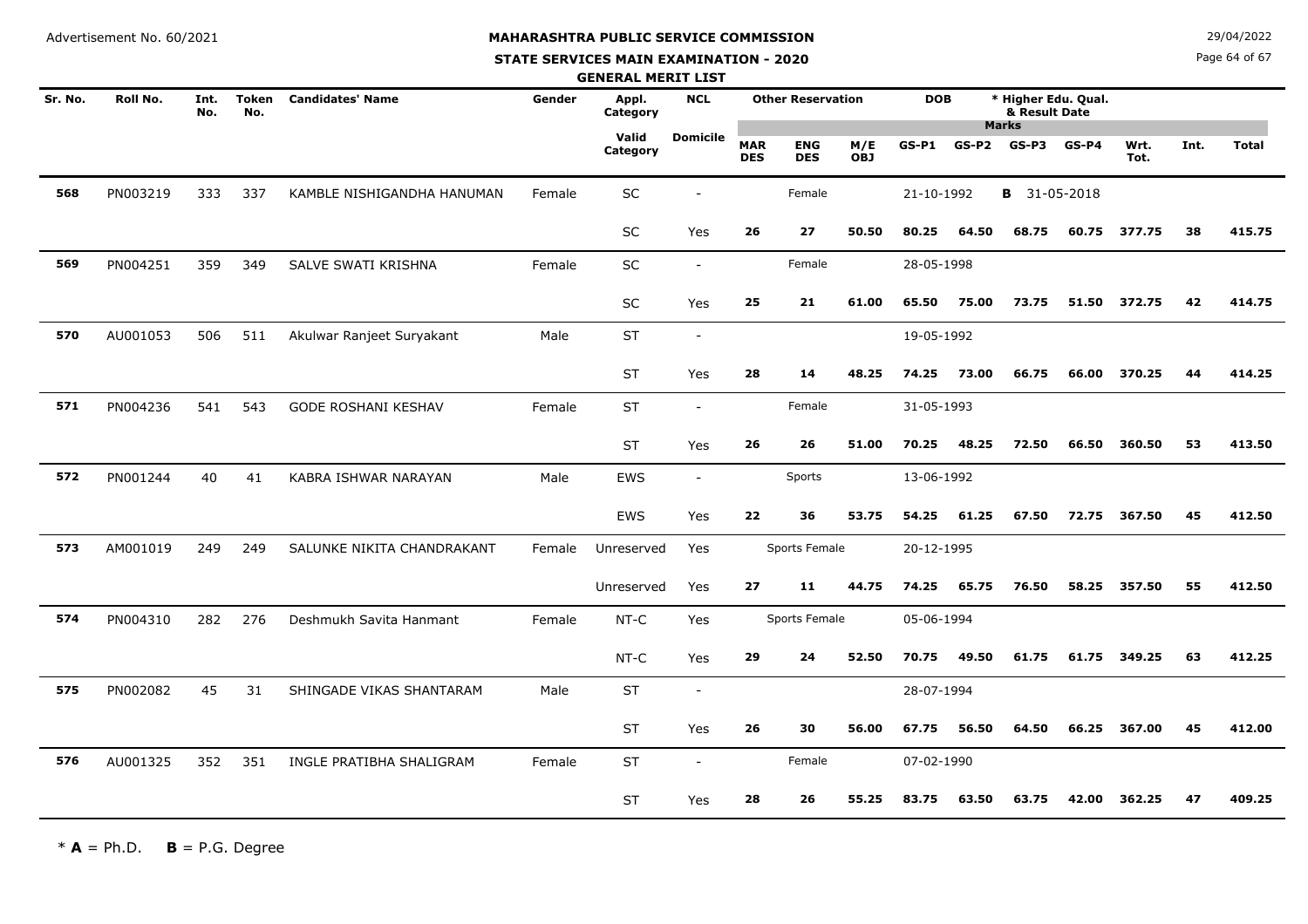Advertisement No. 60/2021

# MAHARASHTRA PUBLIC SERVICE COMMISSION

## STATE SERVICES MAIN EXAMINATION - 2020

### GENERAL MERIT LIST

29/04/2022

| Sr. No. | Roll No. | Int. No. | Token No. | Candidates' Name | Gender | Appl. Category | NCL | Other Reservation | | | DOB | | * Higher Edu. Qual. & Result Date | | | | |
|---|---|---|---|---|---|---|---|---|---|---|---|---|---|---|---|---|---|
| | | | | | | | | | | | Marks | | | | | | |
| | | | | | | Valid Category | Domicile | MAR DES | ENG DES | M/E OBJ | GS-P1 | GS-P2 | GS-P3 | GS-P4 | Wrt. Tot. | Int. | Total |
| 568 | PN003219 | 333 | 337 | KAMBLE NISHIGANDHA HANUMAN | Female | SC | - | | Female | | 21-10-1992 | | B 31-05-2018 | | | | |
| | | | | | | SC | Yes | 26 | 27 | 50.50 | 80.25 | 64.50 | 68.75 | 60.75 | 377.75 | 38 | 415.75 |
| 569 | PN004251 | 359 | 349 | SALVE SWATI KRISHNA | Female | SC | - | | Female | | 28-05-1998 | | | | | | |
| | | | | | | SC | Yes | 25 | 21 | 61.00 | 65.50 | 75.00 | 73.75 | 51.50 | 372.75 | 42 | 414.75 |
| 570 | AU001053 | 506 | 511 | Akulwar Ranjeet Suryakant | Male | ST | - | | | | 19-05-1992 | | | | | | |
| | | | | | | ST | Yes | 28 | 14 | 48.25 | 74.25 | 73.00 | 66.75 | 66.00 | 370.25 | 44 | 414.25 |
| 571 | PN004236 | 541 | 543 | GODE ROSHANI KESHAV | Female | ST | - | | Female | | 31-05-1993 | | | | | | |
| | | | | | | ST | Yes | 26 | 26 | 51.00 | 70.25 | 48.25 | 72.50 | 66.50 | 360.50 | 53 | 413.50 |
| 572 | PN001244 | 40 | 41 | KABRA ISHWAR NARAYAN | Male | EWS | - | | Sports | | 13-06-1992 | | | | | | |
| | | | | | | EWS | Yes | 22 | 36 | 53.75 | 54.25 | 61.25 | 67.50 | 72.75 | 367.50 | 45 | 412.50 |
| 573 | AM001019 | 249 | 249 | SALUNKE NIKITA CHANDRAKANT | Female | Unreserved | Yes | | Sports Female | | 20-12-1995 | | | | | | |
| | | | | | | Unreserved | Yes | 27 | 11 | 44.75 | 74.25 | 65.75 | 76.50 | 58.25 | 357.50 | 55 | 412.50 |
| 574 | PN004310 | 282 | 276 | Deshmukh Savita Hanmant | Female | NT-C | Yes | | Sports Female | | 05-06-1994 | | | | | | |
| | | | | | | NT-C | Yes | 29 | 24 | 52.50 | 70.75 | 49.50 | 61.75 | 61.75 | 349.25 | 63 | 412.25 |
| 575 | PN002082 | 45 | 31 | SHINGADE VIKAS SHANTARAM | Male | ST | - | | | | 28-07-1994 | | | | | | |
| | | | | | | ST | Yes | 26 | 30 | 56.00 | 67.75 | 56.50 | 64.50 | 66.25 | 367.00 | 45 | 412.00 |
| 576 | AU001325 | 352 | 351 | INGLE PRATIBHA SHALIGRAM | Female | ST | - | | Female | | 07-02-1990 | | | | | | |
| | | | | | | ST | Yes | 28 | 26 | 55.25 | 83.75 | 63.50 | 63.75 | 42.00 | 362.25 | 47 | 409.25 |

\* **A** = Ph.D. **B** = P.G. Degree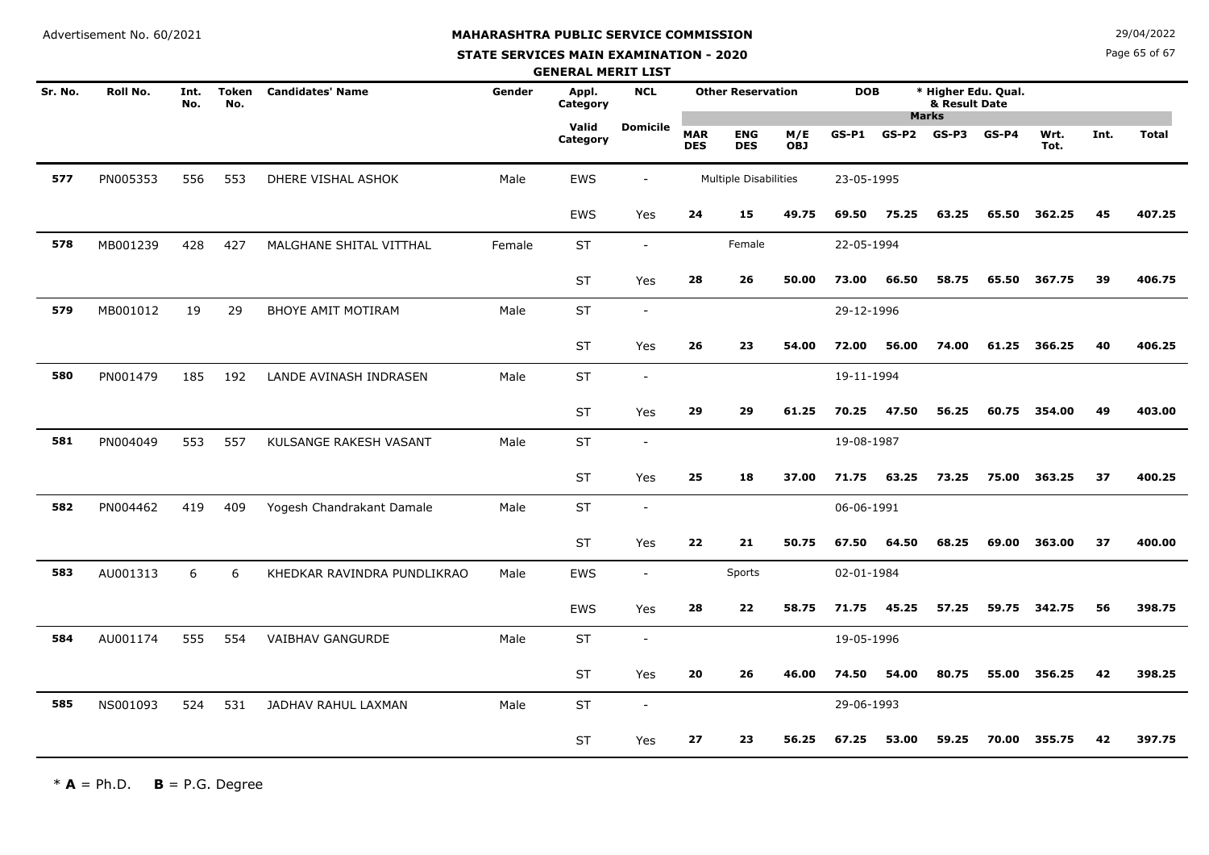Advertisement No. 60/2021

# MAHARASHTRA PUBLIC SERVICE COMMISSION

## STATE SERVICES MAIN EXAMINATION - 2020

### GENERAL MERIT LIST

29/04/2022

| Sr. No. | Roll No. | Int. No. | Token No. | Candidates' Name | Gender | Appl. Category / Valid Category | NCL / Domicile | Other Reservation / MAR DES | ENG DES | M/E OBJ | DOB / GS-P1 | GS-P2 | * Higher Edu. Qual. & Result Date / GS-P3 | GS-P4 | Wrt. Tot. | Int. | Total |
|---|---|---|---|---|---|---|---|---|---|---|---|---|---|---|---|---|---|
| 577 | PN005353 | 556 | 553 | DHERE VISHAL ASHOK | Male | EWS | - | Multiple Disabilities | | | 23-05-1995 | | | | | | |
| | | | | | | EWS | Yes | 24 | 15 | 49.75 | 69.50 | 75.25 | 63.25 | 65.50 | 362.25 | 45 | 407.25 |
| 578 | MB001239 | 428 | 427 | MALGHANE SHITAL VITTHAL | Female | ST | - | Female | | | 22-05-1994 | | | | | | |
| | | | | | | ST | Yes | 28 | 26 | 50.00 | 73.00 | 66.50 | 58.75 | 65.50 | 367.75 | 39 | 406.75 |
| 579 | MB001012 | 19 | 29 | BHOYE AMIT MOTIRAM | Male | ST | - | | | | 29-12-1996 | | | | | | |
| | | | | | | ST | Yes | 26 | 23 | 54.00 | 72.00 | 56.00 | 74.00 | 61.25 | 366.25 | 40 | 406.25 |
| 580 | PN001479 | 185 | 192 | LANDE AVINASH INDRASEN | Male | ST | - | | | | 19-11-1994 | | | | | | |
| | | | | | | ST | Yes | 29 | 29 | 61.25 | 70.25 | 47.50 | 56.25 | 60.75 | 354.00 | 49 | 403.00 |
| 581 | PN004049 | 553 | 557 | KULSANGE RAKESH VASANT | Male | ST | - | | | | 19-08-1987 | | | | | | |
| | | | | | | ST | Yes | 25 | 18 | 37.00 | 71.75 | 63.25 | 73.25 | 75.00 | 363.25 | 37 | 400.25 |
| 582 | PN004462 | 419 | 409 | Yogesh Chandrakant Damale | Male | ST | - | | | | 06-06-1991 | | | | | | |
| | | | | | | ST | Yes | 22 | 21 | 50.75 | 67.50 | 64.50 | 68.25 | 69.00 | 363.00 | 37 | 400.00 |
| 583 | AU001313 | 6 | 6 | KHEDKAR RAVINDRA PUNDLIKRAO | Male | EWS | - | Sports | | | 02-01-1984 | | | | | | |
| | | | | | | EWS | Yes | 28 | 22 | 58.75 | 71.75 | 45.25 | 57.25 | 59.75 | 342.75 | 56 | 398.75 |
| 584 | AU001174 | 555 | 554 | VAIBHAV GANGURDE | Male | ST | - | | | | 19-05-1996 | | | | | | |
| | | | | | | ST | Yes | 20 | 26 | 46.00 | 74.50 | 54.00 | 80.75 | 55.00 | 356.25 | 42 | 398.25 |
| 585 | NS001093 | 524 | 531 | JADHAV RAHUL LAXMAN | Male | ST | - | | | | 29-06-1993 | | | | | | |
| | | | | | | ST | Yes | 27 | 23 | 56.25 | 67.25 | 53.00 | 59.25 | 70.00 | 355.75 | 42 | 397.75 |

\* **A** = Ph.D. **B** = P.G. Degree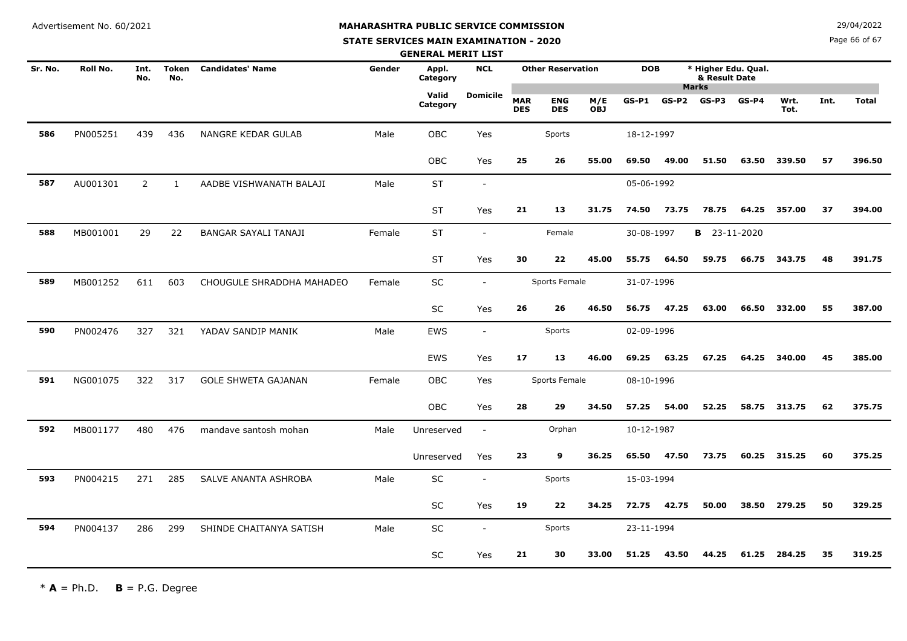Advertisement No. 60/2021

**MAHARASHTRA PUBLIC SERVICE COMMISSION**

**STATE SERVICES MAIN EXAMINATION - 2020**

**GENERAL MERIT LIST**

29/04/2022

| Sr. No. | Roll No. | Int. No. | Token No. | Candidates' Name | Gender | Appl. Category | NCL | Other Reservation | | | DOB | | * Higher Edu. Qual. & Result Date | | | | |
|---|---|---|---|---|---|---|---|---|---|---|---|---|---|---|---|---|---|
| | | | | | | Valid Category | Domicile | MAR DES | ENG DES | M/E OBJ | GS-P1 | GS-P2 | GS-P3 | GS-P4 | Wrt. Tot. | Int. | Total |
| **586** | PN005251 | 439 | 436 | NANGRE KEDAR GULAB | Male | OBC | Yes | | Sports | | 18-12-1997 | | | | | | |
| | | | | | | OBC | Yes | **25** | **26** | **55.00** | **69.50** | **49.00** | **51.50** | **63.50** | **339.50** | **57** | **396.50** |
| **587** | AU001301 | 2 | 1 | AADBE VISHWANATH BALAJI | Male | ST | - | | | | 05-06-1992 | | | | | | |
| | | | | | | ST | Yes | **21** | **13** | **31.75** | **74.50** | **73.75** | **78.75** | **64.25** | **357.00** | **37** | **394.00** |
| **588** | MB001001 | 29 | 22 | BANGAR SAYALI TANAJI | Female | ST | - | | Female | | 30-08-1997 | | **B** 23-11-2020 | | | | |
| | | | | | | ST | Yes | **30** | **22** | **45.00** | **55.75** | **64.50** | **59.75** | **66.75** | **343.75** | **48** | **391.75** |
| **589** | MB001252 | 611 | 603 | CHOUGULE SHRADDHA MAHADEO | Female | SC | - | | Sports Female | | 31-07-1996 | | | | | | |
| | | | | | | SC | Yes | **26** | **26** | **46.50** | **56.75** | **47.25** | **63.00** | **66.50** | **332.00** | **55** | **387.00** |
| **590** | PN002476 | 327 | 321 | YADAV SANDIP MANIK | Male | EWS | - | | Sports | | 02-09-1996 | | | | | | |
| | | | | | | EWS | Yes | **17** | **13** | **46.00** | **69.25** | **63.25** | **67.25** | **64.25** | **340.00** | **45** | **385.00** |
| **591** | NG001075 | 322 | 317 | GOLE SHWETA GAJANAN | Female | OBC | Yes | | Sports Female | | 08-10-1996 | | | | | | |
| | | | | | | OBC | Yes | **28** | **29** | **34.50** | **57.25** | **54.00** | **52.25** | **58.75** | **313.75** | **62** | **375.75** |
| **592** | MB001177 | 480 | 476 | mandave santosh mohan | Male | Unreserved | - | | Orphan | | 10-12-1987 | | | | | | |
| | | | | | | Unreserved | Yes | **23** | **9** | **36.25** | **65.50** | **47.50** | **73.75** | **60.25** | **315.25** | **60** | **375.25** |
| **593** | PN004215 | 271 | 285 | SALVE ANANTA ASHROBA | Male | SC | - | | Sports | | 15-03-1994 | | | | | | |
| | | | | | | SC | Yes | **19** | **22** | **34.25** | **72.75** | **42.75** | **50.00** | **38.50** | **279.25** | **50** | **329.25** |
| **594** | PN004137 | 286 | 299 | SHINDE CHAITANYA SATISH | Male | SC | - | | Sports | | 23-11-1994 | | | | | | |
| | | | | | | SC | Yes | **21** | **30** | **33.00** | **51.25** | **43.50** | **44.25** | **61.25** | **284.25** | **35** | **319.25** |

\* **A** = Ph.D. **B** = P.G. Degree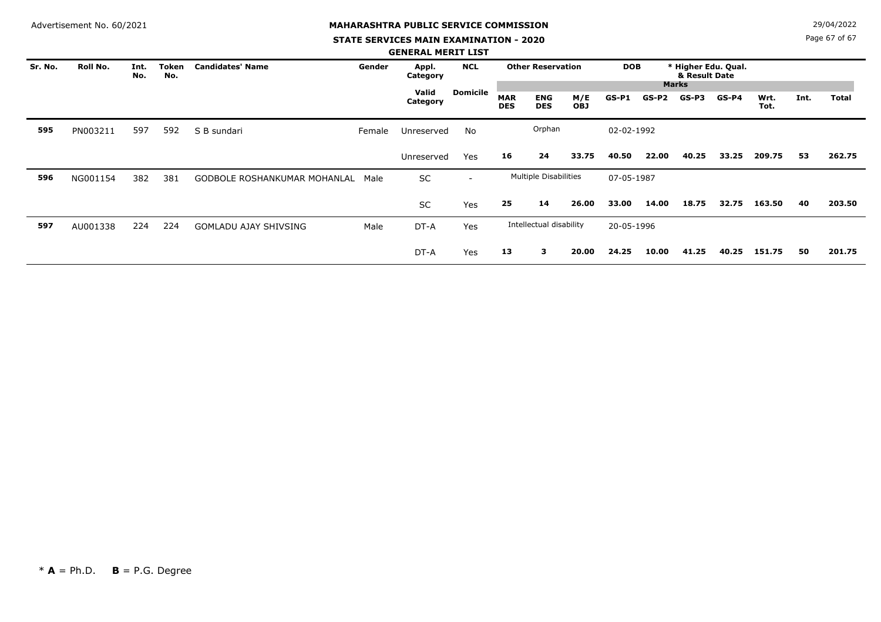Advertisement No. 60/2021

**MAHARASHTRA PUBLIC SERVICE COMMISSION**

**STATE SERVICES MAIN EXAMINATION - 2020**

**GENERAL MERIT LIST**

29/04/2022

| Sr. No. | Roll No. | Int. No. | Token No. | Candidates' Name | Gender | Appl. Category | NCL | Other Reservation | | | DOB | | * Higher Edu. Qual. & Result Date | | | | |
|---|---|---|---|---|---|---|---|---|---|---|---|---|---|---|---|---|---|
| | | | | | | Valid Category | Domicile | MAR DES | ENG DES | M/E OBJ | GS-P1 | GS-P2 | GS-P3 | GS-P4 | Wrt. Tot. | Int. | Total |
| **595** | PN003211 | 597 | 592 | S B sundari | Female | Unreserved | No | | Orphan | | 02-02-1992 | | | | | | |
| | | | | | | Unreserved | Yes | **16** | **24** | **33.75** | **40.50** | **22.00** | **40.25** | **33.25** | **209.75** | **53** | **262.75** |
| **596** | NG001154 | 382 | 381 | GODBOLE ROSHANKUMAR MOHANLAL | Male | SC | - | | Multiple Disabilities | | 07-05-1987 | | | | | | |
| | | | | | | SC | Yes | **25** | **14** | **26.00** | **33.00** | **14.00** | **18.75** | **32.75** | **163.50** | **40** | **203.50** |
| **597** | AU001338 | 224 | 224 | GOMLADU AJAY SHIVSING | Male | DT-A | Yes | | Intellectual disability | | 20-05-1996 | | | | | | |
| | | | | | | DT-A | Yes | **13** | **3** | **20.00** | **24.25** | **10.00** | **41.25** | **40.25** | **151.75** | **50** | **201.75** |

\* **A** = Ph.D. **B** = P.G. Degree